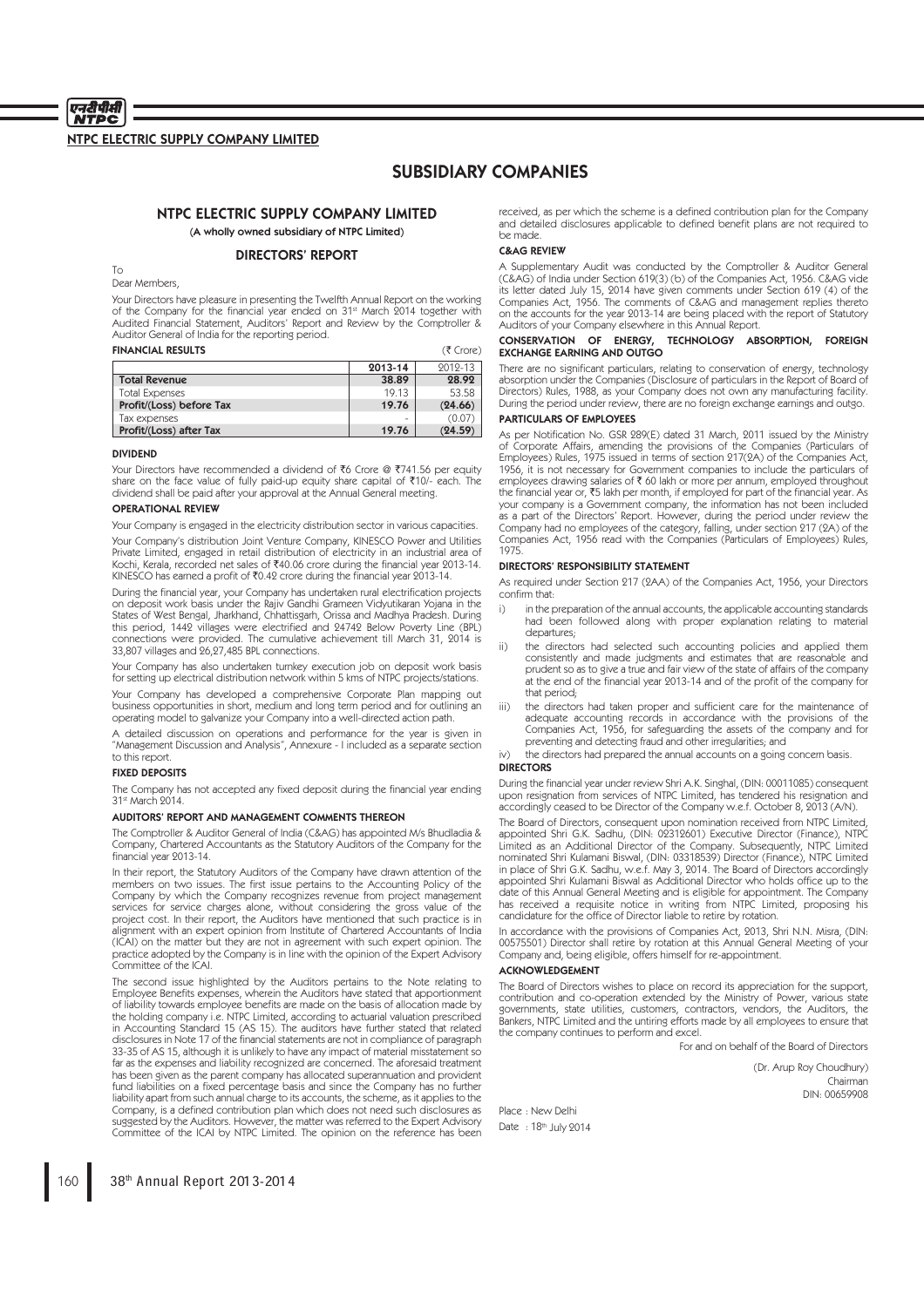# SUBSIDIARY COMPANIES

## NTPC ELECTRIC SUPPLY COMPANY LIMITED

**(A wholly owned subsidiary of NTPC Limited)**

### DIRECTORS' REPORT

To
Dear Members,

Your Directors have pleasure in presenting the Twelfth Annual Report on the working of the Company for the financial year ended on 31st March 2014 together with Audited Financial Statement, Auditors' Report and Review by the Comptroller & Auditor General of India for the reporting period.

**FINANCIAL RESULTS** (₹ Crore)

| | 2013-14 | 2012-13 |
|---|---|---|
| **Total Revenue** | **38.89** | **28.92** |
| Total Expenses | 19.13 | 53.58 |
| **Profit/(Loss) before Tax** | **19.76** | **(24.66)** |
| Tax expenses | - | (0.07) |
| **Profit/(Loss) after Tax** | **19.76** | **(24.59)** |

**DIVIDEND**

Your Directors have recommended a dividend of ₹6 Crore @ ₹741.56 per equity share on the face value of fully paid-up equity share capital of ₹10/- each. The dividend shall be paid after your approval at the Annual General meeting.

**OPERATIONAL REVIEW**

Your Company is engaged in the electricity distribution sector in various capacities.

Your Company's distribution Joint Venture Company, KINESCO Power and Utilities Private Limited, engaged in retail distribution of electricity in an industrial area of Kochi, Kerala, recorded net sales of ₹40.06 crore during the financial year 2013-14. KINESCO has earned a profit of ₹0.42 crore during the financial year 2013-14.

During the financial year, your Company has undertaken rural electrification projects on deposit work basis under the Rajiv Gandhi Grameen Vidyutikaran Yojana in the States of West Bengal, Jharkhand, Chhattisgarh, Orissa and Madhya Pradesh. During this period, 1442 villages were electrified and 24742 Below Poverty Line (BPL) connections were provided. The cumulative achievement till March 31, 2014 is 33,807 villages and 26,27,485 BPL connections.

Your Company has also undertaken turnkey execution job on deposit work basis for setting up electrical distribution network within 5 kms of NTPC projects/stations.

Your Company has developed a comprehensive Corporate Plan mapping out business opportunities in short, medium and long term period and for outlining an operating model to galvanize your Company into a well-directed action path.

A detailed discussion on operations and performance for the year is given in "Management Discussion and Analysis", Annexure - I included as a separate section to this report.

**FIXED DEPOSITS**

The Company has not accepted any fixed deposit during the financial year ending 31st March 2014.

**AUDITORS' REPORT AND MANAGEMENT COMMENTS THEREON**

The Comptroller & Auditor General of India (C&AG) has appointed M/s Bhudladia & Company, Chartered Accountants as the Statutory Auditors of the Company for the financial year 2013-14.

In their report, the Statutory Auditors of the Company have drawn attention of the members on two issues. The first issue pertains to the Accounting Policy of the Company by which the Company recognizes revenue from project management services for service charges alone, without considering the gross value of the project cost. In their report, the Auditors have mentioned that such practice is in alignment with an expert opinion from Institute of Chartered Accountants of India (ICAI) on the matter but they are not in agreement with such expert opinion. The practice adopted by the Company is in line with the opinion of the Expert Advisory Committee of the ICAI.

The second issue highlighted by the Auditors pertains to the Note relating to Employee Benefits expenses, wherein the Auditors have stated that apportionment of liability towards employee benefits are made on the basis of allocation made by the holding company i.e. NTPC Limited, according to actuarial valuation prescribed in Accounting Standard 15 (AS 15). The auditors have further stated that related disclosures in Note 17 of the financial statements are not in compliance of paragraph 33-35 of AS 15, although it is unlikely to have any impact of material misstatement so far as the expenses and liability recognized are concerned. The aforesaid treatment has been given as the parent company has allocated superannuation and provident fund liabilities on a fixed percentage basis and since the Company has no further liability apart from such annual charge to its accounts, the scheme, as it applies to the Company, is a defined contribution plan which does not need such disclosures as suggested by the Auditors. However, the matter was referred to the Expert Advisory Committee of the ICAI by NTPC Limited. The opinion on the reference has been received, as per which the scheme is a defined contribution plan for the Company and detailed disclosures applicable to defined benefit plans are not required to be made.

**C&AG REVIEW**

A Supplementary Audit was conducted by the Comptroller & Auditor General (C&AG) of India under Section 619(3) (b) of the Companies Act, 1956. C&AG vide its letter dated July 15, 2014 have given comments under Section 619 (4) of the Companies Act, 1956. The comments of C&AG and management replies thereto on the accounts for the year 2013-14 are being placed with the report of Statutory Auditors of your Company elsewhere in this Annual Report.

**CONSERVATION OF ENERGY, TECHNOLOGY ABSORPTION, FOREIGN EXCHANGE EARNING AND OUTGO**

There are no significant particulars, relating to conservation of energy, technology absorption under the Companies (Disclosure of particulars in the Report of Board of Directors) Rules, 1988, as your Company does not own any manufacturing facility. During the period under review, there are no foreign exchange earnings and outgo.

**PARTICULARS OF EMPLOYEES**

As per Notification No. GSR 289(E) dated 31 March, 2011 issued by the Ministry of Corporate Affairs, amending the provisions of the Companies (Particulars of Employees) Rules, 1975 issued in terms of section 217(2A) of the Companies Act, 1956, it is not necessary for Government companies to include the particulars of employees drawing salaries of ₹ 60 lakh or more per annum, employed throughout the financial year or, ₹5 lakh per month, if employed for part of the financial year. As your company is a Government company, the information has not been included as a part of the Directors' Report. However, during the period under review the Company had no employees of the category, falling, under section 217 (2A) of the Companies Act, 1956 read with the Companies (Particulars of Employees) Rules, 1975.

**DIRECTORS' RESPONSIBILITY STATEMENT**

As required under Section 217 (2AA) of the Companies Act, 1956, your Directors confirm that:

i) in the preparation of the annual accounts, the applicable accounting standards had been followed along with proper explanation relating to material departures;

ii) the directors had selected such accounting policies and applied them consistently and made judgments and estimates that are reasonable and prudent so as to give a true and fair view of the state of affairs of the company at the end of the financial year 2013-14 and of the profit of the company for that period;

iii) the directors had taken proper and sufficient care for the maintenance of adequate accounting records in accordance with the provisions of the Companies Act, 1956, for safeguarding the assets of the company and for preventing and detecting fraud and other irregularities; and

iv) the directors had prepared the annual accounts on a going concern basis.

**DIRECTORS**

During the financial year under review Shri A.K. Singhal, (DIN: 00011085) consequent upon resignation from services of NTPC Limited, has tendered his resignation and accordingly ceased to be Director of the Company w.e.f. October 8, 2013 (A/N).

The Board of Directors, consequent upon nomination received from NTPC Limited, appointed Shri G.K. Sadhu, (DIN: 02312601) Executive Director (Finance), NTPC Limited as an Additional Director of the Company. Subsequently, NTPC Limited nominated Shri Kulamani Biswal, (DIN: 03318539) Director (Finance), NTPC Limited in place of Shri G.K. Sadhu, w.e.f. May 3, 2014. The Board of Directors accordingly appointed Shri Kulamani Biswal as Additional Director who holds office up to the date of this Annual General Meeting and is eligible for appointment. The Company has received a requisite notice in writing from NTPC Limited, proposing his candidature for the office of Director liable to retire by rotation.

In accordance with the provisions of Companies Act, 2013, Shri N.N. Misra, (DIN: 00575501) Director shall retire by rotation at this Annual General Meeting of your Company and, being eligible, offers himself for re-appointment.

**ACKNOWLEDGEMENT**

The Board of Directors wishes to place on record its appreciation for the support, contribution and co-operation extended by the Ministry of Power, various state governments, state utilities, customers, contractors, vendors, the Auditors, the Bankers, NTPC Limited and the untiring efforts made by all employees to ensure that the company continues to perform and excel.

For and on behalf of the Board of Directors

(Dr. Arup Roy Choudhury)
Chairman
DIN: 00659908

Place : New Delhi
Date : 18th July 2014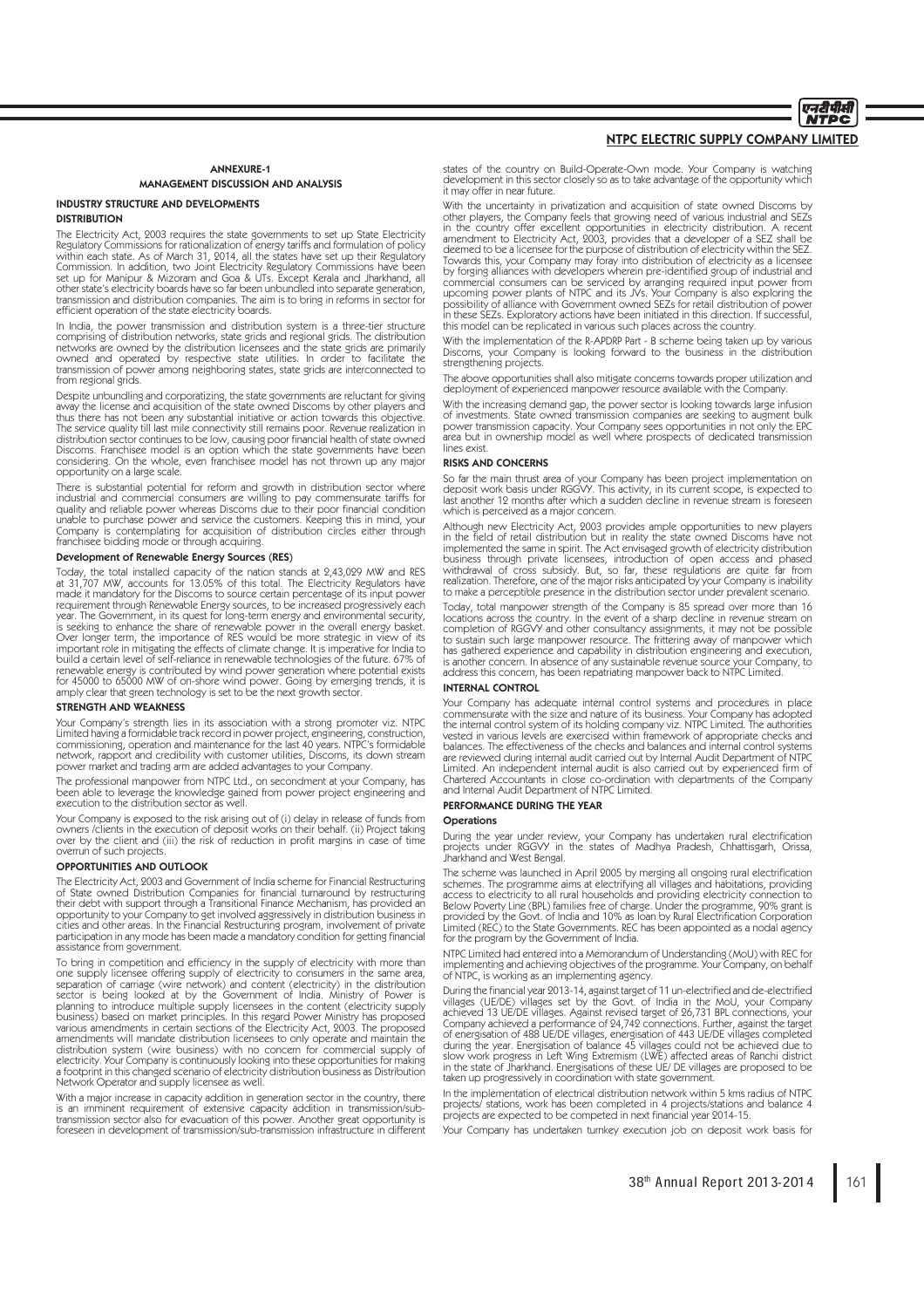# ANNEXURE-1

## MANAGEMENT DISCUSSION AND ANALYSIS

### INDUSTRY STRUCTURE AND DEVELOPMENTS

#### DISTRIBUTION

The Electricity Act, 2003 requires the state governments to set up State Electricity Regulatory Commissions for rationalization of energy tariffs and formulation of policy within each state. As of March 31, 2014, all the states have set up their Regulatory Commission. In addition, two Joint Electricity Regulatory Commissions have been set up for Manipur & Mizoram and Goa & UTs. Except Kerala and Jharkhand, all other state's electricity boards have so far been unbundled into separate generation, transmission and distribution companies. The aim is to bring in reforms in sector for efficient operation of the state electricity boards.

In India, the power transmission and distribution system is a three-tier structure comprising of distribution networks, state grids and regional grids. The distribution networks are owned by the distribution licensees and the state grids are primarily owned and operated by respective state utilities. In order to facilitate the transmission of power among neighboring states, state grids are interconnected to from regional grids.

Despite unbundling and corporatizing, the state governments are reluctant for giving away the license and acquisition of the state owned Discoms by other players and thus there has not been any substantial initiative or action towards this objective. The service quality till last mile connectivity still remains poor. Revenue realization in distribution sector continues to be low, causing poor financial health of state owned Discoms. Franchisee model is an option which the state governments have been considering. On the whole, even franchisee model has not thrown up any major opportunity on a large scale.

There is substantial potential for reform and growth in distribution sector where industrial and commercial consumers are willing to pay commensurate tariffs for quality and reliable power whereas Discoms due to their poor financial condition unable to purchase power and service the customers. Keeping this in mind, your Company is contemplating for acquisition of distribution circles either through franchisee bidding mode or through acquiring.

#### Development of Renewable Energy Sources (RES)

Today, the total installed capacity of the nation stands at 2,43,029 MW and RES at 31,707 MW, accounts for 13.05% of this total. The Electricity Regulators have made it mandatory for the Discoms to source certain percentage of its input power requirement through Renewable Energy sources, to be increased progressively each year. The Government, in its quest for long-term energy and environmental security, is seeking to enhance the share of renewable power in the overall energy basket. Over longer term, the importance of RES would be more strategic in view of its important role in mitigating the effects of climate change. It is imperative for India to build a certain level of self-reliance in renewable technologies of the future. 67% of renewable energy is contributed by wind power generation where potential exists for 45000 to 65000 MW of on-shore wind power. Going by emerging trends, it is amply clear that green technology is set to be the next growth sector.

### STRENGTH AND WEAKNESS

Your Company's strength lies in its association with a strong promoter viz. NTPC Limited having a formidable track record in power project, engineering, construction, commissioning, operation and maintenance for the last 40 years. NTPC's formidable network, rapport and credibility with customer utilities, Discoms, its down stream power market and trading arm are added advantages to your Company.

The professional manpower from NTPC Ltd., on secondment at your Company, has been able to leverage the knowledge gained from power project engineering and execution to the distribution sector as well.

Your Company is exposed to the risk arising out of (i) delay in release of funds from owners /clients in the execution of deposit works on their behalf. (ii) Project taking over by the client and (iii) the risk of reduction in profit margins in case of time overrun of such projects.

### OPPORTUNITIES AND OUTLOOK

The Electricity Act, 2003 and Government of India scheme for Financial Restructuring of State owned Distribution Companies for financial turnaround by restructuring their debt with support through a Transitional Finance Mechanism, has provided an opportunity to your Company to get involved aggressively in distribution business in cities and other areas. In the Financial Restructuring program, involvement of private participation in any mode has been made a mandatory condition for getting financial assistance from government.

To bring in competition and efficiency in the supply of electricity with more than one supply licensee offering supply of electricity to consumers in the same area, separation of carriage (wire network) and content (electricity) in the distribution sector is being looked at by the Government of India. Ministry of Power is planning to introduce multiple supply licensees in the content (electricity supply business) based on market principles. In this regard Power Ministry has proposed various amendments in certain sections of the Electricity Act, 2003. The proposed amendments will mandate distribution licensees to only operate and maintain the distribution system (wire business) with no concern for commercial supply of electricity. Your Company is continuously looking into these opportunities for making a footprint in this changed scenario of electricity distribution business as Distribution Network Operator and supply licensee as well.

With a major increase in capacity addition in generation sector in the country, there is an imminent requirement of extensive capacity addition in transmission/sub-transmission sector also for evacuation of this power. Another great opportunity is foreseen in development of transmission/sub-transmission infrastructure in different states of the country on Build-Operate-Own mode. Your Company is watching development in this sector closely so as to take advantage of the opportunity which it may offer in near future.

With the uncertainty in privatization and acquisition of state owned Discoms by other players, the Company feels that growing need of various industrial and SEZs in the country offer excellent opportunities in electricity distribution. A recent amendment to Electricity Act, 2003, provides that a developer of a SEZ shall be deemed to be a licensee for the purpose of distribution of electricity within the SEZ. Towards this, your Company may foray into distribution of electricity as a licensee by forging alliances with developers wherein pre-identified group of industrial and commercial consumers can be serviced by arranging required input power from upcoming power plants of NTPC and its JVs. Your Company is also exploring the possibility of alliance with Government owned SEZs for retail distribution of power in these SEZs. Exploratory actions have been initiated in this direction. If successful, this model can be replicated in various such places across the country.

With the implementation of the R-APDRP Part - B scheme being taken up by various Discoms, your Company is looking forward to the business in the distribution strengthening projects.

The above opportunities shall also mitigate concerns towards proper utilization and deployment of experienced manpower resource available with the Company.

With the increasing demand gap, the power sector is looking towards large infusion of investments. State owned transmission companies are seeking to augment bulk power transmission capacity. Your Company sees opportunities in not only the EPC area but in ownership model as well where prospects of dedicated transmission lines exist.

### RISKS AND CONCERNS

So far the main thrust area of your Company has been project implementation on deposit work basis under RGGVY. This activity, in its current scope, is expected to last another 12 months after which a sudden decline in revenue stream is foreseen which is perceived as a major concern.

Although new Electricity Act, 2003 provides ample opportunities to new players in the field of retail distribution but in reality the state owned Discoms have not implemented the same in spirit. The Act envisaged growth of electricity distribution business through private licensees, introduction of open access and phased withdrawal of cross subsidy. But, so far, these regulations are quite far from realization. Therefore, one of the major risks anticipated by your Company is inability to make a perceptible presence in the distribution sector under prevalent scenario.

Today, total manpower strength of the Company is 85 spread over more than 16 locations across the country. In the event of a sharp decline in revenue stream on completion of RGGVY and other consultancy assignments, it may not be possible to sustain such large manpower resource. The frittering away of manpower which has gathered experience and capability in distribution engineering and execution, is another concern. In absence of any sustainable revenue source your Company, to address this concern, has been repatriating manpower back to NTPC Limited.

### INTERNAL CONTROL

Your Company has adequate internal control systems and procedures in place commensurate with the size and nature of its business. Your Company has adopted the internal control system of its holding company viz. NTPC Limited. The authorities vested in various levels are exercised within framework of appropriate checks and balances. The effectiveness of the checks and balances and internal control systems are reviewed during internal audit carried out by Internal Audit Department of NTPC Limited. An independent internal audit is also carried out by experienced firm of Chartered Accountants in close co-ordination with departments of the Company and Internal Audit Department of NTPC Limited.

### PERFORMANCE DURING THE YEAR

#### Operations

During the year under review, your Company has undertaken rural electrification projects under RGGVY in the states of Madhya Pradesh, Chhattisgarh, Orissa, Jharkhand and West Bengal.

The scheme was launched in April 2005 by merging all ongoing rural electrification schemes. The programme aims at electrifying all villages and habitations, providing access to electricity to all rural households and providing electricity connection to Below Poverty Line (BPL) families free of charge. Under the programme, 90% grant is provided by the Govt. of India and 10% as loan by Rural Electrification Corporation Limited (REC) to the State Governments. REC has been appointed as a nodal agency for the program by the Government of India.

NTPC Limited had entered into a Memorandum of Understanding (MoU) with REC for implementing and achieving objectives of the programme. Your Company, on behalf of NTPC, is working as an implementing agency.

During the financial year 2013-14, against target of 11 un-electrified and de-electrified villages (UE/DE) villages set by the Govt. of India in the MoU, your Company achieved 13 UE/DE villages. Against revised target of 26,731 BPL connections, your Company achieved a performance of 24,742 connections. Further, against the target of energisation of 488 UE/DE villages, energisation of 443 UE/DE villages completed during the year. Energisation of balance 45 villages could not be achieved due to slow work progress in Left Wing Extremism (LWE) affected areas of Ranchi district in the state of Jharkhand. Energisations of these UE/ DE villages are proposed to be taken up progressively in coordination with state government.

In the implementation of electrical distribution network within 5 kms radius of NTPC projects/ stations, work has been completed in 4 projects/stations and balance 4 projects are expected to be competed in next financial year 2014-15.

Your Company has undertaken turnkey execution job on deposit work basis for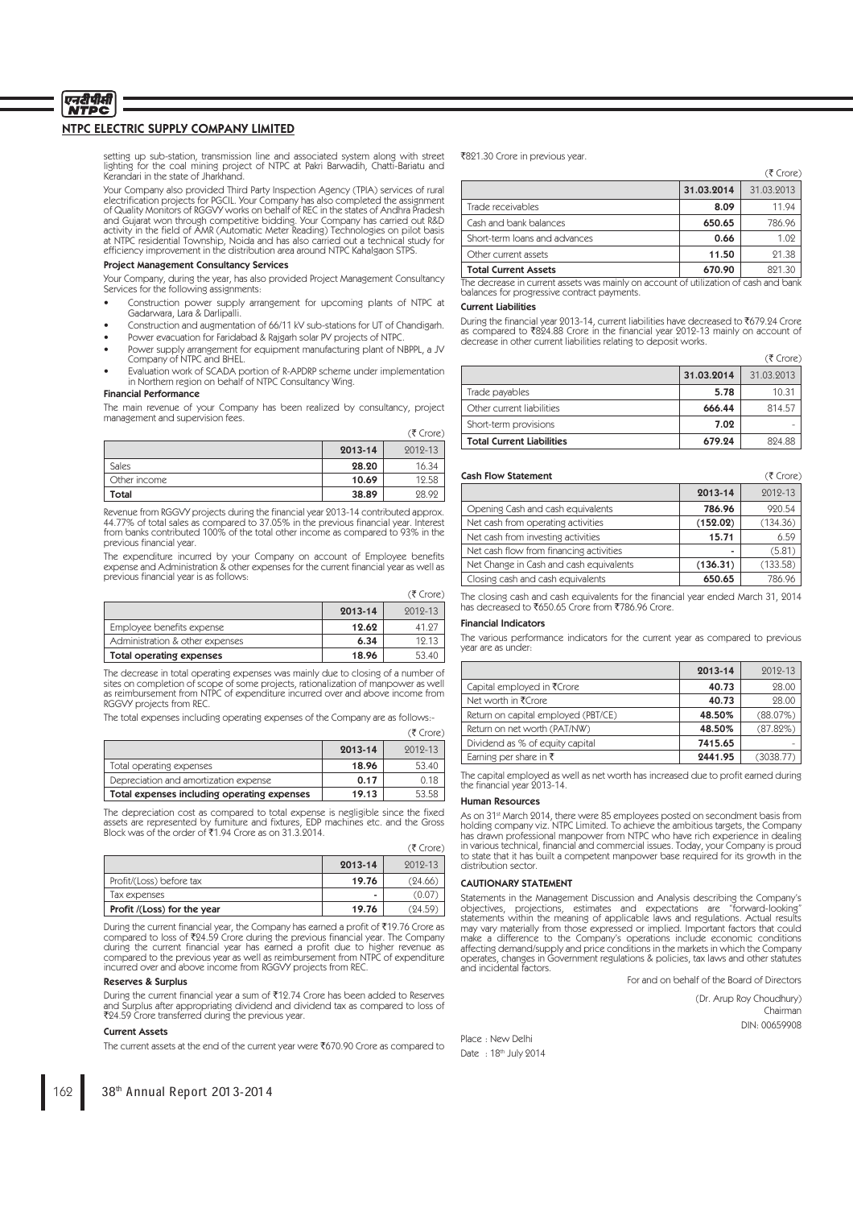## NTPC ELECTRIC SUPPLY COMPANY LIMITED

setting up sub-station, transmission line and associated system along with street lighting for the coal mining project of NTPC at Pakri Barwadih, Chatti-Bariatu and Kerandari in the state of Jharkhand.

Your Company also provided Third Party Inspection Agency (TPIA) services of rural electrification projects for PGCIL. Your Company has also completed the assignment of Quality Monitors of RGGVY works on behalf of REC in the states of Andhra Pradesh and Gujarat won through competitive bidding. Your Company has carried out R&D activity in the field of AMR (Automatic Meter Reading) Technologies on pilot basis at NTPC residential Township, Noida and has also carried out a technical study for efficiency improvement in the distribution area around NTPC Kahalgaon STPS.

**Project Management Consultancy Services**

Your Company, during the year, has also provided Project Management Consultancy Services for the following assignments:

- Construction power supply arrangement for upcoming plants of NTPC at Gadarwara, Lara & Darlipalli.
- Construction and augmentation of 66/11 kV sub-stations for UT of Chandigarh.
- Power evacuation for Faridabad & Rajgarh solar PV projects of NTPC.
- Power supply arrangement for equipment manufacturing plant of NBPPL, a JV Company of NTPC and BHEL.
- Evaluation work of SCADA portion of R-APDRP scheme under implementation in Northern region on behalf of NTPC Consultancy Wing.

**Financial Performance**

The main revenue of your Company has been realized by consultancy, project management and supervision fees.

(₹ Crore)

| | 2013-14 | 2012-13 |
|---|---|---|
| Sales | 28.20 | 16.34 |
| Other income | 10.69 | 12.58 |
| **Total** | **38.89** | **28.92** |

Revenue from RGGVY projects during the financial year 2013-14 contributed approx. 44.77% of total sales as compared to 37.05% in the previous financial year. Interest from banks contributed 100% of the total other income as compared to 93% in the previous financial year.

The expenditure incurred by your Company on account of Employee benefits expense and Administration & other expenses for the current financial year as well as previous financial year is as follows:

(₹ Crore)

| | 2013-14 | 2012-13 |
|---|---|---|
| Employee benefits expense | 12.62 | 41.27 |
| Administration & other expenses | 6.34 | 12.13 |
| **Total operating expenses** | **18.96** | **53.40** |

The decrease in total operating expenses was mainly due to closing of a number of sites on completion of scope of some projects, rationalization of manpower as well as reimbursement from NTPC of expenditure incurred over and above income from RGGVY projects from REC.

The total expenses including operating expenses of the Company are as follows:-

(₹ Crore)

| | 2013-14 | 2012-13 |
|---|---|---|
| Total operating expenses | 18.96 | 53.40 |
| Depreciation and amortization expense | 0.17 | 0.18 |
| **Total expenses including operating expenses** | **19.13** | **53.58** |

The depreciation cost as compared to total expense is negligible since the fixed assets are represented by furniture and fixtures, EDP machines etc. and the Gross Block was of the order of ₹1.94 Crore as on 31.3.2014.

(₹ Crore)

| | 2013-14 | 2012-13 |
|---|---|---|
| Profit/(Loss) before tax | 19.76 | (24.66) |
| Tax expenses | - | (0.07) |
| **Profit /(Loss) for the year** | **19.76** | **(24.59)** |

During the current financial year, the Company has earned a profit of ₹19.76 Crore as compared to loss of ₹24.59 Crore during the previous financial year. The Company during the current financial year has earned a profit due to higher revenue as compared to the previous year as well as reimbursement from NTPC of expenditure incurred over and above income from RGGVY projects from REC.

**Reserves & Surplus**

During the current financial year a sum of ₹12.74 Crore has been added to Reserves and Surplus after appropriating dividend and dividend tax as compared to loss of ₹24.59 Crore transferred during the previous year.

**Current Assets**

The current assets at the end of the current year were ₹670.90 Crore as compared to ₹821.30 Crore in previous year.

(₹ Crore)

| | 31.03.2014 | 31.03.2013 |
|---|---|---|
| Trade receivables | 8.09 | 11.94 |
| Cash and bank balances | 650.65 | 786.96 |
| Short-term loans and advances | 0.66 | 1.02 |
| Other current assets | 11.50 | 21.38 |
| **Total Current Assets** | **670.90** | **821.30** |

The decrease in current assets was mainly on account of utilization of cash and bank balances for progressive contract payments.

**Current Liabilities**

During the financial year 2013-14, current liabilities have decreased to ₹679.24 Crore as compared to ₹824.88 Crore in the financial year 2012-13 mainly on account of decrease in other current liabilities relating to deposit works.

(₹ Crore)

| | 31.03.2014 | 31.03.2013 |
|---|---|---|
| Trade payables | 5.78 | 10.31 |
| Other current liabilities | 666.44 | 814.57 |
| Short-term provisions | 7.02 | - |
| **Total Current Liabilities** | **679.24** | **824.88** |

**Cash Flow Statement** (₹ Crore)

| | 2013-14 | 2012-13 |
|---|---|---|
| Opening Cash and cash equivalents | 786.96 | 920.54 |
| Net cash from operating activities | (152.02) | (134.36) |
| Net cash from investing activities | 15.71 | 6.59 |
| Net cash flow from financing activities | - | (5.81) |
| Net Change in Cash and cash equivalents | (136.31) | (133.58) |
| Closing cash and cash equivalents | 650.65 | 786.96 |

The closing cash and cash equivalents for the financial year ended March 31, 2014 has decreased to ₹650.65 Crore from ₹786.96 Crore.

**Financial Indicators**

The various performance indicators for the current year as compared to previous year are as under:

| | 2013-14 | 2012-13 |
|---|---|---|
| Capital employed in ₹Crore | 40.73 | 28.00 |
| Net worth in ₹Crore | 40.73 | 28.00 |
| Return on capital employed (PBT/CE) | 48.50% | (88.07%) |
| Return on net worth (PAT/NW) | 48.50% | (87.82%) |
| Dividend as % of equity capital | 7415.65 | - |
| Earning per share in ₹ | 2441.95 | (3038.77) |

The capital employed as well as net worth has increased due to profit earned during the financial year 2013-14.

**Human Resources**

As on 31st March 2014, there were 85 employees posted on secondment basis from holding company viz. NTPC Limited. To achieve the ambitious targets, the Company has drawn professional manpower from NTPC who have rich experience in dealing in various technical, financial and commercial issues. Today, your Company is proud to state that it has built a competent manpower base required for its growth in the distribution sector.

**CAUTIONARY STATEMENT**

Statements in the Management Discussion and Analysis describing the Company's objectives, projections, estimates and expectations are "forward-looking" statements within the meaning of applicable laws and regulations. Actual results may vary materially from those expressed or implied. Important factors that could make a difference to the Company's operations include economic conditions affecting demand/supply and price conditions in the markets in which the Company operates, changes in Government regulations & policies, tax laws and other statutes and incidental factors.

For and on behalf of the Board of Directors

(Dr. Arup Roy Choudhury)
Chairman
DIN: 00659908

Place : New Delhi
Date : 18th July 2014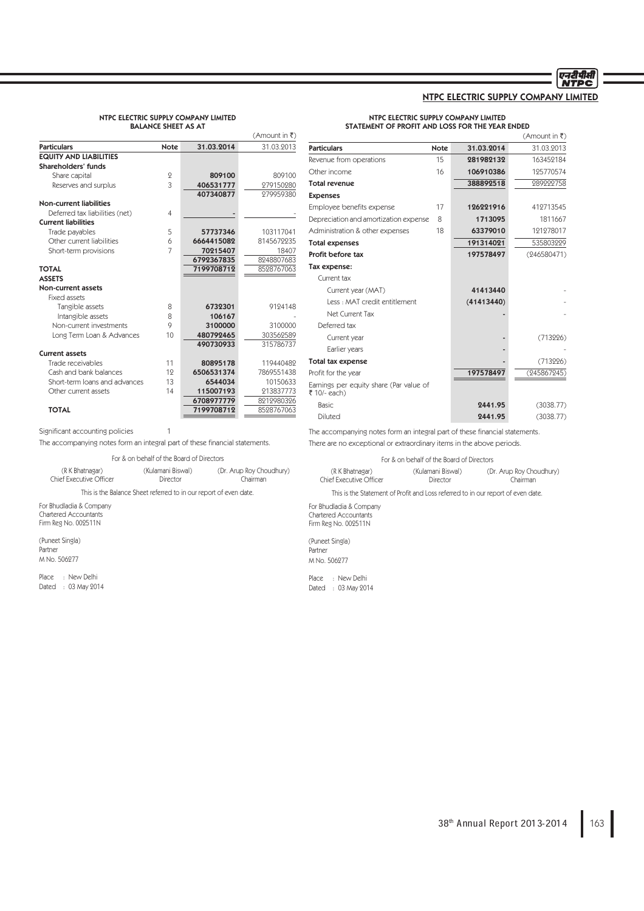## NTPC ELECTRIC SUPPLY COMPANY LIMITED

### NTPC ELECTRIC SUPPLY COMPANY LIMITED BALANCE SHEET AS AT

(Amount in ₹)

| Particulars | Note | 31.03.2014 | 31.03.2013 |
|---|---|---|---|
| **EQUITY AND LIABILITIES** | | | |
| **Shareholders' funds** | | | |
| Share capital | 2 | 809100 | 809100 |
| Reserves and surplus | 3 | 406531777 | 279150280 |
| | | 407340877 | 279959380 |
| **Non-current liabilities** | | | |
| Deferred tax liabilities (net) | 4 | - | - |
| **Current liabilities** | | | |
| Trade payables | 5 | 57737346 | 103117041 |
| Other current liabilities | 6 | 6664415082 | 8145672235 |
| Short-term provisions | 7 | 70215407 | 18407 |
| | | 6792367835 | 8248807683 |
| **TOTAL** | | 7199708712 | 8528767063 |
| **ASSETS** | | | |
| **Non-current assets** | | | |
| Fixed assets | | | |
| Tangible assets | 8 | 6732301 | 9124148 |
| Intangible assets | 8 | 106167 | - |
| Non-current investments | 9 | 3100000 | 3100000 |
| Long Term Loan & Advances | 10 | 480792465 | 303562589 |
| | | 490730933 | 315786737 |
| **Current assets** | | | |
| Trade receivables | 11 | 80895178 | 119440482 |
| Cash and bank balances | 12 | 6506531374 | 7869551438 |
| Short-term loans and advances | 13 | 6544034 | 10150633 |
| Other current assets | 14 | 115007193 | 213837773 |
| | | 6708977779 | 8212980326 |
| **TOTAL** | | 7199708712 | 8528767063 |

Significant accounting policies 1

The accompanying notes form an integral part of these financial statements.

For & on behalf of the Board of Directors

| (R K Bhatnagar) Chief Executive Officer | (Kulamani Biswal) Director | (Dr. Arup Roy Choudhury) Chairman |
|---|---|---|

This is the Balance Sheet referred to in our report of even date.

For Bhudladia & Company
Chartered Accountants
Firm Reg No. 002511N

(Puneet Singla)
Partner
M No. 506277

Place : New Delhi
Dated : 03 May 2014

### NTPC ELECTRIC SUPPLY COMPANY LIMITED STATEMENT OF PROFIT AND LOSS FOR THE YEAR ENDED

(Amount in ₹)

| Particulars | Note | 31.03.2014 | 31.03.2013 |
|---|---|---|---|
| Revenue from operations | 15 | 281982132 | 163452184 |
| Other income | 16 | 106910386 | 125770574 |
| **Total revenue** | | 388892518 | 289222758 |
| **Expenses** | | | |
| Employee benefits expense | 17 | 126221916 | 412713545 |
| Depreciation and amortization expense | 8 | 1713095 | 1811667 |
| Administration & other expenses | 18 | 63379010 | 121278017 |
| **Total expenses** | | 191314021 | 535803229 |
| **Profit before tax** | | 197578497 | (246580471) |
| **Tax expense:** | | | |
| Current tax | | | |
| Current year (MAT) | | 41413440 | - |
| Less : MAT credit entitlement | | (41413440) | - |
| Net Current Tax | | - | - |
| Deferred tax | | | |
| Current year | | - | (713226) |
| Earlier years | | - | - |
| **Total tax expense** | | - | (713226) |
| Profit for the year | | 197578497 | (245867245) |
| Earnings per equity share (Par value of ₹ 10/- each) | | | |
| Basic | | 2441.95 | (3038.77) |
| Diluted | | 2441.95 | (3038.77) |

The accompanying notes form an integral part of these financial statements.

There are no exceptional or extraordinary items in the above periods.

For & on behalf of the Board of Directors

| (R K Bhatnagar) Chief Executive Officer | (Kulamani Biswal) Director | (Dr. Arup Roy Choudhury) Chairman |
|---|---|---|

This is the Statement of Profit and Loss referred to in our report of even date.

For Bhudladia & Company
Chartered Accountants
Firm Reg No. 002511N

(Puneet Singla)
Partner
M No. 506277

Place : New Delhi
Dated : 03 May 2014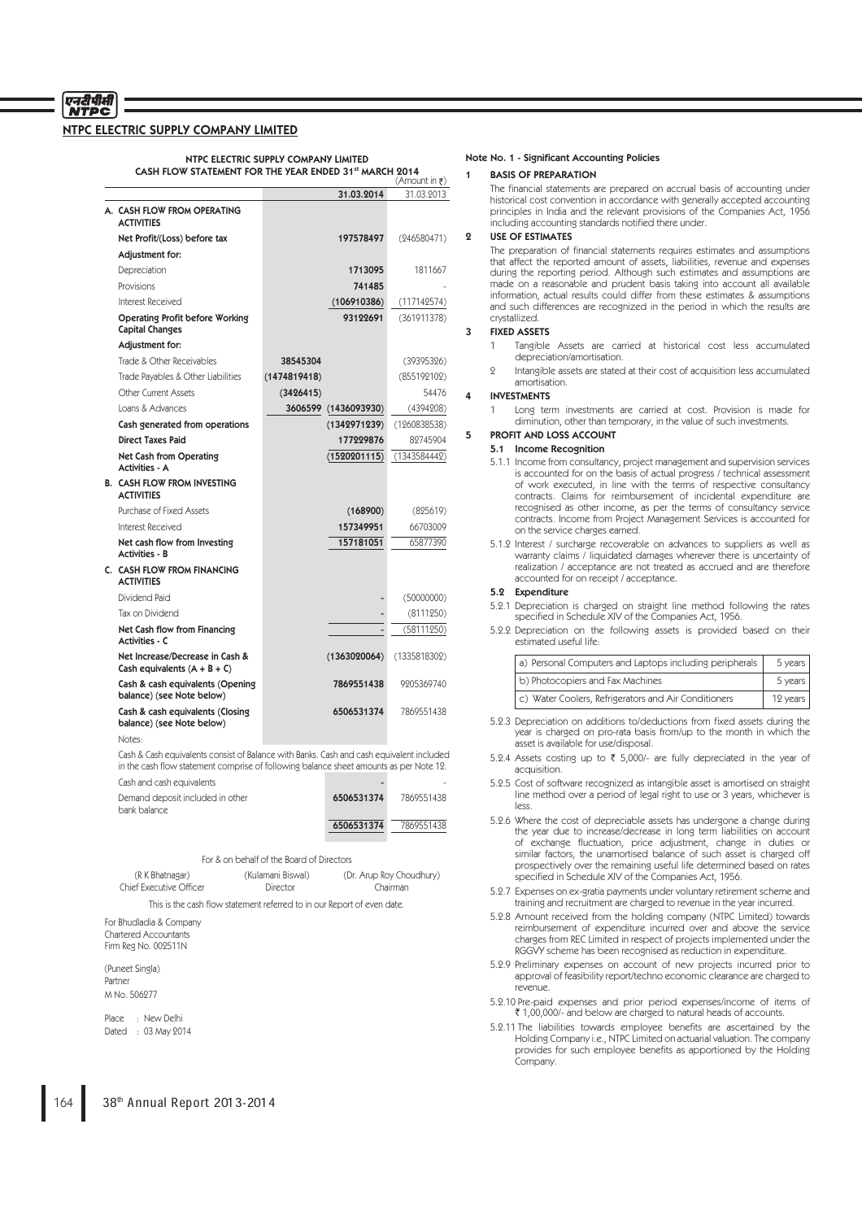## NTPC ELECTRIC SUPPLY COMPANY LIMITED

### NTPC ELECTRIC SUPPLY COMPANY LIMITED
### CASH FLOW STATEMENT FOR THE YEAR ENDED 31st MARCH 2014

(Amount in ₹)

| | | 31.03.2014 | 31.03.2013 |
|---|---|---|---|
| **A. CASH FLOW FROM OPERATING ACTIVITIES** | | | |
| **Net Profit/(Loss) before tax** | | **197578497** | (246580471) |
| **Adjustment for:** | | | |
| Depreciation | | **1713095** | 1811667 |
| Provisions | | **741485** | - |
| Interest Received | | **(106910386)** | (117142574) |
| **Operating Profit before Working Capital Changes** | | **93122691** | (361911378) |
| **Adjustment for:** | | | |
| Trade & Other Receivables | **38545304** | | (39395326) |
| Trade Payables & Other Liabilities | **(1474819418)** | | (855192102) |
| Other Current Assets | **(3426415)** | | 54476 |
| Loans & Advances | **3606599** | **(1436093930)** | (4394208) |
| **Cash generated from operations** | | **(1342971239)** | (1260838538) |
| **Direct Taxes Paid** | | **177229876** | 82745904 |
| **Net Cash from Operating Activities - A** | | **(1520201115)** | (1343584442) |
| **B. CASH FLOW FROM INVESTING ACTIVITIES** | | | |
| Purchase of Fixed Assets | | **(168900)** | (825619) |
| Interest Received | | **157349951** | 66703009 |
| **Net cash flow from Investing Activities - B** | | **157181051** | 65877390 |
| **C. CASH FLOW FROM FINANCING ACTIVITIES** | | | |
| Dividend Paid | | - | (50000000) |
| Tax on Dividend | | - | (8111250) |
| **Net Cash flow from Financing Activities - C** | | - | (58111250) |
| **Net Increase/Decrease in Cash & Cash equivalents (A + B + C)** | | **(1363020064)** | (1335818302) |
| **Cash & cash equivalents (Opening balance) (see Note below)** | | **7869551438** | 9205369740 |
| **Cash & cash equivalents (Closing balance) (see Note below)** | | **6506531374** | 7869551438 |

Notes:

Cash & Cash equivalents consist of Balance with Banks. Cash and cash equivalent included in the cash flow statement comprise of following balance sheet amounts as per Note 12.

| | 31.03.2014 | 31.03.2013 |
|---|---|---|
| Cash and cash equivalents | - | - |
| Demand deposit included in other bank balance | **6506531374** | 7869551438 |
| | **6506531374** | 7869551438 |

For & on behalf of the Board of Directors

| (R K Bhatnagar) | (Kulamani Biswal) | (Dr. Arup Roy Choudhury) |
|---|---|---|
| Chief Executive Officer | Director | Chairman |

This is the cash flow statement referred to in our Report of even date.

For Bhudladia & Company
Chartered Accountants
Firm Reg No. 002511N

(Puneet Singla)
Partner
M No. 506277

Place : New Delhi
Dated : 03 May 2014

### Note No. 1 - Significant Accounting Policies

**1 BASIS OF PREPARATION**

The financial statements are prepared on accrual basis of accounting under historical cost convention in accordance with generally accepted accounting principles in India and the relevant provisions of the Companies Act, 1956 including accounting standards notified there under.

**2 USE OF ESTIMATES**

The preparation of financial statements requires estimates and assumptions that affect the reported amount of assets, liabilities, revenue and expenses during the reporting period. Although such estimates and assumptions are made on a reasonable and prudent basis taking into account all available information, actual results could differ from these estimates & assumptions and such differences are recognized in the period in which the results are crystallized.

**3 FIXED ASSETS**

1 Tangible Assets are carried at historical cost less accumulated depreciation/amortisation.

2 Intangible assets are stated at their cost of acquisition less accumulated amortisation.

**4 INVESTMENTS**

1 Long term investments are carried at cost. Provision is made for diminution, other than temporary, in the value of such investments.

**5 PROFIT AND LOSS ACCOUNT**

**5.1 Income Recognition**

5.1.1 Income from consultancy, project management and supervision services is accounted for on the basis of actual progress / technical assessment of work executed, in line with the terms of respective consultancy contracts. Claims for reimbursement of incidental expenditure are recognised as other income, as per the terms of consultancy service contracts. Income from Project Management Services is accounted for on the service charges earned.

5.1.2 Interest / surcharge recoverable on advances to suppliers as well as warranty claims / liquidated damages wherever there is uncertainty of realization / acceptance are not treated as accrued and are therefore accounted for on receipt / acceptance.

**5.2 Expenditure**

5.2.1 Depreciation is charged on straight line method following the rates specified in Schedule XIV of the Companies Act, 1956.

5.2.2 Depreciation on the following assets is provided based on their estimated useful life:

| Asset | Useful life |
|---|---|
| a) Personal Computers and Laptops including peripherals | 5 years |
| b) Photocopiers and Fax Machines | 5 years |
| c) Water Coolers, Refrigerators and Air Conditioners | 12 years |

5.2.3 Depreciation on additions to/deductions from fixed assets during the year is charged on pro-rata basis from/up to the month in which the asset is available for use/disposal.

5.2.4 Assets costing up to ₹ 5,000/- are fully depreciated in the year of acquisition.

5.2.5 Cost of software recognized as intangible asset is amortised on straight line method over a period of legal right to use or 3 years, whichever is less.

5.2.6 Where the cost of depreciable assets has undergone a change during the year due to increase/decrease in long term liabilities on account of exchange fluctuation, price adjustment, change in duties or similar factors, the unamortised balance of such asset is charged off prospectively over the remaining useful life determined based on rates specified in Schedule XIV of the Companies Act, 1956.

5.2.7 Expenses on ex-gratia payments under voluntary retirement scheme and training and recruitment are charged to revenue in the year incurred.

5.2.8 Amount received from the holding company (NTPC Limited) towards reimbursement of expenditure incurred over and above the service charges from REC Limited in respect of projects implemented under the RGGVY scheme has been recognised as reduction in expenditure.

5.2.9 Preliminary expenses on account of new projects incurred prior to approval of feasibility report/techno economic clearance are charged to revenue.

5.2.10 Pre-paid expenses and prior period expenses/income of items of ₹ 1,00,000/- and below are charged to natural heads of accounts.

5.2.11 The liabilities towards employee benefits are ascertained by the Holding Company i.e., NTPC Limited on actuarial valuation. The company provides for such employee benefits as apportioned by the Holding Company.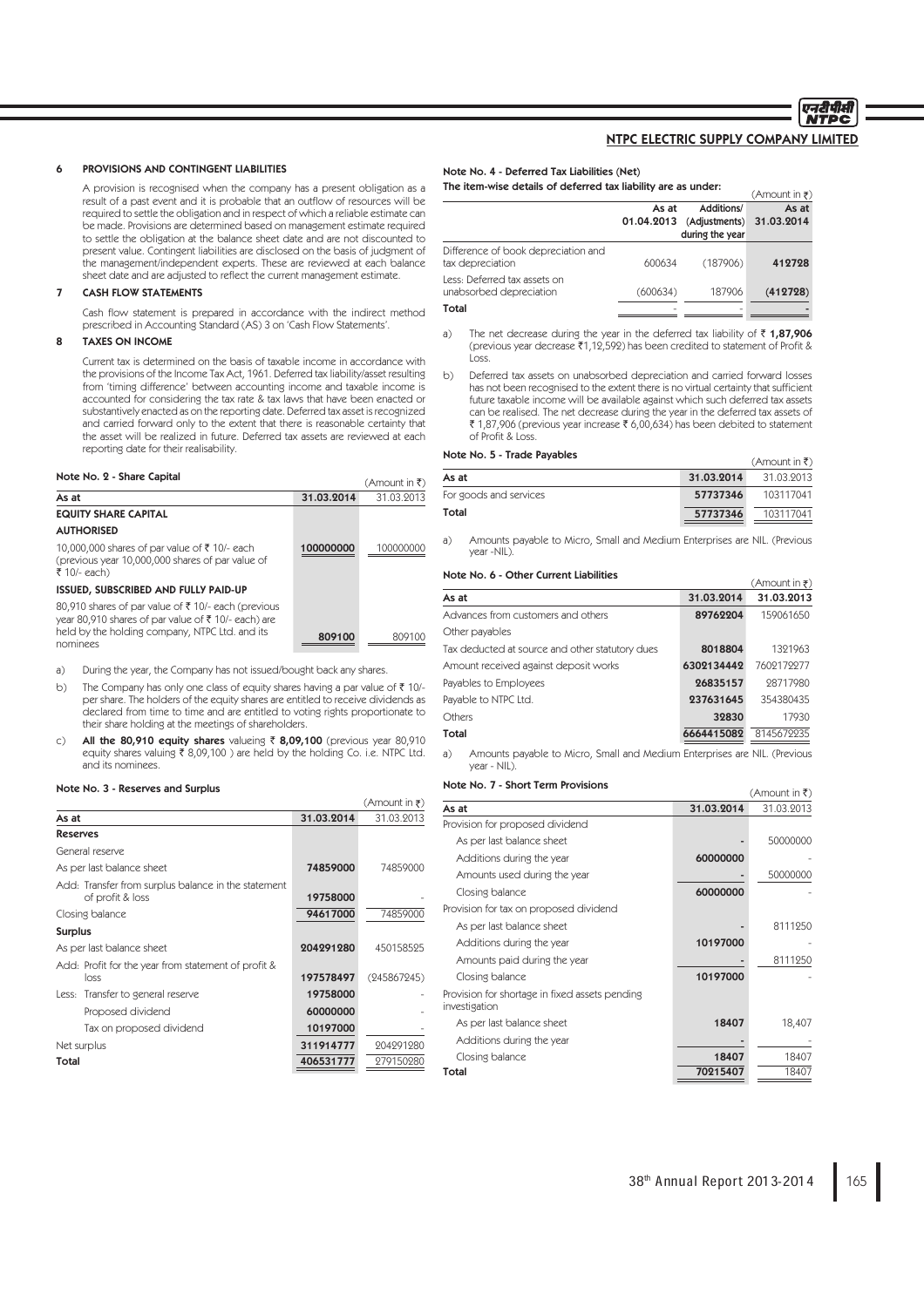### 6 PROVISIONS AND CONTINGENT LIABILITIES

A provision is recognised when the company has a present obligation as a result of a past event and it is probable that an outflow of resources will be required to settle the obligation and in respect of which a reliable estimate can be made. Provisions are determined based on management estimate required to settle the obligation at the balance sheet date and are not discounted to present value. Contingent liabilities are disclosed on the basis of judgment of the management/independent experts. These are reviewed at each balance sheet date and are adjusted to reflect the current management estimate.

### 7 CASH FLOW STATEMENTS

Cash flow statement is prepared in accordance with the indirect method prescribed in Accounting Standard (AS) 3 on 'Cash Flow Statements'.

### 8 TAXES ON INCOME

Current tax is determined on the basis of taxable income in accordance with the provisions of the Income Tax Act, 1961. Deferred tax liability/asset resulting from 'timing difference' between accounting income and taxable income is accounted for considering the tax rate & tax laws that have been enacted or substantively enacted as on the reporting date. Deferred tax asset is recognized and carried forward only to the extent that there is reasonable certainty that the asset will be realized in future. Deferred tax assets are reviewed at each reporting date for their realisability.

### Note No. 2 - Share Capital

(Amount in ₹)

| As at | 31.03.2014 | 31.03.2013 |
|---|---|---|
| **EQUITY SHARE CAPITAL** | | |
| **AUTHORISED** | | |
| 10,000,000 shares of par value of ₹ 10/- each (previous year 10,000,000 shares of par value of ₹ 10/- each) | **100000000** | 100000000 |
| **ISSUED, SUBSCRIBED AND FULLY PAID-UP** | | |
| 80,910 shares of par value of ₹ 10/- each (previous year 80,910 shares of par value of ₹ 10/- each) are held by the holding company, NTPC Ltd. and its nominees | **809100** | 809100 |

a) During the year, the Company has not issued/bought back any shares.

b) The Company has only one class of equity shares having a par value of ₹ 10/- per share. The holders of the equity shares are entitled to receive dividends as declared from time to time and are entitled to voting rights proportionate to their share holding at the meetings of shareholders.

c) **All the 80,910 equity shares** valueing ₹ **8,09,100** (previous year 80,910 equity shares valuing ₹ 8,09,100 ) are held by the holding Co. i.e. NTPC Ltd. and its nominees.

### Note No. 3 - Reserves and Surplus

(Amount in ₹)

| As at | 31.03.2014 | 31.03.2013 |
|---|---|---|
| **Reserves** | | |
| General reserve | | |
| As per last balance sheet | **74859000** | 74859000 |
| Add: Transfer from surplus balance in the statement of profit & loss | **19758000** | - |
| Closing balance | **94617000** | 74859000 |
| **Surplus** | | |
| As per last balance sheet | **204291280** | 450158525 |
| Add: Profit for the year from statement of profit & loss | **197578497** | (245867245) |
| Less: Transfer to general reserve | **19758000** | - |
| Proposed dividend | **60000000** | - |
| Tax on proposed dividend | **10197000** | - |
| Net surplus | **311914777** | 204291280 |
| **Total** | **406531777** | 279150280 |

### Note No. 4 - Deferred Tax Liabilities (Net)

**The item-wise details of deferred tax liability are as under:**

(Amount in ₹)

| | As at 01.04.2013 | Additions/ (Adjustments) during the year | As at 31.03.2014 |
|---|---|---|---|
| Difference of book depreciation and tax depreciation | 600634 | (187906) | **412728** |
| Less: Deferred tax assets on unabsorbed depreciation | (600634) | 187906 | **(412728)** |
| **Total** | - | - | **-** |

a) The net decrease during the year in the deferred tax liability of ₹ **1,87,906** (previous year decrease ₹1,12,592) has been credited to statement of Profit & Loss.

b) Deferred tax assets on unabsorbed depreciation and carried forward losses has not been recognised to the extent there is no virtual certainty that sufficient future taxable income will be available against which such deferred tax assets can be realised. The net decrease during the year in the deferred tax assets of ₹ 1,87,906 (previous year increase ₹ 6,00,634) has been debited to statement of Profit & Loss.

### Note No. 5 - Trade Payables

(Amount in ₹)

| As at | 31.03.2014 | 31.03.2013 |
|---|---|---|
| For goods and services | **57737346** | 103117041 |
| **Total** | **57737346** | 103117041 |

a) Amounts payable to Micro, Small and Medium Enterprises are NIL. (Previous year -NIL).

### Note No. 6 - Other Current Liabilities

(Amount in ₹)

| As at | 31.03.2014 | 31.03.2013 |
|---|---|---|
| Advances from customers and others | **89762204** | 159061650 |
| Other payables | | |
| Tax deducted at source and other statutory dues | **8018804** | 1321963 |
| Amount received against deposit works | **6302134442** | 7602172277 |
| Payables to Employees | **26835157** | 28717980 |
| Payable to NTPC Ltd. | **237631645** | 354380435 |
| Others | **32830** | 17930 |
| **Total** | **6664415082** | 8145672235 |

a) Amounts payable to Micro, Small and Medium Enterprises are NIL. (Previous year - NIL).

### Note No. 7 - Short Term Provisions

(Amount in ₹)

| As at | 31.03.2014 | 31.03.2013 |
|---|---|---|
| Provision for proposed dividend | | |
| As per last balance sheet | **-** | 50000000 |
| Additions during the year | **60000000** | - |
| Amounts used during the year | **-** | 50000000 |
| Closing balance | **60000000** | - |
| Provision for tax on proposed dividend | | |
| As per last balance sheet | **-** | 8111250 |
| Additions during the year | **10197000** | - |
| Amounts paid during the year | **-** | 8111250 |
| Closing balance | **10197000** | - |
| Provision for shortage in fixed assets pending investigation | | |
| As per last balance sheet | **18407** | 18,407 |
| Additions during the year | **-** | - |
| Closing balance | **18407** | 18407 |
| **Total** | **70215407** | 18407 |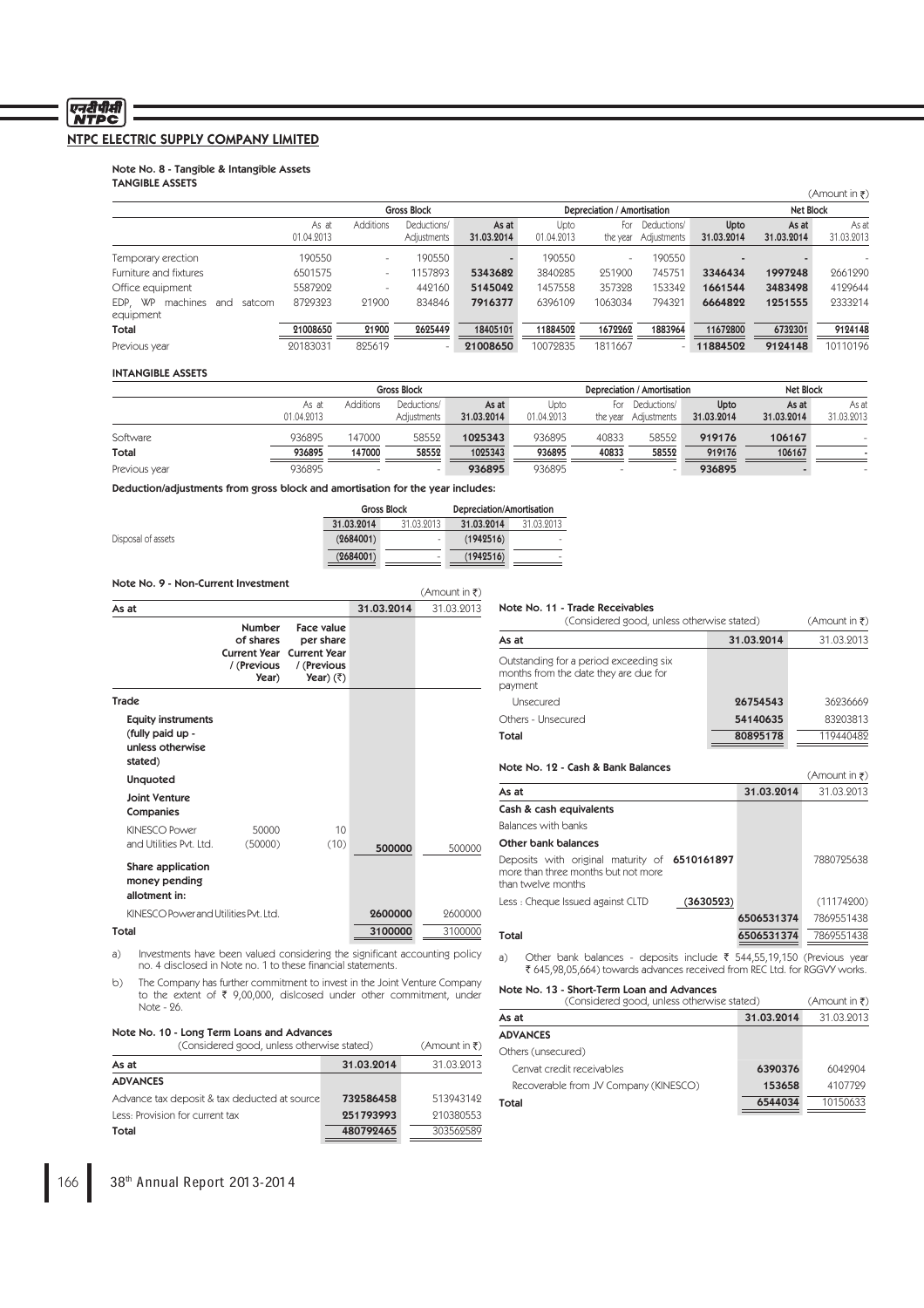## NTPC ELECTRIC SUPPLY COMPANY LIMITED

### Note No. 8 - Tangible & Intangible Assets

**TANGIBLE ASSETS**

(Amount in ₹)

| | Gross Block | | | | Depreciation / Amortisation | | | | Net Block | |
|---|---|---|---|---|---|---|---|---|---|---|
| | As at 01.04.2013 | Additions | Deductions/ Adjustments | As at 31.03.2014 | Upto 01.04.2013 | For the year | Deductions/ Adjustments | Upto 31.03.2014 | As at 31.03.2014 | As at 31.03.2013 |
| Temporary erection | 190550 | - | 190550 | - | 190550 | - | 190550 | - | - | - |
| Furniture and fixtures | 6501575 | - | 1157893 | **5343682** | 3840285 | 251900 | 745751 | **3346434** | **1997248** | 2661290 |
| Office equipment | 5587202 | - | 442160 | **5145042** | 1457558 | 357328 | 153342 | **1661544** | **3483498** | 4129644 |
| EDP, WP machines and satcom equipment | 8729323 | 21900 | 834846 | **7916377** | 6396109 | 1063034 | 794321 | **6664822** | **1251555** | 2333214 |
| **Total** | **21008650** | **21900** | **2625449** | **18405101** | **11884502** | **1672262** | **1883964** | **11672800** | **6732301** | **9124148** |
| Previous year | 20183031 | 825619 | - | **21008650** | 10072835 | 1811667 | - | **11884502** | **9124148** | 10110196 |

**INTANGIBLE ASSETS**

| | Gross Block | | | | Depreciation / Amortisation | | | | Net Block | |
|---|---|---|---|---|---|---|---|---|---|---|
| | As at 01.04.2013 | Additions | Deductions/ Adjustments | As at 31.03.2014 | Upto 01.04.2013 | For the year | Deductions/ Adjustments | Upto 31.03.2014 | As at 31.03.2014 | As at 31.03.2013 |
| Software | 936895 | 147000 | 58552 | **1025343** | 936895 | 40833 | 58552 | **919176** | **106167** | - |
| **Total** | **936895** | **147000** | **58552** | **1025343** | **936895** | **40833** | **58552** | **919176** | **106167** | - |
| Previous year | 936895 | - | - | **936895** | 936895 | - | - | **936895** | - | - |

**Deduction/adjustments from gross block and amortisation for the year includes:**

| | Gross Block | | Depreciation/Amortisation | |
|---|---|---|---|---|
| | **31.03.2014** | 31.03.2013 | **31.03.2014** | 31.03.2013 |
| Disposal of assets | **(2684001)** | - | **(1942516)** | - |
| | **(2684001)** | - | **(1942516)** | - |

### Note No. 9 - Non-Current Investment

(Amount in ₹)

| As at | Number of shares Current Year / (Previous Year) | Face value per share Current Year / (Previous Year) (₹) | 31.03.2014 | 31.03.2013 |
|---|---|---|---|---|
| **Trade** | | | | |
| **Equity instruments (fully paid up - unless otherwise stated)** | | | | |
| **Unquoted** | | | | |
| **Joint Venture Companies** | | | | |
| KINESCO Power and Utilities Pvt. Ltd. | 50000 (50000) | 10 (10) | **500000** | 500000 |
| **Share application money pending allotment in:** | | | | |
| KINESCO Power and Utilities Pvt. Ltd. | | | **2600000** | 2600000 |
| **Total** | | | **3100000** | 3100000 |

a) Investments have been valued considering the significant accounting policy no. 4 disclosed in Note no. 1 to these financial statements.

b) The Company has further commitment to invest in the Joint Venture Company to the extent of ₹ 9,00,000, dislcosed under other commitment, under Note - 26.

### Note No. 10 - Long Term Loans and Advances

(Considered good, unless otherwise stated) (Amount in ₹)

| As at | 31.03.2014 | 31.03.2013 |
|---|---|---|
| **ADVANCES** | | |
| Advance tax deposit & tax deducted at source | **732586458** | 513943142 |
| Less: Provision for current tax | **251793993** | 210380553 |
| **Total** | **480792465** | 303562589 |

### Note No. 11 - Trade Receivables

(Considered good, unless otherwise stated) (Amount in ₹)

| As at | 31.03.2014 | 31.03.2013 |
|---|---|---|
| Outstanding for a period exceeding six months from the date they are due for payment | | |
| Unsecured | **26754543** | 36236669 |
| Others - Unsecured | **54140635** | 83203813 |
| **Total** | **80895178** | 119440482 |

### Note No. 12 - Cash & Bank Balances

(Amount in ₹)

| As at | | 31.03.2014 | 31.03.2013 |
|---|---|---|---|
| **Cash & cash equivalents** | | | |
| Balances with banks | | | |
| **Other bank balances** | | | |
| Deposits with original maturity of more than three months but not more than twelve months | **6510161897** | | 7880725638 |
| Less : Cheque Issued against CLTD | **(3630523)** | | (11174200) |
| | | **6506531374** | 7869551438 |
| **Total** | | **6506531374** | 7869551438 |

a) Other bank balances - deposits include ₹ 544,55,19,150 (Previous year ₹ 645,98,05,664) towards advances received from REC Ltd. for RGGVY works.

### Note No. 13 - Short-Term Loan and Advances

(Considered good, unless otherwise stated) (Amount in ₹)

| As at | 31.03.2014 | 31.03.2013 |
|---|---|---|
| **ADVANCES** | | |
| Others (unsecured) | | |
| Cenvat credit receivables | **6390376** | 6042904 |
| Recoverable from JV Company (KINESCO) | **153658** | 4107729 |
| **Total** | **6544034** | 10150633 |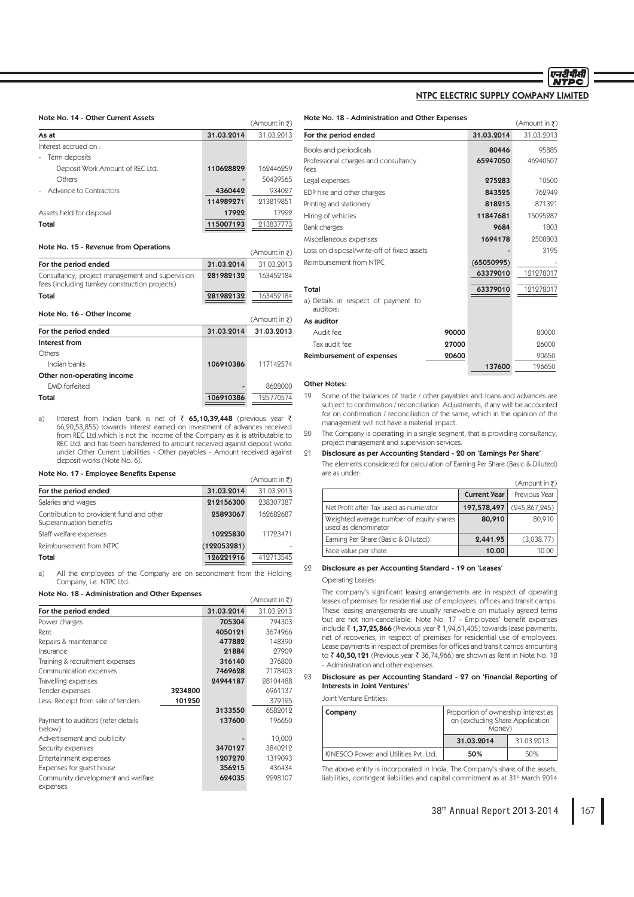#### Note No. 14 - Other Current Assets

(Amount in ₹)

| As at | 31.03.2014 | 31.03.2013 |
|---|---|---|
| Interest accrued on : | | |
| - Term deposits | | |
| Deposit Work Amount of REC Ltd. | **110628829** | 162446259 |
| Others | **-** | 50439565 |
| - Advance to Contractors | **4360442** | 934027 |
| | **114989271** | 213819851 |
| Assets held for disposal | **17922** | 17922 |
| **Total** | **115007193** | 213837773 |

#### Note No. 15 - Revenue from Operations

(Amount in ₹)

| For the period ended | 31.03.2014 | 31.03.2013 |
|---|---|---|
| Consultancy, project management and supervision fees (including turnkey construction projects) | **281982132** | 163452184 |
| **Total** | **281982132** | 163452184 |

#### Note No. 16 - Other Income

(Amount in ₹)

| For the period ended | 31.03.2014 | 31.03.2013 |
|---|---|---|
| **Interest from** | | |
| Others | | |
| Indian banks | **106910386** | 117142574 |
| **Other non-operating income** | | |
| EMD forfeited | **-** | 8628000 |
| **Total** | **106910386** | 125770574 |

a) Interest from Indian bank is net of ₹ **65,10,39,448** (previous year ₹ 66,20,53,855) towards interest earned on investment of advances received from REC Ltd.which is not the income of the Company as it is attributable to REC Ltd. and has been transferred to amount received against deposit works under Other Current Liabilities - Other payables - Amount received against deposit works (Note No. 6).

#### Note No. 17 - Employee Benefits Expense

(Amount in ₹)

| For the period ended | 31.03.2014 | 31.03.2013 |
|---|---|---|
| Salaries and wages | **212156300** | 238307387 |
| Contribution to provident fund and other Superannuation benefits | **25893067** | 162682687 |
| Staff welfare expenses | **10225830** | 11723471 |
| Reimbursement from NTPC | **(122053281)** | - |
| **Total** | **126221916** | 412713545 |

a) All the employees of the Company are on secondment from the Holding Company, i.e. NTPC Ltd.

#### Note No. 18 - Administration and Other Expenses

(Amount in ₹)

| For the period ended | | 31.03.2014 | 31.03.2013 |
|---|---|---|---|
| Power charges | | **705304** | 794303 |
| Rent | | **4050121** | 3674966 |
| Repairs & maintenance | | **477882** | 148390 |
| Insurance | | **21884** | 27909 |
| Training & recruitment expenses | | **316140** | 376800 |
| Communication expenses | | **7469628** | 7178403 |
| Travelling expenses | | **24944187** | 28104488 |
| Tender expenses | **3234800** | | 6961137 |
| Less: Receipt from sale of tenders | **101250** | | 379125 |
| | | **3133550** | 6582012 |
| Payment to auditors (refer details below) | | **137600** | 196650 |
| Advertisement and publicity | | **-** | 10,000 |
| Security expenses | | **3470127** | 3840212 |
| Entertainment expenses | | **1207270** | 1319093 |
| Expenses for guest house | | **356215** | 436434 |
| Community development and welfare expenses | | **624035** | 2298107 |
| Books and periodicals | | **80446** | 95885 |
| Professional charges and consultancy fees | | **65947050** | 46940507 |
| Legal expenses | | **275283** | 10500 |
| EDP hire and other charges | | **843525** | 762949 |
| Printing and stationery | | **818215** | 871321 |
| Hiring of vehicles | | **11847681** | 15095287 |
| Bank charges | | **9684** | 1803 |
| Miscellaneous expenses | | **1694178** | 2508803 |
| Loss on disposal/write-off of fixed assets | | **-** | 3195 |
| Reimbursement from NTPC | | **(65050995)** | - |
| | | **63379010** | 121278017 |
| **Total** | | **63379010** | 121278017 |
| a) Details in respect of payment to auditors: | | | |
| **As auditor** | | | |
| Audit fee | **90000** | | 80000 |
| Tax audit fee | **27000** | | 26000 |
| **Reimbursement of expenses** | **20600** | | 90650 |
| | | **137600** | 196650 |

#### Other Notes:

19 Some of the balances of trade / other payables and loans and advances are subject to confirmation / reconciliation. Adjustments, if any will be accounted for on confirmation / reconciliation of the same, which in the opinion of the management will not have a material impact.

20 The Company is operating in a single segment, that is providing consultancy, project management and supervision services.

21 **Disclosure as per Accounting Standard - 20 on 'Earnings Per Share'**

The elements considered for calculation of Earning Per Share (Basic & Diluted) are as under:

(Amount in ₹)

| | Current Year | Previous Year |
|---|---|---|
| Net Profit after Tax used as numerator | **197,578,497** | (245,867,245) |
| Weighted average number of equity shares used as denominator | **80,910** | 80,910 |
| Earning Per Share (Basic & Diluted) | **2,441.95** | (3,038.77) |
| Face value per share | **10.00** | 10.00 |

22 **Disclosure as per Accounting Standard - 19 on 'Leases'**

Operating Leases:

The company's significant leasing arrangements are in respect of operating leases of premises for residential use of employees, offices and transit camps. These leasing arrangements are usually renewable on mutually agreed terms but are not non-cancellable. Note No. 17 - Employees' benefit expenses include ₹ **1,37,25,866** (Previous year ₹ 1,94,61,405) towards lease payments, net of recoveries, in respect of premises for residential use of employees. Lease payments in respect of premises for offices and transit camps amounting to ₹ **40,50,121** (Previous year ₹ 36,74,966) are shown as Rent in Note No. 18 - Administration and other expenses.

23 **Disclosure as per Accounting Standard - 27 on 'Financial Reporting of Interests in Joint Ventures'**

Joint Venture Entities:

| Company | Proportion of ownership interest as on (excluding Share Application Money) | |
|---|---|---|
| | 31.03.2014 | 31.03.2013 |
| KINESCO Power and Utilities Pvt. Ltd. | **50%** | 50% |

The above entity is incorporated in India. The Company's share of the assets, liabilities, contingent liabilities and capital commitment as at 31st March 2014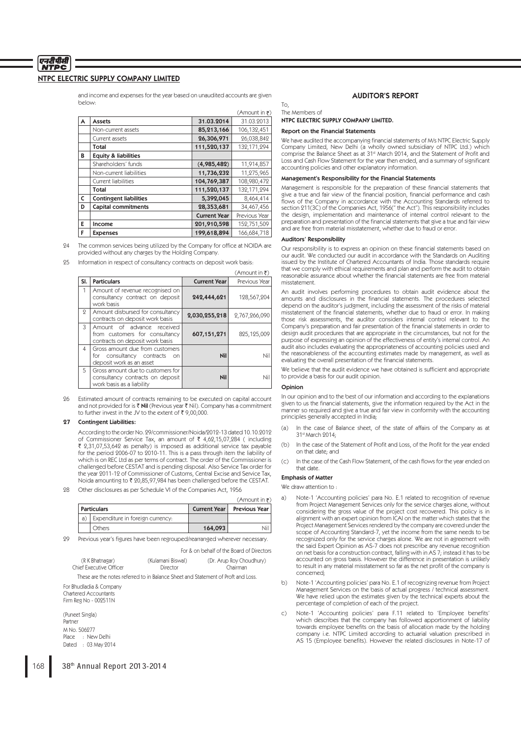## NTPC ELECTRIC SUPPLY COMPANY LIMITED

and income and expenses for the year based on unaudited accounts are given below:

(Amount in ₹)

| | | 31.03.2014 | 31.03.2013 |
|---|---|---|---|
| A | **Assets** | **31.03.2014** | 31.03.2013 |
| | Non-current assets | **85,213,166** | 106,132,451 |
| | Current assets | **26,306,971** | 26,038,842 |
| | **Total** | **111,520,137** | 132,171,294 |
| B | **Equity & liabilities** | | |
| | Shareholders' funds | **(4,985,482)** | 11,914,857 |
| | Non-current liabilities | **11,736,232** | 11,275,965 |
| | Current liabilities | **104,769,387** | 108,980,472 |
| | **Total** | **111,520,137** | 132,171,294 |
| C | **Contingent liabilities** | **5,392,045** | 8,464,414 |
| D | **Capital commitments** | **28,353,681** | 34,467,456 |
| | | **Current Year** | Previous Year |
| E | **Income** | **201,910,598** | 152,751,509 |
| F | **Expenses** | **199,618,894** | 166,684,718 |

24 The common services being utilized by the Company for office at NOIDA are provided without any charges by the Holding Company.

25 Information in respect of consultancy contracts on deposit work basis:

(Amount in ₹)

| Sl. | Particulars | Current Year | Previous Year |
|---|---|---|---|
| 1 | Amount of revenue recognised on consultancy contract on deposit work basis | **242,444,621** | 128,567,204 |
| 2 | Amount disbursed for consultancy contracts on deposit work basis | **2,030,255,218** | 2,767,266,090 |
| 3 | Amount of advance received from customers for consultancy contracts on deposit work basis | **607,151,271** | 825,125,009 |
| 4 | Gross amount due from customers for consultancy contracts on deposit work as an asset | **Nil** | Nil |
| 5 | Gross amount due to customers for consultancy contracts on deposit work basis as a liability | **Nil** | Nil |

26 Estimated amount of contracts remaining to be executed on capital account and not provided for is ₹ **Nil** (Previous year ₹ Nil). Company has a commitment to further invest in the JV to the extent of ₹ 9,00,000.

**27 Contingent Liabilities:**

According to the order No. 29/commissioner/Noida/2012-13 dated 10.10.2012 of Commissioner Service Tax, an amount of ₹ 4,62,15,07,284 ( including ₹ 2,31,07,53,642 as penalty) is imposed as additional service tax payable for the period 2006-07 to 2010-11. This is a pass through item the liability of which is on REC Ltd as per terms of contract. The order of the Commissioner is challenged before CESTAT and is pending disposal. Also Service Tax order for the year 2011-12 of Commissioner of Customs, Central Excise and Service Tax, Noida amounting to ₹ 20,85,97,984 has been challenged before the CESTAT.

28 Other disclosures as per Schedule VI of the Companies Act, 1956

(Amount in ₹)

| Particulars | | Current Year | Previous Year |
|---|---|---|---|
| a) | Expenditure in foreign currency: | | |
| | Others | **164,093** | Nil |

29 Previous year's figures have been regrouped/rearranged wherever necessary.

For & on behalf of the Board of Directors

| (R K Bhatnagar) | (Kulamani Biswal) | (Dr. Arup Roy Choudhury) |
|---|---|---|
| Chief Executive Officer | Director | Chairman |

These are the notes referred to in Balance Sheet and Statement of Proft and Loss.

For Bhudladia & Company
Chartered Accountants
Firm Reg No - 002511N

(Puneet Singla)
Partner
M No. 506277
Place : New Delhi
Dated : 03 May 2014

## AUDITOR'S REPORT

To,
The Members of
**NTPC ELECTRIC SUPPLY COMPANY LIMITED.**

### Report on the Financial Statements

We have audited the accompanying financial statements of M/s NTPC Electric Supply Company Limited, New Delhi (a wholly owned subsidiary of NTPC Ltd.) which comprise the Balance Sheet as at 31st March 2014, and the Statement of Profit and Loss and Cash Flow Statement for the year then ended, and a summary of significant accounting policies and other explanatory information.

### Management's Responsibility for the Financial Statements

Management is responsible for the preparation of these financial statements that give a true and fair view of the financial position, financial performance and cash flows of the Company in accordance with the Accounting Standards referred to section 211(3C) of the Companies Act, 1956(" the Act"). This responsibility includes the design, implementation and maintenance of internal control relevant to the preparation and presentation of the financial statements that give a true and fair view and are free from material misstatement, whether due to fraud or error.

### Auditors' Responsibility

Our responsibility is to express an opinion on these financial statements based on our audit. We conducted our audit in accordance with the Standards on Auditing issued by the Institute of Chartered Accountants of India. Those standards require that we comply with ethical requirements and plan and perform the audit to obtain reasonable assurance about whether the financial statements are free from material misstatement.

An audit involves performing procedures to obtain audit evidence about the amounts and disclosures in the financial statements. The procedures selected depend on the auditor's judgment, including the assessment of the risks of material misstatement of the financial statements, whether due to fraud or error. In making those risk assessments, the auditor considers internal control relevant to the Company's preparation and fair presentation of the financial statements in order to design audit procedures that are appropriate in the circumstances, but not for the purpose of expressing an opinion of the effectiveness of entity's internal control. An audit also includes evaluating the appropriateness of accounting policies used and the reasonableness of the accounting estimates made by management, as well as evaluating the overall presentation of the financial statements.

We believe that the audit evidence we have obtained is sufficient and appropriate to provide a basis for our audit opinion.

### Opinion

In our opinion and to the best of our information and according to the explanations given to us the financial statements, give the information required by the Act in the manner so required and give a true and fair view in conformity with the accounting principles generally accepted in India;

(a) In the case of Balance sheet, of the state of affairs of the Company as at 31st March 2014;

(b) In the case of the Statement of Profit and Loss, of the Profit for the year ended on that date; and

(c) In the case of the Cash Flow Statement, of the cash flows for the year ended on that date.

### Emphasis of Matter

We draw attention to :

a) Note-1 'Accounting policies' para No. E.1 related to recognition of revenue from Project Management Services only for the service charges alone, without considering the gross value of the project cost recovered. This policy is in alignment with an expert opinion from ICAI on the matter which states that the Project Management Services rendered by the company are covered under the scope of Accounting Standard-7, yet the income from the same needs to be recognized only for the service charges alone. We are not in agreement with the said Expert Opinion as AS-7 does not prescribe any revenue recognition on net basis for a construction contract, falling with in AS 7; instead it has to be accounted on gross basis. However the difference in presentation is unlikely to result in any material misstatement so far as the net profit of the company is concerned;

b) Note-1 'Accounting policies' para No. E.1 of recognizing revenue from Project Management Services on the basis of actual progress / technical assessment. We have relied upon the estimates given by the technical experts about the percentage of completion of each of the project.

c) Note-1 'Accounting policies' para F.11 related to 'Employee benefits' which describes that the company has followed apportionment of liability towards employee benefits on the basis of allocation made by the holding company i.e. NTPC Limited according to actuarial valuation prescribed in AS 15 (Employee benefits). However the related disclosures in Note-17 of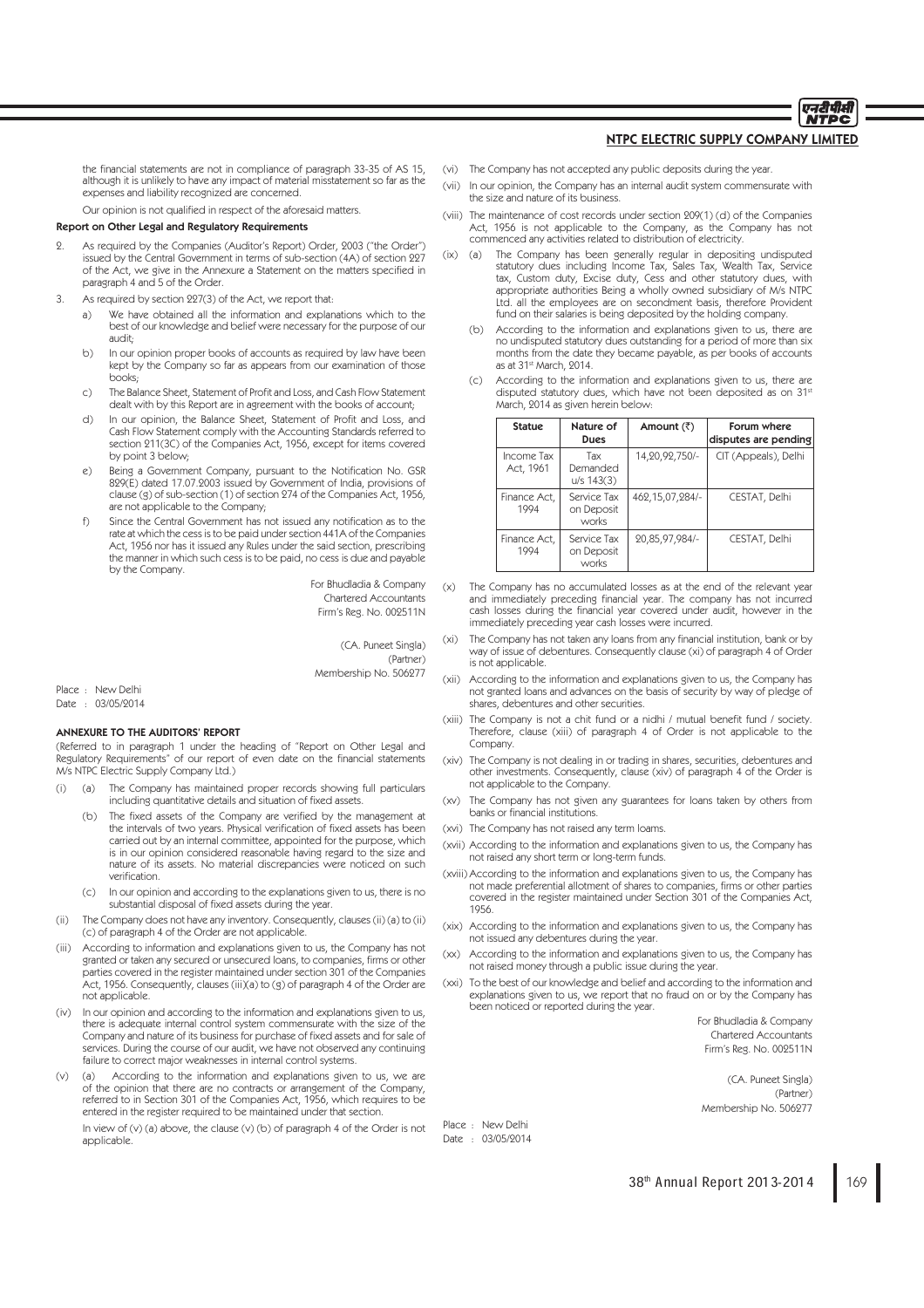the financial statements are not in compliance of paragraph 33-35 of AS 15, although it is unlikely to have any impact of material misstatement so far as the expenses and liability recognized are concerned.

Our opinion is not qualified in respect of the aforesaid matters.

### Report on Other Legal and Regulatory Requirements

2. As required by the Companies (Auditor's Report) Order, 2003 ("the Order") issued by the Central Government in terms of sub-section (4A) of section 227 of the Act, we give in the Annexure a Statement on the matters specified in paragraph 4 and 5 of the Order.
3. As required by section 227(3) of the Act, we report that:
   a) We have obtained all the information and explanations which to the best of our knowledge and belief were necessary for the purpose of our audit;
   b) In our opinion proper books of accounts as required by law have been kept by the Company so far as appears from our examination of those books;
   c) The Balance Sheet, Statement of Profit and Loss, and Cash Flow Statement dealt with by this Report are in agreement with the books of account;
   d) In our opinion, the Balance Sheet, Statement of Profit and Loss, and Cash Flow Statement comply with the Accounting Standards referred to section 211(3C) of the Companies Act, 1956, except for items covered by point 3 below;
   e) Being a Government Company, pursuant to the Notification No. GSR 829(E) dated 17.07.2003 issued by Government of India, provisions of clause (g) of sub-section (1) of section 274 of the Companies Act, 1956, are not applicable to the Company;
   f) Since the Central Government has not issued any notification as to the rate at which the cess is to be paid under section 441A of the Companies Act, 1956 nor has it issued any Rules under the said section, prescribing the manner in which such cess is to be paid, no cess is due and payable by the Company.

For Bhudladia & Company
Chartered Accountants
Firm's Reg. No. 002511N

(CA. Puneet Singla)
(Partner)
Membership No. 506277

Place : New Delhi
Date : 03/05/2014

### ANNEXURE TO THE AUDITORS' REPORT

(Referred to in paragraph 1 under the heading of "Report on Other Legal and Regulatory Requirements" of our report of even date on the financial statements M/s NTPC Electric Supply Company Ltd.)

(i) (a) The Company has maintained proper records showing full particulars including quantitative details and situation of fixed assets.

(b) The fixed assets of the Company are verified by the management at the intervals of two years. Physical verification of fixed assets has been carried out by an internal committee, appointed for the purpose, which is in our opinion considered reasonable having regard to the size and nature of its assets. No material discrepancies were noticed on such verification.

(c) In our opinion and according to the explanations given to us, there is no substantial disposal of fixed assets during the year.

(ii) The Company does not have any inventory. Consequently, clauses (ii) (a) to (ii) (c) of paragraph 4 of the Order are not applicable.

(iii) According to information and explanations given to us, the Company has not granted or taken any secured or unsecured loans, to companies, firms or other parties covered in the register maintained under section 301 of the Companies Act, 1956. Consequently, clauses (iii)(a) to (g) of paragraph 4 of the Order are not applicable.

(iv) In our opinion and according to the information and explanations given to us, there is adequate internal control system commensurate with the size of the Company and nature of its business for purchase of fixed assets and for sale of services. During the course of our audit, we have not observed any continuing failure to correct major weaknesses in internal control systems.

(v) (a) According to the information and explanations given to us, we are of the opinion that there are no contracts or arrangement of the Company, referred to in Section 301 of the Companies Act, 1956, which requires to be entered in the register required to be maintained under that section.

In view of (v) (a) above, the clause (v) (b) of paragraph 4 of the Order is not applicable.

(vi) The Company has not accepted any public deposits during the year.

(vii) In our opinion, the Company has an internal audit system commensurate with the size and nature of its business.

(viii) The maintenance of cost records under section 209(1) (d) of the Companies Act, 1956 is not applicable to the Company, as the Company has not commenced any activities related to distribution of electricity.

(ix) (a) The Company has been generally regular in depositing undisputed statutory dues including Income Tax, Sales Tax, Wealth Tax, Service tax, Custom duty, Excise duty, Cess and other statutory dues, with appropriate authorities Being a wholly owned subsidiary of M/s NTPC Ltd. all the employees are on secondment basis, therefore Provident fund on their salaries is being deposited by the holding company.

(b) According to the information and explanations given to us, there are no undisputed statutory dues outstanding for a period of more than six months from the date they became payable, as per books of accounts as at 31st March, 2014.

(c) According to the information and explanations given to us, there are disputed statutory dues, which have not been deposited as on 31st March, 2014 as given herein below:

| Statue | Nature of Dues | Amount (₹) | Forum where disputes are pending |
|---|---|---|---|
| Income Tax Act, 1961 | Tax Demanded u/s 143(3) | 14,20,92,750/- | CIT (Appeals), Delhi |
| Finance Act, 1994 | Service Tax on Deposit works | 462,15,07,284/- | CESTAT, Delhi |
| Finance Act, 1994 | Service Tax on Deposit works | 20,85,97,984/- | CESTAT, Delhi |

(x) The Company has no accumulated losses as at the end of the relevant year and immediately preceding financial year. The company has not incurred cash losses during the financial year covered under audit, however in the immediately preceding year cash losses were incurred.

(xi) The Company has not taken any loans from any financial institution, bank or by way of issue of debentures. Consequently clause (xi) of paragraph 4 of Order is not applicable.

(xii) According to the information and explanations given to us, the Company has not granted loans and advances on the basis of security by way of pledge of shares, debentures and other securities.

(xiii) The Company is not a chit fund or a nidhi / mutual benefit fund / society. Therefore, clause (xiii) of paragraph 4 of Order is not applicable to the Company.

(xiv) The Company is not dealing in or trading in shares, securities, debentures and other investments. Consequently, clause (xiv) of paragraph 4 of the Order is not applicable to the Company.

(xv) The Company has not given any guarantees for loans taken by others from banks or financial institutions.

(xvi) The Company has not raised any term loans.

(xvii) According to the information and explanations given to us, the Company has not raised any short term or long-term funds.

(xviii) According to the information and explanations given to us, the Company has not made preferential allotment of shares to companies, firms or other parties covered in the register maintained under Section 301 of the Companies Act, 1956.

(xix) According to the information and explanations given to us, the Company has not issued any debentures during the year.

(xx) According to the information and explanations given to us, the Company has not raised money through a public issue during the year.

(xxi) To the best of our knowledge and belief and according to the information and explanations given to us, we report that no fraud on or by the Company has been noticed or reported during the year.

For Bhudladia & Company
Chartered Accountants
Firm's Reg. No. 002511N

(CA. Puneet Singla)
(Partner)
Membership No. 506277

Place : New Delhi
Date : 03/05/2014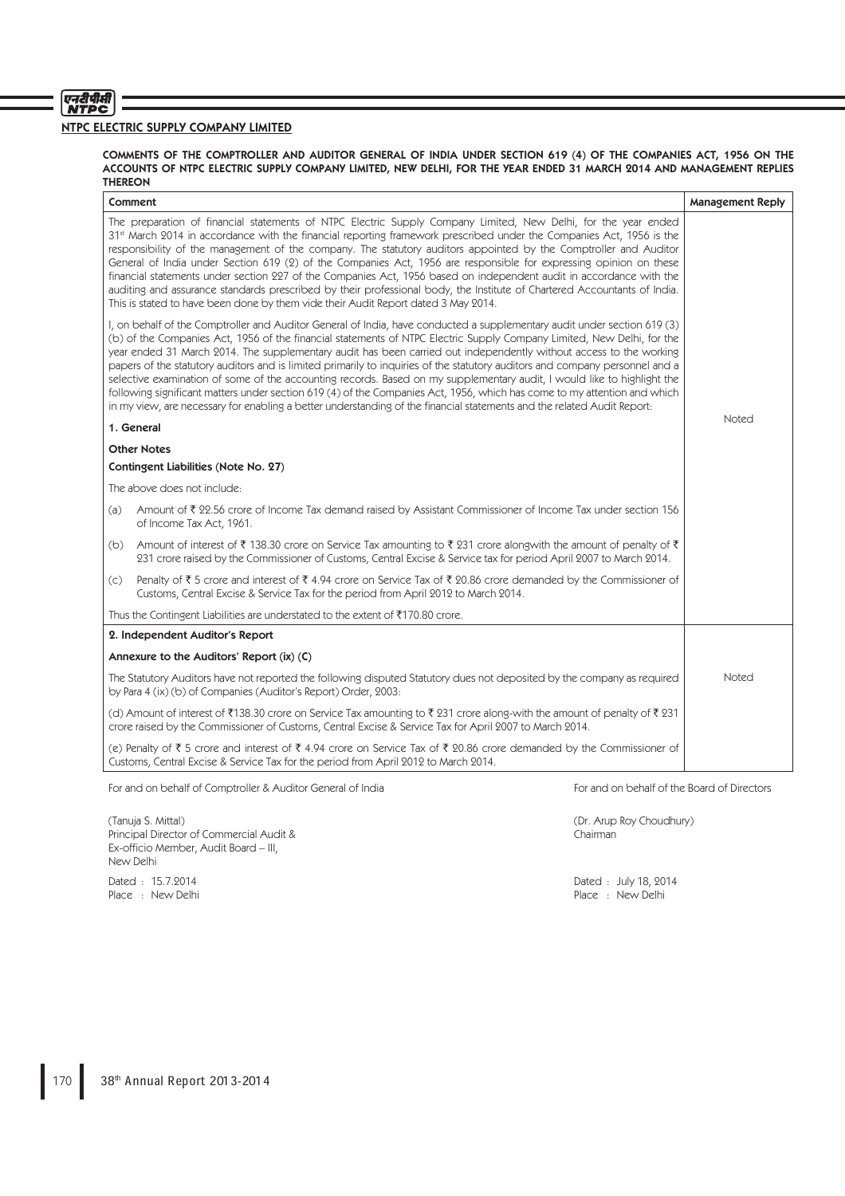## NTPC ELECTRIC SUPPLY COMPANY LIMITED

**COMMENTS OF THE COMPTROLLER AND AUDITOR GENERAL OF INDIA UNDER SECTION 619 (4) OF THE COMPANIES ACT, 1956 ON THE ACCOUNTS OF NTPC ELECTRIC SUPPLY COMPANY LIMITED, NEW DELHI, FOR THE YEAR ENDED 31 MARCH 2014 AND MANAGEMENT REPLIES THEREON**

| Comment | Management Reply |
|---|---|
| The preparation of financial statements of NTPC Electric Supply Company Limited, New Delhi, for the year ended 31st March 2014 in accordance with the financial reporting framework prescribed under the Companies Act, 1956 is the responsibility of the management of the company. The statutory auditors appointed by the Comptroller and Auditor General of India under Section 619 (2) of the Companies Act, 1956 are responsible for expressing opinion on these financial statements under section 227 of the Companies Act, 1956 based on independent audit in accordance with the auditing and assurance standards prescribed by their professional body, the Institute of Chartered Accountants of India. This is stated to have been done by them vide their Audit Report dated 3 May 2014.<br><br>I, on behalf of the Comptroller and Auditor General of India, have conducted a supplementary audit under section 619 (3) (b) of the Companies Act, 1956 of the financial statements of NTPC Electric Supply Company Limited, New Delhi, for the year ended 31 March 2014. The supplementary audit has been carried out independently without access to the working papers of the statutory auditors and is limited primarily to inquiries of the statutory auditors and company personnel and a selective examination of some of the accounting records. Based on my supplementary audit, I would like to highlight the following significant matters under section 619 (4) of the Companies Act, 1956, which has come to my attention and which in my view, are necessary for enabling a better understanding of the financial statements and the related Audit Report:<br><br>**1. General**<br><br>**Other Notes**<br><br>**Contingent Liabilities (Note No. 27)**<br><br>The above does not include:<br><br>(a) Amount of ₹ 22.56 crore of Income Tax demand raised by Assistant Commissioner of Income Tax under section 156 of Income Tax Act, 1961.<br><br>(b) Amount of interest of ₹ 138.30 crore on Service Tax amounting to ₹ 231 crore alongwith the amount of penalty of ₹ 231 crore raised by the Commissioner of Customs, Central Excise & Service tax for period April 2007 to March 2014.<br><br>(c) Penalty of ₹ 5 crore and interest of ₹ 4.94 crore on Service Tax of ₹ 20.86 crore demanded by the Commissioner of Customs, Central Excise & Service Tax for the period from April 2012 to March 2014.<br><br>Thus the Contingent Liabilities are understated to the extent of ₹170.80 crore. | Noted |
| **2. Independent Auditor's Report**<br><br>**Annexure to the Auditors' Report (ix) (C)**<br><br>The Statutory Auditors have not reported the following disputed Statutory dues not deposited by the company as required by Para 4 (ix) (b) of Companies (Auditor's Report) Order, 2003:<br><br>(d) Amount of interest of ₹138.30 crore on Service Tax amounting to ₹ 231 crore along-with the amount of penalty of ₹ 231 crore raised by the Commissioner of Customs, Central Excise & Service Tax for April 2007 to March 2014.<br><br>(e) Penalty of ₹ 5 crore and interest of ₹ 4.94 crore on Service Tax of ₹ 20.86 crore demanded by the Commissioner of Customs, Central Excise & Service Tax for the period from April 2012 to March 2014. | Noted |

For and on behalf of Comptroller & Auditor General of India

(Tanuja S. Mittal)
Principal Director of Commercial Audit &
Ex-officio Member, Audit Board – III,
New Delhi

Dated : 15.7.2014
Place : New Delhi

For and on behalf of the Board of Directors

(Dr. Arup Roy Choudhury)
Chairman

Dated : July 18, 2014
Place : New Delhi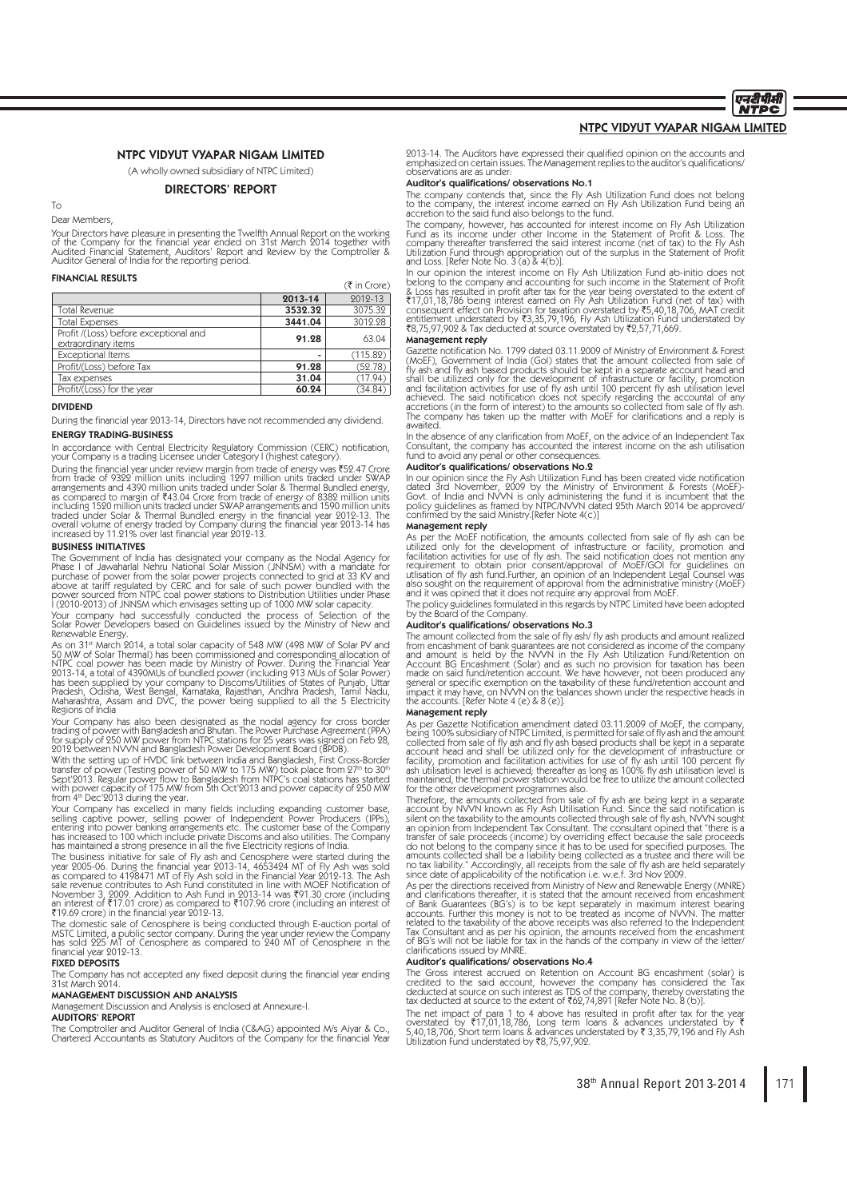# NTPC VIDYUT VYAPAR NIGAM LIMITED

(A wholly owned subsidiary of NTPC Limited)

## DIRECTORS' REPORT

To

Dear Members,

Your Directors have pleasure in presenting the Twelfth Annual Report on the working of the Company for the financial year ended on 31st March 2014 together with Audited Financial Statement, Auditors' Report and Review by the Comptroller & Auditor General of India for the reporting period.

### FINANCIAL RESULTS

(₹ in Crore)

| | 2013-14 | 2012-13 |
|---|---|---|
| Total Revenue | 3532.32 | 3075.32 |
| Total Expenses | 3441.04 | 3012.28 |
| Profit /(Loss) before exceptional and extraordinary items | 91.28 | 63.04 |
| Exceptional Items | - | (115.82) |
| Profit/(Loss) before Tax | 91.28 | (52.78) |
| Tax expenses | 31.04 | (17.94) |
| Profit/(Loss) for the year | 60.24 | (34.84) |

### DIVIDEND

During the financial year 2013-14, Directors have not recommended any dividend.

### ENERGY TRADING-BUSINESS

In accordance with Central Electricity Regulatory Commission (CERC) notification, your Company is a trading Licensee under Category I (highest category).

During the financial year under review margin from trade of energy was ₹52.47 Crore from trade of 9322 million units including 1297 million units traded under SWAP arrangements and 4390 million units traded under Solar & Thermal Bundled energy, as compared to margin of ₹43.04 Crore from trade of energy of 8382 million units including 1520 million units traded under SWAP arrangements and 1590 million units traded under Solar & Thermal Bundled energy in the financial year 2012-13. The overall volume of energy traded by Company during the financial year 2013-14 has increased by 11.21% over last financial year 2012-13.

### BUSINESS INITIATIVES

The Government of India has designated your company as the Nodal Agency for Phase I of Jawaharlal Nehru National Solar Mission (JNNSM) with a mandate for purchase of power from the solar power projects connected to grid at 33 KV and above at tariff regulated by CERC and for sale of such power bundled with the power sourced from NTPC coal power stations to Distribution Utilities under Phase I (2010-2013) of JNNSM which envisages setting up of 1000 MW solar capacity.

Your company had successfully conducted the process of Selection of the Solar Power Developers based on Guidelines issued by the Ministry of New and Renewable Energy.

As on 31st March 2014, a total solar capacity of 548 MW (498 MW of Solar PV and 50 MW of Solar Thermal) has been commissioned and corresponding allocation of NTPC coal power has been made by Ministry of Power. During the Financial Year 2013-14, a total of 4390MUs of bundled power (including 913 MUs of Solar Power) has been supplied by your company to Discoms/Utilities of States of Punjab, Uttar Pradesh, Odisha, West Bengal, Karnataka, Rajasthan, Andhra Pradesh, Tamil Nadu, Maharashtra, Assam and DVC, the power being supplied to all the 5 Electricity Regions of India

Your Company has also been designated as the nodal agency for cross border trading of power with Bangladesh and Bhutan. The Power Purchase Agreement (PPA) for supply of 250 MW power from NTPC stations for 25 years was signed on Feb 28, 2012 between NVVN and Bangladesh Power Development Board (BPDB).

With the setting up of HVDC link between India and Bangladesh, First Cross-Border transfer of power (Testing power of 50 MW to 175 MW) took place from 27th to 30th Sept'2013. Regular power flow to Bangladesh from NTPC's coal stations has started with power capacity of 175 MW from 5th Oct'2013 and power capacity of 250 MW from 4th Dec'2013 during the year.

Your Company has excelled in many fields including expanding customer base, selling captive power, selling power of Independent Power Producers (IPPs), entering into power banking arrangements etc. The customer base of the Company has increased to 100 which include private Discoms and also utilities. The Company has maintained a strong presence in all the five Electricity regions of India.

The business initiative for sale of Fly ash and Cenosphere were started during the year 2005-06. During the financial year 2013-14, 4653424 MT of Fly Ash was sold as compared to 4198471 MT of Fly Ash sold in the Financial Year 2012-13. The Ash sale revenue contributes to Ash Fund constituted in line with MOEF Notification of November 3, 2009. Addition to Ash Fund in 2013-14 was ₹91.30 crore (including an interest of ₹17.01 crore) as compared to ₹107.96 crore (including an interest of ₹19.69 crore) in the financial year 2012-13.

The domestic sale of Cenosphere is being conducted through E-auction portal of MSTC Limited, a public sector company. During the year under review the Company has sold 225 MT of Cenosphere as compared to 240 MT of Cenosphere in the financial year 2012-13.

### FIXED DEPOSITS

The Company has not accepted any fixed deposit during the financial year ending 31st March 2014.

### MANAGEMENT DISCUSSION AND ANALYSIS

Management Discussion and Analysis is enclosed at Annexure-I.

### AUDITORS' REPORT

The Comptroller and Auditor General of India (C&AG) appointed M/s Aiyar & Co., Chartered Accountants as Statutory Auditors of the Company for the financial Year 2013-14. The Auditors have expressed their qualified opinion on the accounts and emphasized on certain issues. The Management replies to the auditor's qualifications/ observations are as under:

#### Auditor's qualifications/ observations No.1

The company contends that, since the Fly Ash Utilization Fund does not belong to the company, the interest income earned on Fly Ash Utilization Fund being an accretion to the said fund also belongs to the fund.

The company, however, has accounted for interest income on Fly Ash Utilization Fund as its income under other Income in the Statement of Profit & Loss. The company thereafter transferred the said interest income (net of tax) to the Fly Ash Utilization Fund through appropriation out of the surplus in the Statement of Profit and Loss. [Refer Note No. 3 (a) & 4(b)].

In our opinion the interest income on Fly Ash Utilization Fund ab-initio does not belong to the company and accounting for such income in the Statement of Profit & Loss has resulted in profit after tax for the year being overstated to the extent of ₹17,01,18,786 being interest earned on Fly Ash Utilization Fund (net of tax) with consequent effect on Provision for taxation overstated by ₹5,40,18,706, MAT credit entitlement understated by ₹3,35,79,196, Fly Ash Utilization Fund understated by ₹8,75,97,902 & Tax deducted at source overstated by ₹2,57,71,669.

#### Management reply

Gazette notification No. 1799 dated 03.11.2009 of Ministry of Environment & Forest (MoEF), Government of India (GoI) states that the amount collected from sale of fly ash and fly ash based products should be kept in a separate account head and shall be utilized only for the development of infrastructure or facility, promotion and facilitation activities for use of fly ash until 100 percent fly ash utilisation level achieved. The said notification does not specify regarding the accountal of any accretions (in the form of interest) to the amounts so collected from sale of fly ash. The company has taken up the matter with MoEF for clarifications and a reply is awaited.

In the absence of any clarification from MoEF, on the advice of an Independent Tax Consultant, the company has accounted the interest income on the ash utilisation fund to avoid any penal or other consequences.

#### Auditor's qualifications/ observations No.2

In our opinion since the Fly Ash Utilization Fund has been created vide notification dated 3rd November, 2009 by the Ministry of Environment & Forests (MoEF)-Govt. of India and NVVN is only administering the fund it is incumbent that the policy guidelines as framed by NTPC/NVVN dated 25th March 2014 be approved/ confirmed by the said Ministry.[Refer Note 4(c)]

#### Management reply

As per the MoEF notification, the amounts collected from sale of fly ash can be utilized only for the development of infrastructure or facility, promotion and facilitation activities for use of fly ash. The said notification does not mention any requirement to obtain prior consent/approval of MoEF/GOI for guidelines on utilisation of fly ash fund.Further, an opinion of an Independent Legal Counsel was also sought on the requirement of approval from the administrative ministry (MoEF) and it was opined that it does not require any approval from MoEF.

The policy guidelines formulated in this regards by NTPC Limited have been adopted by the Board of the Company.

#### Auditor's qualifications/ observations No.3

The amount collected from the sale of fly ash/ fly ash products and amount realized from encashment of bank guarantees are not considered as income of the company and amount is held by the NVVN in the Fly Ash Utilization Fund/Retention on Account BG Encashment (Solar) and as such no provision for taxation has been made on said fund/retention account. We have however, not been produced any general or specific exemption on the taxability of these fund/retention account and impact it may have, on NVVN on the balances shown under the respective heads in the accounts. [Refer Note 4 (e) & 8 (e)].

#### Management reply

As per Gazette Notification amendment dated 03.11.2009 of MoEF, the company, being 100% subsidiary of NTPC Limited, is permitted for sale of fly ash and the amount collected from sale of fly ash and fly ash based products shall be kept in a separate account head and shall be utilized only for the development of infrastructure or facility, promotion and facilitation activities for use of fly ash until 100 percent fly ash utilisation level is achieved; thereafter as long as 100% fly ash utilisation level is maintained, the thermal power station would be free to utilize the amount collected for the other development programmes also.

Therefore, the amounts collected from sale of fly ash are being kept in a separate account by NVVN known as Fly Ash Utilisation Fund. Since the said notification is silent on the taxability to the amounts collected through sale of fly ash, NVVN sought an opinion from Independent Tax Consultant. The consultant opined that "there is a transfer of sale proceeds (income) by overriding effect because the sale proceeds do not belong to the company since it has to be used for specified purposes. The amounts collected shall be a liability being collected as a trustee and there will be no tax liability." Accordingly, all receipts from the sale of fly ash are held separately since date of applicability of the notification i.e. w.e.f. 3rd Nov 2009.

As per the directions received from Ministry of New and Renewable Energy (MNRE) and clarifications thereafter, it is stated that the amount received from encashment of Bank Guarantees (BG's) is to be kept separately in maximum interest bearing accounts. Further this money is not to be treated as income of NVVN. The matter related to the taxability of the above receipts was also referred to the Independent Tax Consultant and as per his opinion, the amounts received from the encashment of BG's will not be liable for tax in the hands of the company in view of the letter/ clarifications issued by MNRE.

#### Auditor's qualifications/ observations No.4

The Gross interest accrued on Retention on Account BG encashment (solar) is credited to the said account, however the company has considered the Tax deducted at source on such interest as TDS of the company, thereby overstating the tax deducted at source to the extent of ₹62,74,891 [Refer Note No. 8 (b)].

The net impact of para 1 to 4 above has resulted in profit after tax for the year overstated by ₹17,01,18,786, Long term loans & advances understated by ₹ 5,40,18,706, Short term loans & advances understated by ₹ 3,35,79,196 and Fly Ash Utilization Fund understated by ₹8,75,97,902.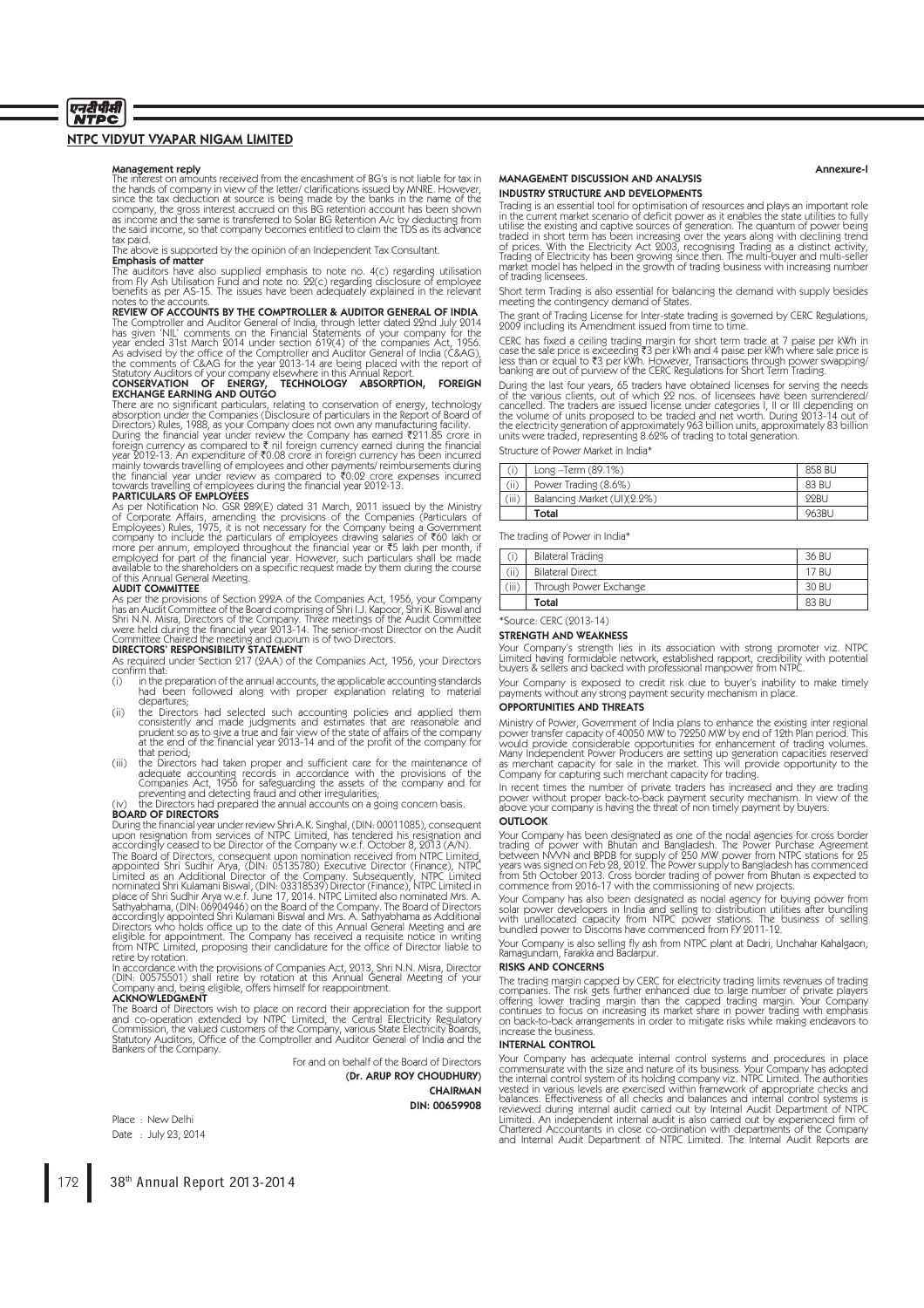**Management reply**

The interest on amounts received from the encashment of BG's is not liable for tax in the hands of company in view of the letter/ clarifications issued by MNRE. However, since the tax deduction at source is being made by the banks in the name of the company, the gross interest accrued on this BG retention account has been shown as income and the same is transferred to Solar BG Retention A/c by deducting from the said income, so that company becomes entitled to claim the TDS as its advance tax paid.

The above is supported by the opinion of an Independent Tax Consultant.

**Emphasis of matter**

The auditors have also supplied emphasis to note no. 4(c) regarding utilisation from Fly Ash Utilisation Fund and note no. 22(c) regarding disclosure of employee benefits as per AS-15. The issues have been adequately explained in the relevant notes to the accounts.

**REVIEW OF ACCOUNTS BY THE COMPTROLLER & AUDITOR GENERAL OF INDIA**

The Comptroller and Auditor General of India, through letter dated 22nd July 2014 has given 'NIL' comments on the Financial Statements of your company for the year ended 31st March 2014 under section 619(4) of the companies Act, 1956. As advised by the office of the Comptroller and Auditor General of India (C&AG), the comments of C&AG for the year 2013-14 are being placed with the report of Statutory Auditors of your company elsewhere in this Annual Report.

**CONSERVATION OF ENERGY, TECHNOLOGY ABSORPTION, FOREIGN EXCHANGE EARNING AND OUTGO**

There are no significant particulars, relating to conservation of energy, technology absorption under the Companies (Disclosure of particulars in the Report of Board of Directors) Rules, 1988, as your Company does not own any manufacturing facility.

During the financial year under review the Company has earned ₹211.85 crore in foreign currency as compared to ₹ nil foreign currency earned during the financial year 2012-13. An expenditure of ₹0.08 crore in foreign currency has been incurred mainly towards travelling of employees and other payments/ reimbursements during the financial year under review as compared to ₹0.02 crore expenses incurred towards travelling of employees during the financial year 2012-13.

**PARTICULARS OF EMPLOYEES**

As per Notification No. GSR 289(E) dated 31 March, 2011 issued by the Ministry of Corporate Affairs, amending the provisions of the Companies (Particulars of Employees) Rules, 1975, it is not necessary for the Company being a Government company to include the particulars of employees drawing salaries of ₹60 lakh or more per annum, employed throughout the financial year or ₹5 lakh per month, if employed for part of the financial year. However, such particulars shall be made available to the shareholders on a specific request made by them during the course of this Annual General Meeting.

**AUDIT COMMITTEE**

As per the provisions of Section 292A of the Companies Act, 1956, your Company has an Audit Committee of the Board comprising of Shri I.J. Kapoor, Shri K. Biswal and Shri N.N. Misra, Directors of the Company. Three meetings of the Audit Committee were held during the financial year 2013-14. The senior-most Director on the Audit Committee Chaired the meeting and quorum is of two Directors.

**DIRECTORS' RESPONSIBILITY STATEMENT**

As required under Section 217 (2AA) of the Companies Act, 1956, your Directors confirm that:

(i) in the preparation of the annual accounts, the applicable accounting standards had been followed along with proper explanation relating to material departures;

(ii) the Directors had selected such accounting policies and applied them consistently and made judgments and estimates that are reasonable and prudent so as to give a true and fair view of the state of affairs of the company at the end of the financial year 2013-14 and of the profit of the company for that period;

(iii) the Directors had taken proper and sufficient care for the maintenance of adequate accounting records in accordance with the provisions of the Companies Act, 1956 for safeguarding the assets of the company and for preventing and detecting fraud and other irregularities;

(iv) the Directors had prepared the annual accounts on a going concern basis.

**BOARD OF DIRECTORS**

During the financial year under review Shri A.K. Singhal, (DIN: 00011085), consequent upon resignation from services of NTPC Limited, has tendered his resignation and accordingly ceased to be Director of the Company w.e.f. October 8, 2013 (A/N).

The Board of Directors, consequent upon nomination received from NTPC Limited, appointed Shri Sudhir Arya, (DIN: 05135780) Executive Director (Finance), NTPC Limited as an Additional Director of the Company. Subsequently, NTPC Limited nominated Shri Kulamani Biswal, (DIN: 03318539) Director (Finance), NTPC Limited in place of Shri Sudhir Arya w.e.f. June 17, 2014. NTPC Limited also nominated Mrs. A. Sathyabhama, (DIN: 06904946) on the Board of the Company. The Board of Directors accordingly appointed Shri Kulamani Biswal and Mrs. A. Sathyabhama as Additional Directors who holds office up to the date of this Annual General Meeting and are eligible for appointment. The Company has received a requisite notice in writing from NTPC Limited, proposing their candidature for the office of Director liable to retire by rotation.

In accordance with the provisions of Companies Act, 2013, Shri N.N. Misra, Director (DIN: 00575501) shall retire by rotation at this Annual General Meeting of your Company and, being eligible, offers himself for reappointment.

**ACKNOWLEDGMENT**

The Board of Directors wish to place on record their appreciation for the support and co-operation extended by NTPC Limited, the Central Electricity Regulatory Commission, the valued customers of the Company, various State Electricity Boards, Statutory Auditors, Office of the Comptroller and Auditor General of India and the Bankers of the Company.

For and on behalf of the Board of Directors

**(Dr. ARUP ROY CHOUDHURY)**

**CHAIRMAN**

**DIN: 00659908**

Place : New Delhi

Date : July 23, 2014

**Annexure-I**

## MANAGEMENT DISCUSSION AND ANALYSIS

### INDUSTRY STRUCTURE AND DEVELOPMENTS

Trading is an essential tool for optimisation of resources and plays an important role in the current market scenario of deficit power as it enables the state utilities to fully utilise the existing and captive sources of generation. The quantum of power being traded in short term has been increasing over the years along with declining trend of prices. With the Electricity Act 2003, recognising Trading as a distinct activity, Trading of Electricity has been growing since then. The multi-buyer and multi-seller market model has helped in the growth of trading business with increasing number of trading licensees.

Short term Trading is also essential for balancing the demand with supply besides meeting the contingency demand of States.

The grant of Trading License for Inter-state trading is governed by CERC Regulations, 2009 including its Amendment issued from time to time.

CERC has fixed a ceiling trading margin for short term trade at 7 paise per kWh in case the sale price is exceeding ₹3 per kWh and 4 paise per kWh where sale price is less than or equal to ₹3 per kWh. However, Transactions through power swapping/ banking are out of purview of the CERC Regulations for Short Term Trading.

During the last four years, 65 traders have obtained licenses for serving the needs of the various clients, out of which 22 nos. of licensees have been surrendered/ cancelled. The traders are issued license under categories I, II or III depending on the volume of units proposed to be traded and net worth. During 2013-14 out of the electricity generation of approximately 963 billion units, approximately 83 billion units were traded, representing 8.62% of trading to total generation.

Structure of Power Market in India*

| | | |
|---|---|---|
| (i) | Long –Term (89.1%) | 858 BU |
| (ii) | Power Trading (8.6%) | 83 BU |
| (iii) | Balancing Market (UI)(2.2%) | 22BU |
| | **Total** | 963BU |

The trading of Power in India*

| | | |
|---|---|---|
| (i) | Bilateral Trading | 36 BU |
| (ii) | Bilateral Direct | 17 BU |
| (iii) | Through Power Exchange | 30 BU |
| | **Total** | 83 BU |

*Source: CERC (2013-14)

### STRENGTH AND WEAKNESS

Your Company's strength lies in its association with strong promoter viz. NTPC Limited having formidable network, established rapport, credibility with potential buyers & sellers and backed with professional manpower from NTPC.

Your Company is exposed to credit risk due to buyer's inability to make timely payments without any strong payment security mechanism in place.

### OPPORTUNITIES AND THREATS

Ministry of Power, Government of India plans to enhance the existing inter regional power transfer capacity of 40050 MW to 72250 MW by end of 12th Plan period. This would provide considerable opportunities for enhancement of trading volumes. Many Independent Power Producers are setting up generation capacities reserved as merchant capacity for sale in the market. This will provide opportunity to the Company for capturing such merchant capacity for trading.

In recent times the number of private traders has increased and they are trading power without proper back-to-back payment security mechanism. In view of the above your company is having the threat of non timely payment by buyers.

### OUTLOOK

Your Company has been designated as one of the nodal agencies for cross border trading of power with Bhutan and Bangladesh. The Power Purchase Agreement between NVVN and BPDB for supply of 250 MW power from NTPC stations for 25 years was signed on Feb 28, 2012. The Power supply to Bangladesh has commenced from 5th October 2013. Cross border trading of power from Bhutan is expected to commence from 2016-17 with the commissioning of new projects.

Your Company has also been designated as nodal agency for buying power from solar power developers in India and selling to distribution utilities after bundling with unallocated capacity from NTPC power stations. The business of selling bundled power to Discoms have commenced from FY 2011-12.

Your Company is also selling fly ash from NTPC plant at Dadri, Unchahar Kahalgaon, Ramagundam, Farakka and Badarpur.

### RISKS AND CONCERNS

The trading margin capped by CERC for electricity trading limits revenues of trading companies. The risk gets further enhanced due to large number of private players offering lower trading margin than the capped trading margin. Your Company continues to focus on increasing its market share in power trading with emphasis on back-to-back arrangements in order to mitigate risks while making endeavors to increase the business.

### INTERNAL CONTROL

Your Company has adequate internal control systems and procedures in place commensurate with the size and nature of its business. Your Company has adopted the internal control system of its holding company viz. NTPC Limited. The authorities vested in various levels are exercised within framework of appropriate checks and balances. Effectiveness of all checks and balances and internal control systems is reviewed during internal audit carried out by Internal Audit Department of NTPC Limited. An independent internal audit is also carried out by experienced firm of Chartered Accountants in close co-ordination with departments of the Company and Internal Audit Department of NTPC Limited. The Internal Audit Reports are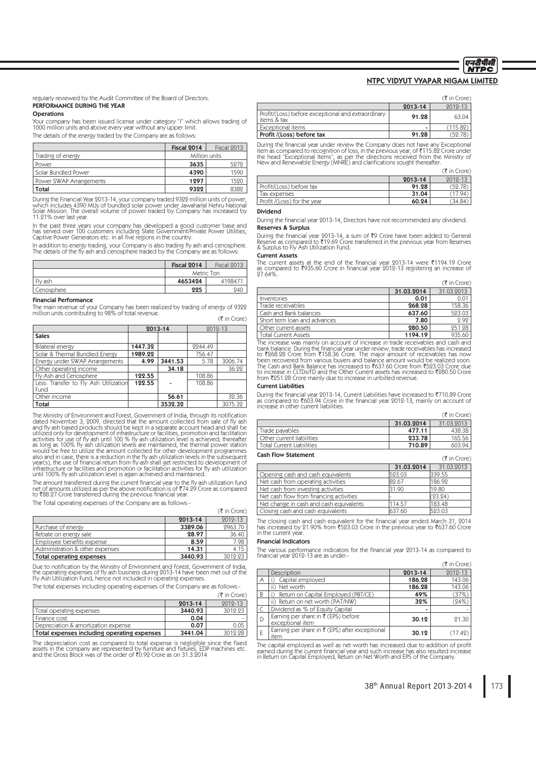regularly reviewed by the Audit Committee of the Board of Directors.

## PERFORMANCE DURING THE YEAR

### Operations

Your company has been issued license under category "I" which allows trading of 1000 million units and above every year without any upper limit.

The details of the energy traded by the Company are as follows:

| | Fiscal 2014 | Fiscal 2013 |
|---|---|---|
| Trading of energy | Million units | |
| Power | **3635** | 5272 |
| Solar Bundled Power | **4390** | 1590 |
| Power SWAP Arrangements | **1297** | 1520 |
| **Total** | **9322** | 8382 |

During the Financial Year 2013-14, your company traded 9322 million units of power, which includes 4390 MUs of bundled solar power under Jawaharlal Nehru National Solar Mission. The overall volume of power traded by Company has increased by 11.21% over last year.

In the past three years your company has developed a good customer base and has served over 100 customers including State Government/Private Power Utilities, Captive Power Generators etc. in all five regions in the country.

In addition to energy trading, your Company is also trading fly ash and cenosphere. The details of the fly ash and cenosphere traded by the Company are as follows:

| | Fiscal 2014 | Fiscal 2013 |
|---|---|---|
| | Metric Ton | |
| Fly ash | **4653424** | 4198471 |
| Cenosphere | **225** | 240 |

### Financial Performance

The main revenue of your Company has been realized by trading of energy of 9322 million units contributing to 98% of total revenue.

(₹ in Crore)

| | 2013-14 | | 2012-13 | |
|---|---|---|---|---|
| **Sales** | | | | |
| Bilateral energy | **1447.32** | | 2244.49 | |
| Solar & Thermal Bundled Energy | **1989.22** | | 756.47 | |
| Energy under SWAP Arrangements | **4.99** | **3441.53** | 5.78 | 3006.74 |
| Other operating income | | **34.18** | | 36.22 |
| Fly Ash and Cenosphere | **122.55** | | 108.86 | |
| Less: Transfer to Fly Ash Utilization Fund | **122.55** | **-** | 108.86 | |
| Other income | | **56.61** | | 32.36 |
| **Total** | | **3532.32** | | 3075.32 |

The Ministry of Environment and Forest, Government of India, through its notification dated November 3, 2009, directed that the amount collected from sale of fly ash and fly ash based products should be kept in a separate account head and shall be utilized only for development of infrastructure or facilities, promotion and facilitation activities for use of fly ash until 100 % fly ash utilization level is achieved; thereafter as long as 100% fly ash utilization levels are maintained, the thermal power station would be free to utilize the amount collected for other development programmes also and in case, there is a reduction in the fly ash utilization levels in the subsequent year(s), the use of financial return from fly ash shall get restricted to development of infrastructure or facilities and promotion or facilitation activities for fly ash utilization until 100% fly ash utilization level is again achieved and maintained.

The amount transferred during the current financial year to the fly ash utilization fund net of amounts utilized as per the above notification is of ₹74.29 Crore as compared to ₹88.27 Crore transferred during the previous financial year.

The Total operating expenses of the Company are as follows:-

(₹ in Crore)

| | 2013-14 | 2012-13 |
|---|---|---|
| Purchase of energy | **3389.06** | 2963.70 |
| Rebate on energy sale | **28.97** | 36.40 |
| Employee benefits expense | **8.59** | 7.98 |
| Administration & other expenses | **14.31** | 4.15 |
| **Total operating expenses** | **3440.93** | 3012.23 |

Due to notification by the Ministry of Environment and Forest, Government of India, the operating expenses of fly ash business during 2013-14 have been met out of the Fly Ash Utilization Fund, hence not included in operating expenses.

The total expenses including operating expenses of the Company are as follows:-

(₹ in Crore)

| | 2013-14 | 2012-13 |
|---|---|---|
| Total operating expenses | **3440.93** | 3012.23 |
| Finance cost | **0.04** | - |
| Depreciation & amortization expense | **0.07** | 0.05 |
| **Total expenses including operating expenses** | **3441.04** | 3012.28 |

The depreciation cost as compared to total expense is negligible since the fixed assets in the company are represented by furniture and fixtures, EDP machines etc. and the Gross Block was of the order of ₹0.92 Crore as on 31.3.2014.

(₹ in Crore)

| | 2013-14 | 2012-13 |
|---|---|---|
| Profit/(Loss) before exceptional and extraordinary items & tax | **91.28** | 63.04 |
| Exceptional items | **-** | (115.82) |
| **Profit /(Loss) before tax** | **91.28** | (52.78) |

During the financial year under review the Company does not have any Exceptional item as compared to recognition of loss, in the previous year, of ₹115.82 Crore under the head "Exceptional Items", as per the directions received from the Ministry of New and Renewable Energy (MNRE) and clarifications sought thereafter.

(₹ in Crore)

| | 2013-14 | 2012-13 |
|---|---|---|
| Profit/(Loss) before tax | **91.28** | (52.78) |
| Tax expenses | **31.04** | (17.94) |
| Profit /(Loss) for the year | **60.24** | (34.84) |

### Dividend

During the financial year 2013-14, Directors have not recommended any dividend.

### Reserves & Surplus

During the financial year 2013-14, a sum of ₹9 Crore have been added to General Reserve as compared to ₹19.69 Crore transferred in the previous year from Reserves & Surplus to Fly Ash Utilization Fund.

### Current Assets

The current assets at the end of the financial year 2013-14 were ₹1194.19 Crore as compared to ₹935.60 Crore in financial year 2012-13 registering an increase of 27.64%.

(₹ in Crore)

| | 31.03.2014 | 31.03.2013 |
|---|---|---|
| Inventories | **0.01** | 0.01 |
| Trade receivables | **268.28** | 158.36 |
| Cash and Bank balances | **637.60** | 523.03 |
| Short term loan and advances | **7.80** | 2.92 |
| Other current assets | **280.50** | 251.28 |
| Total Current Assets | **1194.19** | 935.60 |

The increase was mainly on account of increase in trade receivables and cash and bank balance. During the financial year under review, trade receivables has increased to ₹268.28 Crore from ₹158.36 Crore. The major amount of receivables has now been recovered from various buyers and balance amount would be realized soon. The Cash and Bank Balance has increased to ₹637.60 Crore from ₹523.03 Crore due to increase in CLTDs/FD and the Other Current assets has increased to ₹280.50 Crore from ₹251.28 Crore mainly due to increase in unbilled revenue.

### Current Liabilities

During the financial year 2013-14, Current Liabilities have increased to ₹710.89 Crore as compared to ₹603.94 Crore in the financial year 2012-13, mainly on account of increase in other current liabilities.

(₹ in Crore)

| | 31.03.2014 | 31.03.2013 |
|---|---|---|
| Trade payables | **477.11** | 438.38 |
| Other current liabilities | **233.78** | 165.56 |
| Total Current Liabilities | **710.89** | 603.94 |

### Cash Flow Statement

(₹ in Crore)

| | 31.03.2014 | 31.03.2013 |
|---|---|---|
| Opening cash and cash equivalents | 523.03 | 339.55 |
| Net cash from operating activities | 82.67 | 186.92 |
| Net cash from investing activities | 31.90 | 19.80 |
| Net cash flow from financing activities | - | (23.24) |
| Net change in cash and cash equivalents | 114.57 | 183.48 |
| Closing cash and cash equivalents | 637.60 | 523.03 |

The closing cash and cash equivalent for the financial year ended March 31, 2014 has increased by 21.90% from ₹523.03 Crore in the previous year to ₹637.60 Crore in the current year.

### Financial Indicators

The various performance indicators for the financial year 2013-14 as compared to financial year 2012-13 are as under:-

(₹ in Crore)

| | Description | 2013-14 | 2012-13 |
|---|---|---|---|
| A | i) Capital employed | **186.28** | 143.06 |
| | ii) Net worth | **186.28** | 143.06 |
| B | i) Return on Capital Employed (PBT/CE) | **49%** | (37%) |
| | ii) Return on net worth (PAT/NW) | **32%** | (24%) |
| C | Dividend as % of Equity Capital | **-** | - |
| D | Earning per share in ₹ (EPS) before exceptional item | **30.12** | 21.30 |
| E | Earning per share in ₹ (EPS) after exceptional item | **30.12** | (17.42) |

The capital employed as well as net worth has increased due to addition of profit earned during the current financial year and such increase has also resulted increase in Return on Capital Employed, Return on Net Worth and EPS of the Company.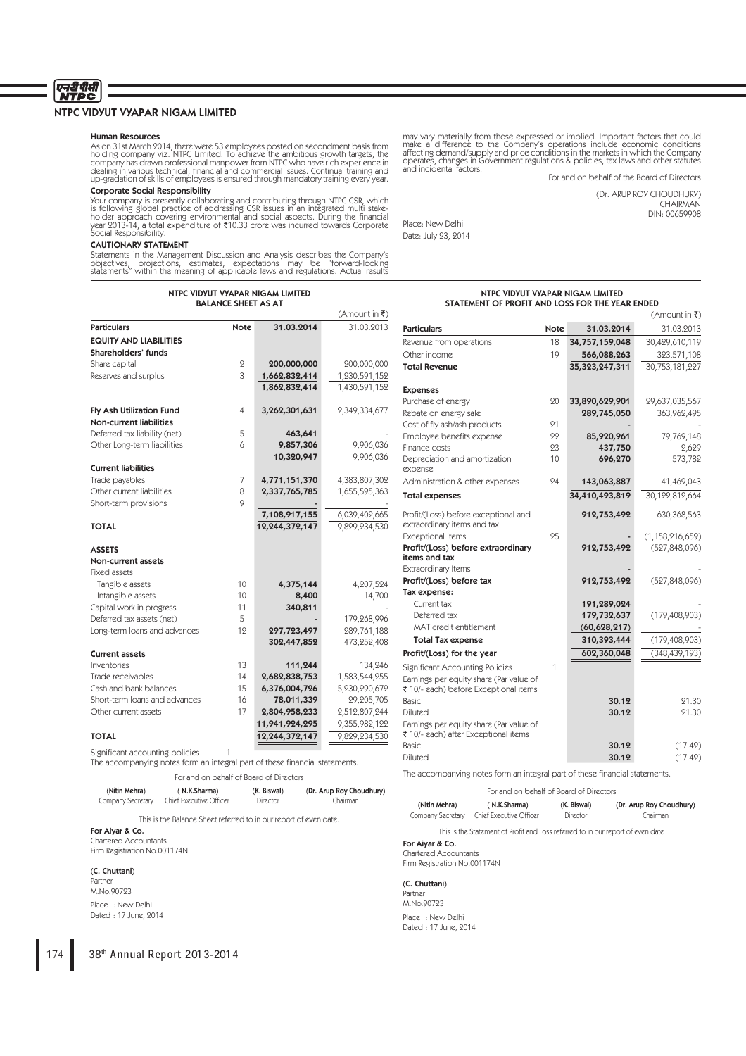## NTPC VIDYUT VYAPAR NIGAM LIMITED

#### Human Resources

As on 31st March 2014, there were 53 employees posted on secondment basis from holding company viz. NTPC Limited. To achieve the ambitious growth targets, the company has drawn professional manpower from NTPC who have rich experience in dealing in various technical, financial and commercial issues. Continual training and up-gradation of skills of employees is ensured through mandatory training every year.

#### Corporate Social Responsibility

Your company is presently collaborating and contributing through NTPC CSR, which is following global practice of addressing CSR issues in an integrated multi stake-holder approach covering environmental and social aspects. During the financial year 2013-14, a total expenditure of ₹10.33 crore was incurred towards Corporate Social Responsibility.

#### CAUTIONARY STATEMENT

Statements in the Management Discussion and Analysis describes the Company's objectives, projections, estimates, expectations may be "forward-looking statements" within the meaning of applicable laws and regulations. Actual results may vary materially from those expressed or implied. Important factors that could make a difference to the Company's operations include economic conditions affecting demand/supply and price conditions in the markets in which the Company operates, changes in Government regulations & policies, tax laws and other statutes and incidental factors.

For and on behalf of the Board of Directors

(Dr. ARUP ROY CHOUDHURY)
CHAIRMAN
DIN: 00659908

Place: New Delhi
Date: July 23, 2014

### NTPC VIDYUT VYAPAR NIGAM LIMITED
### BALANCE SHEET AS AT

(Amount in ₹)

| Particulars | Note | 31.03.2014 | 31.03.2013 |
|---|---|---|---|
| **EQUITY AND LIABILITIES** | | | |
| **Shareholders' funds** | | | |
| Share capital | 2 | 200,000,000 | 200,000,000 |
| Reserves and surplus | 3 | 1,662,832,414 | 1,230,591,152 |
| | | 1,862,832,414 | 1,430,591,152 |
| **Fly Ash Utilization Fund** | 4 | 3,262,301,631 | 2,349,334,677 |
| **Non-current liabilities** | | | |
| Deferred tax liability (net) | 5 | 463,641 | - |
| Other Long-term liabilities | 6 | 9,857,306 | 9,906,036 |
| | | 10,320,947 | 9,906,036 |
| **Current liabilities** | | | |
| Trade payables | 7 | 4,771,151,370 | 4,383,807,302 |
| Other current liabilities | 8 | 2,337,765,785 | 1,655,595,363 |
| Short-term provisions | 9 | - | - |
| | | 7,108,917,155 | 6,039,402,665 |
| **TOTAL** | | 12,244,372,147 | 9,829,234,530 |
| **ASSETS** | | | |
| **Non-current assets** | | | |
| Fixed assets | | | |
| Tangible assets | 10 | 4,375,144 | 4,207,524 |
| Intangible assets | 10 | 8,400 | 14,700 |
| Capital work in progress | 11 | 340,811 | - |
| Deferred tax assets (net) | 5 | - | 179,268,996 |
| Long-term loans and advances | 12 | 297,723,497 | 289,761,188 |
| | | 302,447,852 | 473,252,408 |
| **Current assets** | | | |
| Inventories | 13 | 111,244 | 134,246 |
| Trade receivables | 14 | 2,682,838,753 | 1,583,544,255 |
| Cash and bank balances | 15 | 6,376,004,726 | 5,230,290,672 |
| Short-term loans and advances | 16 | 78,011,339 | 29,205,705 |
| Other current assets | 17 | 2,804,958,233 | 2,512,807,244 |
| | | 11,941,924,295 | 9,355,982,122 |
| **TOTAL** | | 12,244,372,147 | 9,829,234,530 |

Significant accounting policies 1

The accompanying notes form an integral part of these financial statements.

For and on behalf of Board of Directors

| (Nitin Mehra) | ( N.K.Sharma) | (K. Biswal) | (Dr. Arup Roy Choudhury) |
|---|---|---|---|
| Company Secretary | Chief Executive Officer | Director | Chairman |

This is the Balance Sheet referred to in our report of even date.

**For Aiyar & Co.**
Chartered Accountants
Firm Registration No.001174N

**(C. Chuttani)**
Partner
M.No.90723

Place : New Delhi
Dated : 17 June, 2014

### NTPC VIDYUT VYAPAR NIGAM LIMITED
### STATEMENT OF PROFIT AND LOSS FOR THE YEAR ENDED

(Amount in ₹)

| Particulars | Note | 31.03.2014 | 31.03.2013 |
|---|---|---|---|
| Revenue from operations | 18 | 34,757,159,048 | 30,429,610,119 |
| Other income | 19 | 566,088,263 | 323,571,108 |
| **Total Revenue** | | 35,323,247,311 | 30,753,181,227 |
| **Expenses** | | | |
| Purchase of energy | 20 | 33,890,629,901 | 29,637,035,567 |
| Rebate on energy sale | | 289,745,050 | 363,962,495 |
| Cost of fly ash/ash products | 21 | - | - |
| Employee benefits expense | 22 | 85,920,961 | 79,769,148 |
| Finance costs | 23 | 437,750 | 2,629 |
| Depreciation and amortization expense | 10 | 696,270 | 573,782 |
| Administration & other expenses | 24 | 143,063,887 | 41,469,043 |
| **Total expenses** | | 34,410,493,819 | 30,122,812,664 |
| Profit/(Loss) before exceptional and extraordinary items and tax | | 912,753,492 | 630,368,563 |
| Exceptional items | 25 | - | (1,158,216,659) |
| **Profit/(Loss) before extraordinary items and tax** | | 912,753,492 | (527,848,096) |
| Extraordinary Items | | - | - |
| **Profit/(Loss) before tax** | | 912,753,492 | (527,848,096) |
| **Tax expense:** | | | |
| Current tax | | 191,289,024 | - |
| Deferred tax | | 179,732,637 | (179,408,903) |
| MAT credit entitlement | | (60,628,217) | - |
| **Total Tax expense** | | 310,393,444 | (179,408,903) |
| **Profit/(Loss) for the year** | | 602,360,048 | (348,439,193) |
| Significant Accounting Policies | 1 | | |
| Earnings per equity share (Par value of ₹ 10/- each) before Exceptional items | | | |
| Basic | | 30.12 | 21.30 |
| Diluted | | 30.12 | 21.30 |
| Earnings per equity share (Par value of ₹ 10/- each) after Exceptional items | | | |
| Basic | | 30.12 | (17.42) |
| Diluted | | 30.12 | (17.42) |

The accompanying notes form an integral part of these financial statements.

For and on behalf of Board of Directors

| (Nitin Mehra) | ( N.K.Sharma) | (K. Biswal) | (Dr. Arup Roy Choudhury) |
|---|---|---|---|
| Company Secretary | Chief Executive Officer | Director | Chairman |

This is the Statement of Profit and Loss referred to in our report of even date

**For Aiyar & Co.**
Chartered Accountants
Firm Registration No.001174N

**(C. Chuttani)**
Partner
M.No.90723

Place : New Delhi
Dated : 17 June, 2014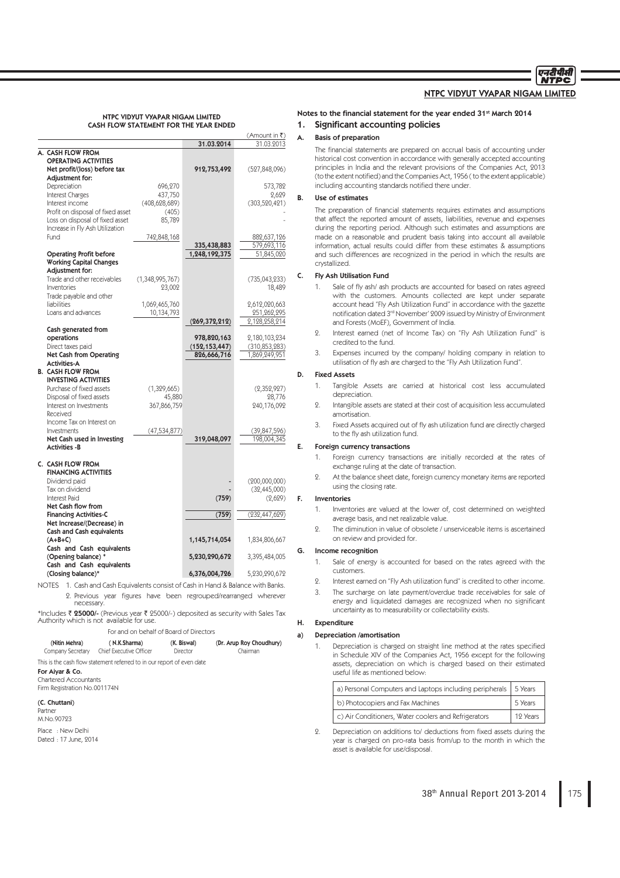## NTPC VIDYUT VYAPAR NIGAM LIMITED
## CASH FLOW STATEMENT FOR THE YEAR ENDED

(Amount in ₹)

| | | 31.03.2014 | 31.03.2013 |
|---|---|---|---|
| **A. CASH FLOW FROM OPERATING ACTIVITIES** | | | |
| **Net profit/(loss) before tax** | | **912,753,492** | (527,848,096) |
| **Adjustment for:** | | | |
| Depreciation | 696,270 | | 573,782 |
| Interest Charges | 437,750 | | 2,629 |
| Interest income | (408,628,689) | | (303,520,421) |
| Profit on disposal of fixed asset | (405) | | - |
| Loss on disposal of fixed asset | 85,789 | | - |
| Increase in Fly Ash Utilization Fund | 742,848,168 | | 882,637,126 |
| | | **335,438,883** | 579,693,116 |
| **Operating Profit before Working Capital Changes** | | **1,248,192,375** | 51,845,020 |
| **Adjustment for:** | | | |
| Trade and other receivables | (1,348,995,767) | | (735,043,233) |
| Inventories | 23,002 | | 18,489 |
| Trade payable and other liabilities | 1,069,465,760 | | 2,612,020,663 |
| Loans and advances | 10,134,793 | | 251,262,295 |
| | | **(269,372,212)** | 2,128,258,214 |
| **Cash generated from operations** | | **978,820,163** | 2,180,103,234 |
| Direct taxes paid | | **(152,153,447)** | (310,853,283) |
| **Net Cash from Operating Activities-A** | | **826,666,716** | 1,869,249,951 |
| **B. CASH FLOW FROM INVESTING ACTIVITIES** | | | |
| Purchase of fixed assets | (1,329,665) | | (2,352,927) |
| Disposal of fixed assets | 45,880 | | 28,776 |
| Interest on Investments Received | 367,866,759 | | 240,176,092 |
| Income Tax on Interest on Investments | (47,534,877) | | (39,847,596) |
| **Net Cash used in Investing Activities -B** | | **319,048,097** | 198,004,345 |
| **C. CASH FLOW FROM FINANCING ACTIVITIES** | | | |
| Dividend paid | | - | (200,000,000) |
| Tax on dividend | | - | (32,445,000) |
| Interest Paid | | **(759)** | (2,629) |
| **Net Cash flow from Financing Activities-C** | | **(759)** | (232,447,629) |
| **Net Increase/(Decrease) in Cash and Cash equivalents (A+B+C)** | | **1,145,714,054** | 1,834,806,667 |
| **Cash and Cash equivalents (Opening balance) *** | | **5,230,290,672** | 3,395,484,005 |
| **Cash and Cash equivalents (Closing balance)*** | | **6,376,004,726** | 5,230,290,672 |

NOTES 1. Cash and Cash Equivalents consist of Cash in Hand & Balance with Banks.

2. Previous year figures have been regrouped/rearranged wherever necessary.

*Includes ₹ **25000/-** (Previous year ₹ 25000/-) deposited as security with Sales Tax Authority which is not available for use.

For and on behalf of Board of Directors

| (Nitin Mehra) | ( N.K.Sharma) | (K. Biswal) | (Dr. Arup Roy Choudhury) |
|---|---|---|---|
| Company Secretary | Chief Executive Officer | Director | Chairman |

This is the cash flow statement referred to in our report of even date

**For Aiyar & Co.**
Chartered Accountants
Firm Registration No.001174N

**(C. Chuttani)**
Partner
M.No.90723

Place : New Delhi
Dated : 17 June, 2014

### Notes to the financial statement for the year ended 31st March 2014

## 1. Significant accounting policies

**A. Basis of preparation**

The financial statements are prepared on accrual basis of accounting under historical cost convention in accordance with generally accepted accounting principles in India and the relevant provisions of the Companies Act, 2013 (to the extent notified) and the Companies Act, 1956 ( to the extent applicable) including accounting standards notified there under.

**B. Use of estimates**

The preparation of financial statements requires estimates and assumptions that affect the reported amount of assets, liabilities, revenue and expenses during the reporting period. Although such estimates and assumptions are made on a reasonable and prudent basis taking into account all available information, actual results could differ from these estimates & assumptions and such differences are recognized in the period in which the results are crystallized.

**C. Fly Ash Utilisation Fund**

1. Sale of fly ash/ ash products are accounted for based on rates agreed with the customers. Amounts collected are kept under separate account head "Fly Ash Utilization Fund" in accordance with the gazette notification dated 3rd November' 2009 issued by Ministry of Environment and Forests (MoEF), Government of India.
2. Interest earned (net of Income Tax) on "Fly Ash Utilization Fund" is credited to the fund.
3. Expenses incurred by the company/ holding company in relation to utilisation of fly ash are charged to the "Fly Ash Utilization Fund".

**D. Fixed Assets**

1. Tangible Assets are carried at historical cost less accumulated depreciation.
2. Intangible assets are stated at their cost of acquisition less accumulated amortisation.
3. Fixed Assets acquired out of fly ash utilization fund are directly charged to the fly ash utilization fund.

**E. Foreign currency transactions**

1. Foreign currency transactions are initially recorded at the rates of exchange ruling at the date of transaction.
2. At the balance sheet date, foreign currency monetary items are reported using the closing rate.

**F. Inventories**

1. Inventories are valued at the lower of, cost determined on weighted average basis, and net realizable value.
2. The diminution in value of obsolete / unserviceable items is ascertained on review and provided for.

**G. Income recognition**

1. Sale of energy is accounted for based on the rates agreed with the customers.
2. Interest earned on "Fly Ash utilization fund" is credited to other income.
3. The surcharge on late payment/overdue trade receivables for sale of energy and liquidated damages are recognized when no significant uncertainty as to measurability or collectability exists.

**H. Expenditure**

**a) Depreciation /amortisation**

1. Depreciation is charged on straight line method at the rates specified in Schedule XIV of the Companies Act, 1956 except for the following assets, depreciation on which is charged based on their estimated useful life as mentioned below:

| Asset | Useful life |
|---|---|
| a) Personal Computers and Laptops including peripherals | 5 Years |
| b) Photocopiers and Fax Machines | 5 Years |
| c) Air Conditioners, Water coolers and Refrigerators | 12 Years |

2. Depreciation on additions to/ deductions from fixed assets during the year is charged on pro-rata basis from/up to the month in which the asset is available for use/disposal.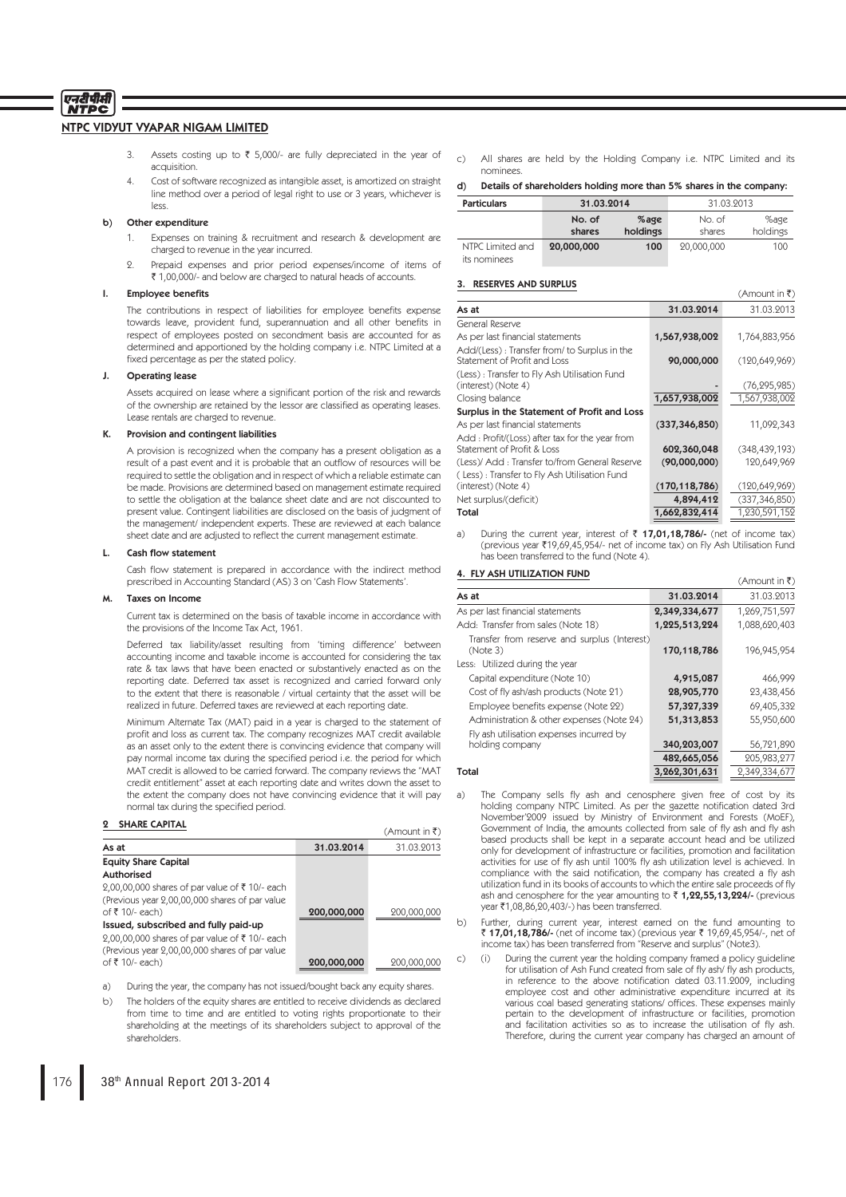3. Assets costing up to ₹ 5,000/- are fully depreciated in the year of acquisition.
4. Cost of software recognized as intangible asset, is amortized on straight line method over a period of legal right to use or 3 years, whichever is less.

**b) Other expenditure**

1. Expenses on training & recruitment and research & development are charged to revenue in the year incurred.
2. Prepaid expenses and prior period expenses/income of items of ₹ 1,00,000/- and below are charged to natural heads of accounts.

**I. Employee benefits**

The contributions in respect of liabilities for employee benefits expense towards leave, provident fund, superannuation and all other benefits in respect of employees posted on secondment basis are accounted for as determined and apportioned by the holding company i.e. NTPC Limited at a fixed percentage as per the stated policy.

**J. Operating lease**

Assets acquired on lease where a significant portion of the risk and rewards of the ownership are retained by the lessor are classified as operating leases. Lease rentals are charged to revenue.

**K. Provision and contingent liabilities**

A provision is recognized when the company has a present obligation as a result of a past event and it is probable that an outflow of resources will be required to settle the obligation and in respect of which a reliable estimate can be made. Provisions are determined based on management estimate required to settle the obligation at the balance sheet date and are not discounted to present value. Contingent liabilities are disclosed on the basis of judgment of the management/ independent experts. These are reviewed at each balance sheet date and are adjusted to reflect the current management estimate.

**L. Cash flow statement**

Cash flow statement is prepared in accordance with the indirect method prescribed in Accounting Standard (AS) 3 on 'Cash Flow Statements'.

**M. Taxes on Income**

Current tax is determined on the basis of taxable income in accordance with the provisions of the Income Tax Act, 1961.

Deferred tax liability/asset resulting from 'timing difference' between accounting income and taxable income is accounted for considering the tax rate & tax laws that have been enacted or substantively enacted as on the reporting date. Deferred tax asset is recognized and carried forward only to the extent that there is reasonable / virtual certainty that the asset will be realized in future. Deferred taxes are reviewed at each reporting date.

Minimum Alternate Tax (MAT) paid in a year is charged to the statement of profit and loss as current tax. The company recognizes MAT credit available as an asset only to the extent there is convincing evidence that company will pay normal income tax during the specified period i.e. the period for which MAT credit is allowed to be carried forward. The company reviews the "MAT credit entitlement" asset at each reporting date and writes down the asset to the extent the company does not have convincing evidence that it will pay normal tax during the specified period.

## 2 SHARE CAPITAL

(Amount in ₹)

| As at | 31.03.2014 | 31.03.2013 |
|---|---|---|
| **Equity Share Capital** | | |
| **Authorised** | | |
| 2,00,00,000 shares of par value of ₹ 10/- each (Previous year 2,00,00,000 shares of par value of ₹ 10/- each) | **200,000,000** | 200,000,000 |
| **Issued, subscribed and fully paid-up** | | |
| 2,00,00,000 shares of par value of ₹ 10/- each (Previous year 2,00,00,000 shares of par value of ₹ 10/- each) | **200,000,000** | 200,000,000 |

a) During the year, the company has not issued/bought back any equity shares.

b) The holders of the equity shares are entitled to receive dividends as declared from time to time and are entitled to voting rights proportionate to their shareholding at the meetings of its shareholders subject to approval of the shareholders.

c) All shares are held by the Holding Company i.e. NTPC Limited and its nominees.

**d) Details of shareholders holding more than 5% shares in the company:**

| Particulars | 31.03.2014 | | 31.03.2013 | |
|---|---|---|---|---|
| | **No. of shares** | **%age holdings** | No. of shares | %age holdings |
| NTPC Limited and its nominees | **20,000,000** | **100** | 20,000,000 | 100 |

## 3. RESERVES AND SURPLUS

(Amount in ₹)

| As at | 31.03.2014 | 31.03.2013 |
|---|---|---|
| General Reserve | | |
| As per last financial statements | **1,567,938,002** | 1,764,883,956 |
| Add/(Less) : Transfer from/ to Surplus in the Statement of Profit and Loss | **90,000,000** | (120,649,969) |
| (Less) : Transfer to Fly Ash Utilisation Fund (interest) (Note 4) | **-** | (76,295,985) |
| Closing balance | **1,657,938,002** | 1,567,938,002 |
| **Surplus in the Statement of Profit and Loss** | | |
| As per last financial statements | **(337,346,850)** | 11,092,343 |
| Add : Profit/(Loss) after tax for the year from Statement of Profit & Loss | **602,360,048** | (348,439,193) |
| (Less)/ Add : Transfer to/from General Reserve | **(90,000,000)** | 120,649,969 |
| ( Less) : Transfer to Fly Ash Utilisation Fund (interest) (Note 4) | **(170,118,786)** | (120,649,969) |
| Net surplus/(deficit) | **4,894,412** | (337,346,850) |
| **Total** | **1,662,832,414** | 1,230,591,152 |

a) During the current year, interest of ₹ **17,01,18,786/-** (net of income tax) (previous year ₹19,69,45,954/- net of income tax) on Fly Ash Utilisation Fund has been transferred to the fund (Note 4).

## 4. FLY ASH UTILIZATION FUND

(Amount in ₹)

| As at | 31.03.2014 | 31.03.2013 |
|---|---|---|
| As per last financial statements | **2,349,334,677** | 1,269,751,597 |
| Add: Transfer from sales (Note 18) | **1,225,513,224** | 1,088,620,403 |
| Transfer from reserve and surplus (Interest) (Note 3) | **170,118,786** | 196,945,954 |
| Less: Utilized during the year | | |
| Capital expenditure (Note 10) | **4,915,087** | 466,999 |
| Cost of fly ash/ash products (Note 21) | **28,905,770** | 23,438,456 |
| Employee benefits expense (Note 22) | **57,327,339** | 69,405,332 |
| Administration & other expenses (Note 24) | **51,313,853** | 55,950,600 |
| Fly ash utilisation expenses incurred by holding company | **340,203,007** | 56,721,890 |
| | **482,665,056** | 205,983,277 |
| **Total** | **3,262,301,631** | 2,349,334,677 |

a) The Company sells fly ash and cenosphere given free of cost by its holding company NTPC Limited. As per the gazette notification dated 3rd November'2009 issued by Ministry of Environment and Forests (MoEF), Government of India, the amounts collected from sale of fly ash and fly ash based products shall be kept in a separate account head and be utilized only for development of infrastructure or facilities, promotion and facilitation activities for use of fly ash until 100% fly ash utilization level is achieved. In compliance with the said notification, the company has created a fly ash utilization fund in its books of accounts to which the entire sale proceeds of fly ash and cenosphere for the year amounting to ₹ **1,22,55,13,224/-** (previous year ₹1,08,86,20,403/-) has been transferred.

b) Further, during current year, interest earned on the fund amounting to ₹ **17,01,18,786/-** (net of income tax) (previous year ₹ 19,69,45,954/-, net of income tax) has been transferred from "Reserve and surplus" (Note3).

c) (i) During the current year the holding company framed a policy guideline for utilisation of Ash Fund created from sale of fly ash/ fly ash products, in reference to the above notification dated 03.11.2009, including employee cost and other administrative expenditure incurred at its various coal based generating stations/ offices. These expenses mainly pertain to the development of infrastructure or facilities, promotion and facilitation activities so as to increase the utilisation of fly ash. Therefore, during the current year company has charged an amount of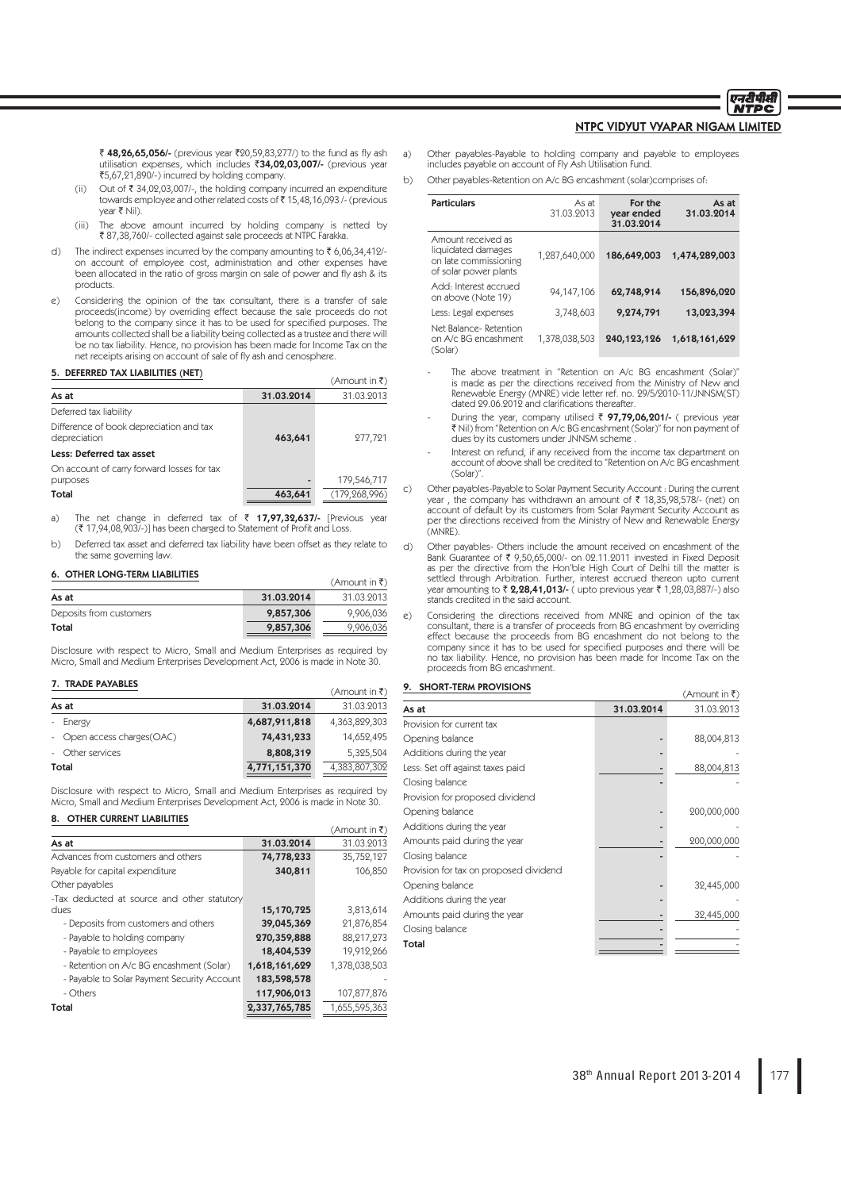₹ **48,26,65,056/-** (previous year ₹20,59,83,277/) to the fund as fly ash utilisation expenses, which includes ₹**34,02,03,007/-** (previous year ₹5,67,21,890/-) incurred by holding company.

(ii) Out of ₹ 34,02,03,007/-, the holding company incurred an expenditure towards employee and other related costs of ₹ 15,48,16,093 /- (previous year ₹ Nil).

(iii) The above amount incurred by holding company is netted by ₹ 87,38,760/- collected against sale proceeds at NTPC Farakka.

d) The indirect expenses incurred by the company amounting to ₹ 6,06,34,412/- on account of employee cost, administration and other expenses have been allocated in the ratio of gross margin on sale of power and fly ash & its products.

e) Considering the opinion of the tax consultant, there is a transfer of sale proceeds(income) by overriding effect because the sale proceeds do not belong to the company since it has to be used for specified purposes. The amounts collected shall be a liability being collected as a trustee and there will be no tax liability. Hence, no provision has been made for Income Tax on the net receipts arising on account of sale of fly ash and cenosphere.

## 5. DEFERRED TAX LIABILITIES (NET)

(Amount in ₹)

| As at | 31.03.2014 | 31.03.2013 |
|---|---|---|
| Deferred tax liability | | |
| Difference of book depreciation and tax depreciation | 463,641 | 277,721 |
| **Less: Deferred tax asset** | | |
| On account of carry forward losses for tax purposes | - | 179,546,717 |
| Total | 463,641 | (179,268,996) |

a) The net change in deferred tax of ₹ **17,97,32,637/-** [Previous year (₹ 17,94,08,903/-)] has been charged to Statement of Profit and Loss.

b) Deferred tax asset and deferred tax liability have been offset as they relate to the same governing law.

## 6. OTHER LONG-TERM LIABILITIES

(Amount in ₹)

| As at | 31.03.2014 | 31.03.2013 |
|---|---|---|
| Deposits from customers | 9,857,306 | 9,906,036 |
| Total | 9,857,306 | 9,906,036 |

Disclosure with respect to Micro, Small and Medium Enterprises as required by Micro, Small and Medium Enterprises Development Act, 2006 is made in Note 30.

## 7. TRADE PAYABLES

(Amount in ₹)

| As at | 31.03.2014 | 31.03.2013 |
|---|---|---|
| - Energy | 4,687,911,818 | 4,363,829,303 |
| - Open access charges(OAC) | 74,431,233 | 14,652,495 |
| - Other services | 8,808,319 | 5,325,504 |
| Total | 4,771,151,370 | 4,383,807,302 |

Disclosure with respect to Micro, Small and Medium Enterprises as required by Micro, Small and Medium Enterprises Development Act, 2006 is made in Note 30.

## 8. OTHER CURRENT LIABILITIES

(Amount in ₹)

| As at | 31.03.2014 | 31.03.2013 |
|---|---|---|
| Advances from customers and others | 74,778,233 | 35,752,127 |
| Payable for capital expenditure | 340,811 | 106,850 |
| Other payables | | |
| -Tax deducted at source and other statutory dues | 15,170,725 | 3,813,614 |
| - Deposits from customers and others | 39,045,369 | 21,876,854 |
| - Payable to holding company | 270,359,888 | 88,217,273 |
| - Payable to employees | 18,404,539 | 19,912,266 |
| - Retention on A/c BG encashment (Solar) | 1,618,161,629 | 1,378,038,503 |
| - Payable to Solar Payment Security Account | 183,598,578 | - |
| - Others | 117,906,013 | 107,877,876 |
| Total | 2,337,765,785 | 1,655,595,363 |

a) Other payables-Payable to holding company and payable to employees includes payable on account of Fly Ash Utilisation Fund.

b) Other payables-Retention on A/c BG encashment (solar)comprises of:

| Particulars | As at 31.03.2013 | For the year ended 31.03.2014 | As at 31.03.2014 |
|---|---|---|---|
| Amount received as liquidated damages on late commissioning of solar power plants | 1,287,640,000 | 186,649,003 | 1,474,289,003 |
| Add: Interest accrued on above (Note 19) | 94,147,106 | 62,748,914 | 156,896,020 |
| Less: Legal expenses | 3,748,603 | 9,274,791 | 13,023,394 |
| Net Balance- Retention on A/c BG encashment (Solar) | 1,378,038,503 | 240,123,126 | 1,618,161,629 |

- The above treatment in "Retention on A/c BG encashment (Solar)" is made as per the directions received from the Ministry of New and Renewable Energy (MNRE) vide letter ref. no. 29/5/2010-11/JNNSM(ST) dated 29.06.2012 and clarifications thereafter.
- During the year, company utilised ₹ **97,79,06,201/-** ( previous year ₹ Nil) from "Retention on A/c BG encashment (Solar)" for non payment of dues by its customers under JNNSM scheme .
- Interest on refund, if any received from the income tax department on account of above shall be credited to "Retention on A/c BG encashment (Solar)".

c) Other payables-Payable to Solar Payment Security Account : During the current year , the company has withdrawn an amount of ₹ 18,35,98,578/- (net) on account of default by its customers from Solar Payment Security Account as per the directions received from the Ministry of New and Renewable Energy (MNRE).

d) Other payables- Others include the amount received on encashment of the Bank Guarantee of ₹ 9,50,65,000/- on 02.11.2011 invested in Fixed Deposit as per the directive from the Hon'ble High Court of Delhi till the matter is settled through Arbitration. Further, interest accrued thereon upto current year amounting to ₹ **2,28,41,013/-** ( upto previous year ₹ 1,28,03,887/-) also stands credited in the said account.

e) Considering the directions received from MNRE and opinion of the tax consultant, there is a transfer of proceeds from BG encashment by overriding effect because the proceeds from BG encashment do not belong to the company since it has to be used for specified purposes and there will be no tax liability. Hence, no provision has been made for Income Tax on the proceeds from BG encashment.

## 9. SHORT-TERM PROVISIONS

(Amount in ₹)

| As at | 31.03.2014 | 31.03.2013 |
|---|---|---|
| Provision for current tax | | |
| Opening balance | - | 88,004,813 |
| Additions during the year | - | - |
| Less: Set off against taxes paid | - | 88,004,813 |
| Closing balance | - | - |
| Provision for proposed dividend | | |
| Opening balance | - | 200,000,000 |
| Additions during the year | - | - |
| Amounts paid during the year | - | 200,000,000 |
| Closing balance | - | - |
| Provision for tax on proposed dividend | | |
| Opening balance | - | 32,445,000 |
| Additions during the year | - | - |
| Amounts paid during the year | - | 32,445,000 |
| Closing balance | - | - |
| Total | - | - |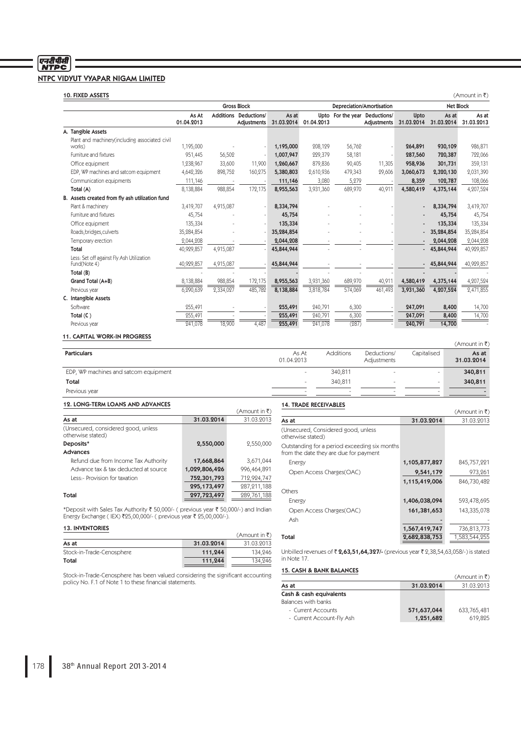## NTPC VIDYUT VYAPAR NIGAM LIMITED

### 10. FIXED ASSETS

(Amount in ₹)

| | Gross Block | | | | Depreciation/Amortisation | | | | Net Block | |
|---|---|---|---|---|---|---|---|---|---|---|
| | As At 01.04.2013 | Additions | Deductions/ Adjustments | As at 31.03.2014 | Upto 01.04.2013 | For the year | Deductions/ Adjustments | Upto 31.03.2014 | As at 31.03.2014 | As at 31.03.2013 |
| **A. Tangible Assets** | | | | | | | | | | |
| Plant and machinery(including associated civil works) | 1,195,000 | - | - | **1,195,000** | 208,129 | 56,762 | - | **264,891** | **930,109** | 986,871 |
| Furniture and fixtures | 951,445 | 56,502 | - | **1,007,947** | 229,379 | 58,181 | - | **287,560** | **720,387** | 722,066 |
| Office equipment | 1,238,967 | 33,600 | 11,900 | **1,260,667** | 879,836 | 90,405 | 11,305 | **958,936** | **301,731** | 359,131 |
| EDP, WP machines and satcom equipment | 4,642,326 | 898,752 | 160,275 | **5,380,803** | 2,610,936 | 479,343 | 29,606 | **3,060,673** | **2,320,130** | 2,031,390 |
| Communication equipments | 111,146 | - | - | **111,146** | 3,080 | 5,279 | - | **8,359** | **102,787** | 108,066 |
| **Total (A)** | 8,138,884 | 988,854 | 172,175 | **8,955,563** | 3,931,360 | 689,970 | 40,911 | **4,580,419** | **4,375,144** | 4,207,524 |
| **B. Assets created from fly ash utilization fund** | | | | | | | | | | |
| Plant & machinery | 3,419,707 | 4,915,087 | - | **8,334,794** | - | - | - | **-** | **8,334,794** | 3,419,707 |
| Furniture and fixtures | 45,754 | - | - | **45,754** | - | - | - | **-** | **45,754** | 45,754 |
| Office equipment | 135,334 | - | - | **135,334** | - | - | - | **-** | **135,334** | 135,334 |
| Roads,bridges,culverts | 35,284,854 | - | - | **35,284,854** | - | - | - | **-** | **35,284,854** | 35,284,854 |
| Temporary erection | 2,044,208 | - | - | **2,044,208** | - | - | - | **-** | **2,044,208** | 2,044,208 |
| **Total** | 40,929,857 | 4,915,087 | - | **45,844,944** | - | - | - | **-** | **45,844,944** | 40,929,857 |
| Less: Set off against Fly Ash Utilization Fund(Note 4) | 40,929,857 | 4,915,087 | - | **45,844,944** | - | - | - | **-** | **45,844,944** | 40,929,857 |
| **Total (B)** | - | - | - | **-** | - | - | - | **-** | **-** | - |
| **Grand Total (A+B)** | 8,138,884 | 988,854 | 172,175 | **8,955,563** | 3,931,360 | 689,970 | 40,911 | **4,580,419** | **4,375,144** | 4,207,524 |
| Previous year | 6,290,639 | 2,334,027 | 485,782 | **8,138,884** | 3,818,784 | 574,069 | 461,493 | **3,931,360** | **4,207,524** | 2,471,855 |
| **C. Intangible Assets** | | | | | | | | | | |
| Software | 255,491 | - | - | **255,491** | 240,791 | 6,300 | - | **247,091** | **8,400** | 14,700 |
| **Total (C )** | 255,491 | - | - | **255,491** | 240,791 | 6,300 | - | **247,091** | **8,400** | 14,700 |
| Previous year | 241,078 | 18,900 | 4,487 | **255,491** | 241,078 | (287) | - | **240,791** | **14,700** | - |

### 11. CAPITAL WORK-IN PROGRESS

(Amount in ₹)

| Particulars | As At 01.04.2013 | Additions | Deductions/ Adjustments | Capitalised | As at 31.03.2014 |
|---|---|---|---|---|---|
| EDP, WP machines and satcom equipment | - | 340,811 | - | - | **340,811** |
| **Total** | - | 340,811 | - | - | **340,811** |
| Previous year | - | - | - | - | - |

### 12. LONG-TERM LOANS AND ADVANCES

(Amount in ₹)

| As at | 31.03.2014 | 31.03.2013 |
|---|---|---|
| (Unsecured, considered good, unless otherwise stated) | | |
| **Deposits*** | **2,550,000** | 2,550,000 |
| **Advances** | | |
| Refund due from Income Tax Authority | **17,668,864** | 3,671,044 |
| Advance tax & tax deducted at source | **1,029,806,426** | 996,464,891 |
| Less:- Provision for taxation | **752,301,793** | 712,924,747 |
| | **295,173,497** | 287,211,188 |
| **Total** | **297,723,497** | 289,761,188 |

*Deposit with Sales Tax Authority ₹ 50,000/- ( previous year ₹ 50,000/-) and Indian Energy Exchange ( IEX) ₹25,00,000/- ( previous year ₹ 25,00,000/-).

### 13. INVENTORIES

(Amount in ₹)

| As at | 31.03.2014 | 31.03.2013 |
|---|---|---|
| Stock-in-Trade-Cenosphere | **111,244** | 134,246 |
| **Total** | **111,244** | 134,246 |

Stock-in-Trade-Cenosphere has been valued considering the significant accounting policy No. F.1 of Note 1 to these financial statements.

### 14. TRADE RECEIVABLES

(Amount in ₹)

| As at | 31.03.2014 | 31.03.2013 |
|---|---|---|
| (Unsecured, Considered good, unless otherwise stated) | | |
| Outstanding for a period exceeding six months from the date they are due for payment | | |
| Energy | **1,105,877,827** | 845,757,221 |
| Open Access Charges(OAC) | **9,541,179** | 973,261 |
| | **1,115,419,006** | 846,730,482 |
| Others | | |
| Energy | **1,406,038,094** | 593,478,695 |
| Open Access Charges(OAC) | **161,381,653** | 143,335,078 |
| Ash | **-** | - |
| | **1,567,419,747** | 736,813,773 |
| **Total** | **2,682,838,753** | 1,583,544,255 |

Unbilled revenues of ₹ **2,63,51,64,327/-** (previous year ₹ 2,38,54,63,058/-) is stated in Note 17.

### 15. CASH & BANK BALANCES

(Amount in ₹)

| As at | 31.03.2014 | 31.03.2013 |
|---|---|---|
| **Cash & cash equivalents** | | |
| Balances with banks | | |
| - Current Accounts | **571,637,044** | 633,765,481 |
| - Current Account-Fly Ash | **1,251,682** | 619,825 |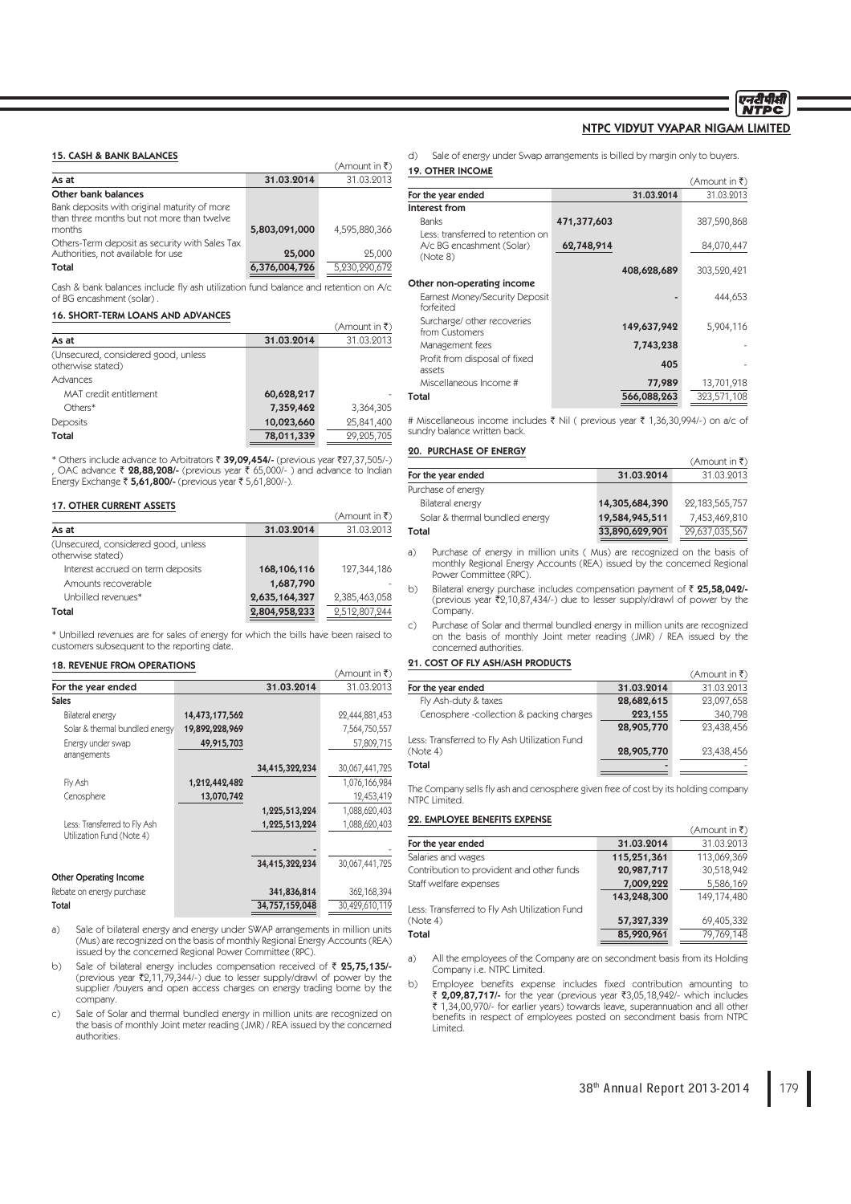## 15. CASH & BANK BALANCES

(Amount in ₹)

| As at | 31.03.2014 | 31.03.2013 |
|---|---|---|
| **Other bank balances** | | |
| Bank deposits with original maturity of more than three months but not more than twelve months | 5,803,091,000 | 4,595,880,366 |
| Others-Term deposit as security with Sales Tax Authorities, not available for use | 25,000 | 25,000 |
| **Total** | **6,376,004,726** | 5,230,290,672 |

Cash & bank balances include fly ash utilization fund balance and retention on A/c of BG encashment (solar) .

## 16. SHORT-TERM LOANS AND ADVANCES

(Amount in ₹)

| As at | 31.03.2014 | 31.03.2013 |
|---|---|---|
| (Unsecured, considered good, unless otherwise stated) | | |
| Advances | | |
| MAT credit entitlement | 60,628,217 | - |
| Others* | 7,359,462 | 3,364,305 |
| Deposits | 10,023,660 | 25,841,400 |
| **Total** | **78,011,339** | 29,205,705 |

\* Others include advance to Arbitrators ₹ **39,09,454/-** (previous year ₹27,37,505/-) , OAC advance ₹ **28,88,208/-** (previous year ₹ 65,000/- ) and advance to Indian Energy Exchange ₹ **5,61,800/-** (previous year ₹ 5,61,800/-).

## 17. OTHER CURRENT ASSETS

(Amount in ₹)

| As at | 31.03.2014 | 31.03.2013 |
|---|---|---|
| (Unsecured, considered good, unless otherwise stated) | | |
| Interest accrued on term deposits | 168,106,116 | 127,344,186 |
| Amounts recoverable | 1,687,790 | - |
| Unbilled revenues* | 2,635,164,327 | 2,385,463,058 |
| **Total** | **2,804,958,233** | 2,512,807,244 |

\* Unbilled revenues are for sales of energy for which the bills have been raised to customers subsequent to the reporting date.

## 18. REVENUE FROM OPERATIONS

(Amount in ₹)

| For the year ended | | 31.03.2014 | 31.03.2013 |
|---|---|---|---|
| **Sales** | | | |
| Bilateral energy | 14,473,177,562 | | 22,444,881,453 |
| Solar & thermal bundled energy | 19,892,228,969 | | 7,564,750,557 |
| Energy under swap arrangements | 49,915,703 | | 57,809,715 |
| | | 34,415,322,234 | 30,067,441,725 |
| Fly Ash | 1,212,442,482 | | 1,076,166,984 |
| Cenosphere | 13,070,742 | | 12,453,419 |
| | | 1,225,513,224 | 1,088,620,403 |
| Less: Transferred to Fly Ash Utilization Fund (Note 4) | | 1,225,513,224 | 1,088,620,403 |
| | | - | - |
| | | 34,415,322,234 | 30,067,441,725 |
| **Other Operating Income** | | | |
| Rebate on energy purchase | | 341,836,814 | 362,168,394 |
| **Total** | | **34,757,159,048** | 30,429,610,119 |

a) Sale of bilateral energy and energy under SWAP arrangements in million units (Mus) are recognized on the basis of monthly Regional Energy Accounts (REA) issued by the concerned Regional Power Committee (RPC).

b) Sale of bilateral energy includes compensation received of ₹ **25,75,135/-** (previous year ₹2,11,79,344/-) due to lesser supply/drawl of power by the supplier /buyers and open access charges on energy trading borne by the company.

c) Sale of Solar and thermal bundled energy in million units are recognized on the basis of monthly Joint meter reading (JMR) / REA issued by the concerned authorities.

d) Sale of energy under Swap arrangements is billed by margin only to buyers.

## 19. OTHER INCOME

(Amount in ₹)

| For the year ended | | 31.03.2014 | 31.03.2013 |
|---|---|---|---|
| **Interest from** | | | |
| Banks | 471,377,603 | | 387,590,868 |
| Less: transferred to retention on A/c BG encashment (Solar) (Note 8) | 62,748,914 | | 84,070,447 |
| | | 408,628,689 | 303,520,421 |
| **Other non-operating income** | | | |
| Earnest Money/Security Deposit forfeited | | - | 444,653 |
| Surcharge/ other recoveries from Customers | | 149,637,942 | 5,904,116 |
| Management fees | | 7,743,238 | - |
| Profit from disposal of fixed assets | | 405 | - |
| Miscellaneous Income # | | 77,989 | 13,701,918 |
| **Total** | | **566,088,263** | 323,571,108 |

\# Miscellaneous income includes ₹ Nil ( previous year ₹ 1,36,30,994/-) on a/c of sundry balance written back.

## 20. PURCHASE OF ENERGY

(Amount in ₹)

| For the year ended | 31.03.2014 | 31.03.2013 |
|---|---|---|
| Purchase of energy | | |
| Bilateral energy | 14,305,684,390 | 22,183,565,757 |
| Solar & thermal bundled energy | 19,584,945,511 | 7,453,469,810 |
| **Total** | **33,890,629,901** | 29,637,035,567 |

a) Purchase of energy in million units ( Mus) are recognized on the basis of monthly Regional Energy Accounts (REA) issued by the concerned Regional Power Committee (RPC).

b) Bilateral energy purchase includes compensation payment of ₹ **25,58,042/-** (previous year ₹2,10,87,434/-) due to lesser supply/drawl of power by the Company.

c) Purchase of Solar and thermal bundled energy in million units are recognized on the basis of monthly Joint meter reading (JMR) / REA issued by the concerned authorities.

## 21. COST OF FLY ASH/ASH PRODUCTS

(Amount in ₹)

| For the year ended | 31.03.2014 | 31.03.2013 |
|---|---|---|
| Fly Ash-duty & taxes | 28,682,615 | 23,097,658 |
| Cenosphere -collection & packing charges | 223,155 | 340,798 |
| | 28,905,770 | 23,438,456 |
| Less: Transferred to Fly Ash Utilization Fund (Note 4) | 28,905,770 | 23,438,456 |
| **Total** | **-** | - |

The Company sells fly ash and cenosphere given free of cost by its holding company NTPC Limited.

## 22. EMPLOYEE BENEFITS EXPENSE

(Amount in ₹)

| For the year ended | 31.03.2014 | 31.03.2013 |
|---|---|---|
| Salaries and wages | 115,251,361 | 113,069,369 |
| Contribution to provident and other funds | 20,987,717 | 30,518,942 |
| Staff welfare expenses | 7,009,222 | 5,586,169 |
| | 143,248,300 | 149,174,480 |
| Less: Transferred to Fly Ash Utilization Fund (Note 4) | 57,327,339 | 69,405,332 |
| **Total** | **85,920,961** | 79,769,148 |

a) All the employees of the Company are on secondment basis from its Holding Company i.e. NTPC Limited.

b) Employee benefits expense includes fixed contribution amounting to ₹ **2,09,87,717/-** for the year (previous year ₹3,05,18,942/- which includes ₹ 1,34,00,970/- for earlier years) towards leave, superannuation and all other benefits in respect of employees posted on secondment basis from NTPC Limited.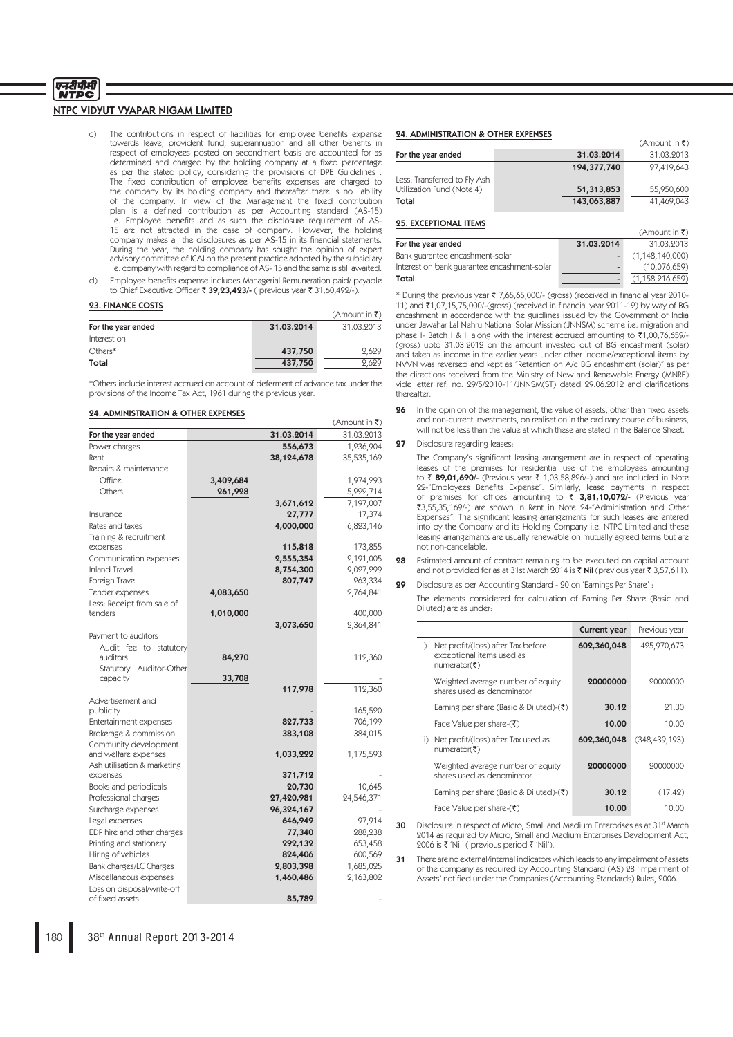## NTPC VIDYUT VYAPAR NIGAM LIMITED

c) The contributions in respect of liabilities for employee benefits expense towards leave, provident fund, superannuation and all other benefits in respect of employees posted on secondment basis are accounted for as determined and charged by the holding company at a fixed percentage as per the stated policy, considering the provisions of DPE Guidelines . The fixed contribution of employee benefits expenses are charged to the company by its holding company and thereafter there is no liability of the company. In view of the Management the fixed contribution plan is a defined contribution as per Accounting standard (AS-15) i.e. Employee benefits and as such the disclosure requirement of AS-15 are not attracted in the case of company. However, the holding company makes all the disclosures as per AS-15 in its financial statements. During the year, the holding company has sought the opinion of expert advisory committee of ICAI on the present practice adopted by the subsidiary i.e. company with regard to compliance of AS- 15 and the same is still awaited.

d) Employee benefits expense includes Managerial Remuneration paid/ payable to Chief Executive Officer ₹ **39,23,423/-** ( previous year ₹ 31,60,492/-).

### 23. FINANCE COSTS

(Amount in ₹)

| For the year ended | 31.03.2014 | 31.03.2013 |
|---|---|---|
| Interest on : | | |
| Others* | **437,750** | 2,629 |
| **Total** | **437,750** | 2,629 |

*Others include interest accrued on account of deferment of advance tax under the provisions of the Income Tax Act, 1961 during the previous year.

### 24. ADMINISTRATION & OTHER EXPENSES

(Amount in ₹)

| For the year ended | | 31.03.2014 | 31.03.2013 |
|---|---|---|---|
| Power charges | | **556,673** | 1,236,904 |
| Rent | | **38,124,678** | 35,535,169 |
| Repairs & maintenance | | | |
| Office | **3,409,684** | | 1,974,293 |
| Others | **261,928** | | 5,222,714 |
| | | **3,671,612** | 7,197,007 |
| Insurance | | **27,777** | 17,374 |
| Rates and taxes | | **4,000,000** | 6,823,146 |
| Training & recruitment expenses | | **115,818** | 173,855 |
| Communication expenses | | **2,555,354** | 2,191,005 |
| Inland Travel | | **8,754,300** | 9,027,299 |
| Foreign Travel | | **807,747** | 263,334 |
| Tender expenses | **4,083,650** | | 2,764,841 |
| Less: Receipt from sale of tenders | **1,010,000** | | 400,000 |
| | | **3,073,650** | 2,364,841 |
| Payment to auditors | | | |
| Audit fee to statutory auditors | **84,270** | | 112,360 |
| Statutory Auditor-Other capacity | **33,708** | | - |
| | | **117,978** | 112,360 |
| Advertisement and publicity | | - | 165,520 |
| Entertainment expenses | | **827,733** | 706,199 |
| Brokerage & commission | | **383,108** | 384,015 |
| Community development and welfare expenses | | **1,033,222** | 1,175,593 |
| Ash utilisation & marketing expenses | | **371,712** | - |
| Books and periodicals | | **20,730** | 10,645 |
| Professional charges | | **27,420,981** | 24,546,371 |
| Surcharge expenses | | **96,324,167** | - |
| Legal expenses | | **646,949** | 97,914 |
| EDP hire and other charges | | **77,340** | 288,238 |
| Printing and stationery | | **292,132** | 653,458 |
| Hiring of vehicles | | **824,406** | 600,569 |
| Bank charges/LC Charges | | **2,803,398** | 1,685,025 |
| Miscellaneous expenses | | **1,460,486** | 2,163,802 |
| Loss on disposal/write-off of fixed assets | | **85,789** | - |

### 24. ADMINISTRATION & OTHER EXPENSES

(Amount in ₹)

| For the year ended | 31.03.2014 | 31.03.2013 |
|---|---|---|
| | **194,377,740** | 97,419,643 |
| Less: Transferred to Fly Ash Utilization Fund (Note 4) | **51,313,853** | 55,950,600 |
| **Total** | **143,063,887** | 41,469,043 |

### 25. EXCEPTIONAL ITEMS

(Amount in ₹)

| For the year ended | 31.03.2014 | 31.03.2013 |
|---|---|---|
| Bank guarantee encashment-solar | - | (1,148,140,000) |
| Interest on bank guarantee encashment-solar | - | (10,076,659) |
| **Total** | - | (1,158,216,659) |

* During the previous year ₹ 7,65,65,000/- (gross) (received in financial year 2010-11) and ₹1,07,15,75,000/-(gross) (received in financial year 2011-12) by way of BG encashment in accordance with the guidlines issued by the Government of India under Jawahar Lal Nehru National Solar Mission (JNNSM) scheme i.e. migration and phase I- Batch I & II along with the interest accrued amounting to ₹1,00,76,659/- (gross) upto 31.03.2012 on the amount invested out of BG encashment (solar) and taken as income in the earlier years under other income/exceptional items by NVVN was reversed and kept as "Retention on A/c BG encashment (solar)" as per the directions received from the Ministry of New and Renewable Energy (MNRE) vide letter ref. no. 29/5/2010-11/JNNSM(ST) dated 29.06.2012 and clarifications thereafter.

**26** In the opinion of the management, the value of assets, other than fixed assets and non-current investments, on realisation in the ordinary course of business, will not be less than the value at which these are stated in the Balance Sheet.

**27** Disclosure regarding leases:

The Company's significant leasing arrangement are in respect of operating leases of the premises for residential use of the employees amounting to ₹ **89,01,690/-** (Previous year ₹ 1,03,58,826/-) and are included in Note 22-"Employees Benefits Expense". Similarly, lease payments in respect of premises for offices amounting to ₹ **3,81,10,072/-** (Previous year ₹3,55,35,169/-) are shown in Rent in Note 24-"Administration and Other Expenses". The significant leasing arrangements for such leases are entered into by the Company and its Holding Company i.e. NTPC Limited and these leasing arrangements are usually renewable on mutually agreed terms but are not non-cancelable.

**28** Estimated amount of contract remaining to be executed on capital account and not provided for as at 31st March 2014 is ₹ **Nil** (previous year ₹ 3,57,611).

**29** Disclosure as per Accounting Standard - 20 on 'Earnings Per Share' :

The elements considered for calculation of Earning Per Share (Basic and Diluted) are as under:

| | | Current year | Previous year |
|---|---|---|---|
| i) | Net profit/(loss) after Tax before exceptional items used as numerator(₹) | **602,360,048** | 425,970,673 |
| | Weighted average number of equity shares used as denominator | **20000000** | 20000000 |
| | Earning per share (Basic & Diluted)-(₹) | **30.12** | 21.30 |
| | Face Value per share-(₹) | **10.00** | 10.00 |
| ii) | Net profit/(loss) after Tax used as numerator(₹) | **602,360,048** | (348,439,193) |
| | Weighted average number of equity shares used as denominator | **20000000** | 20000000 |
| | Earning per share (Basic & Diluted)-(₹) | **30.12** | (17.42) |
| | Face Value per share-(₹) | **10.00** | 10.00 |

**30** Disclosure in respect of Micro, Small and Medium Enterprises as at 31st March 2014 as required by Micro, Small and Medium Enterprises Development Act, 2006 is ₹ 'Nil' ( previous period ₹ 'Nil').

**31** There are no external/internal indicators which leads to any impairment of assets of the company as required by Accounting Standard (AS) 28 'Impairment of Assets' notified under the Companies (Accounting Standards) Rules, 2006.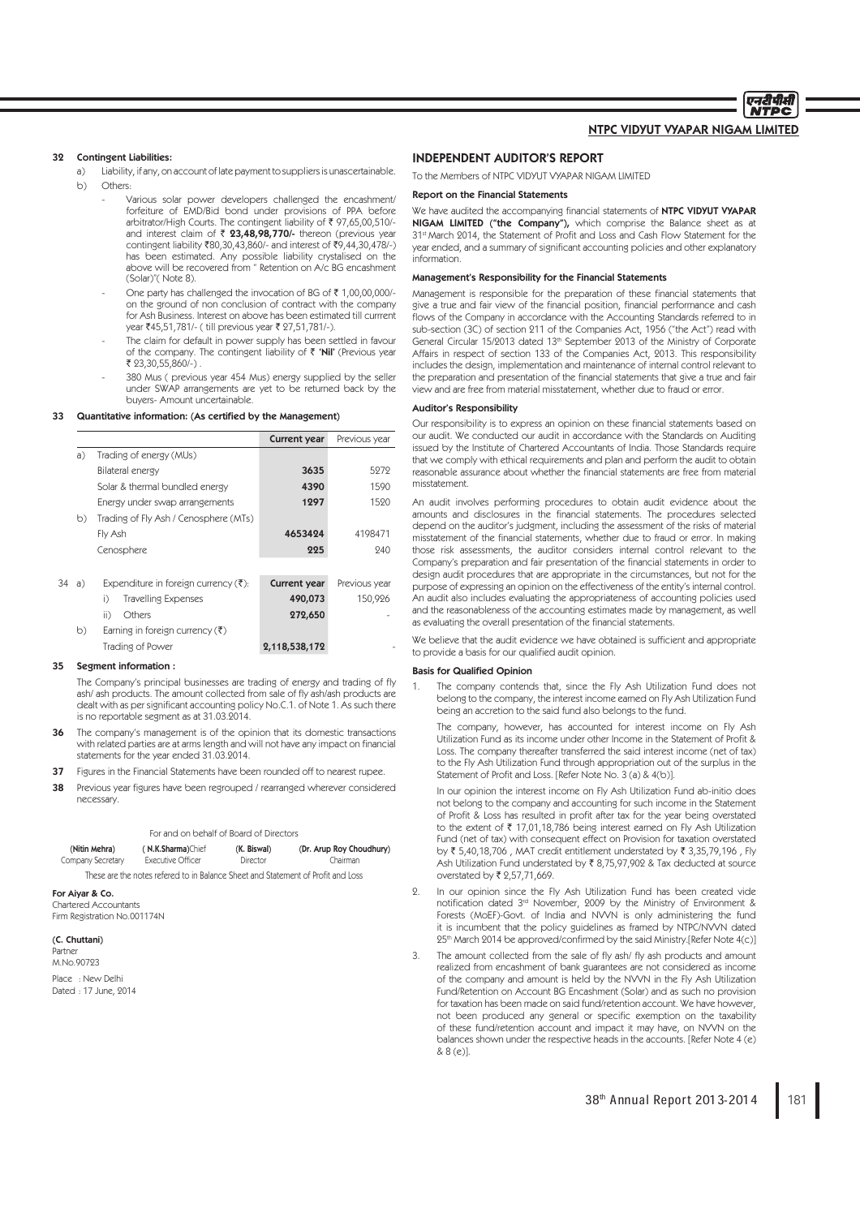**32 Contingent Liabilities:**

a) Liability, if any, on account of late payment to suppliers is unascertainable.

b) Others:

- Various solar power developers challenged the encashment/ forfeiture of EMD/Bid bond under provisions of PPA before arbitrator/High Courts. The contingent liability of ₹ 97,65,00,510/- and interest claim of ₹ **23,48,98,770/-** thereon (previous year contingent liability ₹80,30,43,860/- and interest of ₹9,44,30,478/-) has been estimated. Any possible liability crystalised on the above will be recovered from " Retention on A/c BG encashment (Solar)"( Note 8).
- One party has challenged the invocation of BG of ₹ 1,00,00,000/- on the ground of non conclusion of contract with the company for Ash Business. Interest on above has been estimated till currrent year ₹45,51,781/- ( till previous year ₹ 27,51,781/-).
- The claim for default in power supply has been settled in favour of the company. The contingent liability of ₹ **'Nil'** (Previous year ₹ 23,30,55,860/-) .
- 380 Mus ( previous year 454 Mus) energy supplied by the seller under SWAP arrangements are yet to be returned back by the buyers- Amount uncertainable.

**33 Quantitative information: (As certified by the Management)**

| | | Current year | Previous year |
|---|---|---|---|
| a) | Trading of energy (MUs) | | |
| | Bilateral energy | **3635** | 5272 |
| | Solar & thermal bundled energy | **4390** | 1590 |
| | Energy under swap arrangements | **1297** | 1520 |
| b) | Trading of Fly Ash / Cenosphere (MTs) | | |
| | Fly Ash | **4653424** | 4198471 |
| | Cenosphere | **225** | 240 |

| 34 | | | Current year | Previous year |
|---|---|---|---|---|
| a) | Expenditure in foreign currency (₹): | | | |
| | i) | Travelling Expenses | **490,073** | 150,926 |
| | ii) | Others | **272,650** | - |
| b) | Earning in foreign currency (₹) | | | |
| | | Trading of Power | **2,118,538,172** | - |

**35 Segment information :**

The Company's principal businesses are trading of energy and trading of fly ash/ ash products. The amount collected from sale of fly ash/ash products are dealt with as per significant accounting policy No.C.1. of Note 1. As such there is no reportable segment as at 31.03.2014.

**36** The company's management is of the opinion that its domestic transactions with related parties are at arms length and will not have any impact on financial statements for the year ended 31.03.2014.

**37** Figures in the Financial Statements have been rounded off to nearest rupee.

**38** Previous year figures have been regrouped / rearranged wherever considered necessary.

For and on behalf of Board of Directors

| **(Nitin Mehra)** | **( N.K.Sharma)**Chief | **(K. Biswal)** | **(Dr. Arup Roy Choudhury)** |
|---|---|---|---|
| Company Secretary | Executive Officer | Director | Chairman |

These are the notes refered to in Balance Sheet and Statement of Profit and Loss

**For Aiyar & Co.**
Chartered Accountants
Firm Registration No.001174N

**(C. Chuttani)**
Partner
M.No.90723

Place : New Delhi
Dated : 17 June, 2014

## INDEPENDENT AUDITOR'S REPORT

To the Members of NTPC VIDYUT VYAPAR NIGAM LIMITED

**Report on the Financial Statements**

We have audited the accompanying financial statements of **NTPC VIDYUT VYAPAR NIGAM LIMITED ("the Company"),** which comprise the Balance sheet as at 31st March 2014, the Statement of Profit and Loss and Cash Flow Statement for the year ended, and a summary of significant accounting policies and other explanatory information.

**Management's Responsibility for the Financial Statements**

Management is responsible for the preparation of these financial statements that give a true and fair view of the financial position, financial performance and cash flows of the Company in accordance with the Accounting Standards referred to in sub-section (3C) of section 211 of the Companies Act, 1956 ("the Act") read with General Circular 15/2013 dated 13th September 2013 of the Ministry of Corporate Affairs in respect of section 133 of the Companies Act, 2013. This responsibility includes the design, implementation and maintenance of internal control relevant to the preparation and presentation of the financial statements that give a true and fair view and are free from material misstatement, whether due to fraud or error.

**Auditor's Responsibility**

Our responsibility is to express an opinion on these financial statements based on our audit. We conducted our audit in accordance with the Standards on Auditing issued by the Institute of Chartered Accountants of India. Those Standards require that we comply with ethical requirements and plan and perform the audit to obtain reasonable assurance about whether the financial statements are free from material misstatement.

An audit involves performing procedures to obtain audit evidence about the amounts and disclosures in the financial statements. The procedures selected depend on the auditor's judgment, including the assessment of the risks of material misstatement of the financial statements, whether due to fraud or error. In making those risk assessments, the auditor considers internal control relevant to the Company's preparation and fair presentation of the financial statements in order to design audit procedures that are appropriate in the circumstances, but not for the purpose of expressing an opinion on the effectiveness of the entity's internal control. An audit also includes evaluating the appropriateness of accounting policies used and the reasonableness of the accounting estimates made by management, as well as evaluating the overall presentation of the financial statements.

We believe that the audit evidence we have obtained is sufficient and appropriate to provide a basis for our qualified audit opinion.

**Basis for Qualified Opinion**

1. The company contends that, since the Fly Ash Utilization Fund does not belong to the company, the interest income earned on Fly Ash Utilization Fund being an accretion to the said fund also belongs to the fund.

   The company, however, has accounted for interest income on Fly Ash Utilization Fund as its income under other Income in the Statement of Profit & Loss. The company thereafter transferred the said interest income (net of tax) to the Fly Ash Utilization Fund through appropriation out of the surplus in the Statement of Profit and Loss. [Refer Note No. 3 (a) & 4(b)].

   In our opinion the interest income on Fly Ash Utilization Fund ab-initio does not belong to the company and accounting for such income in the Statement of Profit & Loss has resulted in profit after tax for the year being overstated to the extent of ₹ 17,01,18,786 being interest earned on Fly Ash Utilization Fund (net of tax) with consequent effect on Provision for taxation overstated by ₹ 5,40,18,706 , MAT credit entitlement understated by ₹ 3,35,79,196 , Fly Ash Utilization Fund understated by ₹ 8,75,97,902 & Tax deducted at source overstated by ₹ 2,57,71,669.

2. In our opinion since the Fly Ash Utilization Fund has been created vide notification dated 3rd November, 2009 by the Ministry of Environment & Forests (MoEF)-Govt. of India and NVVN is only administering the fund it is incumbent that the policy guidelines as framed by NTPC/NVVN dated 25th March 2014 be approved/confirmed by the said Ministry.[Refer Note 4(c)]

3. The amount collected from the sale of fly ash/ fly ash products and amount realized from encashment of bank guarantees are not considered as income of the company and amount is held by the NVVN in the Fly Ash Utilization Fund/Retention on Account BG Encashment (Solar) and as such no provision for taxation has been made on said fund/retention account. We have however, not been produced any general or specific exemption on the taxability of these fund/retention account and impact it may have, on NVVN on the balances shown under the respective heads in the accounts. [Refer Note 4 (e) & 8 (e)].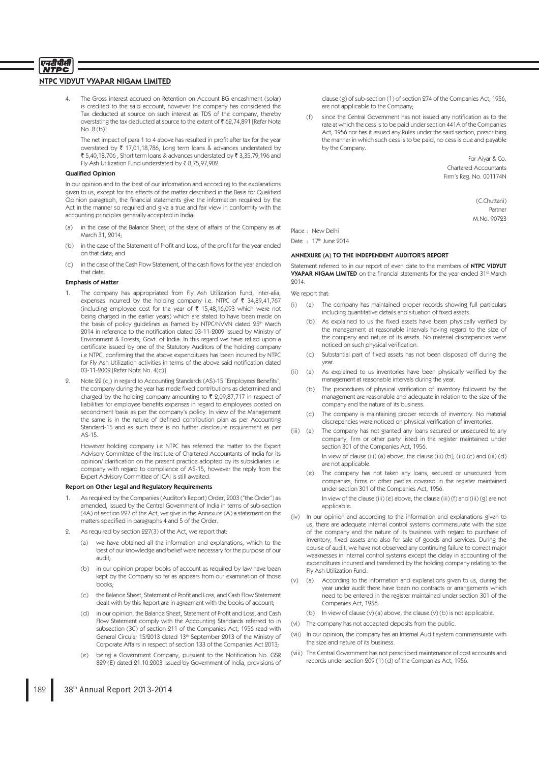4. The Gross interest accrued on Retention on Account BG encashment (solar) is credited to the said account, however the company has considered the Tax deducted at source on such interest as TDS of the company, thereby overstating the tax deducted at source to the extent of ₹ 62,74,891 [Refer Note No. 8 (b)]

   The net impact of para 1 to 4 above has resulted in profit after tax for the year overstated by ₹ 17,01,18,786, Long term loans & advances understated by ₹ 5,40,18,706 , Short term loans & advances understated by ₹ 3,35,79,196 and Fly Ash Utilization Fund understated by ₹ 8,75,97,902.

**Qualified Opinion**

In our opinion and to the best of our information and according to the explanations given to us, except for the effects of the matter described in the Basis for Qualified Opinion paragraph, the financial statements give the information required by the Act in the manner so required and give a true and fair view in conformity with the accounting principles generally accepted in India:

(a) in the case of the Balance Sheet, of the state of affairs of the Company as at March 31, 2014;

(b) in the case of the Statement of Profit and Loss, of the profit for the year ended on that date; and

(c) in the case of the Cash Flow Statement, of the cash flows for the year ended on that date.

**Emphasis of Matter**

1. The company has appropriated from Fly Ash Utilization Fund, inter-alia, expenses incurred by the holding company i.e. NTPC of ₹ 34,89,41,767 (including employee cost for the year of ₹ 15,48,16,093 which were not being charged in the earlier years) which are stated to have been made on the basis of policy guidelines as framed by NTPC/NVVN dated 25th March 2014 in reference to the notification dated 03-11-2009 issued by Ministry of Environment & Forests, Govt. of India. In this regard we have relied upon a certificate issued by one of the Statutory Auditors of the holding company i.e NTPC, confirming that the above expenditures has been incurred by NTPC for Fly Ash Utilization activities in terms of the above said notification dated 03-11-2009.[Refer Note No. 4(c)]

2. Note 22 (c,) in regard to Accounting Standards (AS)-15 "Employees Benefits", the company during the year has made fixed contributions as determined and charged by the holding company amounting to ₹ 2,09,87,717 in respect of liabilities for employee benefits expenses in regard to employees posted on secondment basis as per the company's policy. In view of the Management the same is in the nature of defined contribution plan as per Accounting Standard-15 and as such there is no further disclosure requirement as per AS-15.

   However holding company i.e NTPC has referred the matter to the Expert Advisory Committee of the Institute of Chartered Accountants of India for its opinion/ clarification on the present practice adopted by its subsidiaries i.e. company with regard to compliance of AS-15, however the reply from the Expert Advisory Committee of ICAI is still awaited.

**Report on Other Legal and Regulatory Requirements**

1. As required by the Companies (Auditor's Report) Order, 2003 ("the Order") as amended, issued by the Central Government of India in terms of sub-section (4A) of section 227 of the Act, we give in the Annexure (A) a statement on the matters specified in paragraphs 4 and 5 of the Order.

2. As required by section 227(3) of the Act, we report that:

   (a) we have obtained all the information and explanations, which to the best of our knowledge and belief were necessary for the purpose of our audit;

   (b) in our opinion proper books of account as required by law have been kept by the Company so far as appears from our examination of those books;

   (c) the Balance Sheet, Statement of Profit and Loss, and Cash Flow Statement dealt with by this Report are in agreement with the books of account;

   (d) in our opinion, the Balance Sheet, Statement of Profit and Loss, and Cash Flow Statement comply with the Accounting Standards referred to in subsection (3C) of section 211 of the Companies Act, 1956 read with General Circular 15/2013 dated 13th September 2013 of the Ministry of Corporate Affairs in respect of section 133 of the Companies Act 2013;

   (e) being a Government Company, pursuant to the Notification No. GSR 829 (E) dated 21.10.2003 issued by Government of India, provisions of clause (g) of sub-section (1) of section 274 of the Companies Act, 1956, are not applicable to the Company;

   (f) since the Central Government has not issued any notification as to the rate at which the cess is to be paid under section 441A of the Companies Act, 1956 nor has it issued any Rules under the said section, prescribing the manner in which such cess is to be paid, no cess is due and payable by the Company.

For Aiyar & Co.
Chartered Accountants
Firm's Reg. No. 001174N

(C.Chuttani)
Partner
M.No. 90723

Place : New Delhi
Date : 17th June 2014

**ANNEXURE (A) TO THE INDEPENDENT AUDITOR'S REPORT**

Statement referred to in our report of even date to the members of **NTPC VIDYUT VYAPAR NIGAM LIMITED** on the financial statements for the year ended 31st March 2014.

We report that:

(i) (a) The company has maintained proper records showing full particulars including quantitative details and situation of fixed assets.

   (b) As explained to us the fixed assets have been physically verified by the management at reasonable intervals having regard to the size of the company and nature of its assets. No material discrepancies were noticed on such physical verification.

   (c) Substantial part of fixed assets has not been disposed off during the year.

(ii) (a) As explained to us inventories have been physically verified by the management at reasonable intervals during the year.

   (b) The procedures of physical verification of inventory followed by the management are reasonable and adequate in relation to the size of the company and the nature of its business.

   (c) The company is maintaining proper records of inventory. No material discrepancies were noticed on physical verification of inventories.

(iii) (a) The company has not granted any loans secured or unsecured to any company, firm or other party listed in the register maintained under section 301 of the Companies Act, 1956.

   In view of clause (iii) (a) above, the clause (iii) (b), (iii) (c) and (iii) (d) are not applicable.

   (e) The company has not taken any loans, secured or unsecured from companies, firms or other parties covered in the register maintained under section 301 of the Companies Act, 1956.

   In view of the clause (iii) (e) above, the clause (iii) (f) and (iii) (g) are not applicable.

(iv) In our opinion and according to the information and explanations given to us, there are adequate internal control systems commensurate with the size of the company and the nature of its business with regard to purchase of inventory, fixed assets and also for sale of goods and services. During the course of audit, we have not observed any continuing failure to correct major weaknesses in internal control systems except the delay in accounting of the expenditures incurred and transferred by the holding company relating to the Fly Ash Utilization Fund.

(v) (a) According to the information and explanations given to us, during the year under audit there have been no contracts or arrangements which need to be entered in the register maintained under section 301 of the Companies Act, 1956.

   (b) In view of clause (v) (a) above, the clause (v) (b) is not applicable.

(vi) The company has not accepted deposits from the public.

(vii) In our opinion, the company has an Internal Audit system commensurate with the size and nature of its business.

(viii) The Central Government has not prescribed maintenance of cost accounts and records under section 209 (1) (d) of the Companies Act, 1956.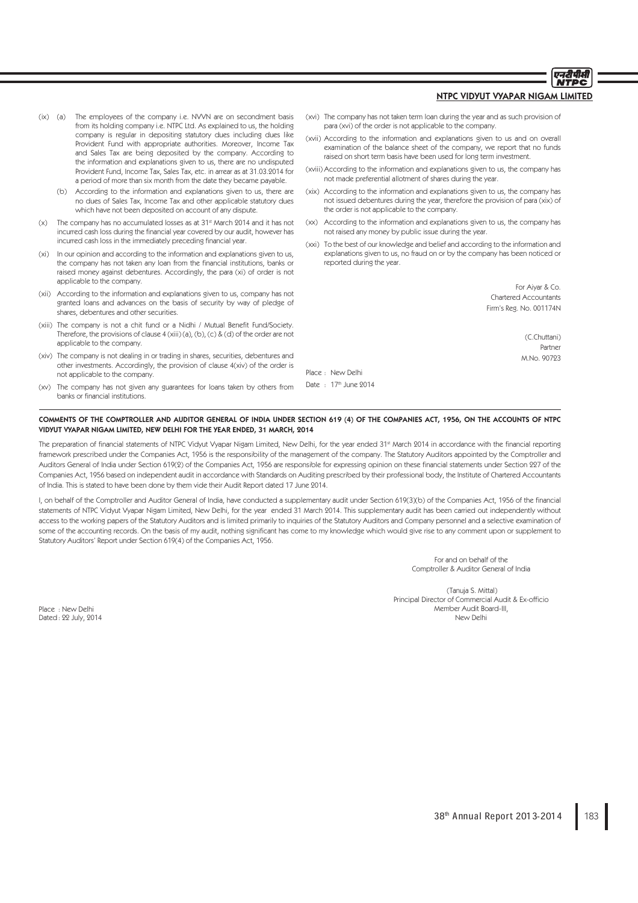(ix) (a) The employees of the company i.e. NVVN are on secondment basis from its holding company i.e. NTPC Ltd. As explained to us, the holding company is regular in depositing statutory dues including dues like Provident Fund with appropriate authorities. Moreover, Income Tax and Sales Tax are being deposited by the company. According to the information and explanations given to us, there are no undisputed Provident Fund, Income Tax, Sales Tax, etc. in arrear as at 31.03.2014 for a period of more than six month from the date they became payable.

(b) According to the information and explanations given to us, there are no dues of Sales Tax, Income Tax and other applicable statutory dues which have not been deposited on account of any dispute.

(x) The company has no accumulated losses as at 31st March 2014 and it has not incurred cash loss during the financial year covered by our audit, however has incurred cash loss in the immediately preceding financial year.

(xi) In our opinion and according to the information and explanations given to us, the company has not taken any loan from the financial institutions, banks or raised money against debentures. Accordingly, the para (xi) of order is not applicable to the company.

(xii) According to the information and explanations given to us, company has not granted loans and advances on the basis of security by way of pledge of shares, debentures and other securities.

(xiii) The company is not a chit fund or a Nidhi / Mutual Benefit Fund/Society. Therefore, the provisions of clause 4 (xiii) (a), (b), (c) & (d) of the order are not applicable to the company.

(xiv) The company is not dealing in or trading in shares, securities, debentures and other investments. Accordingly, the provision of clause 4(xiv) of the order is not applicable to the company.

(xv) The company has not given any guarantees for loans taken by others from banks or financial institutions.

(xvi) The company has not taken term loan during the year and as such provision of para (xvi) of the order is not applicable to the company.

(xvii) According to the information and explanations given to us and on overall examination of the balance sheet of the company, we report that no funds raised on short term basis have been used for long term investment.

(xviii) According to the information and explanations given to us, the company has not made preferential allotment of shares during the year.

(xix) According to the information and explanations given to us, the company has not issued debentures during the year, therefore the provision of para (xix) of the order is not applicable to the company.

(xx) According to the information and explanations given to us, the company has not raised any money by public issue during the year.

(xxi) To the best of our knowledge and belief and according to the information and explanations given to us, no fraud on or by the company has been noticed or reported during the year.

For Aiyar & Co.
Chartered Accountants
Firm's Reg. No. 001174N

(C.Chuttani)
Partner
M.No. 90723

Place : New Delhi
Date : 17th June 2014

## COMMENTS OF THE COMPTROLLER AND AUDITOR GENERAL OF INDIA UNDER SECTION 619 (4) OF THE COMPANIES ACT, 1956, ON THE ACCOUNTS OF NTPC VIDYUT VYAPAR NIGAM LIMITED, NEW DELHI FOR THE YEAR ENDED, 31 MARCH, 2014

The preparation of financial statements of NTPC Vidyut Vyapar Nigam Limited, New Delhi, for the year ended 31st March 2014 in accordance with the financial reporting framework prescribed under the Companies Act, 1956 is the responsibility of the management of the company. The Statutory Auditors appointed by the Comptroller and Auditors General of India under Section 619(2) of the Companies Act, 1956 are responsible for expressing opinion on these financial statements under Section 227 of the Companies Act, 1956 based on independent audit in accordance with Standards on Auditing prescribed by their professional body, the Institute of Chartered Accountants of India. This is stated to have been done by them vide their Audit Report dated 17 June 2014.

I, on behalf of the Comptroller and Auditor General of India, have conducted a supplementary audit under Section 619(3)(b) of the Companies Act, 1956 of the financial statements of NTPC Vidyut Vyapar Nigam Limited, New Delhi, for the year ended 31 March 2014. This supplementary audit has been carried out independently without access to the working papers of the Statutory Auditors and is limited primarily to inquiries of the Statutory Auditors and Company personnel and a selective examination of some of the accounting records. On the basis of my audit, nothing significant has come to my knowledge which would give rise to any comment upon or supplement to Statutory Auditors' Report under Section 619(4) of the Companies Act, 1956.

For and on behalf of the
Comptroller & Auditor General of India

(Tanuja S. Mittal)
Principal Director of Commercial Audit & Ex-officio
Member Audit Board-III,
New Delhi

Place : New Delhi
Dated : 22 July, 2014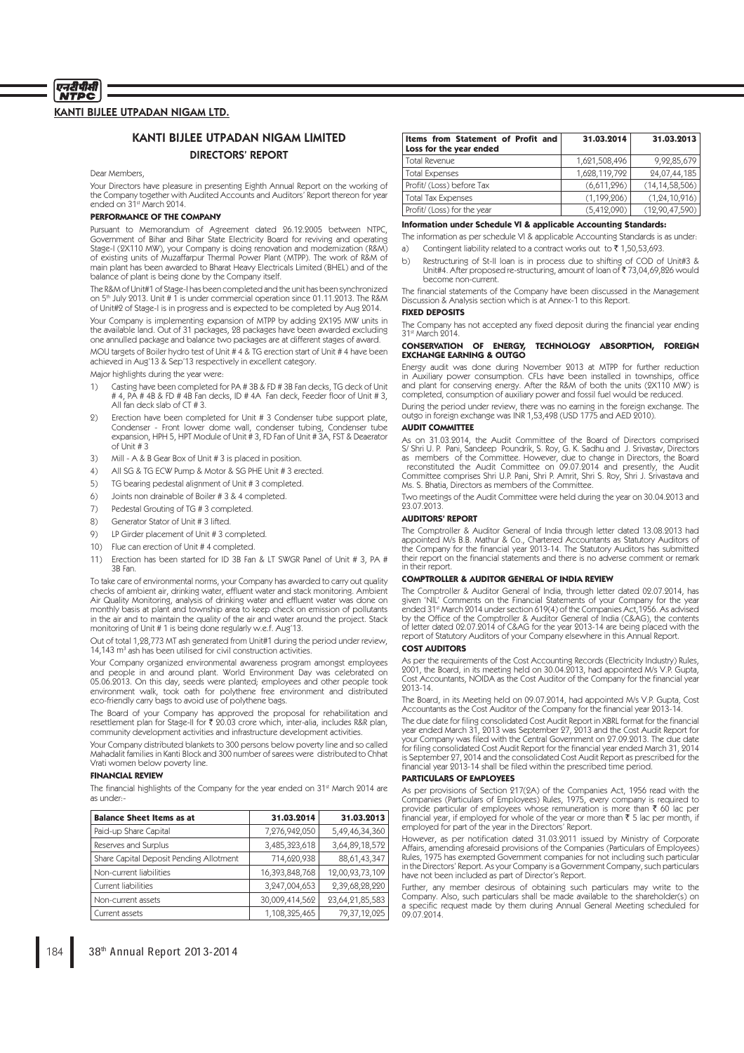# KANTI BIJLEE UTPADAN NIGAM LIMITED

## DIRECTORS' REPORT

Dear Members,

Your Directors have pleasure in presenting Eighth Annual Report on the working of the Company together with Audited Accounts and Auditors' Report thereon for year ended on 31st March 2014.

### PERFORMANCE OF THE COMPANY

Pursuant to Memorandum of Agreement dated 26.12.2005 between NTPC, Government of Bihar and Bihar State Electricity Board for reviving and operating Stage-I (2X110 MW), your Company is doing renovation and modernization (R&M) of existing units of Muzaffarpur Thermal Power Plant (MTPP). The work of R&M of main plant has been awarded to Bharat Heavy Electricals Limited (BHEL) and of the balance of plant is being done by the Company itself.

The R&M of Unit#1 of Stage-I has been completed and the unit has been synchronized on 5th July 2013. Unit # 1 is under commercial operation since 01.11.2013. The R&M of Unit#2 of Stage-I is in progress and is expected to be completed by Aug 2014.

Your Company is implementing expansion of MTPP by adding 2X195 MW units in the available land. Out of 31 packages, 28 packages have been awarded excluding one annulled package and balance two packages are at different stages of award.

MOU targets of Boiler hydro test of Unit # 4 & TG erection start of Unit # 4 have been achieved in Aug'13 & Sep'13 respectively in excellent category.

Major highlights during the year were:

1) Casting have been completed for PA # 3B & FD # 3B Fan decks, TG deck of Unit # 4, PA # 4B & FD # 4B Fan decks, ID # 4A Fan deck, Feeder floor of Unit # 3, All fan deck slab of CT # 3.
2) Erection have been completed for Unit # 3 Condenser tube support plate, Condenser - Front lower dome wall, condenser tubing, Condenser tube expansion, HPH 5, HPT Module of Unit # 3, FD Fan of Unit # 3A, FST & Deaerator of Unit # 3
3) Mill - A & B Gear Box of Unit # 3 is placed in position.
4) All SG & TG ECW Pump & Motor & SG PHE Unit # 3 erected.
5) TG bearing pedestal alignment of Unit # 3 completed.
6) Joints non drainable of Boiler # 3 & 4 completed.
7) Pedestal Grouting of TG # 3 completed.
8) Generator Stator of Unit # 3 lifted.
9) LP Girder placement of Unit # 3 completed.
10) Flue can erection of Unit # 4 completed.
11) Erection has been started for ID 3B Fan & LT SWGR Panel of Unit # 3, PA # 3B Fan.

To take care of environmental norms, your Company has awarded to carry out quality checks of ambient air, drinking water, effluent water and stack monitoring. Ambient Air Quality Monitoring, analysis of drinking water and effluent water was done on monthly basis at plant and township area to keep check on emission of pollutants in the air and to maintain the quality of the air and water around the project. Stack monitoring of Unit # 1 is being done regularly w.e.f. Aug'13.

Out of total 1,28,773 MT ash generated from Unit#1 during the period under review, 14,143 m³ ash has been utilised for civil construction activities.

Your Company organized environmental awareness program amongst employees and people in and around plant. World Environment Day was celebrated on 05.06.2013. On this day, seeds were planted; employees and other people took environment walk, took oath for polythene free environment and distributed eco-friendly carry bags to avoid use of polythene bags.

The Board of your Company has approved the proposal for rehabilitation and resettlement plan for Stage-II for ₹ 20.03 crore which, inter-alia, includes R&R plan, community development activities and infrastructure development activities.

Your Company distributed blankets to 300 persons below poverty line and so called Mahadalit families in Kanti Block and 300 number of sarees were distributed to Chhat Vrati women below poverty line.

### FINANCIAL REVIEW

The financial highlights of the Company for the year ended on 31st March 2014 are as under:-

| Balance Sheet Items as at | 31.03.2014 | 31.03.2013 |
|---|---|---|
| Paid-up Share Capital | 7,276,942,050 | 5,49,46,34,360 |
| Reserves and Surplus | 3,485,323,618 | 3,64,89,18,572 |
| Share Capital Deposit Pending Allotment | 714,620,938 | 88,61,43,347 |
| Non-current liabilities | 16,393,848,768 | 12,00,93,73,109 |
| Current liabilities | 3,247,004,653 | 2,39,68,28,220 |
| Non-current assets | 30,009,414,562 | 23,64,21,85,583 |
| Current assets | 1,108,325,465 | 79,37,12,025 |

| Items from Statement of Profit and Loss for the year ended | 31.03.2014 | 31.03.2013 |
|---|---|---|
| Total Revenue | 1,621,508,496 | 9,92,85,679 |
| Total Expenses | 1,628,119,792 | 24,07,44,185 |
| Profit/ (Loss) before Tax | (6,611,296) | (14,14,58,506) |
| Total Tax Expenses | (1,199,206) | (1,24,10,916) |
| Profit/ (Loss) for the year | (5,412,090) | (12,90,47,590) |

**Information under Schedule VI & applicable Accounting Standards:**

The information as per schedule VI & applicable Accounting Standards is as under:

a) Contingent liability related to a contract works out to ₹ 1,50,53,693.
b) Restructuring of St-II loan is in process due to shifting of COD of Unit#3 & Unit#4. After proposed re-structuring, amount of loan of ₹ 73,04,69,826 would become non-current.

The financial statements of the Company have been discussed in the Management Discussion & Analysis section which is at Annex-1 to this Report.

### FIXED DEPOSITS

The Company has not accepted any fixed deposit during the financial year ending 31st March 2014.

### CONSERVATION OF ENERGY, TECHNOLOGY ABSORPTION, FOREIGN EXCHANGE EARNING & OUTGO

Energy audit was done during November 2013 at MTPP for further reduction in Auxiliary power consumption. CFLs have been installed in townships, office and plant for conserving energy. After the R&M of both the units (2X110 MW) is completed, consumption of auxiliary power and fossil fuel would be reduced.

During the period under review, there was no earning in the foreign exchange. The outgo in foreign exchange was INR 1,53,498 (USD 1775 and AED 2010).

### AUDIT COMMITTEE

As on 31.03.2014, the Audit Committee of the Board of Directors comprised S/ Shri U. P. Pani, Sandeep Poundrik, S. Roy, G. K. Sadhu and J. Srivastav, Directors as members of the Committee. However, due to change in Directors, the Board reconstituted the Audit Committee on 09.07.2014 and presently, the Audit Committee comprises Shri U.P. Pani, Shri P. Amrit, Shri S. Roy, Shri J. Srivastava and Ms. S. Bhatia, Directors as members of the Committee.

Two meetings of the Audit Committee were held during the year on 30.04.2013 and 23.07.2013.

### AUDITORS' REPORT

The Comptroller & Auditor General of India through letter dated 13.08.2013 had appointed M/s B.B. Mathur & Co., Chartered Accountants as Statutory Auditors of the Company for the financial year 2013-14. The Statutory Auditors has submitted their report on the financial statements and there is no adverse comment or remark in their report.

### COMPTROLLER & AUDITOR GENERAL OF INDIA REVIEW

The Comptroller & Auditor General of India, through letter dated 02.07.2014, has given 'NIL' Comments on the Financial Statements of your Company for the year ended 31st March 2014 under section 619(4) of the Companies Act,1956. As advised by the Office of the Comptroller & Auditor General of India (C&AG), the contents of letter dated 02.07.2014 of C&AG for the year 2013-14 are being placed with the report of Statutory Auditors of your Company elsewhere in this Annual Report.

### COST AUDITORS

As per the requirements of the Cost Accounting Records (Electricity Industry) Rules, 2001, the Board, in its meeting held on 30.04.2013, had appointed M/s V.P. Gupta, Cost Accountants, NOIDA as the Cost Auditor of the Company for the financial year 2013-14.

The Board, in its Meeting held on 09.07.2014, had appointed M/s V.P. Gupta, Cost Accountants as the Cost Auditor of the Company for the financial year 2013-14.

The due date for filing consolidated Cost Audit Report in XBRL format for the financial year ended March 31, 2013 was September 27, 2013 and the Cost Audit Report for your Company was filed with the Central Government on 27.09.2013. The due date for filing consolidated Cost Audit Report for the financial year ended March 31, 2014 is September 27, 2014 and the consolidated Cost Audit Report as prescribed for the financial year 2013-14 shall be filed within the prescribed time period.

### PARTICULARS OF EMPLOYEES

As per provisions of Section 217(2A) of the Companies Act, 1956 read with the Companies (Particulars of Employees) Rules, 1975, every company is required to provide particular of employees whose remuneration is more than ₹ 60 lac per financial year, if employed for whole of the year or more than ₹ 5 lac per month, if employed for part of the year in the Directors' Report.

However, as per notification dated 31.03.2011 issued by Ministry of Corporate Affairs, amending aforesaid provisions of the Companies (Particulars of Employees) Rules, 1975 has exempted Government companies for not including such particular in the Directors' Report. As your Company is a Government Company, such particulars have not been included as part of Director's Report.

Further, any member desirous of obtaining such particulars may write to the Company. Also, such particulars shall be made available to the shareholder(s) on a specific request made by them during Annual General Meeting scheduled for 09.07.2014.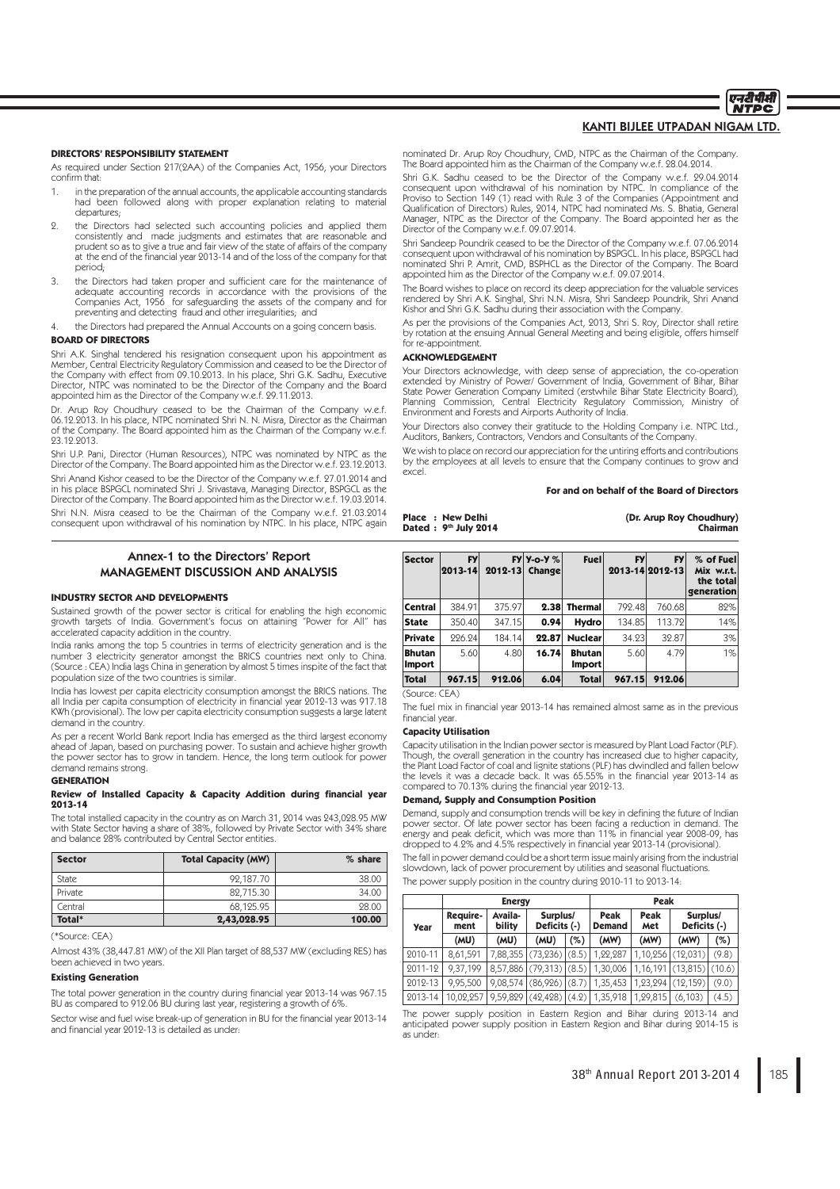## DIRECTORS' RESPONSIBILITY STATEMENT

As required under Section 217(2AA) of the Companies Act, 1956, your Directors confirm that:

1. in the preparation of the annual accounts, the applicable accounting standards had been followed along with proper explanation relating to material departures;
2. the Directors had selected such accounting policies and applied them consistently and made judgments and estimates that are reasonable and prudent so as to give a true and fair view of the state of affairs of the company at the end of the financial year 2013-14 and of the loss of the company for that period;
3. the Directors had taken proper and sufficient care for the maintenance of adequate accounting records in accordance with the provisions of the Companies Act, 1956 for safeguarding the assets of the company and for preventing and detecting fraud and other irregularities; and
4. the Directors had prepared the Annual Accounts on a going concern basis.

## BOARD OF DIRECTORS

Shri A.K. Singhal tendered his resignation consequent upon his appointment as Member, Central Electricity Regulatory Commission and ceased to be the Director of the Company with effect from 09.10.2013. In his place, Shri G.K. Sadhu, Executive Director, NTPC was nominated to be the Director of the Company and the Board appointed him as the Director of the Company w.e.f. 29.11.2013.

Dr. Arup Roy Choudhury ceased to be the Chairman of the Company w.e.f. 06.12.2013. In his place, NTPC nominated Shri N. N. Misra, Director as the Chairman of the Company. The Board appointed him as the Chairman of the Company w.e.f. 23.12.2013.

Shri U.P. Pani, Director (Human Resources), NTPC was nominated by NTPC as the Director of the Company. The Board appointed him as the Director w.e.f. 23.12.2013.

Shri Anand Kishor ceased to be the Director of the Company w.e.f. 27.01.2014 and in his place BSPGCL nominated Shri J. Srivastava, Managing Director, BSPGCL as the Director of the Company. The Board appointed him as the Director w.e.f. 19.03.2014.

Shri N.N. Misra ceased to be the Chairman of the Company w.e.f. 21.03.2014 consequent upon withdrawal of his nomination by NTPC. In his place, NTPC again nominated Dr. Arup Roy Choudhury, CMD, NTPC as the Chairman of the Company. The Board appointed him as the Chairman of the Company w.e.f. 28.04.2014.

Shri G.K. Sadhu ceased to be the Director of the Company w.e.f. 29.04.2014 consequent upon withdrawal of his nomination by NTPC. In compliance of the Proviso to Section 149 (1) read with Rule 3 of the Companies (Appointment and Qualification of Directors) Rules, 2014, NTPC had nominated Ms. S. Bhatia, General Manager, NTPC as the Director of the Company. The Board appointed her as the Director of the Company w.e.f. 09.07.2014.

Shri Sandeep Poundrik ceased to be the Director of the Company w.e.f. 07.06.2014 consequent upon withdrawal of his nomination by BSPGCL. In his place, BSPGCL had nominated Shri P. Amrit, CMD, BSPHCL as the Director of the Company. The Board appointed him as the Director of the Company w.e.f. 09.07.2014.

The Board wishes to place on record its deep appreciation for the valuable services rendered by Shri A.K. Singhal, Shri N.N. Misra, Shri Sandeep Poundrik, Shri Anand Kishor and Shri G.K. Sadhu during their association with the Company.

As per the provisions of the Companies Act, 2013, Shri S. Roy, Director shall retire by rotation at the ensuing Annual General Meeting and being eligible, offers himself for re-appointment.

## ACKNOWLEDGEMENT

Your Directors acknowledge, with deep sense of appreciation, the co-operation extended by Ministry of Power/ Government of India, Government of Bihar, Bihar State Power Generation Company Limited (erstwhile Bihar State Electricity Board), Planning Commission, Central Electricity Regulatory Commission, Ministry of Environment and Forests and Airports Authority of India.

Your Directors also convey their gratitude to the Holding Company i.e. NTPC Ltd., Auditors, Bankers, Contractors, Vendors and Consultants of the Company.

We wish to place on record our appreciation for the untiring efforts and contributions by the employees at all levels to ensure that the Company continues to grow and excel.

**For and on behalf of the Board of Directors**

**Place : New Delhi**
**Dated : 9th July 2014**

**(Dr. Arup Roy Choudhury)**
**Chairman**

# Annex-1 to the Directors' Report
# MANAGEMENT DISCUSSION AND ANALYSIS

## INDUSTRY SECTOR AND DEVELOPMENTS

Sustained growth of the power sector is critical for enabling the high economic growth targets of India. Government's focus on attaining "Power for All" has accelerated capacity addition in the country.

India ranks among the top 5 countries in terms of electricity generation and is the number 3 electricity generator amongst the BRICS countries next only to China. (Source : CEA) India lags China in generation by almost 5 times inspite of the fact that population size of the two countries is similar.

India has lowest per capita electricity consumption amongst the BRICS nations. The all India per capita consumption of electricity in financial year 2012-13 was 917.18 KWh (provisional). The low per capita electricity consumption suggests a large latent demand in the country.

As per a recent World Bank report India has emerged as the third largest economy ahead of Japan, based on purchasing power. To sustain and achieve higher growth the power sector has to grow in tandem. Hence, the long term outlook for power demand remains strong.

## GENERATION

### Review of Installed Capacity & Capacity Addition during financial year 2013-14

The total installed capacity in the country as on March 31, 2014 was 243,028.95 MW with State Sector having a share of 38%, followed by Private Sector with 34% share and balance 28% contributed by Central Sector entities.

| Sector | Total Capacity (MW) | % share |
|---|---|---|
| State | 92,187.70 | 38.00 |
| Private | 82,715.30 | 34.00 |
| Central | 68,125.95 | 28.00 |
| **Total*** | **2,43,028.95** | **100.00** |

(*Source: CEA)

Almost 43% (38,447.81 MW) of the XII Plan target of 88,537 MW (excluding RES) has been achieved in two years.

### Existing Generation

The total power generation in the country during financial year 2013-14 was 967.15 BU as compared to 912.06 BU during last year, registering a growth of 6%.

Sector wise and fuel wise break-up of generation in BU for the financial year 2013-14 and financial year 2012-13 is detailed as under:

| Sector | FY 2013-14 | FY 2012-13 | Y-o-Y % Change | Fuel | FY 2013-14 | FY 2012-13 | % of Fuel Mix w.r.t. the total generation |
|---|---|---|---|---|---|---|---|
| **Central** | 384.91 | 375.97 | **2.38** | **Thermal** | 792.48 | 760.68 | 82% |
| **State** | 350.40 | 347.15 | **0.94** | **Hydro** | 134.85 | 113.72 | 14% |
| **Private** | 226.24 | 184.14 | **22.87** | **Nuclear** | 34.23 | 32.87 | 3% |
| **Bhutan Import** | 5.60 | 4.80 | **16.74** | **Bhutan Import** | 5.60 | 4.79 | 1% |
| **Total** | **967.15** | **912.06** | **6.04** | **Total** | **967.15** | **912.06** | |

(Source: CEA)

The fuel mix in financial year 2013-14 has remained almost same as in the previous financial year.

### Capacity Utilisation

Capacity utilisation in the Indian power sector is measured by Plant Load Factor (PLF). Though, the overall generation in the country has increased due to higher capacity, the Plant Load Factor of coal and lignite stations (PLF) has dwindled and fallen below the levels it was a decade back. It was 65.55% in the financial year 2013-14 as compared to 70.13% during the financial year 2012-13.

### Demand, Supply and Consumption Position

Demand, supply and consumption trends will be key in defining the future of Indian power sector. Of late power sector has been facing a reduction in demand. The energy and peak deficit, which was more than 11% in financial year 2008-09, has dropped to 4.2% and 4.5% respectively in financial year 2013-14 (provisional).

The fall in power demand could be a short term issue mainly arising from the industrial slowdown, lack of power procurement by utilities and seasonal fluctuations.

The power supply position in the country during 2010-11 to 2013-14:

| Year | Energy | | | | Peak | | | |
|---|---|---|---|---|---|---|---|---|
| | Require-ment | Availa-bility | Surplus/ Deficits (-) | | Peak Demand | Peak Met | Surplus/ Deficits (-) | |
| | (MU) | (MU) | (MU) | (%) | (MW) | (MW) | (MW) | (%) |
| 2010-11 | 8,61,591 | 7,88,355 | (73,236) | (8.5) | 1,22,287 | 1,10,256 | (12,031) | (9.8) |
| 2011-12 | 9,37,199 | 8,57,886 | (79,313) | (8.5) | 1,30,006 | 1,16,191 | (13,815) | (10.6) |
| 2012-13 | 9,95,500 | 9,08,574 | (86,926) | (8.7) | 1,35,453 | 1,23,294 | (12,159) | (9.0) |
| 2013-14 | 10,02,257 | 9,59,829 | (42,428) | (4.2) | 1,35,918 | 1,29,815 | (6,103) | (4.5) |

The power supply position in Eastern Region and Bihar during 2013-14 and anticipated power supply position in Eastern Region and Bihar during 2014-15 is as under: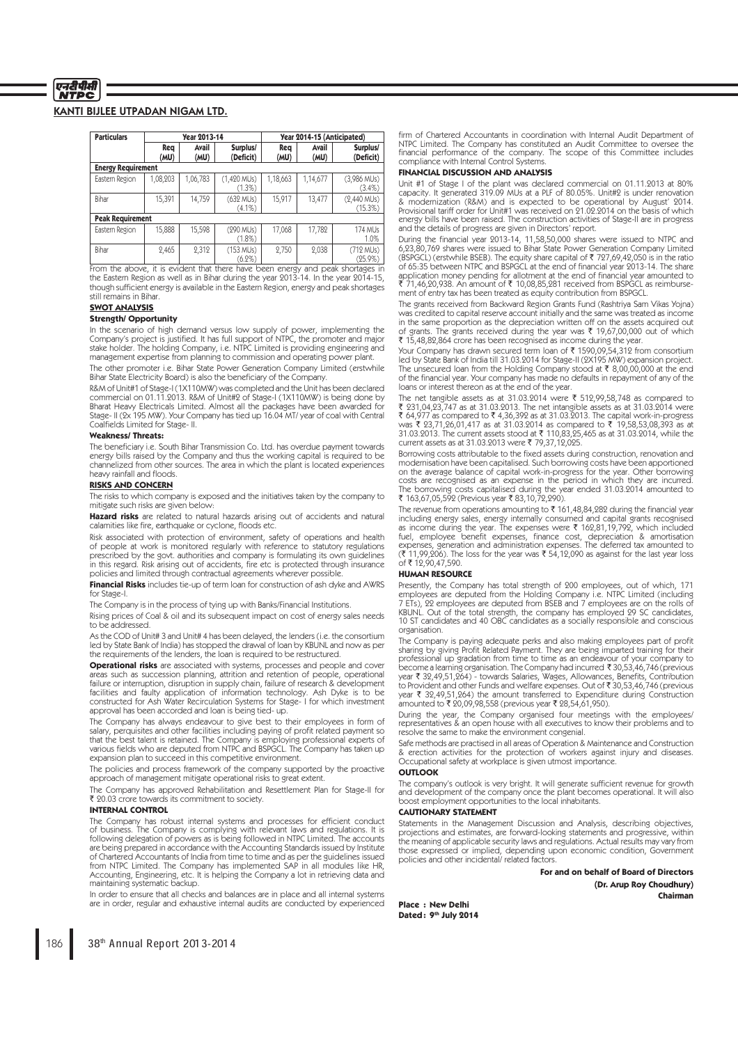## KANTI BIJLEE UTPADAN NIGAM LTD.

| Particulars | Year 2013-14 | | | Year 2014-15 (Anticipated) | | |
|---|---|---|---|---|---|---|
| | Req (MU) | Avail (MU) | Surplus/ (Deficit) | Req (MU) | Avail (MU) | Surplus/ (Deficit) |
| **Energy Requirement** | | | | | | |
| Eastern Region | 1,08,203 | 1,06,783 | (1,420 MUs) (1.3%) | 1,18,663 | 1,14,677 | (3,986 MUs) (3.4%) |
| Bihar | 15,391 | 14,759 | (632 MUs) (4.1%) | 15,917 | 13,477 | (2,440 MUs) (15.3%) |
| **Peak Requirement** | | | | | | |
| Eastern Region | 15,888 | 15,598 | (290 MUs) (1.8%) | 17,068 | 17,782 | 174 MUs 1.0% |
| Bihar | 2,465 | 2,312 | (153 MUs) (6.2%) | 2,750 | 2,038 | (712 MUs) (25.9%) |

From the above, it is evident that there have been energy and peak shortages in the Eastern Region as well as in Bihar during the year 2013-14. In the year 2014-15, though sufficient energy is available in the Eastern Region, energy and peak shortages still remains in Bihar.

### SWOT ANALYSIS

#### Strength/ Opportunity

In the scenario of high demand versus low supply of power, implementing the Company's project is justified. It has full support of NTPC, the promoter and major stake holder. The holding Company, i.e. NTPC Limited is providing engineering and management expertise from planning to commission and operating power plant.

The other promoter i.e. Bihar State Power Generation Company Limited (erstwhile Bihar State Electricity Board) is also the beneficiary of the Company.

R&M of Unit#1 of Stage-I (1X110MW) was completed and the Unit has been declared commercial on 01.11.2013. R&M of Unit#2 of Stage-I (1X110MW) is being done by Bharat Heavy Electricals Limited. Almost all the packages have been awarded for Stage- II (2x 195 MW). Your Company has tied up 16.04 MT/ year of coal with Central Coalfields Limited for Stage- II.

#### Weakness/ Threats:

The beneficiary i.e. South Bihar Transmission Co. Ltd. has overdue payment towards energy bills raised by the Company and thus the working capital is required to be channelized from other sources. The area in which the plant is located experiences heavy rainfall and floods.

### RISKS AND CONCERN

The risks to which company is exposed and the initiatives taken by the company to mitigate such risks are given below:

**Hazard risks** are related to natural hazards arising out of accidents and natural calamities like fire, earthquake or cyclone, floods etc.

Risk associated with protection of environment, safety of operations and health of people at work is monitored regularly with reference to statutory regulations prescribed by the govt. authorities and company is formulating its own guidelines in this regard. Risk arising out of accidents, fire etc is protected through insurance policies and limited through contractual agreements wherever possible.

**Financial Risks** includes tie-up of term loan for construction of ash dyke and AWRS for Stage-I.

The Company is in the process of tying up with Banks/Financial Institutions.

Rising prices of Coal & oil and its subsequent impact on cost of energy sales needs to be addressed.

As the COD of Unit# 3 and Unit# 4 has been delayed, the lenders (i.e. the consortium led by State Bank of India) has stopped the drawal of loan by KBUNL and now as per the requirements of the lenders, the loan is required to be restructured.

**Operational risks** are associated with systems, processes and people and cover areas such as succession planning, attrition and retention of people, operational failure or interruption, disruption in supply chain, failure of research & development facilities and faulty application of information technology. Ash Dyke is to be constructed for Ash Water Recirculation Systems for Stage- I for which investment approval has been accorded and loan is being tied- up.

The Company has always endeavour to give best to their employees in form of salary, perquisites and other facilities including paying of profit related payment so that the best talent is retained. The Company is employing professional experts of various fields who are deputed from NTPC and BSPGCL. The Company has taken up expansion plan to succeed in this competitive environment.

The policies and process framework of the company supported by the proactive approach of management mitigate operational risks to great extent.

The Company has approved Rehabilitation and Resettlement Plan for Stage-II for ₹ 20.03 crore towards its commitment to society.

### INTERNAL CONTROL

The Company has robust internal systems and processes for efficient conduct of business. The Company is complying with relevant laws and regulations. It is following delegation of powers as is being followed in NTPC Limited. The accounts are being prepared in accordance with the Accounting Standards issued by Institute of Chartered Accountants of India from time to time and as per the guidelines issued from NTPC Limited. The Company has implemented SAP in all modules like HR, Accounting, Engineering, etc. It is helping the Company a lot in retrieving data and maintaining systematic backup.

In order to ensure that all checks and balances are in place and all internal systems are in order, regular and exhaustive internal audits are conducted by experienced firm of Chartered Accountants in coordination with Internal Audit Department of NTPC Limited. The Company has constituted an Audit Committee to oversee the financial performance of the company. The scope of this Committee includes compliance with Internal Control Systems.

### FINANCIAL DISCUSSION AND ANALYSIS

Unit #1 of Stage I of the plant was declared commercial on 01.11.2013 at 80% capacity. It generated 319.09 MUs at a PLF of 80.05%. Unit#2 is under renovation & modernization (R&M) and is expected to be operational by August' 2014. Provisional tariff order for Unit#1 was received on 21.02.2014 on the basis of which energy bills have been raised. The construction activities of Stage-II are in progress and the details of progress are given in Directors' report.

During the financial year 2013-14, 11,58,50,000 shares were issued to NTPC and 6,23,80,769 shares were issued to Bihar State Power Generation Company Limited (BSPGCL) (erstwhile BSEB). The equity share capital of ₹ 727,69,42,050 is in the ratio of 65:35 between NTPC and BSPGCL at the end of financial year 2013-14. The share application money pending for allotment at the end of financial year amounted to ₹ 71,46,20,938. An amount of ₹ 10,08,85,281 received from BSPGCL as reimbursement of entry tax has been treated as equity contribution from BSPGCL.

The grants received from Backward Region Grants Fund (Rashtriya Sam Vikas Yojna) was credited to capital reserve account initially and the same was treated as income in the same proportion as the depreciation written off on the assets acquired out of grants. The grants received during the year was ₹ 19,67,00,000 out of which ₹ 15,48,82,864 crore has been recognised as income during the year.

Your Company has drawn secured term loan of ₹ 1590,09,54,312 from consortium led by State Bank of India till 31.03.2014 for Stage-II (2X195 MW) expansion project. The unsecured loan from the Holding Company stood at ₹ 8,00,00,000 at the end of the financial year. Your company has made no defaults in repayment of any of the loans or interest thereon as at the end of the year.

The net tangible assets as at 31.03.2014 were ₹ 512,99,58,748 as compared to ₹ 231,04,23,747 as at 31.03.2013. The net intangible assets as at 31.03.2014 were ₹ 64,977 as compared to ₹ 4,36,392 as at 31.03.2013. The capital work-in-progress was ₹ 23,71,26,01,417 as at 31.03.2014 as compared to ₹ 19,58,53,08,393 as at 31.03.2013. The current assets stood at ₹ 110,83,25,465 as at 31.03.2014, while the current assets as at 31.03.2013 were ₹ 79,37,12,025.

Borrowing costs attributable to the fixed assets during construction, renovation and modernisation have been capitalised. Such borrowing costs have been apportioned on the average balance of capital work-in-progress for the year. Other borrowing costs are recognised as an expense in the period in which they are incurred. The borrowing costs capitalised during the year ended 31.03.2014 amounted to ₹ 163,67,05,592 (Previous year ₹ 83,10,72,290).

The revenue from operations amounting to ₹ 161,48,84,282 during the financial year including energy sales, energy internally consumed and capital grants recognised as income during the year. The expenses were ₹ 162,81,19,792, which included fuel, employee benefit expenses, finance cost, depreciation & amortisation expenses, generation and administration expenses. The deferred tax amounted to (₹ 11,99,206). The loss for the year was ₹ 54,12,090 as against for the last year loss of ₹ 12,90,47,590.

### HUMAN RESOURCE

Presently, the Company has total strength of 200 employees, out of which, 171 employees are deputed from the Holding Company i.e. NTPC Limited (including 7 ETs), 22 employees are deputed from BSEB and 7 employees are on the rolls of KBUNL. Out of the total strength, the company has employed 29 SC candidates, 10 ST candidates and 40 OBC candidates as a socially responsible and conscious organisation.

The Company is paying adequate perks and also making employees part of profit sharing by giving Profit Related Payment. They are being imparted training for their professional up gradation from time to time as an endeavour of your company to become a learning organisation. The Company had incurred ₹ 30,53,46,746 (previous year ₹ 32,49,51,264) - towards Salaries, Wages, Allowances, Benefits, Contribution to Provident and other Funds and welfare expenses. Out of ₹ 30,53,46,746 (previous year ₹ 32,49,51,264) the amount transferred to Expenditure during Construction amounted to ₹ 20,09,98,558 (previous year ₹ 28,54,61,950).

During the year, the Company organised four meetings with the employees/ representatives & an open house with all executives to know their problems and to resolve the same to make the environment congenial.

Safe methods are practised in all areas of Operation & Maintenance and Construction & erection activities for the protection of workers against injury and diseases. Occupational safety at workplace is given utmost importance.

### OUTLOOK

The company's outlook is very bright. It will generate sufficient revenue for growth and development of the company once the plant becomes operational. It will also boost employment opportunities to the local inhabitants.

### CAUTIONARY STATEMENT

Statements in the Management Discussion and Analysis, describing objectives, projections and estimates, are forward-looking statements and progressive, within the meaning of applicable security laws and regulations. Actual results may vary from those expressed or implied, depending upon economic condition, Government policies and other incidental/ related factors.

**For and on behalf of Board of Directors**

**(Dr. Arup Roy Choudhury)**

**Chairman**

**Place : New Delhi**
**Dated : 9th July 2014**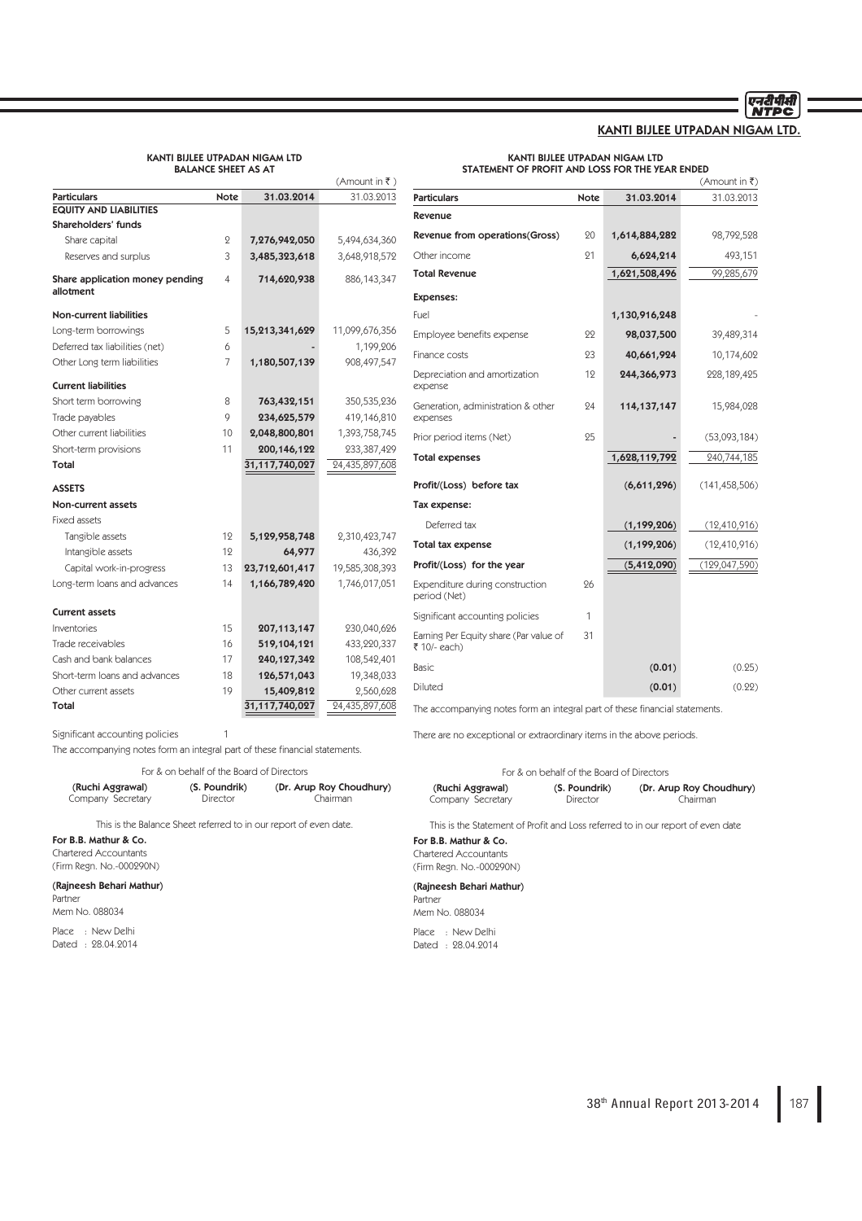# KANTI BIJLEE UTPADAN NIGAM LTD.

## KANTI BIJLEE UTPADAN NIGAM LTD BALANCE SHEET AS AT

(Amount in ₹)

| Particulars | Note | 31.03.2014 | 31.03.2013 |
|---|---|---|---|
| **EQUITY AND LIABILITIES** | | | |
| **Shareholders' funds** | | | |
| Share capital | 2 | **7,276,942,050** | 5,494,634,360 |
| Reserves and surplus | 3 | **3,485,323,618** | 3,648,918,572 |
| **Share application money pending allotment** | 4 | **714,620,938** | 886,143,347 |
| **Non-current liabilities** | | | |
| Long-term borrowings | 5 | **15,213,341,629** | 11,099,676,356 |
| Deferred tax liabilities (net) | 6 | **-** | 1,199,206 |
| Other Long term liabilities | 7 | **1,180,507,139** | 908,497,547 |
| **Current liabilities** | | | |
| Short term borrowing | 8 | **763,432,151** | 350,535,236 |
| Trade payables | 9 | **234,625,579** | 419,146,810 |
| Other current liabilities | 10 | **2,048,800,801** | 1,393,758,745 |
| Short-term provisions | 11 | **200,146,122** | 233,387,429 |
| **Total** | | **31,117,740,027** | 24,435,897,608 |
| **ASSETS** | | | |
| **Non-current assets** | | | |
| Fixed assets | | | |
| Tangible assets | 12 | **5,129,958,748** | 2,310,423,747 |
| Intangible assets | 12 | **64,977** | 436,392 |
| Capital work-in-progress | 13 | **23,712,601,417** | 19,585,308,393 |
| Long-term loans and advances | 14 | **1,166,789,420** | 1,746,017,051 |
| **Current assets** | | | |
| Inventories | 15 | **207,113,147** | 230,040,626 |
| Trade receivables | 16 | **519,104,121** | 433,220,337 |
| Cash and bank balances | 17 | **240,127,342** | 108,542,401 |
| Short-term loans and advances | 18 | **126,571,043** | 19,348,033 |
| Other current assets | 19 | **15,409,812** | 2,560,628 |
| **Total** | | **31,117,740,027** | 24,435,897,608 |

Significant accounting policies 1

The accompanying notes form an integral part of these financial statements.

For & on behalf of the Board of Directors

| **(Ruchi Aggrawal)** | **(S. Poundrik)** | **(Dr. Arup Roy Choudhury)** |
|---|---|---|
| Company Secretary | Director | Chairman |

This is the Balance Sheet referred to in our report of even date.

**For B.B. Mathur & Co.**
Chartered Accountants
(Firm Regn. No.-000290N)

**(Rajneesh Behari Mathur)**
Partner
Mem No. 088034

Place : New Delhi
Dated : 28.04.2014

## KANTI BIJLEE UTPADAN NIGAM LTD STATEMENT OF PROFIT AND LOSS FOR THE YEAR ENDED

(Amount in ₹)

| Particulars | Note | 31.03.2014 | 31.03.2013 |
|---|---|---|---|
| **Revenue** | | | |
| **Revenue from operations(Gross)** | 20 | **1,614,884,282** | 98,792,528 |
| Other income | 21 | **6,624,214** | 493,151 |
| **Total Revenue** | | **1,621,508,496** | 99,285,679 |
| **Expenses:** | | | |
| Fuel | | **1,130,916,248** | - |
| Employee benefits expense | 22 | **98,037,500** | 39,489,314 |
| Finance costs | 23 | **40,661,924** | 10,174,602 |
| Depreciation and amortization expense | 12 | **244,366,973** | 228,189,425 |
| Generation, administration & other expenses | 24 | **114,137,147** | 15,984,028 |
| Prior period items (Net) | 25 | **-** | (53,093,184) |
| **Total expenses** | | **1,628,119,792** | 240,744,185 |
| **Profit/(Loss) before tax** | | **(6,611,296)** | (141,458,506) |
| **Tax expense:** | | | |
| Deferred tax | | **(1,199,206)** | (12,410,916) |
| **Total tax expense** | | **(1,199,206)** | (12,410,916) |
| **Profit/(Loss) for the year** | | **(5,412,090)** | (129,047,590) |
| Expenditure during construction period (Net) | 26 | | |
| Significant accounting policies | 1 | | |
| Earning Per Equity share (Par value of ₹ 10/- each) | 31 | | |
| Basic | | **(0.01)** | (0.25) |
| Diluted | | **(0.01)** | (0.22) |

The accompanying notes form an integral part of these financial statements.

There are no exceptional or extraordinary items in the above periods.

For & on behalf of the Board of Directors

| **(Ruchi Aggrawal)** | **(S. Poundrik)** | **(Dr. Arup Roy Choudhury)** |
|---|---|---|
| Company Secretary | Director | Chairman |

This is the Statement of Profit and Loss referred to in our report of even date

**For B.B. Mathur & Co.**
Chartered Accountants
(Firm Regn. No.-000290N)

**(Rajneesh Behari Mathur)**
Partner
Mem No. 088034

Place : New Delhi
Dated : 28.04.2014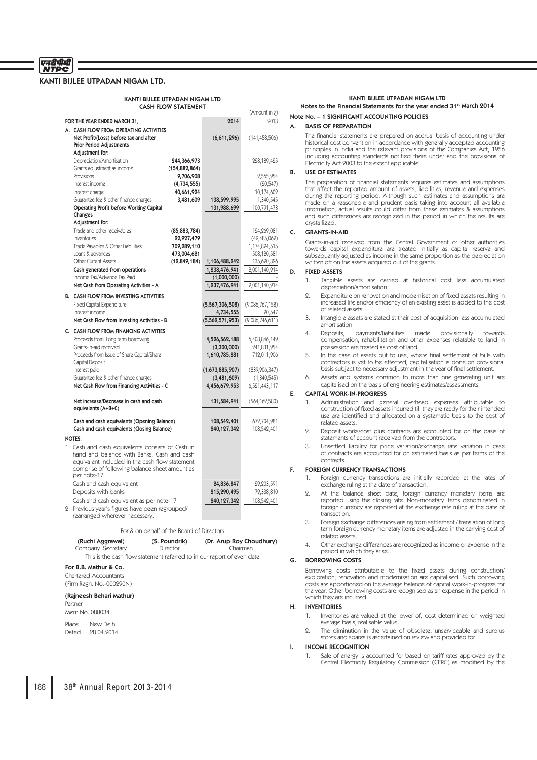# KANTI BIJLEE UTPADAN NIGAM LTD.

## KANTI BIJLEE UTPADAN NIGAM LTD
## CASH FLOW STATEMENT

(Amount in ₹)

| FOR THE YEAR ENDED MARCH 31, | | 2014 | 2013 |
|---|---|---|---|
| **A. CASH FLOW FROM OPERATING ACTIVITIES** | | | |
| **Net Profit/(Loss) before tax and after Prior Period Adjustments** | | **(6,611,296)** | (141,458,506) |
| **Adjustment for:** | | | |
| Depreciation/Amortisation | **244,366,973** | | 228,189,425 |
| Grants adjustment as income | **(154,882,864)** | | |
| Provisions | **9,706,908** | | 2,565,954 |
| Interest income | **(4,734,555)** | | (20,547) |
| Interest charge | **40,661,924** | | 10,174,602 |
| Guarantee fee & other finance charges | **3,481,609** | **138,599,995** | 1,340,545 |
| **Operating Profit before Working Capital Changes** | | **131,988,699** | 100,791,473 |
| **Adjustment for:** | | | |
| Trade and other receivables | **(85,883,784)** | | 124,269,081 |
| Inventories | **22,927,479** | | (42,485,062) |
| Trade Payables & Other Liabilities | **709,289,110** | | 1,174,824,515 |
| Loans & advances | **473,004,621** | | 508,120,581 |
| Other Current Assets | **(12,849,184)** | **1,106,488,242** | 135,620,326 |
| **Cash generated from operations** | | **1,238,476,941** | 2,001,140,914 |
| Income Tax/Advance Tax Paid | | **(1,000,000)** | - |
| **Net Cash from Operating Activities - A** | | **1,237,476,941** | 2,001,140,914 |
| **B. CASH FLOW FROM INVESTING ACTIVITIES** | | | |
| Fixed Capital Expenditure | | **(5,567,306,508)** | (9,086,767,158) |
| Interest income | | **4,734,555** | 20,547 |
| **Net Cash Flow from Investing Activities - B** | | **(5,562,571,953)** | (9,086,746,611) |
| **C. CASH FLOW FROM FINANCING ACTIVITIES** | | | |
| Proceeds from Long term borrowing | | **4,526,562,188** | 6,408,846,149 |
| Grants-in-aid received | | **(3,300,000)** | 241,831,954 |
| Proceeds from Issue of Share Capital/Share Capital Deposit | | **1,610,785,281** | 712,011,906 |
| Interest paid | | **(1,673,885,907)** | (839,906,347) |
| Guarantee fee & other finance charges | | **(3,481,609)** | (1,340,545) |
| **Net Cash Flow from Financing Activities - C** | | **4,456,679,953** | 6,521,443,117 |
| **Net increase/Decrease in cash and cash equivalents (A+B+C)** | | **131,584,941** | (564,162,580) |
| **Cash and cash equivalents (Opening Balance)** | | **108,542,401** | 672,704,981 |
| **Cash and cash equivalents (Closing Balance)** | | **240,127,342** | 108,542,401 |

**NOTES:**

1. Cash and cash equivalents consists of Cash in hand and balance with Banks. Cash and cash equivalent included in the cash flow statement comprise of following balance sheet amount as per note-17

| | 2014 | 2013 |
|---|---|---|
| Cash and cash equivalent | **24,836,847** | 29,203,591 |
| Deposits with banks | **215,290,495** | 79,338,810 |
| Cash and cash equivalent as per note-17 | **240,127,342** | 108,542,401 |

2. Previous year's figures have been regrouped/ rearranged wherever necessary.

For & on behalf of the Board of Directors

| **(Ruchi Aggrawal)** | **(S. Poundrik)** | **(Dr. Arup Roy Choudhury)** |
|---|---|---|
| Company Secretary | Director | Chairman |

This is the cash flow statement referred to in our report of even date

**For B.B. Mathur & Co.**
Chartered Accountants
(Firm Regn. No.-000290N)

**(Rajneesh Behari Mathur)**
Partner
Mem No. 088034

Place : New Delhi
Dated : 28.04.2014

## KANTI BIJLEE UTPADAN NIGAM LTD
### Notes to the Financial Statements for the year ended 31st March 2014

### Note No. – 1 SIGNIFICANT ACCOUNTING POLICIES

**A. BASIS OF PREPARATION**

The financial statements are prepared on accrual basis of accounting under historical cost convention in accordance with generally accepted accounting principles in India and the relevant provisions of the Companies Act, 1956 including accounting standards notified there under and the provisions of Electricity Act 2003 to the extent applicable.

**B. USE OF ESTIMATES**

The preparation of financial statements requires estimates and assumptions that affect the reported amount of assets, liabilities, revenue and expenses during the reporting period. Although such estimates and assumptions are made on a reasonable and prudent basis taking into account all available information, actual results could differ from these estimates & assumptions and such differences are recognized in the period in which the results are crystallized.

**C. GRANTS-IN-AID**

Grants-in-aid received from the Central Government or other authorities towards capital expenditure are treated initially as capital reserve and subsequently adjusted as income in the same proportion as the depreciation written off on the assets acquired out of the grants.

**D. FIXED ASSETS**

1. Tangible assets are carried at historical cost less accumulated depreciation/amortisation.
2. Expenditure on renovation and modernisation of fixed assets resulting in increased life and/or efficiency of an existing asset is added to the cost of related assets.
3. Intangible assets are stated at their cost of acquisition less accumulated amortisation.
4. Deposits, payments/liabilities made provisionally towards compensation, rehabilitation and other expenses relatable to land in possession are treated as cost of land.
5. In the case of assets put to use, where final settlement of bills with contractors is yet to be effected, capitalisation is done on provisional basis subject to necessary adjustment in the year of final settlement.
6. Assets and systems common to more than one generating unit are capitalised on the basis of engineering estimates/assessments.

**E. CAPITAL WORK-IN-PROGRESS**

1. Administration and general overhead expenses attributable to construction of fixed assets incurred till they are ready for their intended use are identified and allocated on a systematic basis to the cost of related assets.
2. Deposit works/cost plus contracts are accounted for on the basis of statements of account received from the contractors.
3. Unsettled liability for price variation/exchange rate variation in case of contracts are accounted for on estimated basis as per terms of the contracts.

**F. FOREIGN CURRENCY TRANSACTIONS**

1. Foreign currency transactions are initially recorded at the rates of exchange ruling at the date of transaction.
2. At the balance sheet date, foreign currency monetary items are reported using the closing rate. Non-monetary items denominated in foreign currency are reported at the exchange rate ruling at the date of transaction.
3. Foreign exchange differences arising from settlement / translation of long term foreign currency monetary items are adjusted in the carrying cost of related assets.
4. Other exchange differences are recognized as income or expense in the period in which they arise.

**G. BORROWING COSTS**

Borrowing costs attributable to the fixed assets during construction/ exploration, renovation and modernisation are capitalised. Such borrowing costs are apportioned on the average balance of capital work-in-progress for the year. Other borrowing costs are recognised as an expense in the period in which they are incurred.

**H. INVENTORIES**

1. Inventories are valued at the lower of, cost determined on weighted average basis, realisable value.
2. The diminution in the value of obsolete, unserviceable and surplus stores and spares is ascertained on review and provided for.

**I. INCOME RECOGNITION**

1. Sale of energy is accounted for based on tariff rates approved by the Central Electricity Regulatory Commission (CERC) as modified by the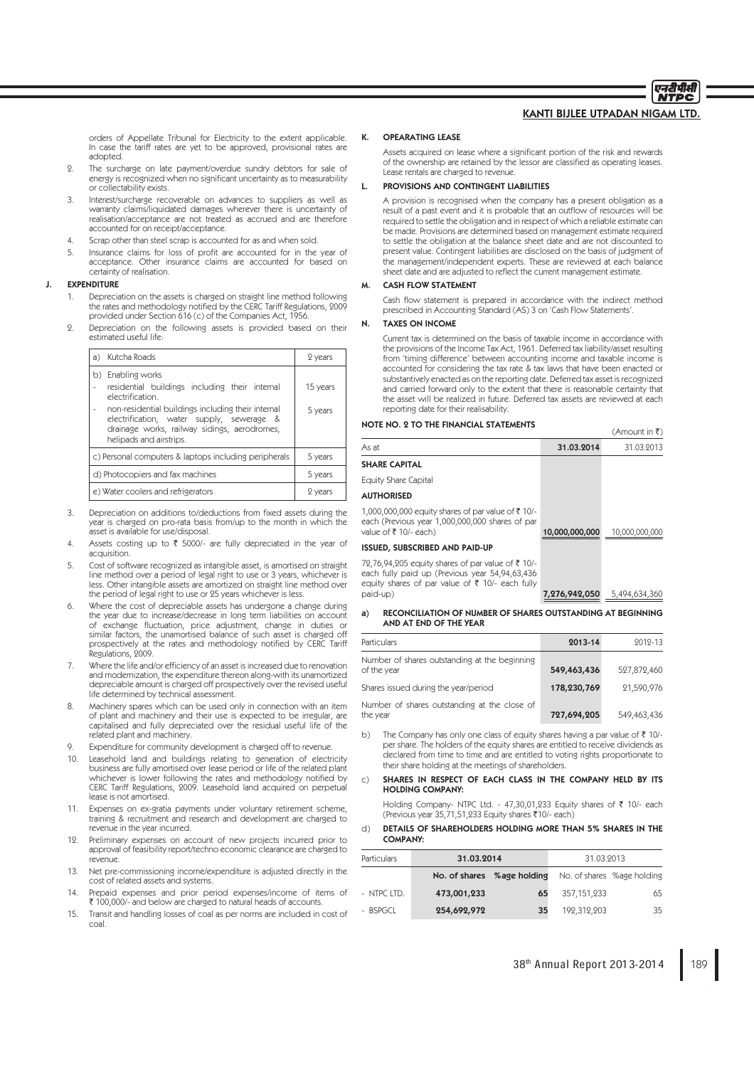orders of Appellate Tribunal for Electricity to the extent applicable. In case the tariff rates are yet to be approved, provisional rates are adopted.

2. The surcharge on late payment/overdue sundry debtors for sale of energy is recognized when no significant uncertainty as to measurability or collectability exists.
3. Interest/surcharge recoverable on advances to suppliers as well as warranty claims/liquidated damages wherever there is uncertainty of realisation/acceptance are not treated as accrued and are therefore accounted for on receipt/acceptance.
4. Scrap other than steel scrap is accounted for as and when sold.
5. Insurance claims for loss of profit are accounted for in the year of acceptance. Other insurance claims are accounted for based on certainty of realisation.

**J. EXPENDITURE**

1. Depreciation on the assets is charged on straight line method following the rates and methodology notified by the CERC Tariff Regulations, 2009 provided under Section 616 (c) of the Companies Act, 1956.
2. Depreciation on the following assets is provided based on their estimated useful life:

| | |
|---|---|
| a) Kutcha Roads | 2 years |
| b) Enabling works | |
| - residential buildings including their internal electrification. | 15 years |
| - non-residential buildings including their internal electrification, water supply, sewerage & drainage works, railway sidings, aerodromes, helipads and airstrips. | 5 years |
| c) Personal computers & laptops including peripherals | 5 years |
| d) Photocopiers and fax machines | 5 years |
| e) Water coolers and refrigerators | 2 years |

3. Depreciation on additions to/deductions from fixed assets during the year is charged on pro-rata basis from/up to the month in which the asset is available for use/disposal.
4. Assets costing up to ₹ 5000/- are fully depreciated in the year of acquisition.
5. Cost of software recognized as intangible asset, is amortised on straight line method over a period of legal right to use or 3 years, whichever is less. Other intangible assets are amortized on straight line method over the period of legal right to use or 25 years whichever is less.
6. Where the cost of depreciable assets has undergone a change during the year due to increase/decrease in long term liabilities on account of exchange fluctuation, price adjustment, change in duties or similar factors, the unamortised balance of such asset is charged off prospectively at the rates and methodology notified by CERC Tariff Regulations, 2009.
7. Where the life and/or efficiency of an asset is increased due to renovation and modernization, the expenditure thereon along-with its unamortized depreciable amount is charged off prospectively over the revised useful life determined by technical assessment.
8. Machinery spares which can be used only in connection with an item of plant and machinery and their use is expected to be irregular, are capitalised and fully depreciated over the residual useful life of the related plant and machinery.
9. Expenditure for community development is charged off to revenue.
10. Leasehold land and buildings relating to generation of electricity business are fully amortised over lease period or life of the related plant whichever is lower following the rates and methodology notified by CERC Tariff Regulations, 2009. Leasehold land acquired on perpetual lease is not amortised.
11. Expenses on ex-gratia payments under voluntary retirement scheme, training & recruitment and research and development are charged to revenue in the year incurred.
12. Preliminary expenses on account of new projects incurred prior to approval of feasibility report/techno economic clearance are charged to revenue.
13. Net pre-commissioning income/expenditure is adjusted directly in the cost of related assets and systems.
14. Prepaid expenses and prior period expenses/income of items of ₹ 100,000/- and below are charged to natural heads of accounts.
15. Transit and handling losses of coal as per norms are included in cost of coal.

**K. OPEARATING LEASE**

Assets acquired on lease where a significant portion of the risk and rewards of the ownership are retained by the lessor are classified as operating leases. Lease rentals are charged to revenue.

**L. PROVISIONS AND CONTINGENT LIABILITIES**

A provision is recognised when the company has a present obligation as a result of a past event and it is probable that an outflow of resources will be required to settle the obligation and in respect of which a reliable estimate can be made. Provisions are determined based on management estimate required to settle the obligation at the balance sheet date and are not discounted to present value. Contingent liabilities are disclosed on the basis of judgment of the management/independent experts. These are reviewed at each balance sheet date and are adjusted to reflect the current management estimate.

**M. CASH FLOW STATEMENT**

Cash flow statement is prepared in accordance with the indirect method prescribed in Accounting Standard (AS) 3 on 'Cash Flow Statements'.

**N. TAXES ON INCOME**

Current tax is determined on the basis of taxable income in accordance with the provisions of the Income Tax Act, 1961. Deferred tax liability/asset resulting from 'timing difference' between accounting income and taxable income is accounted for considering the tax rate & tax laws that have been enacted or substantively enacted as on the reporting date. Deferred tax asset is recognized and carried forward only to the extent that there is reasonable certainty that the asset will be realized in future. Deferred tax assets are reviewed at each reporting date for their realisability.

## NOTE NO. 2 TO THE FINANCIAL STATEMENTS

(Amount in ₹)

| As at | **31.03.2014** | 31.03.2013 |
|---|---|---|
| **SHARE CAPITAL** | | |
| Equity Share Capital | | |
| **AUTHORISED** | | |
| 1,000,000,000 equity shares of par value of ₹ 10/- each (Previous year 1,000,000,000 shares of par value of ₹ 10/- each) | **10,000,000,000** | 10,000,000,000 |
| **ISSUED, SUBSCRIBED AND PAID-UP** | | |
| 72,76,94,205 equity shares of par value of ₹ 10/- each fully paid up (Previous year 54,94,63,436 equity shares of par value of ₹ 10/- each fully paid-up) | **7,276,942,050** | 5,494,634,360 |

**a) RECONCILIATION OF NUMBER OF SHARES OUTSTANDING AT BEGINNING AND AT END OF THE YEAR**

| Particulars | **2013-14** | 2012-13 |
|---|---|---|
| Number of shares outstanding at the beginning of the year | **549,463,436** | 527,872,460 |
| Shares issued during the year/period | **178,230,769** | 21,590,976 |
| Number of shares outstanding at the close of the year | **727,694,205** | 549,463,436 |

b) The Company has only one class of equity shares having a par value of ₹ 10/- per share. The holders of the equity shares are entitled to receive dividends as declared from time to time and are entitled to voting rights proportionate to their share holding at the meetings of shareholders.

c) **SHARES IN RESPECT OF EACH CLASS IN THE COMPANY HELD BY ITS HOLDING COMPANY:**

Holding Company- NTPC Ltd. - 47,30,01,233 Equity shares of ₹ 10/- each (Previous year 35,71,51,233 Equity shares ₹10/- each)

d) **DETAILS OF SHAREHOLDERS HOLDING MORE THAN 5% SHARES IN THE COMPANY:**

| Particulars | **31.03.2014** | | 31.03.2013 | |
|---|---|---|---|---|
| | **No. of shares** | **%age holding** | No. of shares | %age holding |
| - NTPC LTD. | **473,001,233** | **65** | 357,151,233 | 65 |
| - BSPGCL | **254,692,972** | **35** | 192,312,203 | 35 |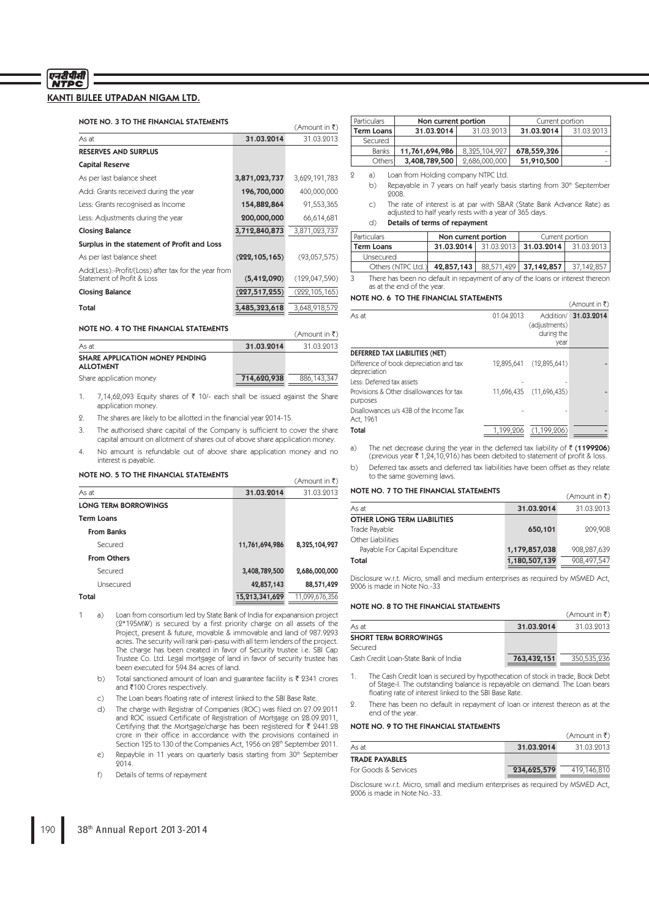## KANTI BIJLEE UTPADAN NIGAM LTD.

### NOTE NO. 3 TO THE FINANCIAL STATEMENTS

(Amount in ₹)

| As at | 31.03.2014 | 31.03.2013 |
|---|---|---|
| **RESERVES AND SURPLUS** | | |
| **Capital Reserve** | | |
| As per last balance sheet | 3,871,023,737 | 3,629,191,783 |
| Add: Grants received during the year | 196,700,000 | 400,000,000 |
| Less: Grants recognised as Income | 154,882,864 | 91,553,365 |
| Less: Adjustments during the year | 200,000,000 | 66,614,681 |
| **Closing Balance** | 3,712,840,873 | 3,871,023,737 |
| **Surplus in the statement of Profit and Loss** | | |
| As per last balance sheet | (222,105,165) | (93,057,575) |
| Add(Less):-Profit/(Loss) after tax for the year from Statement of Profit & Loss | (5,412,090) | (129,047,590) |
| **Closing Balance** | (227,517,255) | (222,105,165) |
| **Total** | 3,485,323,618 | 3,648,918,572 |

### NOTE NO. 4 TO THE FINANCIAL STATEMENTS

(Amount in ₹)

| As at | 31.03.2014 | 31.03.2013 |
|---|---|---|
| **SHARE APPLICATION MONEY PENDING ALLOTMENT** | | |
| Share application money | 714,620,938 | 886,143,347 |

1. 7,14,62,093 Equity shares of ₹ 10/- each shall be issued against the Share application money.
2. The shares are likely to be allotted in the financial year 2014-15.
3. The authorised share capital of the Company is sufficient to cover the share capital amount on allotment of shares out of above share application money.
4. No amount is refundable out of above share application money and no interest is payable.

### NOTE NO. 5 TO THE FINANCIAL STATEMENTS

(Amount in ₹)

| As at | 31.03.2014 | 31.03.2013 |
|---|---|---|
| **LONG TERM BORROWINGS** | | |
| **Term Loans** | | |
| **From Banks** | | |
| Secured | 11,761,694,986 | 8,325,104,927 |
| **From Others** | | |
| Secured | 3,408,789,500 | 2,686,000,000 |
| Unsecured | 42,857,143 | 88,571,429 |
| **Total** | 15,213,341,629 | 11,099,676,356 |

1 a) Loan from consortium led by State Bank of India for expanansion project (2*195MW) is secured by a first priority charge on all assets of the Project, present & future, movable & immovable and land of 987.9293 acres. The security will rank pari-pasu with all term lenders of the project. The charge has been created in favor of Security trustee i.e. SBI Cap Trustee Co. Ltd. Legal mortgage of land in favor of security trustee has been executed for 594.84 acres of land.

b) Total sanctioned amount of loan and guarantee facility is ₹ 2341 crores and ₹100 Crores respectively.

c) The Loan bears floating rate of interest linked to the SBI Base Rate.

d) The charge with Registrar of Companies (ROC) was filed on 27.09.2011 and ROC issued Certificate of Registration of Mortgage on 28.09.2011, Certifying that the Mortgage/charge has been registered for ₹ 2441.28 crore in their office in accordance with the provisions contained in Section 125 to 130 of the Companies Act, 1956 on 28th September 2011.

e) Repayble in 11 years on quarterly basis starting from 30th September 2014.

f) Details of terms of repayment

| Particulars | Non current portion | | Current portion | |
|---|---|---|---|---|
| **Term Loans** | **31.03.2014** | 31.03.2013 | **31.03.2014** | 31.03.2013 |
| Secured | | | | |
| Banks | 11,761,694,986 | 8,325,104,927 | 678,559,326 | - |
| Others | 3,408,789,500 | 2,686,000,000 | 51,910,500 | - |

2 a) Loan from Holding company NTPC Ltd.

b) Repayable in 7 years on half yearly basis starting from 30th September 2008.

c) The rate of interest is at par with SBAR (State Bank Advance Rate) as adjusted to half yearly rests with a year of 365 days.

d) **Details of terms of repayment**

| Particulars | Non current portion | | Current portion | |
|---|---|---|---|---|
| **Term Loans** | **31.03.2014** | 31.03.2013 | **31.03.2014** | 31.03.2013 |
| Unsecured | | | | |
| Others (NTPC Ltd.) | 42,857,143 | 88,571,429 | 37,142,857 | 37,142,857 |

3 There has been no default in repayment of any of the loans or interest thereon as at the end of the year.

### NOTE NO. 6 TO THE FINANCIAL STATEMENTS

(Amount in ₹)

| As at | 01.04.2013 | Addition/ (adjustments) during the year | 31.03.2014 |
|---|---|---|---|
| **DEFERRED TAX LIABILITIES (NET)** | | | |
| Difference of book depreciation and tax depreciation | 12,895,641 | (12,895,641) | - |
| Less: Deferred tax assets | - | - | |
| Provisions & Other disallowances for tax purposes | 11,696,435 | (11,696,435) | - |
| Disallowances u/s 43B of the Income Tax Act, 1961 | - | - | - |
| **Total** | 1,199,206 | (1,199,206) | - |

a) The net decrease during the year in the deferred tax liability of ₹ **(1199206)** (previous year ₹ 1,24,10,916) has been debited to statement of profit & loss.

b) Deferred tax assets and deferred tax liabilities have been offset as they relate to the same governing laws.

### NOTE NO. 7 TO THE FINANCIAL STATEMENTS

(Amount in ₹)

| As at | 31.03.2014 | 31.03.2013 |
|---|---|---|
| **OTHER LONG TERM LIABILITIES** | | |
| Trade Payable | 650,101 | 209,908 |
| Other Liabilities | | |
| Payable For Capital Expenditure | 1,179,857,038 | 908,287,639 |
| **Total** | 1,180,507,139 | 908,497,547 |

Disclosure w.r.t. Micro, small and medium enterprises as required by MSMED Act, 2006 is made in Note No.-33

### NOTE NO. 8 TO THE FINANCIAL STATEMENTS

(Amount in ₹)

| As at | 31.03.2014 | 31.03.2013 |
|---|---|---|
| **SHORT TERM BORROWINGS** | | |
| Secured | | |
| Cash Credit Loan-State Bank of India | 763,432,151 | 350,535,236 |

1. The Cash Credit loan is secured by hypothecation of stock in trade, Book Debt of Stage-I. The outstanding balance is repayable on demand. The Loan bears floating rate of interest linked to the SBI Base Rate.
2. There has been no default in repayment of loan or interest thereon as at the end of the year.

### NOTE NO. 9 TO THE FINANCIAL STATEMENTS

(Amount in ₹)

| As at | 31.03.2014 | 31.03.2013 |
|---|---|---|
| **TRADE PAYABLES** | | |
| For Goods & Services | 234,625,579 | 419,146,810 |

Disclosure w.r.t. Micro, small and medium enterprises as required by MSMED Act, 2006 is made in Note No.-33.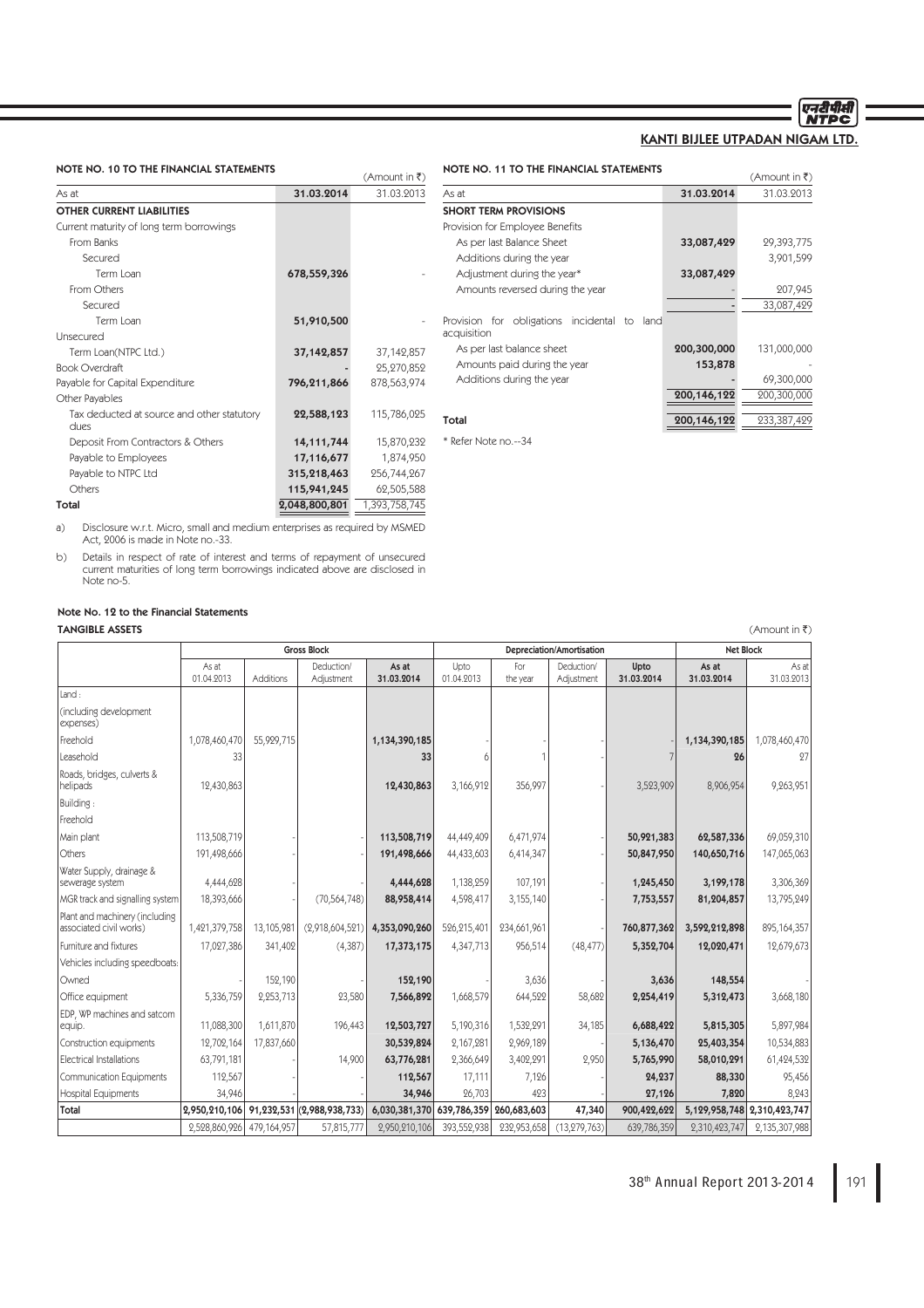## NOTE NO. 10 TO THE FINANCIAL STATEMENTS

(Amount in ₹)

| As at | 31.03.2014 | 31.03.2013 |
|---|---|---|
| **OTHER CURRENT LIABILITIES** | | |
| Current maturity of long term borrowings | | |
| From Banks | | |
| Secured | | |
| Term Loan | **678,559,326** | - |
| From Others | | |
| Secured | | |
| Term Loan | **51,910,500** | - |
| Unsecured | | |
| Term Loan(NTPC Ltd.) | **37,142,857** | 37,142,857 |
| Book Overdraft | **-** | 25,270,852 |
| Payable for Capital Expenditure | **796,211,866** | 878,563,974 |
| Other Payables | | |
| Tax deducted at source and other statutory dues | **22,588,123** | 115,786,025 |
| Deposit From Contractors & Others | **14,111,744** | 15,870,232 |
| Payable to Employees | **17,116,677** | 1,874,950 |
| Payable to NTPC Ltd | **315,218,463** | 256,744,267 |
| Others | **115,941,245** | 62,505,588 |
| **Total** | **2,048,800,801** | 1,393,758,745 |

a) Disclosure w.r.t. Micro, small and medium enterprises as required by MSMED Act, 2006 is made in Note no.-33.

b) Details in respect of rate of interest and terms of repayment of unsecured current maturities of long term borrowings indicated above are disclosed in Note no-5.

## NOTE NO. 11 TO THE FINANCIAL STATEMENTS

(Amount in ₹)

| As at | 31.03.2014 | 31.03.2013 |
|---|---|---|
| **SHORT TERM PROVISIONS** | | |
| Provision for Employee Benefits | | |
| As per last Balance Sheet | **33,087,429** | 29,393,775 |
| Additions during the year | | 3,901,599 |
| Adjustment during the year* | **33,087,429** | |
| Amounts reversed during the year | **-** | 207,945 |
| | **-** | 33,087,429 |
| Provision for obligations incidental to land acquisition | | |
| As per last balance sheet | **200,300,000** | 131,000,000 |
| Amounts paid during the year | **153,878** | - |
| Additions during the year | **-** | 69,300,000 |
| | **200,146,122** | 200,300,000 |
| **Total** | **200,146,122** | 233,387,429 |

* Refer Note no.--34

## Note No. 12 to the Financial Statements

**TANGIBLE ASSETS**

(Amount in ₹)

| | Gross Block | | | | Depreciation/Amortisation | | | | Net Block | |
|---|---|---|---|---|---|---|---|---|---|---|
| | As at 01.04.2013 | Additions | Deduction/ Adjustment | As at 31.03.2014 | Upto 01.04.2013 | For the year | Deduction/ Adjustment | Upto 31.03.2014 | As at 31.03.2014 | As at 31.03.2013 |
| Land : | | | | | | | | | | |
| (including development expenses) | | | | | | | | | | |
| Freehold | 1,078,460,470 | 55,929,715 | | **1,134,390,185** | - | - | - | **-** | **1,134,390,185** | 1,078,460,470 |
| Leasehold | 33 | | | **33** | 6 | 1 | - | **7** | **26** | 27 |
| Roads, bridges, culverts & helipads | 12,430,863 | | | **12,430,863** | 3,166,912 | 356,997 | - | **3,523,909** | **8,906,954** | 9,263,951 |
| Building : | | | | | | | | | | |
| Freehold | | | | | | | | | | |
| Main plant | 113,508,719 | - | - | **113,508,719** | 44,449,409 | 6,471,974 | - | **50,921,383** | **62,587,336** | 69,059,310 |
| Others | 191,498,666 | - | - | **191,498,666** | 44,433,603 | 6,414,347 | - | **50,847,950** | **140,650,716** | 147,065,063 |
| Water Supply, drainage & sewerage system | 4,444,628 | - | - | **4,444,628** | 1,138,259 | 107,191 | - | **1,245,450** | **3,199,178** | 3,306,369 |
| MGR track and signalling system | 18,393,666 | - | (70,564,748) | **88,958,414** | 4,598,417 | 3,155,140 | - | **7,753,557** | **81,204,857** | 13,795,249 |
| Plant and machinery (including associated civil works) | 1,421,379,758 | 13,105,981 | (2,918,604,521) | **4,353,090,260** | 526,215,401 | 234,661,961 | - | **760,877,362** | **3,592,212,898** | 895,164,357 |
| Furniture and fixtures | 17,027,386 | 341,402 | (4,387) | **17,373,175** | 4,347,713 | 956,514 | (48,477) | **5,352,704** | **12,020,471** | 12,679,673 |
| Vehicles including speedboats: | | | | | | | | | | |
| Owned | - | 152,190 | - | **152,190** | - | 3,636 | - | **3,636** | **148,554** | - |
| Office equipment | 5,336,759 | 2,253,713 | 23,580 | **7,566,892** | 1,668,579 | 644,522 | 58,682 | **2,254,419** | **5,312,473** | 3,668,180 |
| EDP, WP machines and satcom equip. | 11,088,300 | 1,611,870 | 196,443 | **12,503,727** | 5,190,316 | 1,532,291 | 34,185 | **6,688,422** | **5,815,305** | 5,897,984 |
| Construction equipments | 12,702,164 | 17,837,660 | | **30,539,824** | 2,167,281 | 2,969,189 | - | **5,136,470** | **25,403,354** | 10,534,883 |
| Electrical Installations | 63,791,181 | - | 14,900 | **63,776,281** | 2,366,649 | 3,402,291 | 2,950 | **5,765,990** | **58,010,291** | 61,424,532 |
| Communication Equipments | 112,567 | - | - | **112,567** | 17,111 | 7,126 | - | **24,237** | **88,330** | 95,456 |
| Hospital Equipments | 34,946 | - | - | **34,946** | 26,703 | 423 | - | **27,126** | **7,820** | 8,243 |
| **Total** | **2,950,210,106** | **91,232,531** | **(2,988,938,733)** | **6,030,381,370** | **639,786,359** | **260,683,603** | **47,340** | **900,422,622** | **5,129,958,748** | **2,310,423,747** |
| | 2,528,860,926 | 479,164,957 | 57,815,777 | 2,950,210,106 | 393,552,938 | 232,953,658 | (13,279,763) | 639,786,359 | 2,310,423,747 | 2,135,307,988 |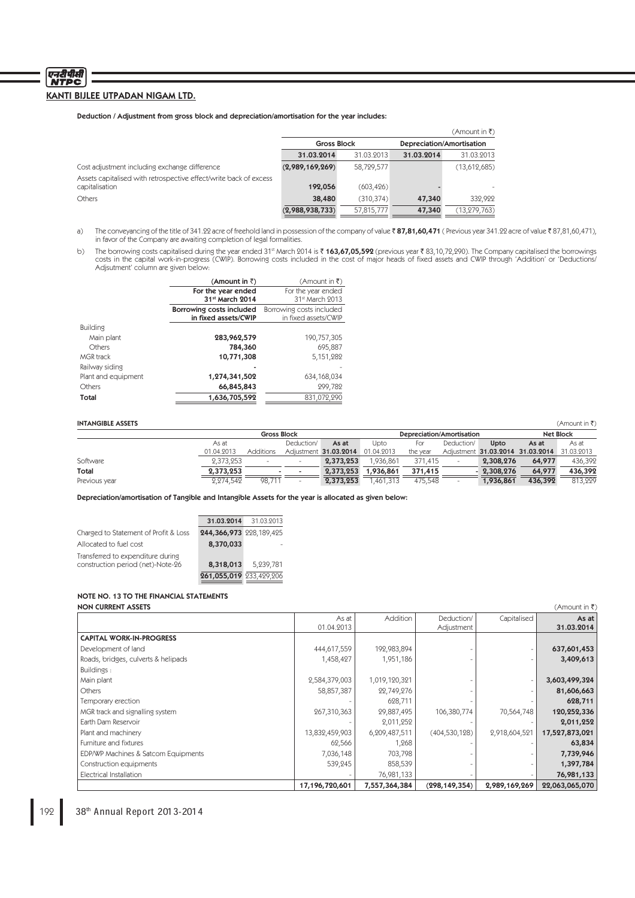Deduction / Adjustment from gross block and depreciation/amortisation for the year includes:

(Amount in ₹)

| | Gross Block | | Depreciation/Amortisation | |
|---|---|---|---|---|
| | 31.03.2014 | 31.03.2013 | 31.03.2014 | 31.03.2013 |
| Cost adjustment including exchange difference | (2,989,169,269) | 58,729,577 | | (13,612,685) |
| Assets capitalised with retrospective effect/write back of excess capitalisation | 192,056 | (603,426) | - | - |
| Others | 38,480 | (310,374) | 47,340 | 332,922 |
| | (2,988,938,733) | 57,815,777 | 47,340 | (13,279,763) |

a) The conveyancing of the title of 341.22 acre of freehold land in possession of the company of value ₹ **87,81,60,471** ( Previous year 341.22 acre of value ₹ 87,81,60,471), in favor of the Company are awaiting completion of legal formalities.

b) The borrowing costs capitalised during the year ended 31st March 2014 is ₹ **163,67,05,592** (previous year ₹ 83,10,72,290). The Company capitalised the borrowings costs in the capital work-in-progress (CWIP). Borrowing costs included in the cost of major heads of fixed assets and CWIP through 'Addition' or 'Deductions/ Adjsutment' column are given below:

| | (Amount in ₹) For the year ended 31st March 2014 Borrowing costs included in fixed assets/CWIP | (Amount in ₹) For the year ended 31st March 2013 Borrowing costs included in fixed assets/CWIP |
|---|---|---|
| Building | | |
| Main plant | 283,962,579 | 190,757,305 |
| Others | 784,360 | 695,887 |
| MGR track | 10,771,308 | 5,151,282 |
| Railway siding | - | - |
| Plant and equipment | 1,274,341,502 | 634,168,034 |
| Others | 66,845,843 | 299,782 |
| **Total** | **1,636,705,592** | 831,072,290 |

**INTANGIBLE ASSETS** (Amount in ₹)

| | Gross Block | | | | Depreciation/Amortisation | | | | Net Block | |
|---|---|---|---|---|---|---|---|---|---|---|
| | As at 01.04.2013 | Additions | Deduction/ Adjustment | As at 31.03.2014 | Upto 01.04.2013 | For the year | Deduction/ Adjustment | Upto 31.03.2014 | As at 31.03.2014 | As at 31.03.2013 |
| Software | 2,373,253 | - | - | 2,373,253 | 1,936,861 | 371,415 | - | 2,308,276 | 64,977 | 436,392 |
| **Total** | 2,373,253 | - | - | 2,373,253 | 1,936,861 | 371,415 | - | 2,308,276 | 64,977 | 436,392 |
| Previous year | 2,274,542 | 98,711 | - | 2,373,253 | 1,461,313 | 475,548 | - | 1,936,861 | 436,392 | 813,229 |

Depreciation/amortisation of Tangible and Intangible Assets for the year is allocated as given below:

| | 31.03.2014 | 31.03.2013 |
|---|---|---|
| Charged to Statement of Profit & Loss | 244,366,973 | 228,189,425 |
| Allocated to fuel cost | 8,370,033 | - |
| Transferred to expenditure during construction period (net)-Note-26 | 8,318,013 | 5,239,781 |
| | 261,055,019 | 233,429,206 |

## NOTE NO. 13 TO THE FINANCIAL STATEMENTS

**NON CURRENT ASSETS** (Amount in ₹)

| | As at 01.04.2013 | Addition | Deduction/ Adjustment | Capitalised | As at 31.03.2014 |
|---|---|---|---|---|---|
| **CAPITAL WORK-IN-PROGRESS** | | | | | |
| Development of land | 444,617,559 | 192,983,894 | - | - | 637,601,453 |
| Roads, bridges, culverts & helipads | 1,458,427 | 1,951,186 | - | - | 3,409,613 |
| Buildings : | | | | | |
| Main plant | 2,584,379,003 | 1,019,120,321 | - | - | 3,603,499,324 |
| Others | 58,857,387 | 22,749,276 | - | - | 81,606,663 |
| Temporary erection | - | 628,711 | - | - | 628,711 |
| MGR track and signalling system | 267,310,363 | 29,887,495 | 106,380,774 | 70,564,748 | 120,252,336 |
| Earth Dam Reservoir | - | 2,011,252 | - | - | 2,011,252 |
| Plant and machinery | 13,832,459,903 | 6,209,487,511 | (404,530,128) | 2,918,604,521 | 17,527,873,021 |
| Furniture and fixtures | 62,566 | 1,268 | - | - | 63,834 |
| EDP/WP Machines & Satcom Equipments | 7,036,148 | 703,798 | - | - | 7,739,946 |
| Construction equipments | 539,245 | 858,539 | - | - | 1,397,784 |
| Electrical Installation | - | 76,981,133 | - | - | 76,981,133 |
| | 17,196,720,601 | 7,557,364,384 | (298,149,354) | 2,989,169,269 | 22,063,065,070 |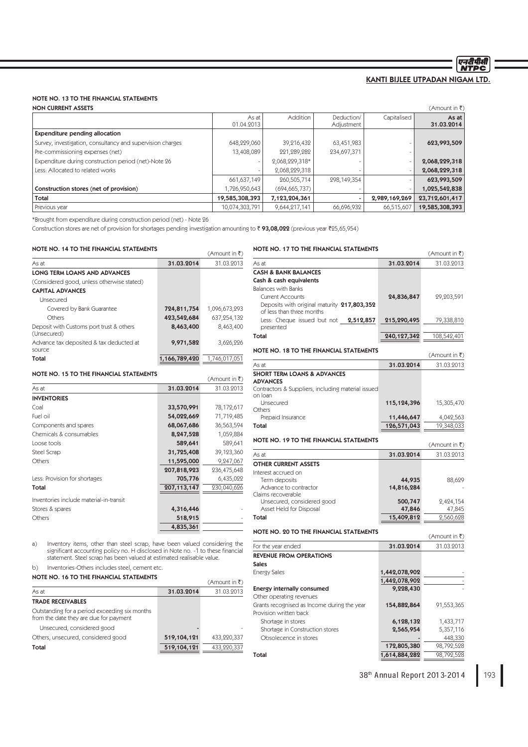## NOTE NO. 13 TO THE FINANCIAL STATEMENTS

**NON CURRENT ASSETS** (Amount in ₹)

| | As at 01.04.2013 | Addition | Deduction/ Adjustment | Capitalised | As at 31.03.2014 |
|---|---|---|---|---|---|
| **Expenditure pending allocation** | | | | | |
| Survey, investigation, consultancy and supervision charges | 648,229,060 | 39,216,432 | 63,451,983 | - | **623,993,509** |
| Pre-commissioning expenses (net) | 13,408,089 | 221,289,282 | 234,697,371 | - | |
| Expenditure during construction period (net)-Note 26 | - | 2,068,229,318* | - | - | **2,068,229,318** |
| Less: Allocated to related works | - | 2,068,229,318 | - | - | **2,068,229,318** |
| | 661,637,149 | 260,505,714 | 298,149,354 | - | **623,993,509** |
| **Construction stores (net of provision)** | 1,726,950,643 | (694,665,737) | - | - | **1,025,542,838** |
| **Total** | **19,585,308,393** | **7,123,204,361** | **-** | **2,989,169,269** | **23,712,601,417** |
| Previous year | 10,074,303,791 | 9,644,217,141 | 66,696,932 | 66,515,607 | **19,585,308,393** |

*Brought from expenditure during construction period (net) - Note 26

Construction stores are net of provision for shortages pending investigation amounting to ₹ **93,08,022** (previous year ₹25,65,954)

## NOTE NO. 14 TO THE FINANCIAL STATEMENTS

(Amount in ₹)

| As at | 31.03.2014 | 31.03.2013 |
|---|---|---|
| **LONG TERM LOANS AND ADVANCES** | | |
| (Considered good, unless otherwise stated) | | |
| **CAPITAL ADVANCES** | | |
| Unsecured | | |
| Covered by Bank Guarantee | **724,811,754** | 1,096,673,293 |
| Others | **423,542,684** | 637,254,132 |
| Deposit with Customs port trust & others (Unsecured) | **8,463,400** | 8,463,400 |
| Advance tax deposited & tax deducted at source | **9,971,582** | 3,626,226 |
| **Total** | **1,166,789,420** | 1,746,017,051 |

## NOTE NO. 15 TO THE FINANCIAL STATEMENTS

(Amount in ₹)

| As at | 31.03.2014 | 31.03.2013 |
|---|---|---|
| **INVENTORIES** | | |
| Coal | **33,570,991** | 78,172,617 |
| Fuel oil | **54,022,669** | 71,719,485 |
| Components and spares | **68,067,686** | 36,563,594 |
| Chemicals & consumables | **8,247,528** | 1,059,884 |
| Loose tools | **589,641** | 589,641 |
| Steel Scrap | **31,725,408** | 39,123,360 |
| Others | **11,595,000** | 9,247,067 |
| | **207,818,923** | 236,475,648 |
| Less: Provision for shortages | **705,776** | 6,435,022 |
| **Total** | **207,113,147** | 230,040,626 |
| Inventories include material-in-transit | | |
| Stores & spares | **4,316,446** | - |
| Others | **518,915** | - |
| | **4,835,361** | |

a) Inventory items, other than steel scrap, have been valued considering the significant accounting policy no. H disclosed in Note no. -1 to these financial statement. Steel scrap has been valued at estimated realisable value.

b) Inventories-Others includes steel, cement etc.

## NOTE NO. 16 TO THE FINANCIAL STATEMENTS

(Amount in ₹)

| As at | 31.03.2014 | 31.03.2013 |
|---|---|---|
| **TRADE RECEIVABLES** | | |
| Outstanding for a period exceeding six months from the date they are due for payment | | |
| Unsecured, considered good | **-** | - |
| Others, unsecured, considered good | **519,104,121** | 433,220,337 |
| **Total** | **519,104,121** | 433,220,337 |

## NOTE NO. 17 TO THE FINANCIAL STATEMENTS

(Amount in ₹)

| As at | | 31.03.2014 | 31.03.2013 |
|---|---|---|---|
| **CASH & BANK BALANCES** | | | |
| **Cash & cash equivalents** | | | |
| Balances with Banks | | | |
| Current Accounts | | **24,836,847** | 29,203,591 |
| Deposits with original maturity of less than three months | **217,803,352** | | |
| Less: Cheque issued but not presented | **2,512,857** | **215,290,495** | 79,338,810 |
| **Total** | | **240,127,342** | 108,542,401 |

## NOTE NO. 18 TO THE FINANCIAL STATEMENTS

(Amount in ₹)

| As at | 31.03.2014 | 31.03.2013 |
|---|---|---|
| **SHORT TERM LOANS & ADVANCES** | | |
| **ADVANCES** | | |
| Contractors & Suppliers, including material issued on loan | | |
| Unsecured | **115,124,396** | 15,305,470 |
| Others | | |
| Prepaid Insurance | **11,446,647** | 4,042,563 |
| **Total** | **126,571,043** | 19,348,033 |

## NOTE NO. 19 TO THE FINANCIAL STATEMENTS

(Amount in ₹)

| As at | 31.03.2014 | 31.03.2013 |
|---|---|---|
| **OTHER CURRENT ASSETS** | | |
| Interest accrued on | | |
| Term deposits | **44,935** | 88,629 |
| Advance to contractor | **14,816,284** | - |
| Claims recoverable | | |
| Unsecured, considered good | **500,747** | 2,424,154 |
| Asset Held for Disposal | **47,846** | 47,845 |
| **Total** | **15,409,812** | 2,560,628 |

## NOTE NO. 20 TO THE FINANCIAL STATEMENTS

(Amount in ₹)

| For the year ended | 31.03.2014 | 31.03.2013 |
|---|---|---|
| **REVENUE FROM OPERATIONS** | | |
| **Sales** | | |
| Energy Sales | **1,442,078,902** | - |
| | **1,442,078,902** | - |
| **Energy internally consumed** | **9,228,430** | - |
| Other operating revenues | | |
| Grants recognised as Income during the year | **154,882,864** | 91,553,365 |
| Provision written back | | |
| Shortage in stores | **6,128,132** | 1,433,717 |
| Shortage in Construction stores | **2,565,954** | 5,357,116 |
| Obsolescence in stores | **-** | 448,330 |
| | **172,805,380** | 98,792,528 |
| **Total** | **1,614,884,282** | 98,792,528 |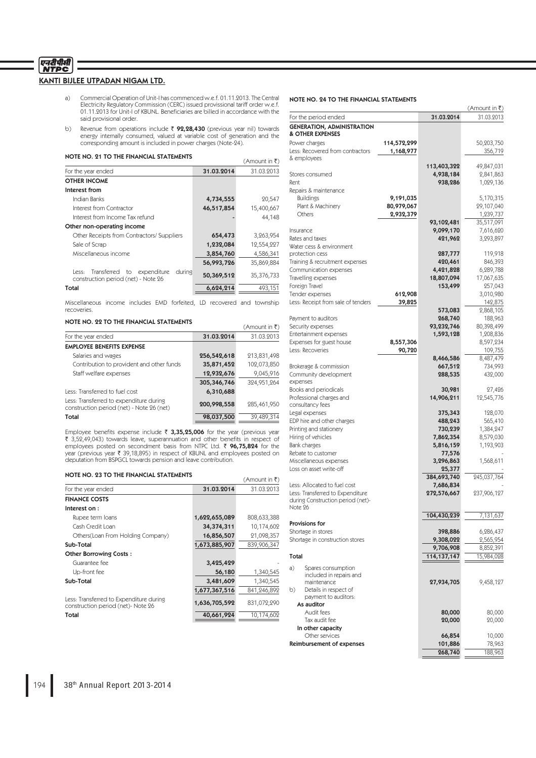# KANTI BIJLEE UTPADAN NIGAM LTD.

a) Commercial Operation of Unit-I has commenced w.e.f. 01.11.2013. The Central Electricity Regulatory Commission (CERC) issued provissional tariff order w.e.f. 01.11.2013 for Unit-I of KBUNL. Beneficiaries are billed in accordance with the said provisional order.

b) Revenue from operations include ₹ **92,28,430** (previous year nil) towards energy internally consumed, valued at variable cost of generation and the corresponding amount is included in power charges (Note-24).

## NOTE NO. 21 TO THE FINANCIAL STATEMENTS

(Amount in ₹)

| For the year ended | 31.03.2014 | 31.03.2013 |
|---|---|---|
| **OTHER INCOME** | | |
| **Interest from** | | |
| Indian Banks | 4,734,555 | 20,547 |
| Interest from Contractor | 46,517,854 | 15,400,667 |
| Interest from Income Tax refund | - | 44,148 |
| **Other non-operating income** | | |
| Other Receipts from Contractors/ Suppliers | 654,473 | 3,263,954 |
| Sale of Scrap | 1,232,084 | 12,554,227 |
| Miscellaneous income | 3,854,760 | 4,586,341 |
| | 56,993,726 | 35,869,884 |
| Less: Transferred to expenditure during construction period (net) - Note 26 | 50,369,512 | 35,376,733 |
| **Total** | **6,624,214** | 493,151 |

Miscellaneous income includes EMD forfeited, LD recovered and township recoveries.

## NOTE NO. 22 TO THE FINANCIAL STATEMENTS

(Amount in ₹)

| For the year ended | 31.03.2014 | 31.03.2013 |
|---|---|---|
| **EMPLOYEE BENEFITS EXPENSE** | | |
| Salaries and wages | 256,542,618 | 213,831,498 |
| Contribution to provident and other funds | 35,871,452 | 102,073,850 |
| Staff welfare expenses | 12,932,676 | 9,045,916 |
| | 305,346,746 | 324,951,264 |
| Less: Transferred to fuel cost | 6,310,688 | |
| Less: Transferred to expenditure during construction period (net) - Note 26 (net) | 200,998,558 | 285,461,950 |
| **Total** | **98,037,500** | 39,489,314 |

Employee benefits expense include ₹ **3,35,25,006** for the year (previous year ₹ 3,52,49,043) towards leave, superannuation and other benefits in respect of employees posted on secondment basis from NTPC Ltd. ₹ **96,75,824** for the year (previous year ₹ 39,18,895) in respect of KBUNL and employees posted on deputation from BSPGCL towards pension and leave contribution.

## NOTE NO. 23 TO THE FINANCIAL STATEMENTS

(Amount in ₹)

| For the year ended | 31.03.2014 | 31.03.2013 |
|---|---|---|
| **FINANCE COSTS** | | |
| **Interest on :** | | |
| Rupee term loans | 1,622,655,089 | 808,633,388 |
| Cash Credit Loan | 34,374,311 | 10,174,602 |
| Others(Loan From Holding Company) | 16,856,507 | 21,098,357 |
| **Sub-Total** | **1,673,885,907** | 839,906,347 |
| **Other Borrowing Costs :** | | |
| Guarantee fee | 3,425,429 | - |
| Up-front fee | 56,180 | 1,340,545 |
| **Sub-Total** | **3,481,609** | 1,340,545 |
| | 1,677,367,516 | 841,246,892 |
| Less: Transferred to Expenditure during construction period (net)- Note 26 | 1,636,705,592 | 831,072,290 |
| **Total** | **40,661,924** | 10,174,602 |

## NOTE NO. 24 TO THE FINANCIAL STATEMENTS

(Amount in ₹)

| For the period ended | | 31.03.2014 | 31.03.2013 |
|---|---|---|---|
| **GENERATION, ADMINISTRATION & OTHER EXPENSES** | | | |
| Power charges | 114,572,299 | | 50,203,750 |
| Less: Recovered from contractors & employees | 1,168,977 | | 356,719 |
| | | 113,403,322 | 49,847,031 |
| Stores consumed | | 4,938,184 | 2,841,863 |
| Rent | | 938,286 | 1,029,136 |
| Repairs & maintenance | | | |
| Buildings | 9,191,035 | | 5,170,315 |
| Plant & Machinery | 80,979,067 | | 29,107,040 |
| Others | 2,932,379 | | 1,239,737 |
| | | 93,102,481 | 35,517,091 |
| Insurance | | 9,099,170 | 7,616,620 |
| Rates and taxes | | 421,962 | 3,293,897 |
| Water cess & environment protection cess | | 287,777 | 119,918 |
| Training & recruitment expenses | | 420,461 | 846,393 |
| Communication expenses | | 4,421,828 | 6,289,788 |
| Travelling expenses | | 18,807,094 | 17,067,635 |
| Foreign Travel | | 153,499 | 257,043 |
| Tender expenses | 612,908 | | 3,010,980 |
| Less: Receipt from sale of tenders | 39,825 | | 142,875 |
| | | 573,083 | 2,868,105 |
| Payment to auditors | | 268,740 | 188,963 |
| Security expenses | | 93,232,746 | 80,398,499 |
| Entertainment expenses | | 1,593,128 | 1,208,836 |
| Expenses for guest house | 8,557,306 | | 8,597,234 |
| Less: Recoveries | 90,720 | | 109,755 |
| | | 8,466,586 | 8,487,479 |
| Brokerage & commission | | 667,512 | 734,993 |
| Community development expenses | | 288,535 | 432,000 |
| Books and periodicals | | 30,981 | 27,426 |
| Professional charges and consultancy fees | | 14,906,211 | 12,545,776 |
| Legal expenses | | 375,343 | 128,070 |
| EDP hire and other charges | | 488,243 | 565,410 |
| Printing and stationery | | 730,239 | 1,384,247 |
| Hiring of vehicles | | 7,862,354 | 8,579,030 |
| Bank charges | | 5,816,159 | 1,193,903 |
| Rebate to customer | | 77,576 | - |
| Miscellaneous expenses | | 3,296,863 | 1,568,611 |
| Loss on asset write-off | | 25,377 | - |
| | | 384,693,740 | 245,037,764 |
| Less: Allocated to fuel cost | | 7,686,834 | - |
| Less: Transferred to Expenditure during Construction period (net)- Note 26 | | 272,576,667 | 237,906,127 |
| | | 104,430,239 | 7,131,637 |
| **Provisions for** | | | |
| Shortage in stores | | 398,886 | 6,286,437 |
| Shortage in construction stores | | 9,308,022 | 2,565,954 |
| | | 9,706,908 | 8,852,391 |
| **Total** | | **114,137,147** | 15,984,028 |
| a) Spares consumption included in repairs and maintenance | | 27,934,705 | 9,458,127 |
| b) Details in respect of payment to auditors: | | | |
| **As auditor** | | | |
| Audit fees | | 80,000 | 80,000 |
| Tax audit fee | | 20,000 | 20,000 |
| **In other capacity** | | | |
| Other services | | 66,854 | 10,000 |
| **Reimbursement of expenses** | | 101,886 | 78,963 |
| | | 268,740 | 188,963 |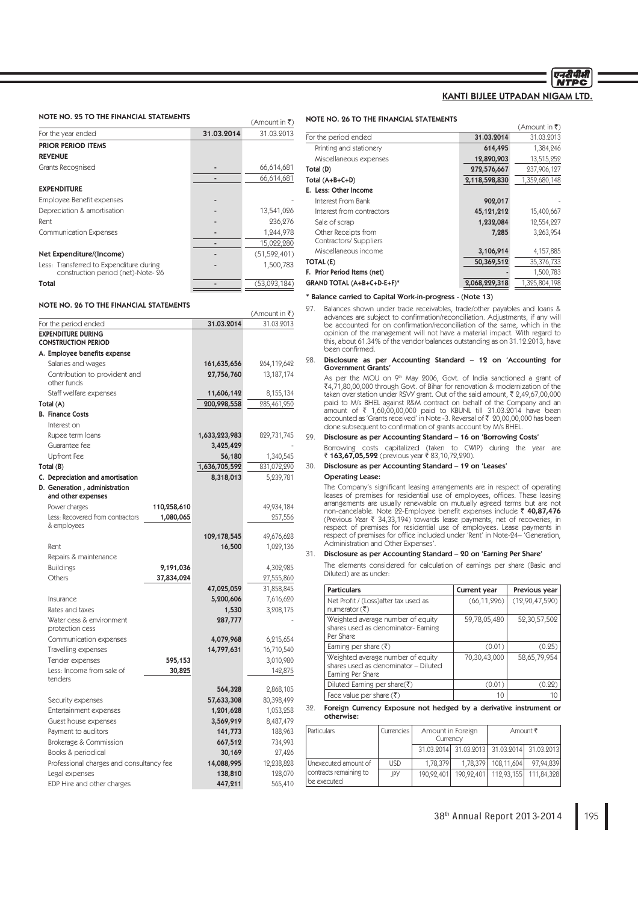## NOTE NO. 25 TO THE FINANCIAL STATEMENTS

(Amount in ₹)

| For the year ended | 31.03.2014 | 31.03.2013 |
|---|---|---|
| **PRIOR PERIOD ITEMS** | | |
| **REVENUE** | | |
| Grants Recognised | - | 66,614,681 |
| | - | 66,614,681 |
| **EXPENDITURE** | | |
| Employee Benefit expenses | - | - |
| Depreciation & amortisation | - | 13,541,026 |
| Rent | - | 236,276 |
| Communication Expenses | - | 1,244,978 |
| | - | 15,022,280 |
| **Net Expenditure/(Income)** | - | (51,592,401) |
| Less: Transferred to Expenditure during construction period (net)-Note- 26 | - | 1,500,783 |
| **Total** | - | (53,093,184) |

## NOTE NO. 26 TO THE FINANCIAL STATEMENTS

(Amount in ₹)

| For the period ended | | 31.03.2014 | 31.03.2013 |
|---|---|---|---|
| **EXPENDITURE DURING CONSTRUCTION PERIOD** | | | |
| **A. Employee benefits expense** | | | |
| Salaries and wages | | 161,635,656 | 264,119,642 |
| Contribution to provident and other funds | | 27,756,760 | 13,187,174 |
| Staff welfare expenses | | 11,606,142 | 8,155,134 |
| Total (A) | | 200,998,558 | 285,461,950 |
| **B. Finance Costs** | | | |
| Interest on | | | |
| Rupee term loans | | 1,633,223,983 | 829,731,745 |
| Guarantee fee | | 3,425,429 | - |
| Upfront Fee | | 56,180 | 1,340,545 |
| Total (B) | | 1,636,705,592 | 831,072,290 |
| **C. Depreciation and amortisation** | | 8,318,013 | 5,239,781 |
| **D. Generation , administration and other expenses** | | | |
| Power charges | 110,258,610 | | 49,934,184 |
| Less: Recovered from contractors & employees | 1,080,065 | | 257,556 |
| | | 109,178,545 | 49,676,628 |
| Rent | | 16,500 | 1,029,136 |
| Repairs & maintenance | | | |
| Buildings | 9,191,036 | | 4,302,985 |
| Others | 37,834,024 | | 27,555,860 |
| | | 47,025,059 | 31,858,845 |
| Insurance | | 5,200,606 | 7,616,620 |
| Rates and taxes | | 1,530 | 3,208,175 |
| Water cess & environment protection cess | | 287,777 | - |
| Communication expenses | | 4,079,968 | 6,215,654 |
| Travelling expenses | | 14,797,631 | 16,710,540 |
| Tender expenses | 595,153 | | 3,010,980 |
| Less: Income from sale of tenders | 30,825 | | 142,875 |
| | | 564,328 | 2,868,105 |
| Security expenses | | 57,633,308 | 80,398,499 |
| Entertainment expenses | | 1,201,628 | 1,053,258 |
| Guest house expenses | | 3,569,919 | 8,487,479 |
| Payment to auditors | | 141,773 | 188,963 |
| Brokerage & Commission | | 667,512 | 734,993 |
| Books & periodical | | 30,169 | 27,426 |
| Professional charges and consultancy fee | | 14,088,995 | 12,238,828 |
| Legal expenses | | 138,810 | 128,070 |
| EDP Hire and other charges | | 447,211 | 565,410 |

## NOTE NO. 26 TO THE FINANCIAL STATEMENTS

(Amount in ₹)

| For the period ended | 31.03.2014 | 31.03.2013 |
|---|---|---|
| Printing and stationery | 614,495 | 1,384,246 |
| Miscellaneous expenses | 12,890,903 | 13,515,252 |
| Total (D) | 272,576,667 | 237,906,127 |
| Total (A+B+C+D) | 2,118,598,830 | 1,359,680,148 |
| **E. Less: Other Income** | | |
| Interest From Bank | 902,017 | - |
| Interest from contractors | 45,121,212 | 15,400,667 |
| Sale of scrap | 1,232,084 | 12,554,227 |
| Other Receipts from Contractors/ Suppliers | 7,285 | 3,263,954 |
| Miscellaneous income | 3,106,914 | 4,157,885 |
| TOTAL (E) | 50,369,512 | 35,376,733 |
| F. Prior Period Items (net) | - | 1,500,783 |
| GRAND TOTAL (A+B+C+D-E+F)* | 2,068,229,318 | 1,325,804,198 |

**\* Balance carried to Capital Work-in-progress - (Note 13)**

27. Balances shown under trade receivables, trade/other payables and loans & advances are subject to confirmation/reconciliation. Adjustments, if any will be accounted for on confirmation/reconciliation of the same, which in the opinion of the management will not have a material impact. With regard to this, about 61.34% of the vendor balances outstanding as on 31.12.2013, have been confirmed.

28. **Disclosure as per Accounting Standard – 12 on 'Accounting for Government Grants'**

    As per the MOU on 9th May 2006, Govt. of India sanctioned a grant of ₹4,71,80,00,000 through Govt. of Bihar for renovation & modernization of the taken over station under RSVY grant. Out of the said amount, ₹ 2,49,67,00,000 paid to M/s BHEL against R&M contract on behalf of the Company and an amount of ₹ 1,60,00,00,000 paid to KBUNL till 31.03.2014 have been accounted as 'Grants received' in Note -3. Reversal of ₹ 20,00,00,000 has been done subsequent to confirmation of grants account by M/s BHEL.

29. **Disclosure as per Accounting Standard – 16 on 'Borrowing Costs'**

    Borrowing costs capitalized (taken to CWIP) during the year are ₹ **163,67,05,592** (previous year ₹ 83,10,72,290).

30. **Disclosure as per Accounting Standard – 19 on 'Leases'**

    **Operating Lease:**

    The Company's significant leasing arrangements are in respect of operating leases of premises for residential use of employees, offices. These leasing arrangements are usually renewable on mutually agreed terms but are not non-cancelable. Note 22-Employee benefit expenses include ₹ **40,87,476** (Previous Year ₹ 34,33,194) towards lease payments, net of recoveries, in respect of premises for residential use of employees. Lease payments in respect of premises for office included under 'Rent' in Note-24– 'Generation, Administration and Other Expenses'.

31. **Disclosure as per Accounting Standard – 20 on 'Earning Per Share'**

    The elements considered for calculation of earnings per share (Basic and Diluted) are as under:

| Particulars | Current year | Previous year |
|---|---|---|
| Net Profit / (Loss)after tax used as numerator (₹) | (66,11,296) | (12,90,47,590) |
| Weighted average number of equity shares used as denominator- Earning Per Share | 59,78,05,480 | 52,30,57,502 |
| Earning per share (₹) | (0.01) | (0.25) |
| Weighted average number of equity shares used as denominator – Diluted Earning Per Share | 70,30,43,000 | 58,65,79,954 |
| Diluted Earning per share(₹) | (0.01) | (0.22) |
| Face value per share (₹) | 10 | 10 |

32. **Foreign Currency Exposure not hedged by a derivative instrument or otherwise:**

| Particulars | Currencies | Amount in Foreign Currency | | Amount ₹ | |
|---|---|---|---|---|---|
| | | 31.03.2014 | 31.03.2013 | 31.03.2014 | 31.03.2013 |
| Unexecuted amount of contracts remaining to be executed | USD | 1,78,379 | 1,78,379 | 108,11,604 | 97,94,839 |
| | JPY | 190,92,401 | 190,92,401 | 112,93,155 | 111,84,328 |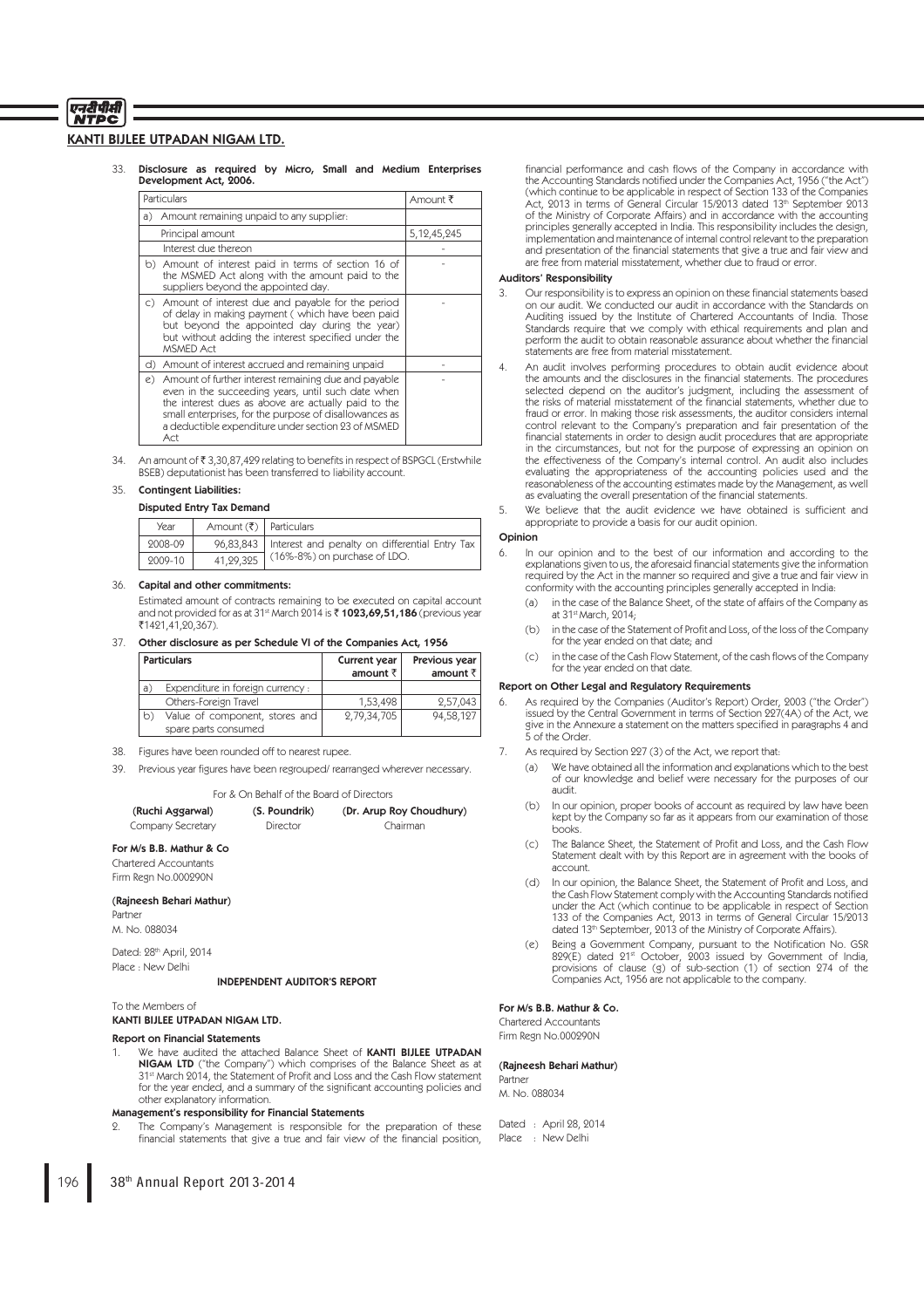## KANTI BIJLEE UTPADAN NIGAM LTD.

33. **Disclosure as required by Micro, Small and Medium Enterprises Development Act, 2006.**

| Particulars | Amount ₹ |
|---|---|
| a) Amount remaining unpaid to any supplier: | |
| Principal amount | 5,12,45,245 |
| Interest due thereon | - |
| b) Amount of interest paid in terms of section 16 of the MSMED Act along with the amount paid to the suppliers beyond the appointed day. | - |
| c) Amount of interest due and payable for the period of delay in making payment ( which have been paid but beyond the appointed day during the year) but without adding the interest specified under the MSMED Act | - |
| d) Amount of interest accrued and remaining unpaid | - |
| e) Amount of further interest remaining due and payable even in the succeeding years, until such date when the interest dues as above are actually paid to the small enterprises, for the purpose of disallowances as a deductible expenditure under section 23 of MSMED Act | - |

34. An amount of ₹ 3,30,87,429 relating to benefits in respect of BSPGCL (Erstwhile BSEB) deputationist has been transferred to liability account.

35. **Contingent Liabilities:**

**Disputed Entry Tax Demand**

| Year | Amount (₹) | Particulars |
|---|---|---|
| 2008-09 | 96,83,843 | Interest and penalty on differential Entry Tax (16%-8%) on purchase of LDO. |
| 2009-10 | 41,29,325 | |

36. **Capital and other commitments:**

Estimated amount of contracts remaining to be executed on capital account and not provided for as at 31st March 2014 is ₹ **1023,69,51,186** (previous year ₹1421,41,20,367).

37. **Other disclosure as per Schedule VI of the Companies Act, 1956**

| Particulars | Current year amount ₹ | Previous year amount ₹ |
|---|---|---|
| a) Expenditure in foreign currency : | | |
| Others-Foreign Travel | 1,53,498 | 2,57,043 |
| b) Value of component, stores and spare parts consumed | 2,79,34,705 | 94,58,127 |

38. Figures have been rounded off to nearest rupee.

39. Previous year figures have been regrouped/ rearranged wherever necessary.

For & On Behalf of the Board of Directors

| (Ruchi Aggarwal) | (S. Poundrik) | (Dr. Arup Roy Choudhury) |
|---|---|---|
| Company Secretary | Director | Chairman |

**For M/s B.B. Mathur & Co**
Chartered Accountants
Firm Regn No.000290N

**(Rajneesh Behari Mathur)**
Partner
M. No. 088034

Dated: 28th April, 2014
Place : New Delhi

### INDEPENDENT AUDITOR'S REPORT

To the Members of
**KANTI BIJLEE UTPADAN NIGAM LTD.**

**Report on Financial Statements**

1. We have audited the attached Balance Sheet of **KANTI BIJLEE UTPADAN NIGAM LTD** ("the Company") which comprises of the Balance Sheet as at 31st March 2014, the Statement of Profit and Loss and the Cash Flow statement for the year ended, and a summary of the significant accounting policies and other explanatory information.

**Management's responsibility for Financial Statements**

2. The Company's Management is responsible for the preparation of these financial statements that give a true and fair view of the financial position, financial performance and cash flows of the Company in accordance with the Accounting Standards notified under the Companies Act, 1956 ("the Act") (which continue to be applicable in respect of Section 133 of the Companies Act, 2013 in terms of General Circular 15/2013 dated 13th September 2013 of the Ministry of Corporate Affairs) and in accordance with the accounting principles generally accepted in India. This responsibility includes the design, implementation and maintenance of internal control relevant to the preparation and presentation of the financial statements that give a true and fair view and are free from material misstatement, whether due to fraud or error.

**Auditors' Responsibility**

3. Our responsibility is to express an opinion on these financial statements based on our audit. We conducted our audit in accordance with the Standards on Auditing issued by the Institute of Chartered Accountants of India. Those Standards require that we comply with ethical requirements and plan and perform the audit to obtain reasonable assurance about whether the financial statements are free from material misstatement.

4. An audit involves performing procedures to obtain audit evidence about the amounts and the disclosures in the financial statements. The procedures selected depend on the auditor's judgment, including the assessment of the risks of material misstatement of the financial statements, whether due to fraud or error. In making those risk assessments, the auditor considers internal control relevant to the Company's preparation and fair presentation of the financial statements in order to design audit procedures that are appropriate in the circumstances, but not for the purpose of expressing an opinion on the effectiveness of the Company's internal control. An audit also includes evaluating the appropriateness of the accounting policies used and the reasonableness of the accounting estimates made by the Management, as well as evaluating the overall presentation of the financial statements.

5. We believe that the audit evidence we have obtained is sufficient and appropriate to provide a basis for our audit opinion.

**Opinion**

6. In our opinion and to the best of our information and according to the explanations given to us, the aforesaid financial statements give the information required by the Act in the manner so required and give a true and fair view in conformity with the accounting principles generally accepted in India:
   - (a) in the case of the Balance Sheet, of the state of affairs of the Company as at 31st March, 2014;
   - (b) in the case of the Statement of Profit and Loss, of the loss of the Company for the year ended on that date; and
   - (c) in the case of the Cash Flow Statement, of the cash flows of the Company for the year ended on that date.

**Report on Other Legal and Regulatory Requirements**

6. As required by the Companies (Auditor's Report) Order, 2003 ("the Order") issued by the Central Government in terms of Section 227(4A) of the Act, we give in the Annexure a statement on the matters specified in paragraphs 4 and 5 of the Order.

7. As required by Section 227 (3) of the Act, we report that:
   - (a) We have obtained all the information and explanations which to the best of our knowledge and belief were necessary for the purposes of our audit.
   - (b) In our opinion, proper books of account as required by law have been kept by the Company so far as it appears from our examination of those books.
   - (c) The Balance Sheet, the Statement of Profit and Loss, and the Cash Flow Statement dealt with by this Report are in agreement with the books of account.
   - (d) In our opinion, the Balance Sheet, the Statement of Profit and Loss, and the Cash Flow Statement comply with the Accounting Standards notified under the Act (which continue to be applicable in respect of Section 133 of the Companies Act, 2013 in terms of General Circular 15/2013 dated 13th September, 2013 of the Ministry of Corporate Affairs).
   - (e) Being a Government Company, pursuant to the Notification No. GSR 829(E) dated 21st October, 2003 issued by Government of India, provisions of clause (g) of sub-section (1) of section 274 of the Companies Act, 1956 are not applicable to the company.

**For M/s B.B. Mathur & Co.**
Chartered Accountants
Firm Regn No.000290N

**(Rajneesh Behari Mathur)**
Partner
M. No. 088034

Dated : April 28, 2014
Place : New Delhi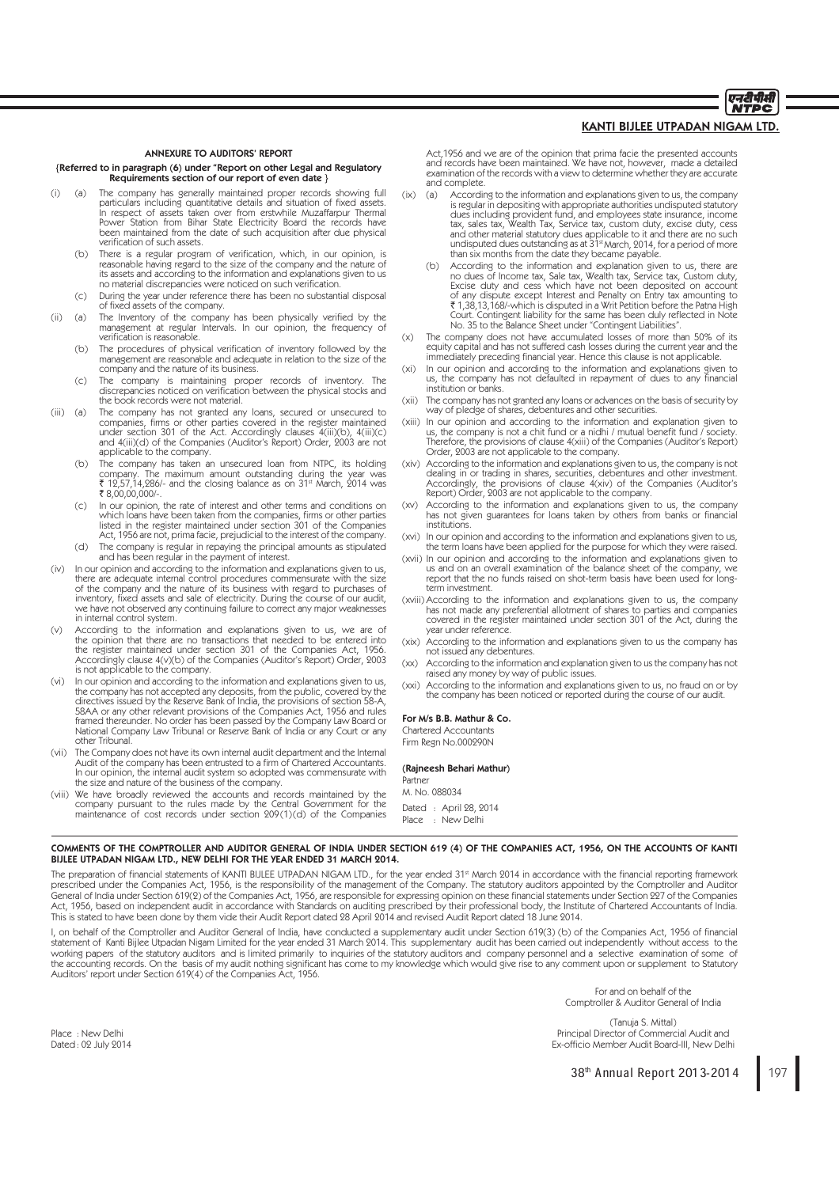## ANNEXURE TO AUDITORS' REPORT

**{Referred to in paragraph (6) under "Report on other Legal and Regulatory Requirements section of our report of even date }**

(i) (a) The company has generally maintained proper records showing full particulars including quantitative details and situation of fixed assets. In respect of assets taken over from erstwhile Muzaffarpur Thermal Power Station from Bihar State Electricity Board the records have been maintained from the date of such acquisition after due physical verification of such assets.

(b) There is a regular program of verification, which, in our opinion, is reasonable having regard to the size of the company and the nature of its assets and according to the information and explanations given to us no material discrepancies were noticed on such verification.

(c) During the year under reference there has been no substantial disposal of fixed assets of the company.

(ii) (a) The Inventory of the company has been physically verified by the management at regular Intervals. In our opinion, the frequency of verification is reasonable.

(b) The procedures of physical verification of inventory followed by the management are reasonable and adequate in relation to the size of the company and the nature of its business.

(c) The company is maintaining proper records of inventory. The discrepancies noticed on verification between the physical stocks and the book records were not material.

(iii) (a) The company has not granted any loans, secured or unsecured to companies, firms or other parties covered in the register maintained under section 301 of the Act. Accordingly clauses 4(iii)(b), 4(iii)(c) and 4(iii)(d) of the Companies (Auditor's Report) Order, 2003 are not applicable to the company.

(b) The company has taken an unsecured loan from NTPC, its holding company. The maximum amount outstanding during the year was ₹ 12,57,14,286/- and the closing balance as on 31st March, 2014 was ₹ 8,00,00,000/-.

(c) In our opinion, the rate of interest and other terms and conditions on which loans have been taken from the companies, firms or other parties listed in the register maintained under section 301 of the Companies Act, 1956 are not, prima facie, prejudicial to the interest of the company.

(d) The company is regular in repaying the principal amounts as stipulated and has been regular in the payment of interest.

(iv) In our opinion and according to the information and explanations given to us, there are adequate internal control procedures commensurate with the size of the company and the nature of its business with regard to purchases of inventory, fixed assets and sale of electricity. During the course of our audit, we have not observed any continuing failure to correct any major weaknesses in internal control system.

(v) According to the information and explanations given to us, we are of the opinion that there are no transactions that needed to be entered into the register maintained under section 301 of the Companies Act, 1956. Accordingly clause 4(v)(b) of the Companies (Auditor's Report) Order, 2003 is not applicable to the company.

(vi) In our opinion and according to the information and explanations given to us, the company has not accepted any deposits, from the public, covered by the directives issued by the Reserve Bank of India, the provisions of section 58-A, 58AA or any other relevant provisions of the Companies Act, 1956 and rules framed thereunder. No order has been passed by the Company Law Board or National Company Law Tribunal or Reserve Bank of India or any Court or any other Tribunal.

(vii) The Company does not have its own internal audit department and the Internal Audit of the company has been entrusted to a firm of Chartered Accountants. In our opinion, the internal audit system so adopted was commensurate with the size and nature of the business of the company.

(viii) We have broadly reviewed the accounts and records maintained by the company pursuant to the rules made by the Central Government for the maintenance of cost records under section 209(1)(d) of the Companies Act,1956 and we are of the opinion that prima facie the presented accounts and records have been maintained. We have not, however, made a detailed examination of the records with a view to determine whether they are accurate and complete.

(ix) (a) According to the information and explanations given to us, the company is regular in depositing with appropriate authorities undisputed statutory dues including provident fund, and employees state insurance, income tax, sales tax, Wealth Tax, Service tax, custom duty, excise duty, cess and other material statutory dues applicable to it and there are no such undisputed dues outstanding as at 31st March, 2014, for a period of more than six months from the date they became payable.

(b) According to the information and explanation given to us, there are no dues of Income tax, Sale tax, Wealth tax, Service tax, Custom duty, Excise duty and cess which have not been deposited on account of any dispute except Interest and Penalty on Entry tax amounting to ₹ 1,38,13,168/-which is disputed in a Writ Petition before the Patna High Court. Contingent liability for the same has been duly reflected in Note No. 35 to the Balance Sheet under "Contingent Liabilities".

(x) The company does not have accumulated losses of more than 50% of its equity capital and has not suffered cash losses during the current year and the immediately preceding financial year. Hence this clause is not applicable.

(xi) In our opinion and according to the information and explanations given to us, the company has not defaulted in repayment of dues to any financial institution or banks.

(xii) The company has not granted any loans or advances on the basis of security by way of pledge of shares, debentures and other securities.

(xiii) In our opinion and according to the information and explanation given to us, the company is not a chit fund or a nidhi / mutual benefit fund / society. Therefore, the provisions of clause 4(xiii) of the Companies (Auditor's Report) Order, 2003 are not applicable to the company.

(xiv) According to the information and explanations given to us, the company is not dealing in or trading in shares, securities, debentures and other investment. Accordingly, the provisions of clause 4(xiv) of the Companies (Auditor's Report) Order, 2003 are not applicable to the company.

(xv) According to the information and explanations given to us, the company has not given guarantees for loans taken by others from banks or financial institutions.

(xvi) In our opinion and according to the information and explanations given to us, the term loans have been applied for the purpose for which they were raised.

(xvii) In our opinion and according to the information and explanations given to us and on an overall examination of the balance sheet of the company, we report that the no funds raised on shot-term basis have been used for long-term investment.

(xviii) According to the information and explanations given to us, the company has not made any preferential allotment of shares to parties and companies covered in the register maintained under section 301 of the Act, during the year under reference.

(xix) According to the information and explanations given to us the company has not issued any debentures.

(xx) According to the information and explanation given to us the company has not raised any money by way of public issues.

(xxi) According to the information and explanations given to us, no fraud on or by the company has been noticed or reported during the course of our audit.

**For M/s B.B. Mathur & Co.**
Chartered Accountants
Firm Regn No.000290N

**(Rajneesh Behari Mathur)**
Partner
M. No. 088034

Dated : April 28, 2014
Place : New Delhi

---

**COMMENTS OF THE COMPTROLLER AND AUDITOR GENERAL OF INDIA UNDER SECTION 619 (4) OF THE COMPANIES ACT, 1956, ON THE ACCOUNTS OF KANTI BIJLEE UTPADAN NIGAM LTD., NEW DELHI FOR THE YEAR ENDED 31 MARCH 2014.**

The preparation of financial statements of KANTI BIJLEE UTPADAN NIGAM LTD., for the year ended 31st March 2014 in accordance with the financial reporting framework prescribed under the Companies Act, 1956, is the responsibility of the management of the Company. The statutory auditors appointed by the Comptroller and Auditor General of India under Section 619(2) of the Companies Act, 1956, are responsible for expressing opinion on these financial statements under Section 227 of the Companies Act, 1956, based on independent audit in accordance with Standards on auditing prescribed by their professional body, the Institute of Chartered Accountants of India. This is stated to have been done by them vide their Audit Report dated 28 April 2014 and revised Audit Report dated 18 June 2014.

I, on behalf of the Comptroller and Auditor General of India, have conducted a supplementary audit under Section 619(3) (b) of the Companies Act, 1956 of financial statement of Kanti Bijlee Utpadan Nigam Limited for the year ended 31 March 2014. This supplementary audit has been carried out independently without access to the working papers of the statutory auditors and is limited primarily to inquiries of the statutory auditors and company personnel and a selective examination of some of the accounting records. On the basis of my audit nothing significant has come to my knowledge which would give rise to any comment upon or supplement to Statutory Auditors' report under Section 619(4) of the Companies Act, 1956.

For and on behalf of the
Comptroller & Auditor General of India

(Tanuja S. Mittal)
Principal Director of Commercial Audit and
Ex-officio Member Audit Board-III, New Delhi

Place : New Delhi
Dated : 02 July 2014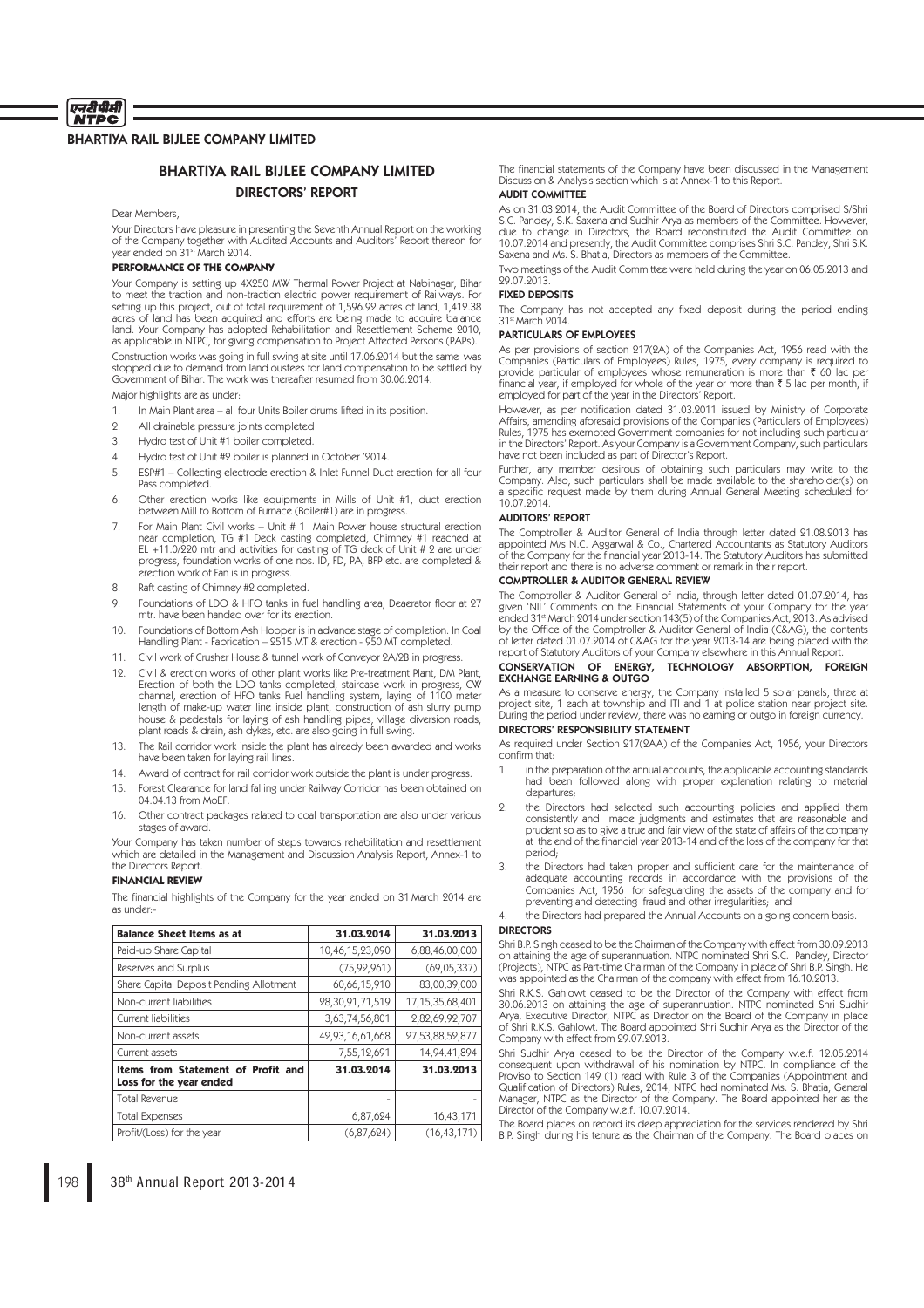# BHARTIYA RAIL BIJLEE COMPANY LIMITED

## DIRECTORS' REPORT

Dear Members,

Your Directors have pleasure in presenting the Seventh Annual Report on the working of the Company together with Audited Accounts and Auditors' Report thereon for year ended on 31st March 2014.

### PERFORMANCE OF THE COMPANY

Your Company is setting up 4X250 MW Thermal Power Project at Nabinagar, Bihar to meet the traction and non-traction electric power requirement of Railways. For setting up this project, out of total requirement of 1,596.92 acres of land, 1,412.38 acres of land has been acquired and efforts are being made to acquire balance land. Your Company has adopted Rehabilitation and Resettlement Scheme 2010, as applicable in NTPC, for giving compensation to Project Affected Persons (PAPs).

Construction works was going in full swing at site until 17.06.2014 but the same was stopped due to demand from land oustees for land compensation to be settled by Government of Bihar. The work was thereafter resumed from 30.06.2014.

Major highlights are as under:

1. In Main Plant area – all four Units Boiler drums lifted in its position.
2. All drainable pressure joints completed
3. Hydro test of Unit #1 boiler completed.
4. Hydro test of Unit #2 boiler is planned in October '2014.
5. ESP#1 – Collecting electrode erection & Inlet Funnel Duct erection for all four Pass completed.
6. Other erection works like equipments in Mills of Unit #1, duct erection between Mill to Bottom of Furnace (Boiler#1) are in progress.
7. For Main Plant Civil works – Unit # 1 Main Power house structural erection near completion, TG #1 Deck casting completed, Chimney #1 reached at EL +11.0/220 mtr and activities for casting of TG deck of Unit # 2 are under progress, foundation works of one nos. ID, FD, PA, BFP etc. are completed & erection work of Fan is in progress.
8. Raft casting of Chimney #2 completed.
9. Foundations of LDO & HFO tanks in fuel handling area, Deaerator floor at 27 mtr. have been handed over for its erection.
10. Foundations of Bottom Ash Hopper is in advance stage of completion. In Coal Handling Plant - Fabrication – 2515 MT & erection - 950 MT completed.
11. Civil work of Crusher House & tunnel work of Conveyor 2A/2B in progress.
12. Civil & erection works of other plant works like Pre-treatment Plant, DM Plant, Erection of both the LDO tanks completed, staircase work in progress, CW channel, erection of HFO tanks Fuel handling system, laying of 1100 meter length of make-up water line inside plant, construction of ash slurry pump house & pedestals for laying of ash handling pipes, village diversion roads, plant roads & drain, ash dykes, etc. are also going in full swing.
13. The Rail corridor work inside the plant has already been awarded and works have been taken for laying rail lines.
14. Award of contract for rail corridor work outside the plant is under progress.
15. Forest Clearance for land falling under Railway Corridor has been obtained on 04.04.13 from MoEF.
16. Other contract packages related to coal transportation are also under various stages of award.

Your Company has taken number of steps towards rehabilitation and resettlement which are detailed in the Management and Discussion Analysis Report, Annex-1 to the Directors Report.

### FINANCIAL REVIEW

The financial highlights of the Company for the year ended on 31 March 2014 are as under:-

| Balance Sheet Items as at | 31.03.2014 | 31.03.2013 |
|---|---|---|
| Paid-up Share Capital | 10,46,15,23,090 | 6,88,46,00,000 |
| Reserves and Surplus | (75,92,961) | (69,05,337) |
| Share Capital Deposit Pending Allotment | 60,66,15,910 | 83,00,39,000 |
| Non-current liabilities | 28,30,91,71,519 | 17,15,35,68,401 |
| Current liabilities | 3,63,74,56,801 | 2,82,69,92,707 |
| Non-current assets | 42,93,16,61,668 | 27,53,88,52,877 |
| Current assets | 7,55,12,691 | 14,94,41,894 |
| **Items from Statement of Profit and Loss for the year ended** | **31.03.2014** | **31.03.2013** |
| Total Revenue | - | - |
| Total Expenses | 6,87,624 | 16,43,171 |
| Profit/(Loss) for the year | (6,87,624) | (16,43,171) |

The financial statements of the Company have been discussed in the Management Discussion & Analysis section which is at Annex-1 to this Report.

### AUDIT COMMITTEE

As on 31.03.2014, the Audit Committee of the Board of Directors comprised S/Shri S.C. Pandey, S.K. Saxena and Sudhir Arya as members of the Committee. However, due to change in Directors, the Board reconstituted the Audit Committee on 10.07.2014 and presently, the Audit Committee comprises Shri S.C. Pandey, Shri S.K. Saxena and Ms. S. Bhatia, Directors as members of the Committee.

Two meetings of the Audit Committee were held during the year on 06.05.2013 and 29.07.2013.

### FIXED DEPOSITS

The Company has not accepted any fixed deposit during the period ending 31st March 2014.

### PARTICULARS OF EMPLOYEES

As per provisions of section 217(2A) of the Companies Act, 1956 read with the Companies (Particulars of Employees) Rules, 1975, every company is required to provide particular of employees whose remuneration is more than ₹ 60 lac per financial year, if employed for whole of the year or more than ₹ 5 lac per month, if employed for part of the year in the Directors' Report.

However, as per notification dated 31.03.2011 issued by Ministry of Corporate Affairs, amending aforesaid provisions of the Companies (Particulars of Employees) Rules, 1975 has exempted Government companies for not including such particular in the Directors' Report. As your Company is a Government Company, such particulars have not been included as part of Director's Report.

Further, any member desirous of obtaining such particulars may write to the Company. Also, such particulars shall be made available to the shareholder(s) on a specific request made by them during Annual General Meeting scheduled for 10.07.2014.

### AUDITORS' REPORT

The Comptroller & Auditor General of India through letter dated 21.08.2013 has appointed M/s N.C. Aggarwal & Co., Chartered Accountants as Statutory Auditors of the Company for the financial year 2013-14. The Statutory Auditors has submitted their report and there is no adverse comment or remark in their report.

### COMPTROLLER & AUDITOR GENERAL REVIEW

The Comptroller & Auditor General of India, through letter dated 01.07.2014, has given 'NIL' Comments on the Financial Statements of your Company for the year ended 31st March 2014 under section 143(5) of the Companies Act, 2013. As advised by the Office of the Comptroller & Auditor General of India (C&AG), the contents of letter dated 01.07.2014 of C&AG for the year 2013-14 are being placed with the report of Statutory Auditors of your Company elsewhere in this Annual Report.

### CONSERVATION OF ENERGY, TECHNOLOGY ABSORPTION, FOREIGN EXCHANGE EARNING & OUTGO

As a measure to conserve energy, the Company installed 5 solar panels, three at project site, 1 each at township and ITI and 1 at police station near project site. During the period under review, there was no earning or outgo in foreign currency.

### DIRECTORS' RESPONSIBILITY STATEMENT

As required under Section 217(2AA) of the Companies Act, 1956, your Directors confirm that:

1. in the preparation of the annual accounts, the applicable accounting standards had been followed along with proper explanation relating to material departures;
2. the Directors had selected such accounting policies and applied them consistently and made judgments and estimates that are reasonable and prudent so as to give a true and fair view of the state of affairs of the company at the end of the financial year 2013-14 and of the loss of the company for that period;
3. the Directors had taken proper and sufficient care for the maintenance of adequate accounting records in accordance with the provisions of the Companies Act, 1956 for safeguarding the assets of the company and for preventing and detecting fraud and other irregularities; and
4. the Directors had prepared the Annual Accounts on a going concern basis.

### DIRECTORS

Shri B.P. Singh ceased to be the Chairman of the Company with effect from 30.09.2013 on attaining the age of superannuation. NTPC nominated Shri S.C. Pandey, Director (Projects), NTPC as Part-time Chairman of the Company in place of Shri B.P. Singh. He was appointed as the Chairman of the company with effect from 16.10.2013.

Shri R.K.S. Gahlowt ceased to be the Director of the Company with effect from 30.06.2013 on attaining the age of superannuation. NTPC nominated Shri Sudhir Arya, Executive Director, NTPC as Director on the Board of the Company in place of Shri R.K.S. Gahlowt. The Board appointed Shri Sudhir Arya as the Director of the Company with effect from 29.07.2013.

Shri Sudhir Arya ceased to be the Director of the Company w.e.f. 12.05.2014 consequent upon withdrawal of his nomination by NTPC. In compliance of the Proviso to Section 149 (1) read with Rule 3 of the Companies (Appointment and Qualification of Directors) Rules, 2014, NTPC had nominated Ms. S. Bhatia, General Manager, NTPC as the Director of the Company. The Board appointed her as the Director of the Company w.e.f. 10.07.2014.

The Board places on record its deep appreciation for the services rendered by Shri B.P. Singh during his tenure as the Chairman of the Company. The Board places on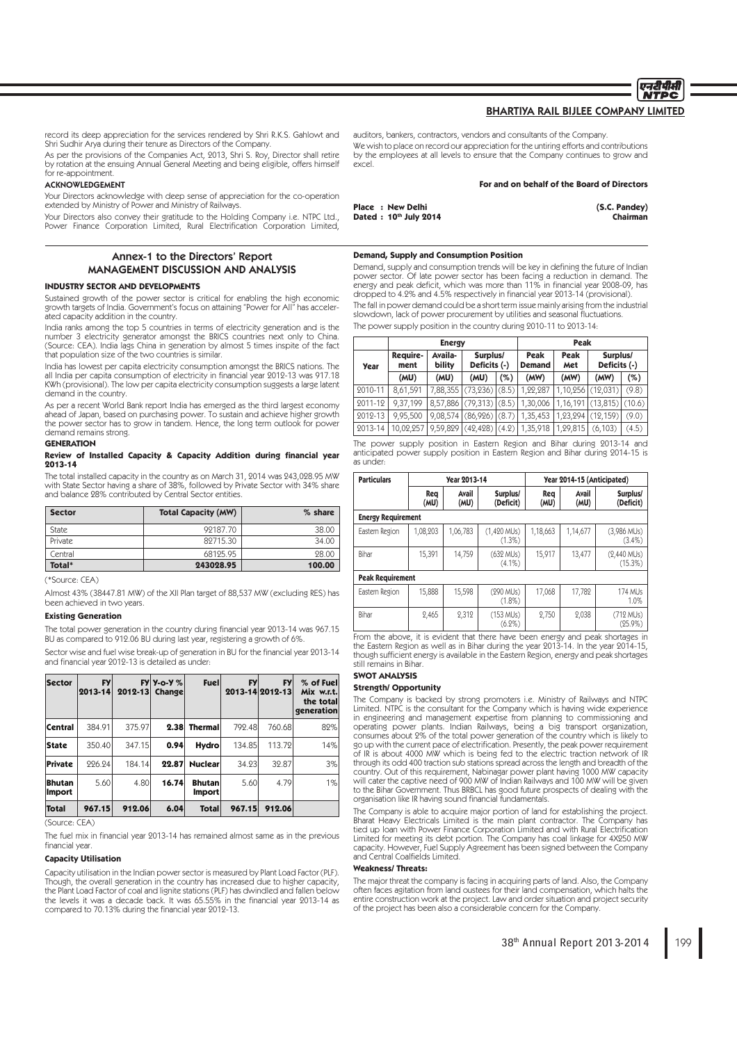record its deep appreciation for the services rendered by Shri R.K.S. Gahlowt and Shri Sudhir Arya during their tenure as Directors of the Company.

As per the provisions of the Companies Act, 2013, Shri S. Roy, Director shall retire by rotation at the ensuing Annual General Meeting and being eligible, offers himself for re-appointment.

**ACKNOWLEDGEMENT**

Your Directors acknowledge with deep sense of appreciation for the co-operation extended by Ministry of Power and Ministry of Railways.

Your Directors also convey their gratitude to the Holding Company i.e. NTPC Ltd., Power Finance Corporation Limited, Rural Electrification Corporation Limited, auditors, bankers, contractors, vendors and consultants of the Company.

We wish to place on record our appreciation for the untiring efforts and contributions by the employees at all levels to ensure that the Company continues to grow and excel.

**For and on behalf of the Board of Directors**

**Place : New Delhi**
**Dated : 10th July 2014**

**(S.C. Pandey)**
**Chairman**

## Annex-1 to the Directors' Report
## MANAGEMENT DISCUSSION AND ANALYSIS

### INDUSTRY SECTOR AND DEVELOPMENTS

Sustained growth of the power sector is critical for enabling the high economic growth targets of India. Government's focus on attaining "Power for All" has accelerated capacity addition in the country.

India ranks among the top 5 countries in terms of electricity generation and is the number 3 electricity generator amongst the BRICS countries next only to China. (Source: CEA). India lags China in generation by almost 5 times inspite of the fact that population size of the two countries is similar.

India has lowest per capita electricity consumption amongst the BRICS nations. The all India per capita consumption of electricity in financial year 2012-13 was 917.18 KWh (provisional). The low per capita electricity consumption suggests a large latent demand in the country.

As per a recent World Bank report India has emerged as the third largest economy ahead of Japan, based on purchasing power. To sustain and achieve higher growth the power sector has to grow in tandem. Hence, the long term outlook for power demand remains strong.

### GENERATION

**Review of Installed Capacity & Capacity Addition during financial year 2013-14**

The total installed capacity in the country as on March 31, 2014 was 243,028.95 MW with State Sector having a share of 38%, followed by Private Sector with 34% share and balance 28% contributed by Central Sector entities.

| Sector | Total Capacity (MW) | % share |
|---|---|---|
| State | 92187.70 | 38.00 |
| Private | 82715.30 | 34.00 |
| Central | 68125.95 | 28.00 |
| **Total*** | **243028.95** | **100.00** |

(*Source: CEA)

Almost 43% (38447.81 MW) of the XII Plan target of 88,537 MW (excluding RES) has been achieved in two years.

**Existing Generation**

The total power generation in the country during financial year 2013-14 was 967.15 BU as compared to 912.06 BU during last year, registering a growth of 6%.

Sector wise and fuel wise break-up of generation in BU for the financial year 2013-14 and financial year 2012-13 is detailed as under:

| Sector | FY 2013-14 | FY 2012-13 | Y-o-Y % Change | Fuel | FY 2013-14 | FY 2012-13 | % of Fuel Mix w.r.t. the total generation |
|---|---|---|---|---|---|---|---|
| **Central** | 384.91 | 375.97 | **2.38** | **Thermal** | 792.48 | 760.68 | 82% |
| **State** | 350.40 | 347.15 | **0.94** | **Hydro** | 134.85 | 113.72 | 14% |
| **Private** | 226.24 | 184.14 | **22.87** | **Nuclear** | 34.23 | 32.87 | 3% |
| **Bhutan Import** | 5.60 | 4.80 | **16.74** | **Bhutan Import** | 5.60 | 4.79 | 1% |
| **Total** | **967.15** | **912.06** | **6.04** | **Total** | **967.15** | **912.06** | |

(Source: CEA)

The fuel mix in financial year 2013-14 has remained almost same as in the previous financial year.

**Capacity Utilisation**

Capacity utilisation in the Indian power sector is measured by Plant Load Factor (PLF). Though, the overall generation in the country has increased due to higher capacity, the Plant Load Factor of coal and lignite stations (PLF) has dwindled and fallen below the levels it was a decade back. It was 65.55% in the financial year 2013-14 as compared to 70.13% during the financial year 2012-13.

**Demand, Supply and Consumption Position**

Demand, supply and consumption trends will be key in defining the future of Indian power sector. Of late power sector has been facing a reduction in demand. The energy and peak deficit, which was more than 11% in financial year 2008-09, has dropped to 4.2% and 4.5% respectively in financial year 2013-14 (provisional).

The fall in power demand could be a short term issue mainly arising from the industrial slowdown, lack of power procurement by utilities and seasonal fluctuations.

The power supply position in the country during 2010-11 to 2013-14:

| Year | Energy | | | | Peak | | | |
|---|---|---|---|---|---|---|---|---|
| | Require-ment | Availa-bility | Surplus/ Deficits (-) | | Peak Demand | Peak Met | Surplus/ Deficits (-) | |
| | (MU) | (MU) | (MU) | (%) | (MW) | (MW) | (MW) | (%) |
| 2010-11 | 8,61,591 | 7,88,355 | (73,236) | (8.5) | 1,22,287 | 1,10,256 | (12,031) | (9.8) |
| 2011-12 | 9,37,199 | 8,57,886 | (79,313) | (8.5) | 1,30,006 | 1,16,191 | (13,815) | (10.6) |
| 2012-13 | 9,95,500 | 9,08,574 | (86,926) | (8.7) | 1,35,453 | 1,23,294 | (12,159) | (9.0) |
| 2013-14 | 10,02,257 | 9,59,829 | (42,428) | (4.2) | 1,35,918 | 1,29,815 | (6,103) | (4.5) |

The power supply position in Eastern Region and Bihar during 2013-14 and anticipated power supply position in Eastern Region and Bihar during 2014-15 is as under:

| Particulars | Year 2013-14 | | | Year 2014-15 (Anticipated) | | |
|---|---|---|---|---|---|---|
| | Req (MU) | Avail (MU) | Surplus/ (Deficit) | Req (MU) | Avail (MU) | Surplus/ (Deficit) |
| **Energy Requirement** | | | | | | |
| Eastern Region | 1,08,203 | 1,06,783 | (1,420 MUs) (1.3%) | 1,18,663 | 1,14,677 | (3,986 MUs) (3.4%) |
| Bihar | 15,391 | 14,759 | (632 MUs) (4.1%) | 15,917 | 13,477 | (2,440 MUs) (15.3%) |
| **Peak Requirement** | | | | | | |
| Eastern Region | 15,888 | 15,598 | (290 MUs) (1.8%) | 17,068 | 17,282 | 174 MUs 1.0% |
| Bihar | 2,465 | 2,312 | (153 MUs) (6.2%) | 2,750 | 2,038 | (712 MUs) (25.9%) |

From the above, it is evident that there have been energy and peak shortages in the Eastern Region as well as in Bihar during the year 2013-14. In the year 2014-15, though sufficient energy is available in the Eastern Region, energy and peak shortages still remains in Bihar.

### SWOT ANALYSIS

**Strength/ Opportunity**

The Company is backed by strong promoters i.e. Ministry of Railways and NTPC Limited. NTPC is the consultant for the Company which is having wide experience in engineering and management expertise from planning to commissioning and operating power plants. Indian Railways, being a big transport organization, consumes about 2% of the total power generation of the country which is likely to go up with the current pace of electrification. Presently, the peak power requirement of IR is about 4000 MW which is being fed to the electric traction network of IR through its odd 400 traction sub stations spread across the length and breadth of the country. Out of this requirement, Nabinagar power plant having 1000 MW capacity will cater the captive need of 900 MW of Indian Railways and 100 MW will be given to the Bihar Government. Thus BRBCL has good future prospects of dealing with the organisation like IR having sound financial fundamentals.

The Company is able to acquire major portion of land for establishing the project. Bharat Heavy Electricals Limited is the main plant contractor. The Company has tied up loan with Power Finance Corporation Limited and with Rural Electrification Limited for meeting its debt portion. The Company has coal linkage for 4X250 MW capacity. However, Fuel Supply Agreement has been signed between the Company and Central Coalfields Limited.

**Weakness/ Threats:**

The major threat the company is facing in acquiring parts of land. Also, the Company often faces agitation from land oustees for their land compensation, which halts the entire construction work at the project. Law and order situation and project security of the project has been also a considerable concern for the Company.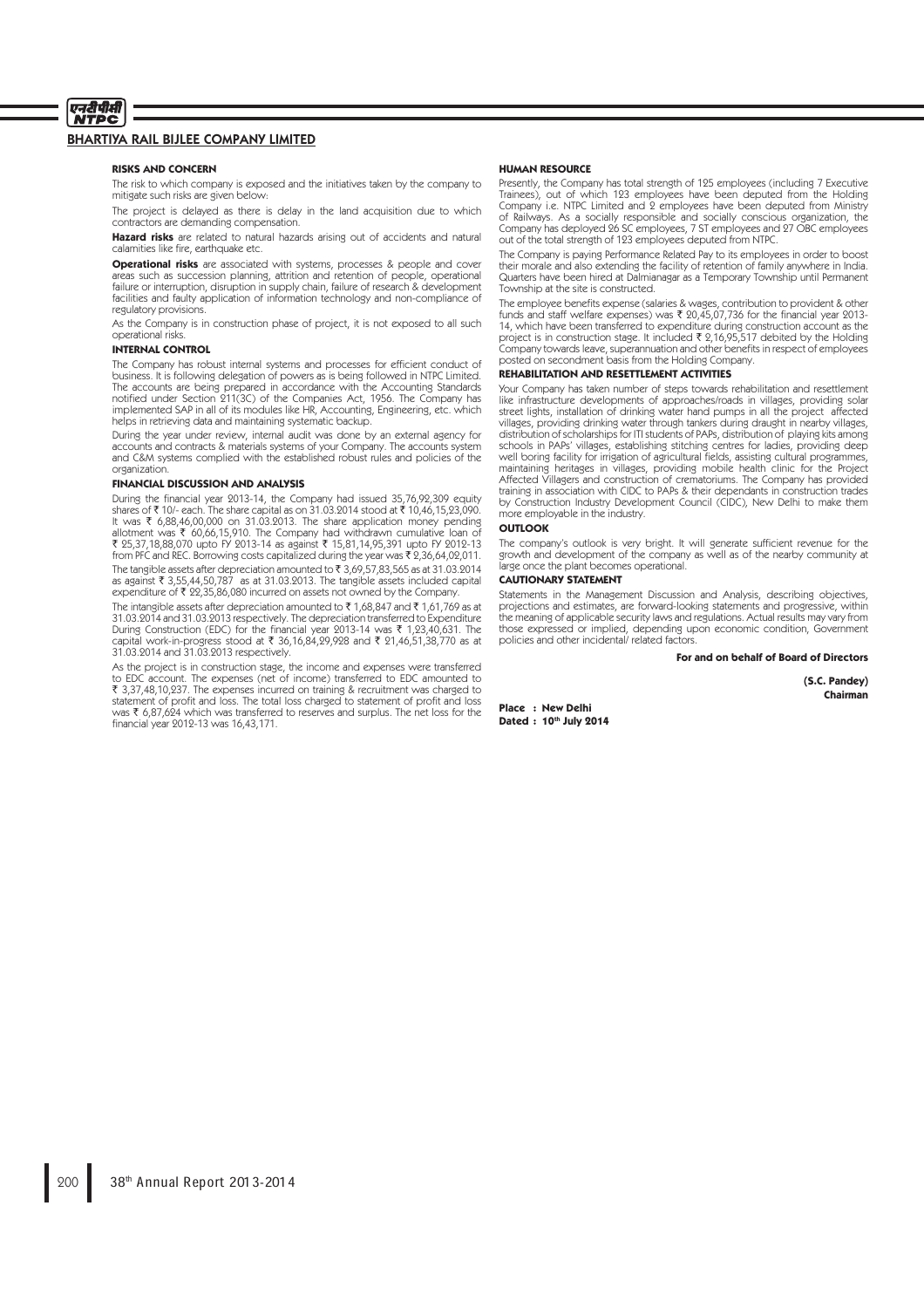## BHARTIYA RAIL BIJLEE COMPANY LIMITED

### RISKS AND CONCERN

The risk to which company is exposed and the initiatives taken by the company to mitigate such risks are given below:

The project is delayed as there is delay in the land acquisition due to which contractors are demanding compensation.

**Hazard risks** are related to natural hazards arising out of accidents and natural calamities like fire, earthquake etc.

**Operational risks** are associated with systems, processes & people and cover areas such as succession planning, attrition and retention of people, operational failure or interruption, disruption in supply chain, failure of research & development facilities and faulty application of information technology and non-compliance of regulatory provisions.

As the Company is in construction phase of project, it is not exposed to all such operational risks.

### INTERNAL CONTROL

The Company has robust internal systems and processes for efficient conduct of business. It is following delegation of powers as is being followed in NTPC Limited. The accounts are being prepared in accordance with the Accounting Standards notified under Section 211(3C) of the Companies Act, 1956. The Company has implemented SAP in all of its modules like HR, Accounting, Engineering, etc. which helps in retrieving data and maintaining systematic backup.

During the year under review, internal audit was done by an external agency for accounts and contracts & materials systems of your Company. The accounts system and C&M systems complied with the established robust rules and policies of the organization.

### FINANCIAL DISCUSSION AND ANALYSIS

During the financial year 2013-14, the Company had issued 35,76,92,309 equity shares of ₹ 10/- each. The share capital as on 31.03.2014 stood at ₹ 10,46,15,23,090. It was ₹ 6,88,46,00,000 on 31.03.2013. The share application money pending allotment was ₹ 60,66,15,910. The Company had withdrawn cumulative loan of ₹ 25,37,18,88,070 upto FY 2013-14 as against ₹ 15,81,14,95,391 upto FY 2012-13 from PFC and REC. Borrowing costs capitalized during the year was ₹ 2,36,64,02,011.

The tangible assets after depreciation amounted to ₹ 3,69,57,83,565 as at 31.03.2014 as against ₹ 3,55,44,50,787 as at 31.03.2013. The tangible assets included capital expenditure of ₹ 22,35,86,080 incurred on assets not owned by the Company.

The intangible assets after depreciation amounted to ₹ 1,68,847 and ₹ 1,61,769 as at 31.03.2014 and 31.03.2013 respectively. The depreciation transferred to Expenditure During Construction (EDC) for the financial year 2013-14 was ₹ 1,23,40,631. The capital work-in-progress stood at ₹ 36,16,84,29,928 and ₹ 21,46,51,38,770 as at 31.03.2014 and 31.03.2013 respectively.

As the project is in construction stage, the income and expenses were transferred to EDC account. The expenses (net of income) transferred to EDC amounted to ₹ 3,37,48,10,237. The expenses incurred on training & recruitment was charged to statement of profit and loss. The total loss charged to statement of profit and loss was ₹ 6,87,624 which was transferred to reserves and surplus. The net loss for the financial year 2012-13 was 16,43,171.

### HUMAN RESOURCE

Presently, the Company has total strength of 125 employees (including 7 Executive Trainees), out of which 123 employees have been deputed from the Holding Company i.e. NTPC Limited and 2 employees have been deputed from Ministry of Railways. As a socially responsible and socially conscious organization, the Company has deployed 26 SC employees, 7 ST employees and 27 OBC employees out of the total strength of 123 employees deputed from NTPC.

The Company is paying Performance Related Pay to its employees in order to boost their morale and also extending the facility of retention of family anywhere in India. Quarters have been hired at Dalmianagar as a Temporary Township until Permanent Township at the site is constructed.

The employee benefits expense (salaries & wages, contribution to provident & other funds and staff welfare expenses) was ₹ 20,45,07,736 for the financial year 2013-14, which have been transferred to expenditure during construction account as the project is in construction stage. It included ₹ 2,16,95,517 debited by the Holding Company towards leave, superannuation and other benefits in respect of employees posted on secondment basis from the Holding Company.

### REHABILITATION AND RESETTLEMENT ACTIVITIES

Your Company has taken number of steps towards rehabilitation and resettlement like infrastructure developments of approaches/roads in villages, providing solar street lights, installation of drinking water hand pumps in all the project affected villages, providing drinking water through tankers during draught in nearby villages, distribution of scholarships for ITI students of PAPs, distribution of playing kits among schools in PAPs' villages, establishing stitching centres for ladies, providing deep well boring facility for irrigation of agricultural fields, assisting cultural programmes, maintaining heritages in villages, providing mobile health clinic for the Project Affected Villagers and construction of crematoriums. The Company has provided training in association with CIDC to PAPs & their dependants in construction trades by Construction Industry Development Council (CIDC), New Delhi to make them more employable in the industry.

### OUTLOOK

The company's outlook is very bright. It will generate sufficient revenue for the growth and development of the company as well as of the nearby community at large once the plant becomes operational.

### CAUTIONARY STATEMENT

Statements in the Management Discussion and Analysis, describing objectives, projections and estimates, are forward-looking statements and progressive, within the meaning of applicable security laws and regulations. Actual results may vary from those expressed or implied, depending upon economic condition, Government policies and other incidental/ related factors.

**For and on behalf of Board of Directors**

**(S.C. Pandey)**
**Chairman**

**Place : New Delhi**
**Dated : 10th July 2014**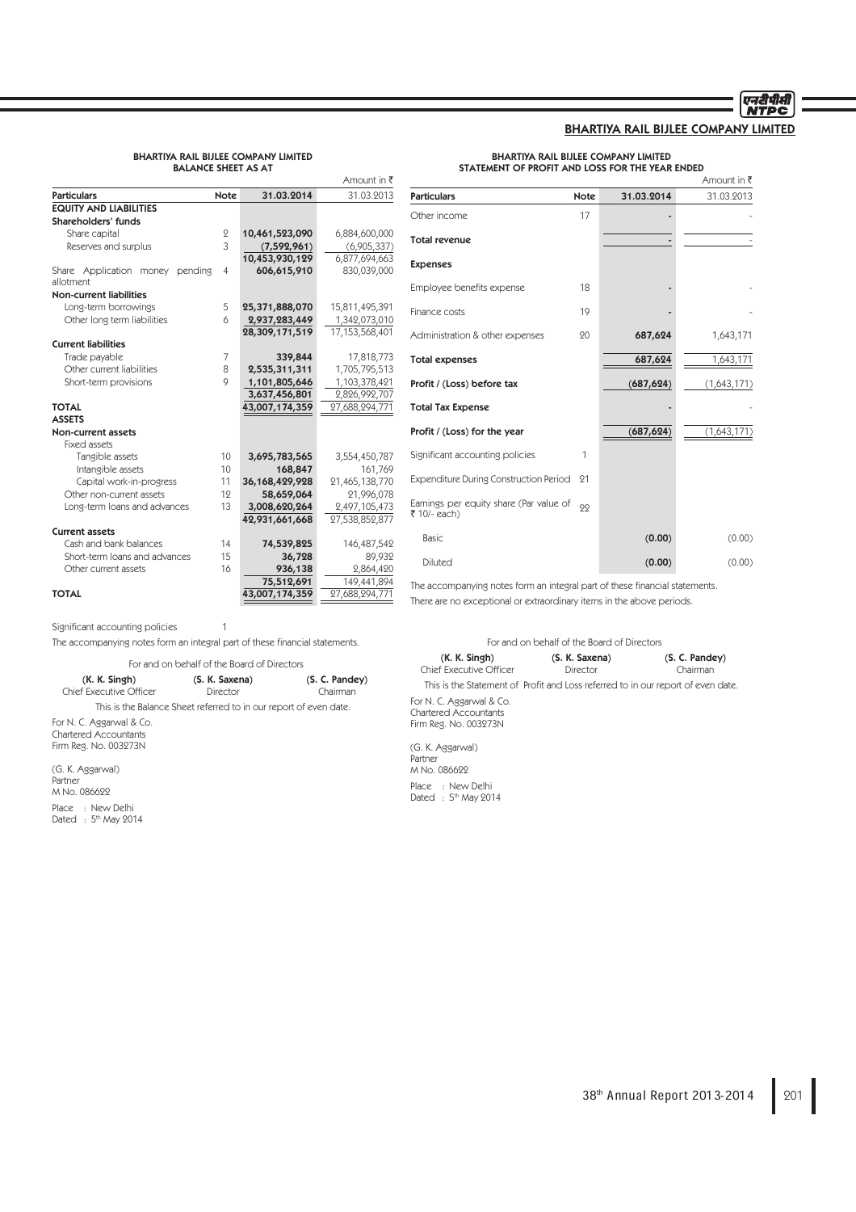# BHARTIYA RAIL BIJLEE COMPANY LIMITED

## BHARTIYA RAIL BIJLEE COMPANY LIMITED
## BALANCE SHEET AS AT

Amount in ₹

| Particulars | Note | 31.03.2014 | 31.03.2013 |
|---|---|---|---|
| **EQUITY AND LIABILITIES** | | | |
| **Shareholders' funds** | | | |
| Share capital | 2 | **10,461,523,090** | 6,884,600,000 |
| Reserves and surplus | 3 | **(7,592,961)** | (6,905,337) |
| | | **10,453,930,129** | 6,877,694,663 |
| Share Application money pending allotment | 4 | **606,615,910** | 830,039,000 |
| **Non-current liabilities** | | | |
| Long-term borrowings | 5 | **25,371,888,070** | 15,811,495,391 |
| Other long term liabilities | 6 | **2,937,283,449** | 1,342,073,010 |
| | | **28,309,171,519** | 17,153,568,401 |
| **Current liabilities** | | | |
| Trade payable | 7 | **339,844** | 17,818,773 |
| Other current liabilities | 8 | **2,535,311,311** | 1,705,795,513 |
| Short-term provisions | 9 | **1,101,805,646** | 1,103,378,421 |
| | | **3,637,456,801** | 2,826,992,707 |
| **TOTAL** | | **43,007,174,359** | 27,688,294,771 |
| **ASSETS** | | | |
| **Non-current assets** | | | |
| Fixed assets | | | |
| Tangible assets | 10 | **3,695,783,565** | 3,554,450,787 |
| Intangible assets | 10 | **168,847** | 161,769 |
| Capital work-in-progress | 11 | **36,168,429,928** | 21,465,138,770 |
| Other non-current assets | 12 | **58,659,064** | 21,996,078 |
| Long-term loans and advances | 13 | **3,008,620,264** | 2,497,105,473 |
| | | **42,931,661,668** | 27,538,852,877 |
| **Current assets** | | | |
| Cash and bank balances | 14 | **74,539,825** | 146,487,542 |
| Short-term loans and advances | 15 | **36,728** | 89,932 |
| Other current assets | 16 | **936,138** | 2,864,420 |
| | | **75,512,691** | 149,441,894 |
| **TOTAL** | | **43,007,174,359** | 27,688,294,771 |

Significant accounting policies 1

The accompanying notes form an integral part of these financial statements.

For and on behalf of the Board of Directors

| (K. K. Singh) | (S. K. Saxena) | (S. C. Pandey) |
|---|---|---|
| Chief Executive Officer | Director | Chairman |

This is the Balance Sheet referred to in our report of even date.

For N. C. Aggarwal & Co.
Chartered Accountants
Firm Reg. No. 003273N

(G. K. Aggarwal)
Partner
M No. 086622

Place : New Delhi
Dated : 5th May 2014

## BHARTIYA RAIL BIJLEE COMPANY LIMITED
## STATEMENT OF PROFIT AND LOSS FOR THE YEAR ENDED

Amount in ₹

| Particulars | Note | 31.03.2014 | 31.03.2013 |
|---|---|---|---|
| Other income | 17 | **-** | - |
| **Total revenue** | | **-** | - |
| **Expenses** | | | |
| Employee benefits expense | 18 | **-** | - |
| Finance costs | 19 | **-** | - |
| Administration & other expenses | 20 | **687,624** | 1,643,171 |
| **Total expenses** | | **687,624** | 1,643,171 |
| **Profit / (Loss) before tax** | | **(687,624)** | (1,643,171) |
| **Total Tax Expense** | | **-** | - |
| **Profit / (Loss) for the year** | | **(687,624)** | (1,643,171) |
| Significant accounting policies | 1 | | |
| Expenditure During Construction Period | 21 | | |
| Earnings per equity share (Par value of ₹ 10/- each) | 22 | | |
| Basic | | **(0.00)** | (0.00) |
| Diluted | | **(0.00)** | (0.00) |

The accompanying notes form an integral part of these financial statements.

There are no exceptional or extraordinary items in the above periods.

For and on behalf of the Board of Directors

| (K. K. Singh) | (S. K. Saxena) | (S. C. Pandey) |
|---|---|---|
| Chief Executive Officer | Director | Chairman |

This is the Statement of Profit and Loss referred to in our report of even date.

For N. C. Aggarwal & Co.
Chartered Accountants
Firm Reg. No. 003273N

(G. K. Aggarwal)
Partner
M No. 086622

Place : New Delhi
Dated : 5th May 2014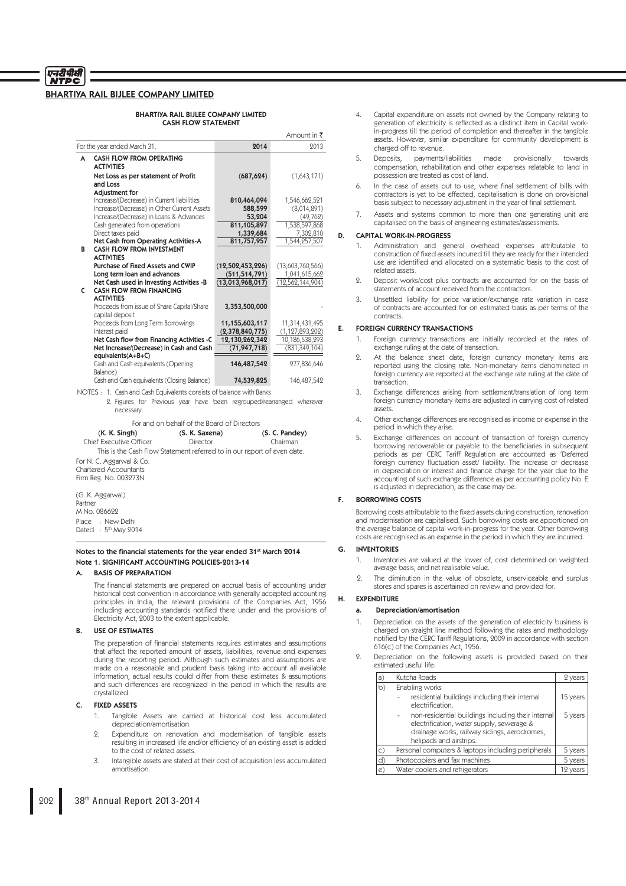## BHARTIYA RAIL BIJLEE COMPANY LIMITED

### BHARTIYA RAIL BIJLEE COMPANY LIMITED
### CASH FLOW STATEMENT

Amount in ₹

| | For the year ended March 31, | 2014 | 2013 |
|---|---|---|---|
| **A** | **CASH FLOW FROM OPERATING ACTIVITIES** | | |
| | **Net Loss as per statement of Profit and Loss** | **(687,624)** | (1,643,171) |
| | **Adjustment for** | | |
| | Increase/(Decrease) in Current liabilities | **810,464,094** | 1,546,662,521 |
| | Increase/(Decrease) in Other Current Assets | **588,599** | (8,014,891) |
| | Increase/(Decrease) in Loans & Advances | **53,204** | (49,762) |
| | Cash generated from operations | **811,105,897** | 1,538,597,868 |
| | Direct taxes paid | **1,339,684** | 7,302,810 |
| | **Net Cash from Operating Activities-A** | **811,757,957** | 1,544,257,507 |
| **B** | **CASH FLOW FROM INVESTMENT ACTIVITIES** | | |
| | **Purchase of Fixed Assets and CWIP** | **(12,502,453,226)** | (13,603,760,566) |
| | **Long term loan and advances** | **(511,514,791)** | 1,041,615,662 |
| | **Net Cash used in Investing Activities -B** | **(13,013,968,017)** | (12,562,144,904) |
| **C** | **CASH FLOW FROM FINANCING ACTIVITIES** | | |
| | Proceeds from issue of Share Capital/Share capital deposit | **3,353,500,000** | - |
| | Proceeds from Long Term Borrowings | **11,155,603,117** | 11,314,431,495 |
| | Interest paid | **(2,378,840,775)** | (1,127,893,202) |
| | **Net Cash flow from Financing Activities -C** | **12,130,262,342** | 10,186,538,293 |
| | **Net Increase/(Decrease) in Cash and Cash equivalents(A+B+C)** | **(71,947,718)** | (831,349,104) |
| | Cash and Cash equivalents (Opening Balance) | **146,487,542** | 977,836,646 |
| | Cash and Cash equivalents (Closing Balance) | **74,539,825** | 146,487,542 |

NOTES : 1. Cash and Cash Equivalents consists of balance with Banks

2. Figures for Previous year have been regrouped/rearranged wherever necessary.

For and on behalf of the Board of Directors

| (K. K. Singh) | (S. K. Saxena) | (S. C. Pandey) |
|---|---|---|
| Chief Executive Officer | Director | Chairman |

This is the Cash Flow Statement referred to in our report of even date.

For N. C. Aggarwal & Co.
Chartered Accountants
Firm Reg. No. 003273N

(G. K. Aggarwal)
Partner
M No. 086622

Place : New Delhi
Dated : 5th May 2014

### Notes to the financial statements for the year ended 31st March 2014

### Note 1. SIGNIFICANT ACCOUNTING POLICIES-2013-14

**A. BASIS OF PREPARATION**

The financial statements are prepared on accrual basis of accounting under historical cost convention in accordance with generally accepted accounting principles in India, the relevant provisions of the Companies Act, 1956 including accounting standards notified there under and the provisions of Electricity Act, 2003 to the extent applicable.

**B. USE OF ESTIMATES**

The preparation of financial statements requires estimates and assumptions that affect the reported amount of assets, liabilities, revenue and expenses during the reporting period. Although such estimates and assumptions are made on a reasonable and prudent basis taking into account all available information, actual results could differ from these estimates & assumptions and such differences are recognized in the period in which the results are crystallized.

**C. FIXED ASSETS**

1. Tangible Assets are carried at historical cost less accumulated depreciation/amortisation.
2. Expenditure on renovation and modernisation of tangible assets resulting in increased life and/or efficiency of an existing asset is added to the cost of related assets.
3. Intangible assets are stated at their cost of acquisition less accumulated amortisation.
4. Capital expenditure on assets not owned by the Company relating to generation of electricity is reflected as a distinct item in Capital work-in-progress till the period of completion and thereafter in the tangible assets. However, similar expenditure for community development is charged off to revenue.
5. Deposits, payments/liabilities made provisionally towards compensation, rehabilitation and other expenses relatable to land in possession are treated as cost of land.
6. In the case of assets put to use, where final settlement of bills with contractors is yet to be effected, capitalisation is done on provisional basis subject to necessary adjustment in the year of final settlement.
7. Assets and systems common to more than one generating unit are capitalised on the basis of engineering estimates/assessments.

**D. CAPITAL WORK-IN-PROGRESS**

1. Administration and general overhead expenses attributable to construction of fixed assets incurred till they are ready for their intended use are identified and allocated on a systematic basis to the cost of related assets.
2. Deposit works/cost plus contracts are accounted for on the basis of statements of account received from the contractors.
3. Unsettled liability for price variation/exchange rate variation in case of contracts are accounted for on estimated basis as per terms of the contracts.

**E. FOREIGN CURRENCY TRANSACTIONS**

1. Foreign currency transactions are initially recorded at the rates of exchange ruling at the date of transaction.
2. At the balance sheet date, foreign currency monetary items are reported using the closing rate. Non-monetary items denominated in foreign currency are reported at the exchange rate ruling at the date of transaction.
3. Exchange differences arising from settlement/translation of long term foreign currency monetary items are adjusted in carrying cost of related assets.
4. Other exchange differences are recognised as income or expense in the period in which they arise.
5. Exchange differences on account of transaction of foreign currency borrowing recoverable or payable to the beneficiaries in subsequent periods as per CERC Tariff Regulation are accounted as 'Deferred foreign currency fluctuation asset/ liability. The increase or decrease in depreciation or interest and finance charge for the year due to the accounting of such exchange difference as per accounting policy No. E is adjusted in depreciation, as the case may be.

**F. BORROWING COSTS**

Borrowing costs attributable to the fixed assets during construction, renovation and modernisation are capitalised. Such borrowing costs are apportioned on the average balance of capital work-in-progress for the year. Other borrowing costs are recognised as an expense in the period in which they are incurred.

**G. INVENTORIES**

1. Inventories are valued at the lower of, cost determined on weighted average basis, and net realisable value.
2. The diminution in the value of obsolete, unserviceable and surplus stores and spares is ascertained on review and provided for.

**H. EXPENDITURE**

**a. Depreciation/amortisation**

1. Depreciation on the assets of the generation of electricity business is charged on straight line method following the rates and methodology notified by the CERC Tariff Regulations, 2009 in accordance with section 616(c) of the Companies Act, 1956.
2. Depreciation on the following assets is provided based on their estimated useful life:

| | | |
|---|---|---|
| a) | Kutcha Roads | 2 years |
| b) | Enabling works | |
| | - residential buildings including their internal electrification. | 15 years |
| | - non-residential buildings including their internal electrification, water supply, sewerage & drainage works, railway sidings, aerodromes, helipads and airstrips. | 5 years |
| c) | Personal computers & laptops including peripherals | 5 years |
| d) | Photocopiers and fax machines | 5 years |
| e) | Water coolers and refrigerators | 12 years |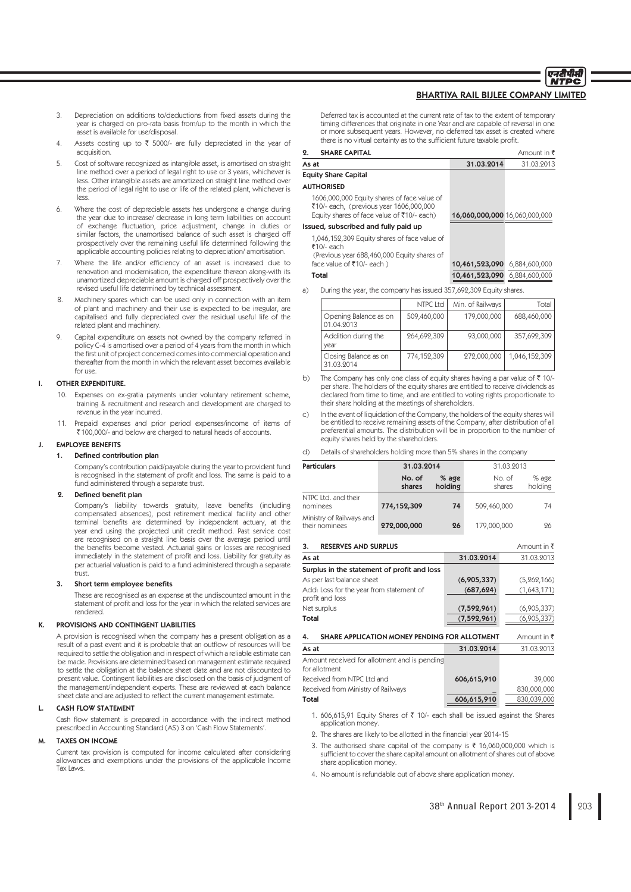3. Depreciation on additions to/deductions from fixed assets during the year is charged on pro-rata basis from/up to the month in which the asset is available for use/disposal.

4. Assets costing up to ₹ 5000/- are fully depreciated in the year of acquisition.

5. Cost of software recognized as intangible asset, is amortised on straight line method over a period of legal right to use or 3 years, whichever is less. Other intangible assets are amortized on straight line method over the period of legal right to use or life of the related plant, whichever is less.

6. Where the cost of depreciable assets has undergone a change during the year due to increase/ decrease in long term liabilities on account of exchange fluctuation, price adjustment, change in duties or similar factors, the unamortised balance of such asset is charged off prospectively over the remaining useful life determined following the applicable accounting policies relating to depreciation/ amortisation.

7. Where the life and/or efficiency of an asset is increased due to renovation and modernisation, the expenditure thereon along-with its unamortized depreciable amount is charged off prospectively over the revised useful life determined by technical assessment.

8. Machinery spares which can be used only in connection with an item of plant and machinery and their use is expected to be irregular, are capitalised and fully depreciated over the residual useful life of the related plant and machinery.

9. Capital expenditure on assets not owned by the company referred in policy C-4 is amortised over a period of 4 years from the month in which the first unit of project concerned comes into commercial operation and thereafter from the month in which the relevant asset becomes available for use.

### I. OTHER EXPENDITURE.

10. Expenses on ex-gratia payments under voluntary retirement scheme, training & recruitment and research and development are charged to revenue in the year incurred.

11. Prepaid expenses and prior period expenses/income of items of ₹100,000/- and below are charged to natural heads of accounts.

### J. EMPLOYEE BENEFITS

**1. Defined contribution plan**

Company's contribution paid/payable during the year to provident fund is recognised in the statement of profit and loss. The same is paid to a fund administered through a separate trust.

**2. Defined benefit plan**

Company's liability towards gratuity, leave benefits (including compensated absences), post retirement medical facility and other terminal benefits are determined by independent actuary, at the year end using the projected unit credit method. Past service cost are recognised on a straight line basis over the average period until the benefits become vested. Actuarial gains or losses are recognised immediately in the statement of profit and loss. Liability for gratuity as per actuarial valuation is paid to a fund administered through a separate trust.

**3. Short term employee benefits**

These are recognised as an expense at the undiscounted amount in the statement of profit and loss for the year in which the related services are rendered.

### K. PROVISIONS AND CONTINGENT LIABILITIES

A provision is recognised when the company has a present obligation as a result of a past event and it is probable that an outflow of resources will be required to settle the obligation and in respect of which a reliable estimate can be made. Provisions are determined based on management estimate required to settle the obligation at the balance sheet date and are not discounted to present value. Contingent liabilities are disclosed on the basis of judgment of the management/independent experts. These are reviewed at each balance sheet date and are adjusted to reflect the current management estimate.

### L. CASH FLOW STATEMENT

Cash flow statement is prepared in accordance with the indirect method prescribed in Accounting Standard (AS) 3 on 'Cash Flow Statements'.

### M. TAXES ON INCOME

Current tax provision is computed for income calculated after considering allowances and exemptions under the provisions of the applicable Income Tax Laws.

Deferred tax is accounted at the current rate of tax to the extent of temporary timing differences that originate in one Year and are capable of reversal in one or more subsequent years. However, no deferred tax asset is created where there is no virtual certainty as to the sufficient future taxable profit.

### 2. SHARE CAPITAL

Amount in ₹

| As at | 31.03.2014 | 31.03.2013 |
|---|---|---|
| **Equity Share Capital** | | |
| **AUTHORISED** | | |
| 1606,000,000 Equity shares of face value of ₹10/- each, (previous year 1606,000,000 Equity shares of face value of ₹10/- each) | **16,060,000,000** | 16,060,000,000 |
| **Issued, subscribed and fully paid up** | | |
| 1,046,152,309 Equity shares of face value of ₹10/- each (Previous year 688,460,000 Equity shares of face value of ₹10/- each ) | **10,461,523,090** | 6,884,600,000 |
| **Total** | **10,461,523,090** | 6,884,600,000 |

a) During the year, the company has issued 357,692,309 Equity shares.

| | NTPC Ltd | Min. of Railways | Total |
|---|---|---|---|
| Opening Balance as on 01.04.2013 | 509,460,000 | 179,000,000 | 688,460,000 |
| Addition during the year | 264,692,309 | 93,000,000 | 357,692,309 |
| Closing Balance as on 31.03.2014 | 774,152,309 | 272,000,000 | 1,046,152,309 |

b) The Company has only one class of equity shares having a par value of ₹ 10/- per share. The holders of the equity shares are entitled to receive dividends as declared from time to time, and are entitled to voting rights proportionate to their share holding at the meetings of shareholders.

c) In the event of liquidation of the Company, the holders of the equity shares will be entitled to receive remaining assets of the Company, after distribution of all preferential amounts. The distribution will be in proportion to the number of equity shares held by the shareholders.

d) Details of shareholders holding more than 5% shares in the company

| Particulars | 31.03.2014 | | 31.03.2013 | |
|---|---|---|---|---|
| | No. of shares | % age holding | No. of shares | % age holding |
| NTPC Ltd. and their nominees | **774,152,309** | **74** | 509,460,000 | 74 |
| Ministry of Railways and their nominees | **272,000,000** | **26** | 179,000,000 | 26 |

### 3. RESERVES AND SURPLUS

Amount in ₹

| As at | 31.03.2014 | 31.03.2013 |
|---|---|---|
| **Surplus in the statement of profit and loss** | | |
| As per last balance sheet | **(6,905,337)** | (5,262,166) |
| Add: Loss for the year from statement of profit and loss | **(687,624)** | (1,643,171) |
| Net surplus | **(7,592,961)** | (6,905,337) |
| **Total** | **(7,592,961)** | (6,905,337) |

### 4. SHARE APPLICATION MONEY PENDING FOR ALLOTMENT

Amount in ₹

| As at | 31.03.2014 | 31.03.2013 |
|---|---|---|
| Amount received for allotment and is pending for allotment | | |
| Received from NTPC Ltd and | **606,615,910** | 39,000 |
| Received from Ministry of Railways | – | 830,000,000 |
| **Total** | **606,615,910** | 830,039,000 |

1. 606,615,91 Equity Shares of ₹ 10/- each shall be issued against the Shares application money.
2. The shares are likely to be allotted in the financial year 2014-15
3. The authorised share capital of the company is ₹ 16,060,000,000 which is sufficient to cover the share capital amount on allotment of shares out of above share application money.
4. No amount is refundable out of above share application money.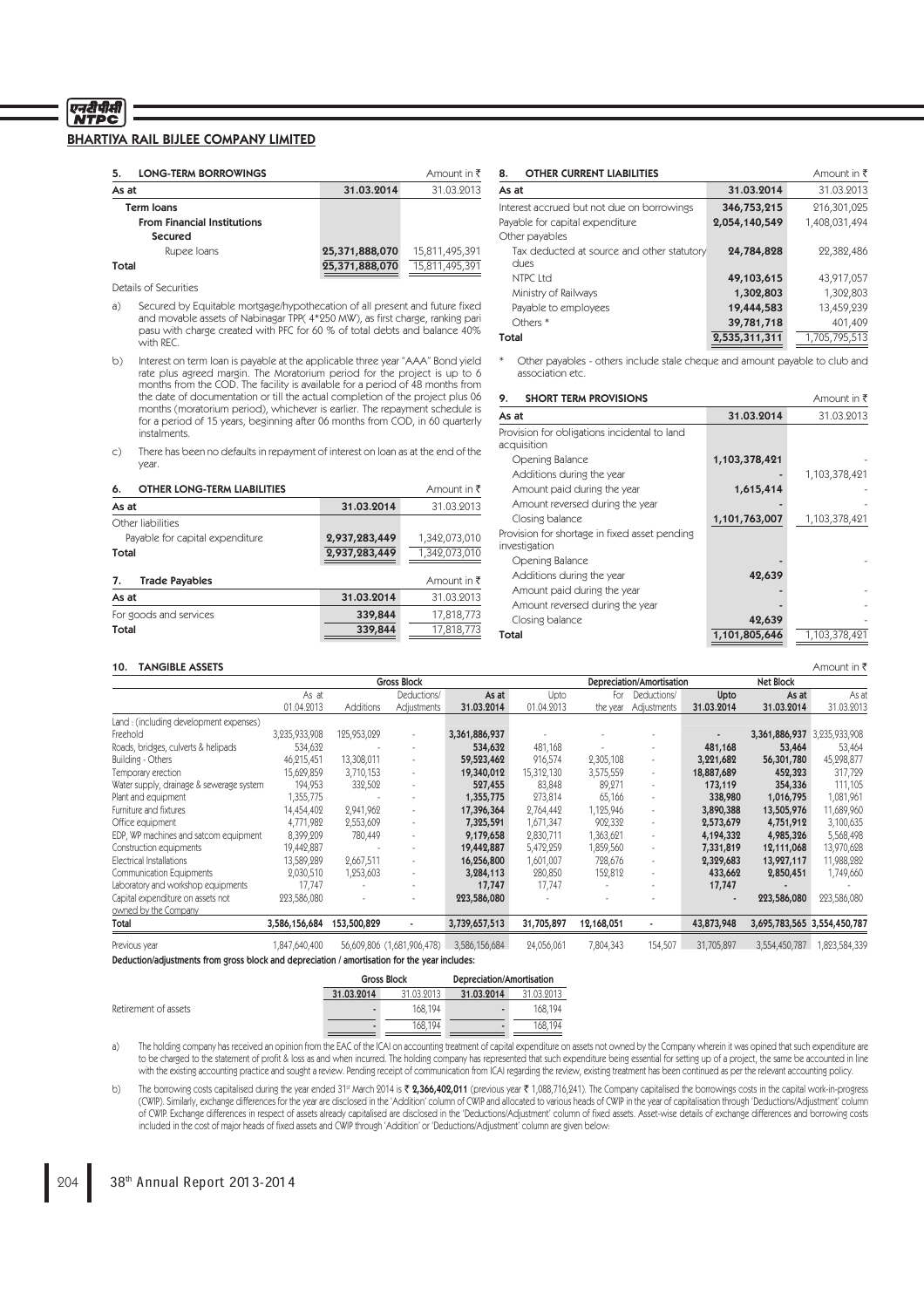## BHARTIYA RAIL BIJLEE COMPANY LIMITED

### 5. LONG-TERM BORROWINGS

Amount in ₹

| As at | 31.03.2014 | 31.03.2013 |
|---|---|---|
| **Term loans** | | |
| **From Financial Institutions** | | |
| **Secured** | | |
| Rupee loans | **25,371,888,070** | 15,811,495,391 |
| **Total** | **25,371,888,070** | 15,811,495,391 |

Details of Securities

a) Secured by Equitable mortgage/hypothecation of all present and future fixed and movable assets of Nabinagar TPP( 4*250 MW), as first charge, ranking pari pasu with charge created with PFC for 60 % of total debts and balance 40% with REC.

b) Interest on term loan is payable at the applicable three year "AAA" Bond yield rate plus agreed margin. The Moratorium period for the project is up to 6 months from the COD. The facility is available for a period of 48 months from the date of documentation or till the actual completion of the project plus 06 months (moratorium period), whichever is earlier. The repayment schedule is for a period of 15 years, beginning after 06 months from COD, in 60 quarterly instalments.

c) There has been no defaults in repayment of interest on loan as at the end of the year.

### 6. OTHER LONG-TERM LIABILITIES

Amount in ₹

| As at | 31.03.2014 | 31.03.2013 |
|---|---|---|
| Other liabilities | | |
| Payable for capital expenditure | **2,937,283,449** | 1,342,073,010 |
| **Total** | **2,937,283,449** | 1,342,073,010 |

### 7. Trade Payables

Amount in ₹

| As at | 31.03.2014 | 31.03.2013 |
|---|---|---|
| For goods and services | **339,844** | 17,818,773 |
| **Total** | **339,844** | 17,818,773 |

### 8. OTHER CURRENT LIABILITIES

Amount in ₹

| As at | 31.03.2014 | 31.03.2013 |
|---|---|---|
| Interest accrued but not due on borrowings | **346,753,215** | 216,301,025 |
| Payable for capital expenditure | **2,054,140,549** | 1,408,031,494 |
| Other payables | | |
| Tax deducted at source and other statutory dues | **24,784,828** | 22,382,486 |
| NTPC Ltd | **49,103,615** | 43,917,057 |
| Ministry of Railways | **1,302,803** | 1,302,803 |
| Payable to employees | **19,444,583** | 13,459,239 |
| Others * | **39,781,718** | 401,409 |
| **Total** | **2,535,311,311** | 1,705,795,513 |

\* Other payables - others include stale cheque and amount payable to club and association etc.

### 9. SHORT TERM PROVISIONS

Amount in ₹

| As at | 31.03.2014 | 31.03.2013 |
|---|---|---|
| Provision for obligations incidental to land acquisition | | |
| Opening Balance | **1,103,378,421** | - |
| Additions during the year | **-** | 1,103,378,421 |
| Amount paid during the year | **1,615,414** | - |
| Amount reversed during the year | **-** | - |
| Closing balance | **1,101,763,007** | 1,103,378,421 |
| Provision for shortage in fixed asset pending investigation | | |
| Opening Balance | **-** | - |
| Additions during the year | **42,639** | |
| Amount paid during the year | **-** | - |
| Amount reversed during the year | **-** | - |
| Closing balance | **42,639** | - |
| **Total** | **1,101,805,646** | 1,103,378,421 |

### 10. TANGIBLE ASSETS

Amount in ₹

| | Gross Block | | | | Depreciation/Amortisation | | | | Net Block | |
|---|---|---|---|---|---|---|---|---|---|---|
| | As at 01.04.2013 | Additions | Deductions/ Adjustments | As at 31.03.2014 | Upto 01.04.2013 | For the year | Deductions/ Adjustments | Upto 31.03.2014 | As at 31.03.2014 | As at 31.03.2013 |
| Land : (including development expenses) | | | | | | | | | | |
| Freehold | 3,235,933,908 | 125,953,029 | - | **3,361,886,937** | - | - | - | **-** | **3,361,886,937** | 3,235,933,908 |
| Roads, bridges, culverts & helipads | 534,632 | - | - | **534,632** | 481,168 | - | - | **481,168** | **53,464** | 53,464 |
| Building - Others | 46,215,451 | 13,308,011 | - | **59,523,462** | 916,574 | 2,305,108 | - | **3,221,682** | **56,301,780** | 45,298,877 |
| Temporary erection | 15,629,859 | 3,710,153 | - | **19,340,012** | 15,312,130 | 3,575,559 | - | **18,887,689** | **452,323** | 317,729 |
| Water supply, drainage & sewerage system | 194,953 | 332,502 | - | **527,455** | 83,848 | 89,271 | - | **173,119** | **354,336** | 111,105 |
| Plant and equipment | 1,355,775 | - | - | **1,355,775** | 273,814 | 65,166 | - | **338,980** | **1,016,795** | 1,081,961 |
| Furniture and fixtures | 14,454,402 | 2,941,962 | - | **17,396,364** | 2,764,442 | 1,125,946 | - | **3,890,388** | **13,505,976** | 11,689,960 |
| Office equipment | 4,771,982 | 2,553,609 | - | **7,325,591** | 1,671,347 | 902,332 | - | **2,573,679** | **4,751,912** | 3,100,635 |
| EDP, WP machines and satcom equipment | 8,399,209 | 780,449 | - | **9,179,658** | 2,830,711 | 1,363,621 | - | **4,194,332** | **4,985,326** | 5,568,498 |
| Construction equipments | 19,442,887 | - | - | **19,442,887** | 5,472,259 | 1,859,560 | - | **7,331,819** | **12,111,068** | 13,970,628 |
| Electrical Installations | 13,589,289 | 2,667,511 | - | **16,256,800** | 1,601,007 | 728,676 | - | **2,329,683** | **13,927,117** | 11,988,282 |
| Communication Equipments | 2,030,510 | 1,253,603 | - | **3,284,113** | 280,850 | 152,812 | - | **433,662** | **2,850,451** | 1,749,660 |
| Laboratory and workshop equipments | 17,747 | - | - | **17,747** | 17,747 | - | - | **17,747** | **-** | - |
| Capital expenditure on assets not owned by the Company | 223,586,080 | - | - | **223,586,080** | - | - | - | **-** | **223,586,080** | 223,586,080 |
| **Total** | **3,586,156,684** | **153,500,829** | **-** | **3,739,657,513** | **31,705,897** | **12,168,051** | **-** | **43,873,948** | **3,695,783,565** | **3,554,450,787** |
| Previous year | 1,847,640,400 | 56,609,806 | (1,681,906,478) | 3,586,156,684 | 24,056,061 | 7,804,343 | 154,507 | 31,705,897 | 3,554,450,787 | 1,823,584,339 |

**Deduction/adjustments from gross block and depreciation / amortisation for the year includes:**

| | Gross Block | | Depreciation/Amortisation | |
|---|---|---|---|---|
| | 31.03.2014 | 31.03.2013 | 31.03.2014 | 31.03.2013 |
| Retirement of assets | - | 168,194 | - | 168,194 |
| | - | 168,194 | - | 168,194 |

a) The holding company has received an opinion from the EAC of the ICAI on accounting treatment of capital expenditure on assets not owned by the Company wherein it was opined that such expenditure are to be charged to the statement of profit & loss as and when incurred. The holding company has represented that such expenditure being essential for setting up of a project, the same be accounted in line with the existing accounting practice and sought a review. Pending receipt of communication from ICAI regarding the review, existing treatment has been continued as per the relevant accounting policy.

b) The borrowing costs capitalised during the year ended 31st March 2014 is ₹ **2,366,402,011** (previous year ₹ 1,088,716,241). The Company capitalised the borrowings costs in the capital work-in-progress (CWIP). Similarly, exchange differences for the year are disclosed in the 'Addition' column of CWIP and allocated to various heads of CWIP in the year of capitalisation through 'Deductions/Adjustment' column of CWIP. Exchange differences in respect of assets already capitalised are disclosed in the 'Deductions/Adjustment' column of fixed assets. Asset-wise details of exchange differences and borrowing costs included in the cost of major heads of fixed assets and CWIP through 'Addition' or 'Deductions/Adjustment' column are given below: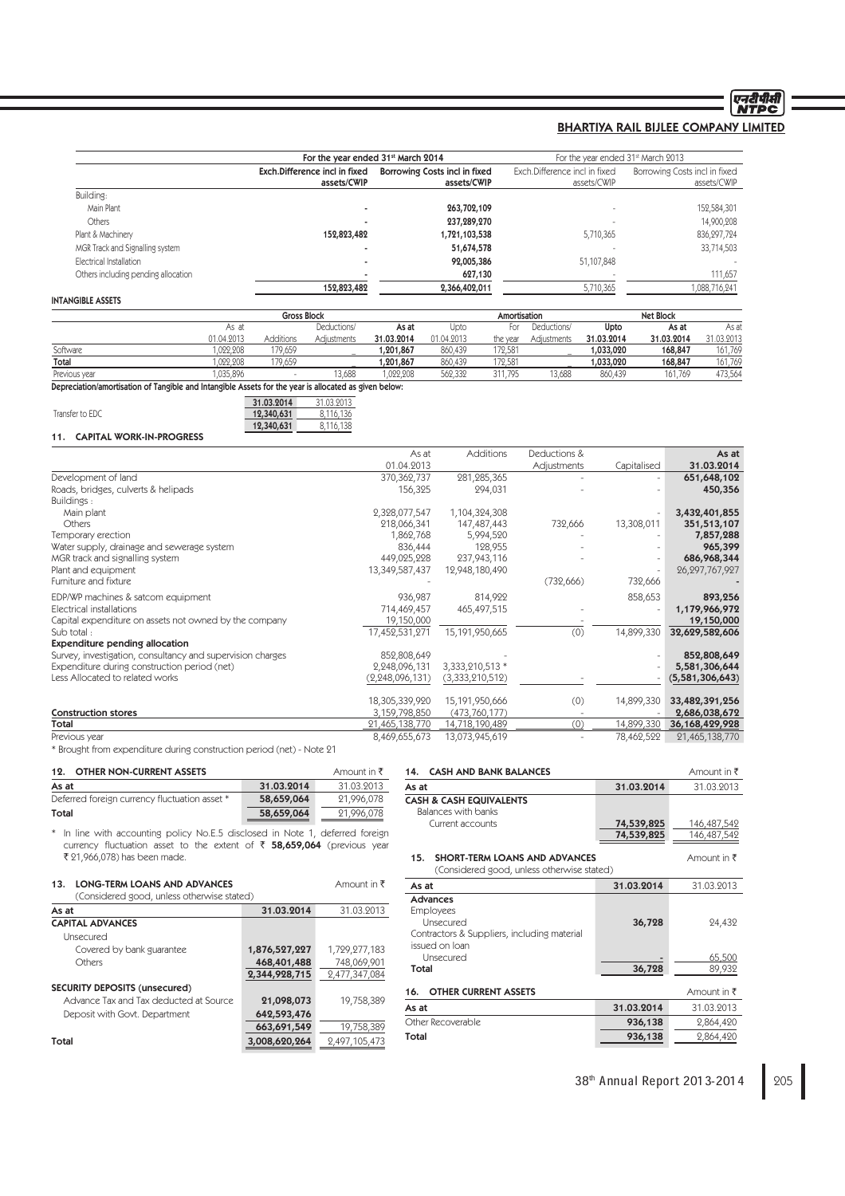| | For the year ended 31st March 2014 | | For the year ended 31st March 2013 | |
|---|---|---|---|---|
| | Exch.Difference incl in fixed assets/CWIP | Borrowing Costs incl in fixed assets/CWIP | Exch.Difference incl in fixed assets/CWIP | Borrowing Costs incl in fixed assets/CWIP |
| Building: | | | | |
| Main Plant | - | 263,702,109 | - | 152,584,301 |
| Others | - | 237,289,270 | - | 14,900,208 |
| Plant & Machinery | 152,823,482 | 1,721,103,538 | 5,710,365 | 836,297,724 |
| MGR Track and Signalling system | - | 51,674,578 | - | 33,714,503 |
| Electrical Installation | - | 92,005,386 | 51,107,848 | - |
| Others including pending allocation | - | 627,130 | - | 111,657 |
| | 152,823,482 | 2,366,402,011 | 5,710,365 | 1,088,716,241 |

**INTANGIBLE ASSETS**

| | Gross Block | | | | Amortisation | | | | Net Block | |
|---|---|---|---|---|---|---|---|---|---|---|
| | As at 01.04.2013 | Additions | Deductions/ Adjustments | As at 31.03.2014 | Upto 01.04.2013 | For the year | Deductions/ Adjustments | Upto 31.03.2014 | As at 31.03.2014 | As at 31.03.2013 |
| Software | 1,022,208 | 179,659 | _ | 1,201,867 | 860,439 | 172,581 | _ | 1,033,020 | 168,847 | 161,769 |
| Total | 1,022,208 | 179,659 | _ | 1,201,867 | 860,439 | 172,581 | _ | 1,033,020 | 168,847 | 161,769 |
| Previous year | 1,035,896 | - | 13,688 | 1,022,208 | 562,332 | 311,795 | 13,688 | 860,439 | 161,769 | 473,564 |

**Depreciation/amortisation of Tangible and Intangible Assets for the year is allocated as given below:**

| | 31.03.2014 | 31.03.2013 |
|---|---|---|
| Transfer to EDC | 12,340,631 | 8,116,136 |
| | 12,340,631 | 8,116,138 |

## 11. CAPITAL WORK-IN-PROGRESS

| | As at 01.04.2013 | Additions | Deductions & Adjustments | Capitalised | As at 31.03.2014 |
|---|---|---|---|---|---|
| Development of land | 370,362,737 | 281,285,365 | - | - | 651,648,102 |
| Roads, bridges, culverts & helipads | 156,325 | 294,031 | - | - | 450,356 |
| Buildings : | | | | | |
| Main plant | 2,328,077,547 | 1,104,324,308 | | - | 3,432,401,855 |
| Others | 218,066,341 | 147,487,443 | 732,666 | 13,308,011 | 351,513,107 |
| Temporary erection | 1,862,768 | 5,994,520 | - | - | 7,857,288 |
| Water supply, drainage and sewerage system | 836,444 | 128,955 | - | - | 965,399 |
| MGR track and signalling system | 449,025,228 | 237,943,116 | - | - | 686,968,344 |
| Plant and equipment | 13,349,587,437 | 12,948,180,490 | | - | 26,297,767,927 |
| Furniture and fixture | - | | (732,666) | 732,666 | - |
| EDP/WP machines & satcom equipment | 936,987 | 814,922 | | 858,653 | 893,256 |
| Electrical installations | 714,469,457 | 465,497,515 | - | - | 1,179,966,972 |
| Capital expenditure on assets not owned by the company | 19,150,000 | | - | | 19,150,000 |
| Sub total : | 17,452,531,271 | 15,191,950,665 | (0) | 14,899,330 | 32,629,582,606 |
| **Expenditure pending allocation** | | | | | |
| Survey, investigation, consultancy and supervision charges | 852,808,649 | - | | - | 852,808,649 |
| Expenditure during construction period (net) | 2,248,096,131 | 3,333,210,513 * | | - | 5,581,306,644 |
| Less Allocated to related works | (2,248,096,131) | (3,333,210,512) | - | - | (5,581,306,643) |
| | 18,305,339,920 | 15,191,950,666 | (0) | 14,899,330 | 33,482,391,256 |
| **Construction stores** | 3,159,798,850 | (473,760,177) | - | - | 2,686,038,672 |
| **Total** | 21,465,138,770 | 14,718,190,489 | (0) | 14,899,330 | 36,168,429,928 |
| Previous year | 8,469,655,673 | 13,073,945,619 | - | 78,462,522 | 21,465,138,770 |

\* Brought from expenditure during construction period (net) - Note 21

## 12. OTHER NON-CURRENT ASSETS

Amount in ₹

| As at | 31.03.2014 | 31.03.2013 |
|---|---|---|
| Deferred foreign currency fluctuation asset * | 58,659,064 | 21,996,078 |
| **Total** | 58,659,064 | 21,996,078 |

\* In line with accounting policy No.E.5 disclosed in Note 1, deferred foreign currency fluctuation asset to the extent of ₹ **58,659,064** (previous year ₹ 21,966,078) has been made.

## 13. LONG-TERM LOANS AND ADVANCES

(Considered good, unless otherwise stated) Amount in ₹

| As at | 31.03.2014 | 31.03.2013 |
|---|---|---|
| **CAPITAL ADVANCES** | | |
| Unsecured | | |
| Covered by bank guarantee | 1,876,527,227 | 1,729,277,183 |
| Others | 468,401,488 | 748,069,901 |
| | 2,344,928,715 | 2,477,347,084 |
| **SECURITY DEPOSITS (unsecured)** | | |
| Advance Tax and Tax deducted at Source | 21,098,073 | 19,758,389 |
| Deposit with Govt. Department | 642,593,476 | |
| | 663,691,549 | 19,758,389 |
| **Total** | 3,008,620,264 | 2,497,105,473 |

## 14. CASH AND BANK BALANCES

Amount in ₹

| As at | 31.03.2014 | 31.03.2013 |
|---|---|---|
| **CASH & CASH EQUIVALENTS** | | |
| Balances with banks | | |
| Current accounts | 74,539,825 | 146,487,542 |
| | 74,539,825 | 146,487,542 |

## 15. SHORT-TERM LOANS AND ADVANCES

(Considered good, unless otherwise stated) Amount in ₹

| As at | 31.03.2014 | 31.03.2013 |
|---|---|---|
| **Advances** | | |
| Employees | | |
| Unsecured | 36,728 | 24,432 |
| Contractors & Suppliers, including material issued on loan | | |
| Unsecured | - | 65,500 |
| **Total** | 36,728 | 89,932 |

## 16. OTHER CURRENT ASSETS

Amount in ₹

| As at | 31.03.2014 | 31.03.2013 |
|---|---|---|
| Other Recoverable | 936,138 | 2,864,420 |
| **Total** | 936,138 | 2,864,420 |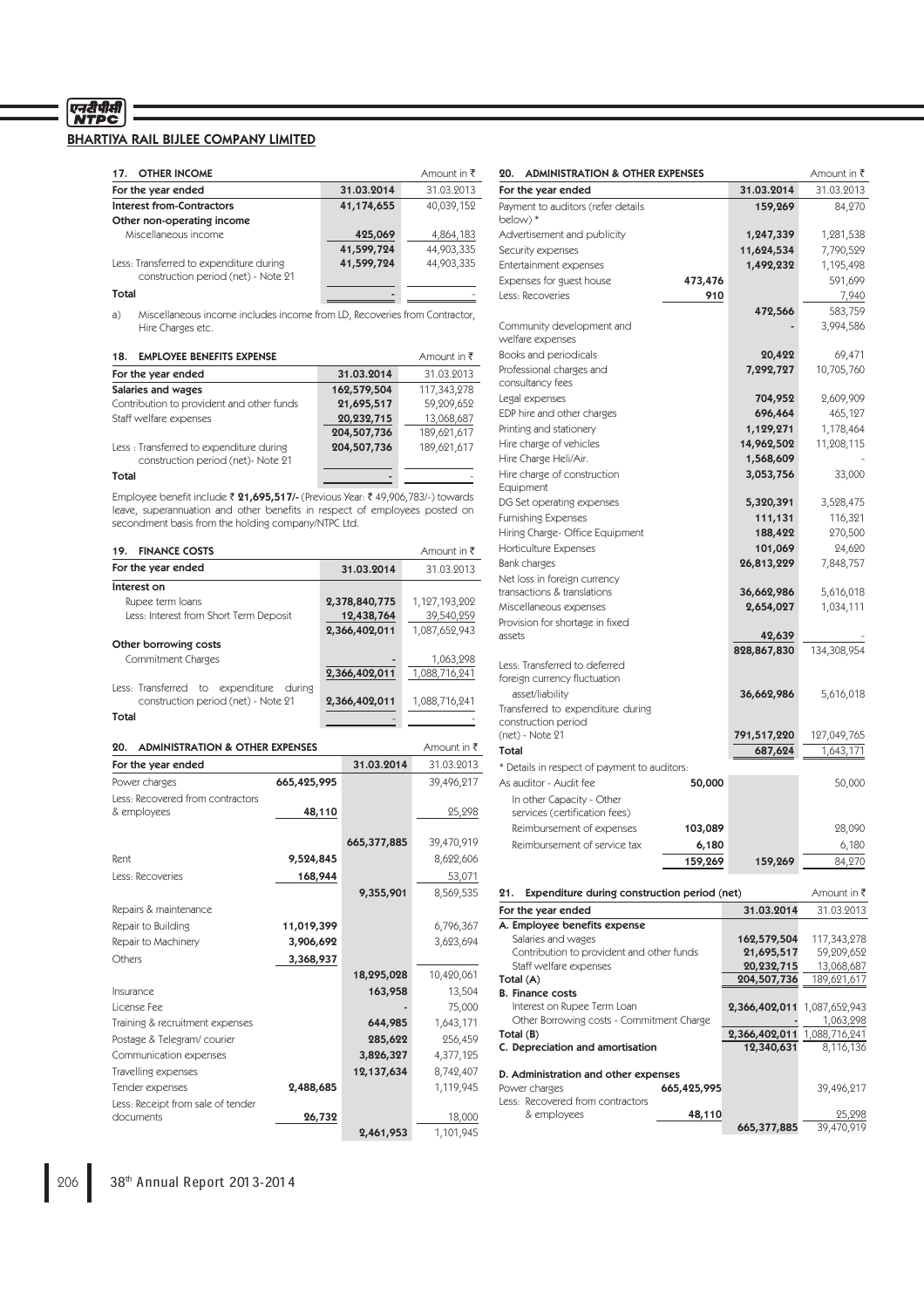## BHARTIYA RAIL BIJLEE COMPANY LIMITED

### 17. OTHER INCOME

Amount in ₹

| For the year ended | 31.03.2014 | 31.03.2013 |
|---|---|---|
| **Interest from-Contractors** | **41,174,655** | 40,039,152 |
| **Other non-operating income** | | |
| Miscellaneous income | **425,069** | 4,864,183 |
| | **41,599,724** | 44,903,335 |
| Less: Transferred to expenditure during construction period (net) - Note 21 | **41,599,724** | 44,903,335 |
| **Total** | **-** | - |

a) Miscellaneous income includes income from LD, Recoveries from Contractor, Hire Charges etc.

### 18. EMPLOYEE BENEFITS EXPENSE

Amount in ₹

| For the year ended | 31.03.2014 | 31.03.2013 |
|---|---|---|
| **Salaries and wages** | **162,579,504** | 117,343,278 |
| Contribution to provident and other funds | **21,695,517** | 59,209,652 |
| Staff welfare expenses | **20,232,715** | 13,068,687 |
| | **204,507,736** | 189,621,617 |
| Less : Transferred to expenditure during construction period (net)- Note 21 | **204,507,736** | 189,621,617 |
| **Total** | **-** | - |

Employee benefit include ₹ **21,695,517/-** (Previous Year: ₹ 49,906,783/-) towards leave, superannuation and other benefits in respect of employees posted on secondment basis from the holding company/NTPC Ltd.

### 19. FINANCE COSTS

Amount in ₹

| For the year ended | 31.03.2014 | 31.03.2013 |
|---|---|---|
| **Interest on** | | |
| Rupee term loans | **2,378,840,775** | 1,127,193,202 |
| Less: Interest from Short Term Deposit | **12,438,764** | 39,540,259 |
| | **2,366,402,011** | 1,087,652,943 |
| **Other borrowing costs** | | |
| Commitment Charges | **-** | 1,063,298 |
| | **2,366,402,011** | 1,088,716,241 |
| Less: Transferred to expenditure during construction period (net) - Note 21 | **2,366,402,011** | 1,088,716,241 |
| **Total** | **-** | - |

### 20. ADMINISTRATION & OTHER EXPENSES

Amount in ₹

| For the year ended | | 31.03.2014 | 31.03.2013 |
|---|---|---|---|
| Power charges | **665,425,995** | | 39,496,217 |
| Less: Recovered from contractors & employees | **48,110** | | 25,298 |
| | | **665,377,885** | 39,470,919 |
| Rent | **9,524,845** | | 8,622,606 |
| Less: Recoveries | **168,944** | | 53,071 |
| | | **9,355,901** | 8,569,535 |
| Repairs & maintenance | | | |
| Repair to Building | **11,019,399** | | 6,796,367 |
| Repair to Machinery | **3,906,692** | | 3,623,694 |
| Others | **3,368,937** | | |
| | | **18,295,028** | 10,420,061 |
| Insurance | | **163,958** | 13,504 |
| License Fee | | **-** | 75,000 |
| Training & recruitment expenses | | **644,985** | 1,643,171 |
| Postage & Telegram/ courier | | **285,622** | 256,459 |
| Communication expenses | | **3,826,327** | 4,377,125 |
| Travelling expenses | | **12,137,634** | 8,742,407 |
| Tender expenses | **2,488,685** | | 1,119,945 |
| Less: Receipt from sale of tender documents | **26,732** | | 18,000 |
| | | **2,461,953** | 1,101,945 |
| Payment to auditors (refer details below) * | | **159,269** | 84,270 |
| Advertisement and publicity | | **1,247,339** | 1,281,538 |
| Security expenses | | **11,624,534** | 7,790,529 |
| Entertainment expenses | | **1,492,232** | 1,195,498 |
| Expenses for guest house | **473,476** | | 591,699 |
| Less: Recoveries | **910** | | 7,940 |
| | | **472,566** | 583,759 |
| Community development and welfare expenses | | **-** | 3,994,586 |
| Books and periodicals | | **20,422** | 69,471 |
| Professional charges and consultancy fees | | **7,292,727** | 10,705,760 |
| Legal expenses | | **704,952** | 2,609,909 |
| EDP hire and other charges | | **696,464** | 465,127 |
| Printing and stationery | | **1,129,271** | 1,178,464 |
| Hire charge of vehicles | | **14,962,502** | 11,208,115 |
| Hire Charge Heli/Air. | | **1,568,609** | - |
| Hire charge of construction Equipment | | **3,053,756** | 33,000 |
| DG Set operating expenses | | **5,320,391** | 3,528,475 |
| Furnishing Expenses | | **111,131** | 116,321 |
| Hiring Charge- Office Equipment | | **188,422** | 270,500 |
| Horticulture Expenses | | **101,069** | 24,620 |
| Bank charges | | **26,813,229** | 7,848,757 |
| Net loss in foreign currency transactions & translations | | **36,662,986** | 5,616,018 |
| Miscellaneous expenses | | **2,654,027** | 1,034,111 |
| Provision for shortage in fixed assets | | **42,639** | - |
| | | **828,867,830** | 134,308,954 |
| Less: Transferred to deferred foreign currency fluctuation asset/liability | | **36,662,986** | 5,616,018 |
| Transferred to expenditure during construction period (net) - Note 21 | | **791,517,220** | 127,049,765 |
| **Total** | | **687,624** | 1,643,171 |

\* Details in respect of payment to auditors:

| | | 31.03.2014 | 31.03.2013 |
|---|---|---|---|
| As auditor - Audit fee | **50,000** | | 50,000 |
| In other Capacity - Other services (certification fees) | | | |
| Reimbursement of expenses | **103,089** | | 28,090 |
| Reimbursement of service tax | **6,180** | | 6,180 |
| | **159,269** | **159,269** | 84,270 |

### 21. Expenditure during construction period (net)

Amount in ₹

| For the year ended | | 31.03.2014 | 31.03.2013 |
|---|---|---|---|
| **A. Employee benefits expense** | | | |
| Salaries and wages | | **162,579,504** | 117,343,278 |
| Contribution to provident and other funds | | **21,695,517** | 59,209,652 |
| Staff welfare expenses | | **20,232,715** | 13,068,687 |
| **Total (A)** | | **204,507,736** | 189,621,617 |
| **B. Finance costs** | | | |
| Interest on Rupee Term Loan | | **2,366,402,011** | 1,087,652,943 |
| Other Borrowing costs - Commitment Charge | | **-** | 1,063,298 |
| **Total (B)** | | **2,366,402,011** | 1,088,716,241 |
| **C. Depreciation and amortisation** | | **12,340,631** | 8,116,136 |
| **D. Administration and other expenses** | | | |
| Power charges | **665,425,995** | | 39,496,217 |
| Less: Recovered from contractors & employees | **48,110** | | 25,298 |
| | | **665,377,885** | 39,470,919 |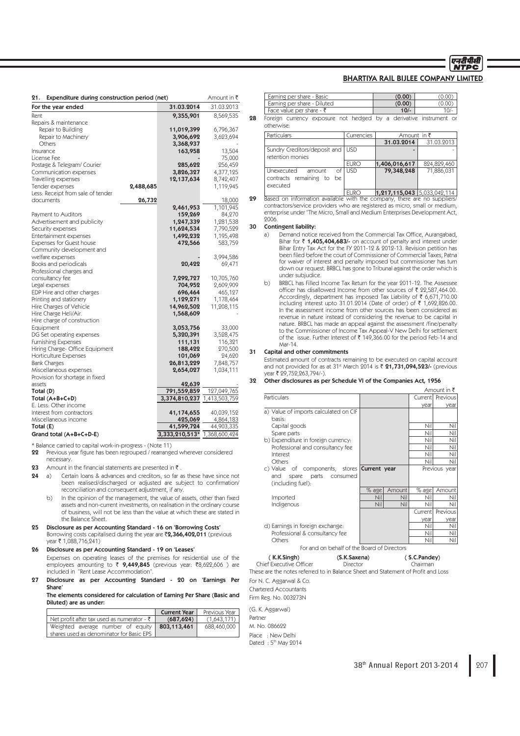## 21. Expenditure during construction period (net)

Amount in ₹

| For the year ended | | 31.03.2014 | 31.03.2013 |
|---|---|---|---|
| Rent | | **9,355,901** | 8,569,535 |
| Repairs & maintenance | | | |
| Repair to Building | | **11,019,399** | 6,796,367 |
| Repair to Machinery | | **3,906,692** | 3,623,694 |
| Others | | **3,368,937** | - |
| Insurance | | **163,958** | 13,504 |
| License Fee | | **-** | 75,000 |
| Postage & Telegram/ Courier | | **285,622** | 256,459 |
| Communication expenses | | **3,826,327** | 4,377,125 |
| Travelling expenses | | **12,137,634** | 8,742,407 |
| Tender expenses | **2,488,685** | | 1,119,945 |
| Less: Receipt from sale of tender documents | **26,732** | | 18,000 |
| | | **2,461,953** | 1,101,945 |
| Payment to Auditors | | **159,269** | 84,270 |
| Advertisement and publicity | | **1,247,339** | 1,281,538 |
| Security expenses | | **11,624,534** | 7,790,529 |
| Entertainment expenses | | **1,492,232** | 1,195,498 |
| Expenses for Guest house | | **472,566** | 583,759 |
| Community development and welfare expenses | | **-** | 3,994,586 |
| Books and periodicals | | **20,422** | 69,471 |
| Professional charges and consultancy fee | | **7,292,727** | 10,705,760 |
| Legal expenses | | **704,952** | 2,609,909 |
| EDP Hire and other charges | | **696,464** | 465,127 |
| Printing and stationery | | **1,129,271** | 1,178,464 |
| Hire Charges of Vehicle | | **14,962,502** | 11,208,115 |
| Hire Charge Heli/Air. | | **1,568,609** | - |
| Hire charge of construction Equipment | | **3,053,756** | 33,000 |
| DG Set operating expenses | | **5,320,391** | 3,528,475 |
| Furnishing Expenses | | **111,131** | 116,321 |
| Hiring Charge- Office Equipment | | **188,422** | 270,500 |
| Horticulture Expenses | | **101,069** | 24,620 |
| Bank Charges | | **26,813,229** | 7,848,757 |
| Miscellaneous expenses | | **2,654,027** | 1,034,111 |
| Provision for shortage in fixed assets | | **42,639** | - |
| **Total (D)** | | **791,559,859** | 127,049,765 |
| **Total (A+B+C+D)** | | **3,374,810,237** | 1,413,503,759 |
| E. Less: Other income | | | |
| Interest from contractors | | **41,174,655** | 40,039,152 |
| Miscellaneous income | | **425,069** | 4,864,183 |
| **Total (E)** | | **41,599,724** | 44,903,335 |
| **Grand total (A+B+C+D-E)** | | **3,333,210,513*** | 1,368,600,424 |

\* Balance carried to capital work-in-progress - (Note 11)

**22** Previous year figure has been regrouped / rearranged wherever considered necessary.

**23** Amount in the financial statements are presented in ₹ .

**24** a) Certain loans & advances and creditors, so far as these have since not been realised/discharged or adjusted are subject to confirmation/ reconciliation and consequent adjustment, if any.

b) In the opinion of the management, the value of assets, other than fixed assets and non-current investments, on realisation in the ordinary course of business, will not be less than the value at which these are stated in the Balance Sheet.

**25 Disclosure as per Accounting Standard - 16 on 'Borrowing Costs'**

Borrowing costs capitalised during the year are ₹**2,366,402,011** (previous year ₹ 1,088,716,241)

**26 Disclosure as per Accounting Standard - 19 on 'Leases'**

Expenses on operating leases of the premises for residential use of the employees amounting to ₹ **9,449,845** (previous year: ₹8,622,606 ) are included in "Rent Lease Accommodation".

**27 Disclosure as per Accounting Standard - 20 on 'Earnings Per Share'**

**The elements considered for calculation of Earning Per Share (Basic and Diluted) are as under:**

| | Current Year | Previous Year |
|---|---|---|
| Net profit after tax used as numerator - ₹ | **(687,624)** | (1,643,171) |
| Weighted average number of equity shares used as denominator for Basic EPS | **803,113,461** | 688,460,000 |
| Earning per share - Basic | **(0.00)** | (0.00) |
| Earning per share - Diluted | **(0.00)** | (0.00) |
| Face value per share - ₹ | **10/-** | 10/- |

**28** Foreign currency exposure not hedged by a derivative instrument or otherwise:

| Particulars | Currencies | Amount in ₹ 31.03.2014 | 31.03.2013 |
|---|---|---|---|
| Sundry Creditors/deposit and retention monies | USD | **-** | - |
| | EURO | **1,406,016,617** | 824,829,460 |
| Unexecuted amount of contracts remaining to be executed | USD | **79,348,248** | 71,886,031 |
| | EURO | **1,217,115,043** | 5,033,042,114 |

**29** Based on information available with the company, there are no suppliers/ contractors/service providers who are registered as micro, small or medium, enterprise under "The Micro, Small and Medium Enterprises Development Act, 2006.

**30 Contingent liability:**

a) Demand notice received from the Commercial Tax Office, Aurangabad, Bihar for ₹ **1,405,404,683/-** on account of penalty and interest under Bihar Entry Tax Act for the FY 2011-12 & 2012-13. Revision petition has been filed before the court of Commissioner of Commercial Taxes, Patna for waiver of interest and penalty imposed but commissioner has turn down our request. BRBCL has gone to Tribunal against the order which is under subjudice.

b) BRBCL has Filled Income Tax Return for the year 2011-12. The Assessee officer has disallowed Income from other sources of ₹ 22,587,464.00. Accordingly, department has imposed Tax Liability of ₹ 6,671,710.00 including interest upto 31.01.2014 (Date of order) of ₹ 1,692,826.00. In the assessment income from other sources has been considered as revenue in nature instead of considering the revenue to be capital in nature. BRBCL has made an appeal against the assessment /fine/penalty to the Commissioner of Income Tax Appeal-V New Delhi for settlement of the issue. Further Interest of ₹ 149,366.00 for the period Feb-14 and Mar-14.

**31 Capital and other commitments**

Estimated amount of contracts remaining to be executed on capital account and not provided for as at 31st March 2014 is ₹ **21,731,094,523/-** (previous year ₹ 29,752,263,794/-).

**32 Other disclosures as per Schedule VI of the Companies Act, 1956**

Amount in ₹

| Particulars | | | Current year | Previous year |
|---|---|---|---|---|
| a) Value of imports calculated on CIF basis: | | | | |
| Capital goods | | | Nil | Nil |
| Spare parts | | | Nil | Nil |
| b) Expenditure in foreign currency: | | | Nil | Nil |
| Professional and consultancy fee | | | Nil | Nil |
| Interest | | | Nil | Nil |
| Others | | | Nil | Nil |
| c) Value of components, stores and spare parts consumed (including fuel): | Current year | | Previous year | |
| | % age | Amount | % age | Amount |
| Imported | Nil | Nil | Nil | Nil |
| Indigenous | Nil | Nil | Nil | Nil |
| | | | Current year | Previous year |
| d) Earnings in foreign exchange: | | | Nil | Nil |
| Professional & consultancy fee | | | Nil | Nil |
| Others | | | Nil | Nil |

For and on behalf of the Board of Directors

| ( K.K.Singh) | (S.K.Saxena) | ( S.C.Pandey) |
|---|---|---|
| Chief Executive Officer | Director | Chairman |

These are the notes referred to in Balance Sheet and Statement of Profit and Loss

For N. C. Aggarwal & Co.
Chartered Accountants
Firm Reg. No. 003273N

(G. K. Aggarwal)
Partner
M. No. 086622

Place : New Delhi
Dated : 5th May 2014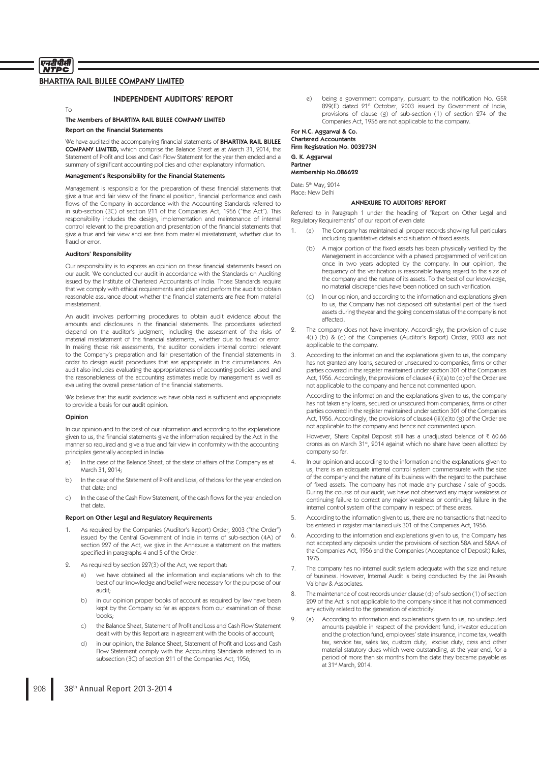## BHARTIYA RAIL BIJLEE COMPANY LIMITED

# INDEPENDENT AUDITORS' REPORT

To

**The Members of BHARTIYA RAIL BIJLEE COMPANY LIMITED**

**Report on the Financial Statements**

We have audited the accompanying financial statements of **BHARTIYA RAIL BIJLEE COMPANY LIMITED,** which comprise the Balance Sheet as at March 31, 2014, the Statement of Profit and Loss and Cash Flow Statement for the year then ended and a summary of significant accounting policies and other explanatory information.

**Management's Responsibility for the Financial Statements**

Management is responsible for the preparation of these financial statements that give a true and fair view of the financial position, financial performance and cash flows of the Company in accordance with the Accounting Standards referred to in sub-section (3C) of section 211 of the Companies Act, 1956 ("the Act"). This responsibility includes the design, implementation and maintenance of internal control relevant to the preparation and presentation of the financial statements that give a true and fair view and are free from material misstatement, whether due to fraud or error.

**Auditors' Responsibility**

Our responsibility is to express an opinion on these financial statements based on our audit. We conducted our audit in accordance with the Standards on Auditing issued by the Institute of Chartered Accountants of India. Those Standards require that we comply with ethical requirements and plan and perform the audit to obtain reasonable assurance about whether the financial statements are free from material misstatement.

An audit involves performing procedures to obtain audit evidence about the amounts and disclosures in the financial statements. The procedures selected depend on the auditor's judgment, including the assessment of the risks of material misstatement of the financial statements, whether due to fraud or error. In making those risk assessments, the auditor considers internal control relevant to the Company's preparation and fair presentation of the financial statements in order to design audit procedures that are appropriate in the circumstances. An audit also includes evaluating the appropriateness of accounting policies used and the reasonableness of the accounting estimates made by management as well as evaluating the overall presentation of the financial statements.

We believe that the audit evidence we have obtained is sufficient and appropriate to provide a basis for our audit opinion.

**Opinion**

In our opinion and to the best of our information and according to the explanations given to us, the financial statements give the information required by the Act in the manner so required and give a true and fair view in conformity with the accounting principles generally accepted in India:

a) In the case of the Balance Sheet, of the state of affairs of the Company as at March 31, 2014;

b) In the case of the Statement of Profit and Loss, of theloss for the year ended on that date; and

c) In the case of the Cash Flow Statement, of the cash flows for the year ended on that date.

**Report on Other Legal and Regulatory Requirements**

1. As required by the Companies (Auditor's Report) Order, 2003 ("the Order") issued by the Central Government of India in terms of sub-section (4A) of section 227 of the Act, we give in the Annexure a statement on the matters specified in paragraphs 4 and 5 of the Order.

2. As required by section 227(3) of the Act, we report that:

   a) we have obtained all the information and explanations which to the best of our knowledge and belief were necessary for the purpose of our audit;

   b) in our opinion proper books of account as required by law have been kept by the Company so far as appears from our examination of those books;

   c) the Balance Sheet, Statement of Profit and Loss and Cash Flow Statement dealt with by this Report are in agreement with the books of account;

   d) in our opinion, the Balance Sheet, Statement of Profit and Loss and Cash Flow Statement comply with the Accounting Standards referred to in subsection (3C) of section 211 of the Companies Act, 1956;

   e) being a government company, pursuant to the notification No. GSR 829(E) dated 21st October, 2003 issued by Government of India, provisions of clause (g) of sub-section (1) of section 274 of the Companies Act, 1956 are not applicable to the company.

**For N.C. Aggarwal & Co.**
**Chartered Accountants**
**Firm Registration No. 003273N**

**G. K. Aggarwal**
**Partner**
**Membership No.086622**

Date: 5th May, 2014
Place: New Delhi

### ANNEXURE TO AUDITORS' REPORT

Referred to in Paragraph 1 under the heading of "Report on Other Legal and Regulatory Requirements" of our report of even date

1. (a) The Company has maintained all proper records showing full particulars including quantitative details and situation of fixed assets.

   (b) A major portion of the fixed assets has been physically verified by the Management in accordance with a phased programmed of verification once in two years adopted by the company. In our opinion, the frequency of the verification is reasonable having regard to the size of the company and the nature of its assets. To the best of our knowledge, no material discrepancies have been noticed on such verification.

   (c) In our opinion, and according to the information and explanations given to us, the Company has not disposed off substantial part of the fixed assets during theyear and the going concern status of the company is not affected.

2. The company does not have inventory. Accordingly, the provision of clause 4(ii) (b) & (c) of the Companies (Auditor's Report) Order, 2003 are not applicable to the company.

3. According to the information and the explanations given to us, the company has not granted any loans, secured or unsecured to companies, firms or other parties covered in the register maintained under section 301 of the Companies Act, 1956. Accordingly, the provisions of clause4 (iii)(a) to (d) of the Order are not applicable to the company and hence not commented upon.

   According to the information and the explanations given to us, the company has not taken any loans, secured or unsecured from companies, firms or other parties covered in the register maintained under section 301 of the Companies Act, 1956. Accordingly, the provisions of clause4 (iii)(e)to (g) of the Order are not applicable to the company and hence not commented upon.

   However, Share Capital Deposit still has a unadjusted balance of ₹ 60.66 crores as on March 31st, 2014 against which no share have been allotted by company so far.

4. In our opinion and according to the information and the explanations given to us, there is an adequate internal control system commensurate with the size of the company and the nature of its business with the regard to the purchase of fixed assets. The company has not made any purchase / sale of goods. During the course of our audit, we have not observed any major weakness or continuing failure to correct any major weakness or continuing failure in the internal control system of the company in respect of these areas.

5. According to the information given to us, there are no transactions that need to be entered in register maintained u/s 301 of the Companies Act, 1956.

6. According to the information and explanations given to us, the Company has not accepted any deposits under the provisions of section 58A and 58AA of the Companies Act, 1956 and the Companies (Acceptance of Deposit) Rules, 1975.

7. The company has no internal audit system adequate with the size and nature of business. However, Internal Audit is being conducted by the Jai Prakash Vaibhav & Associates.

8. The maintenance of cost records under clause (d) of sub section (1) of section 209 of the Act is not applicable to the company since it has not commenced any activity related to the generation of electricity.

9. (a) According to information and explanations given to us, no undisputed amounts payable in respect of the provident fund, investor education and the protection fund, employees' state insurance, income tax, wealth tax, service tax, sales tax, custom duty, excise duty, cess and other material statutory dues which were outstanding, at the year end, for a period of more than six months from the date they became payable as at 31st March, 2014.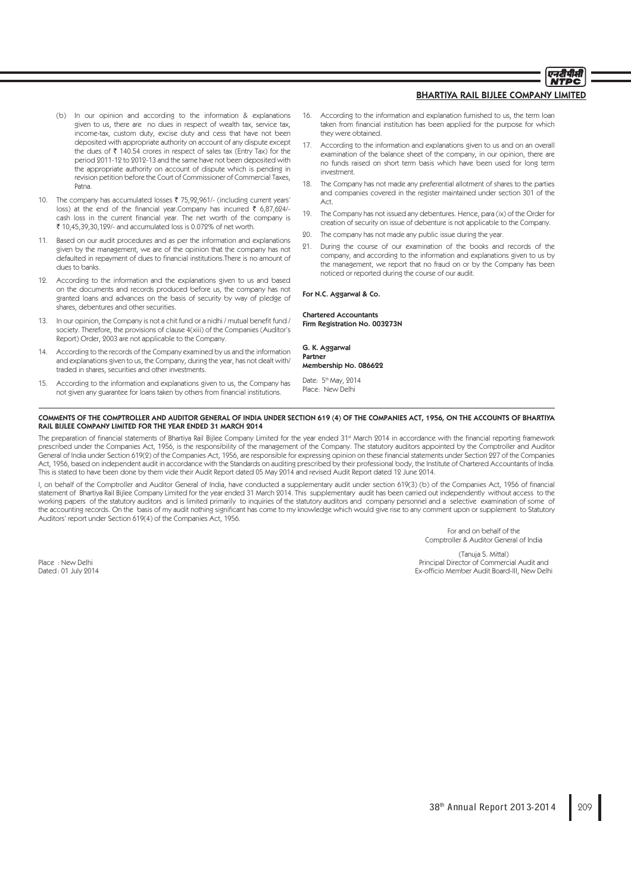(b) In our opinion and according to the information & explanations given to us, there are no dues in respect of wealth tax, service tax, income-tax, custom duty, excise duty and cess that have not been deposited with appropriate authority on account of any dispute except the dues of ₹ 140.54 crores in respect of sales tax (Entry Tax) for the period 2011-12 to 2012-13 and the same have not been deposited with the appropriate authority on account of dispute which is pending in revision petition before the Court of Commissioner of Commercial Taxes, Patna.

10. The company has accumulated losses ₹ 75,92,961/- (including current years' loss) at the end of the financial year.Company has incurred ₹ 6,87,624/- cash loss in the current financial year. The net worth of the company is ₹ 10,45,39,30,129/- and accumulated loss is 0.072% of net worth.

11. Based on our audit procedures and as per the information and explanations given by the management, we are of the opinion that the company has not defaulted in repayment of dues to financial institutions.There is no amount of dues to banks.

12. According to the information and the explanations given to us and based on the documents and records produced before us, the company has not granted loans and advances on the basis of security by way of pledge of shares, debentures and other securities.

13. In our opinion, the Company is not a chit fund or a nidhi / mutual benefit fund / society. Therefore, the provisions of clause 4(xiii) of the Companies (Auditor's Report) Order, 2003 are not applicable to the Company.

14. According to the records of the Company examined by us and the information and explanations given to us, the Company, during the year, has not dealt with/ traded in shares, securities and other investments.

15. According to the information and explanations given to us, the Company has not given any guarantee for loans taken by others from financial institutions.

16. According to the information and explanation furnished to us, the term loan taken from financial institution has been applied for the purpose for which they were obtained.

17. According to the information and explanations given to us and on an overall examination of the balance sheet of the company, in our opinion, there are no funds raised on short term basis which have been used for long term investment.

18. The Company has not made any preferential allotment of shares to the parties and companies covered in the register maintained under section 301 of the Act.

19. The Company has not issued any debentures. Hence, para (ix) of the Order for creation of security on issue of debenture is not applicable to the Company.

20. The company has not made any public issue during the year.

21. During the course of our examination of the books and records of the company, and according to the information and explanations given to us by the management, we report that no fraud on or by the Company has been noticed or reported during the course of our audit.

**For N.C. Aggarwal & Co.**

**Chartered Accountants**
**Firm Registration No. 003273N**

**G. K. Aggarwal**
**Partner**
**Membership No. 086622**

Date: 5th May, 2014
Place: New Delhi

**COMMENTS OF THE COMPTROLLER AND AUDITOR GENERAL OF INDIA UNDER SECTION 619 (4) OF THE COMPANIES ACT, 1956, ON THE ACCOUNTS OF BHARTIYA RAIL BIJLEE COMPANY LIMITED FOR THE YEAR ENDED 31 MARCH 2014**

The preparation of financial statements of Bhartiya Rail Bijlee Company Limited for the year ended 31st March 2014 in accordance with the financial reporting framework prescribed under the Companies Act, 1956, is the responsibility of the management of the Company. The statutory auditors appointed by the Comptroller and Auditor General of India under Section 619(2) of the Companies Act, 1956, are responsible for expressing opinion on these financial statements under Section 227 of the Companies Act, 1956, based on independent audit in accordance with the Standards on auditing prescribed by their professional body, the Institute of Chartered Accountants of India. This is stated to have been done by them vide their Audit Report dated 05 May 2014 and revised Audit Report dated 12 June 2014.

I, on behalf of the Comptroller and Auditor General of India, have conducted a supplementary audit under section 619(3) (b) of the Companies Act, 1956 of financial statement of Bhartiya Rail Bijlee Company Limited for the year ended 31 March 2014. This supplementary audit has been carried out independently without access to the working papers of the statutory auditors and is limited primarily to inquiries of the statutory auditors and company personnel and a selective examination of some of the accounting records. On the basis of my audit nothing significant has come to my knowledge which would give rise to any comment upon or supplement to Statutory Auditors' report under Section 619(4) of the Companies Act, 1956.

For and on behalf of the
Comptroller & Auditor General of India

(Tanuja S. Mittal)
Principal Director of Commercial Audit and
Ex-officio Member Audit Board-III, New Delhi

Place : New Delhi
Dated : 01 July 2014